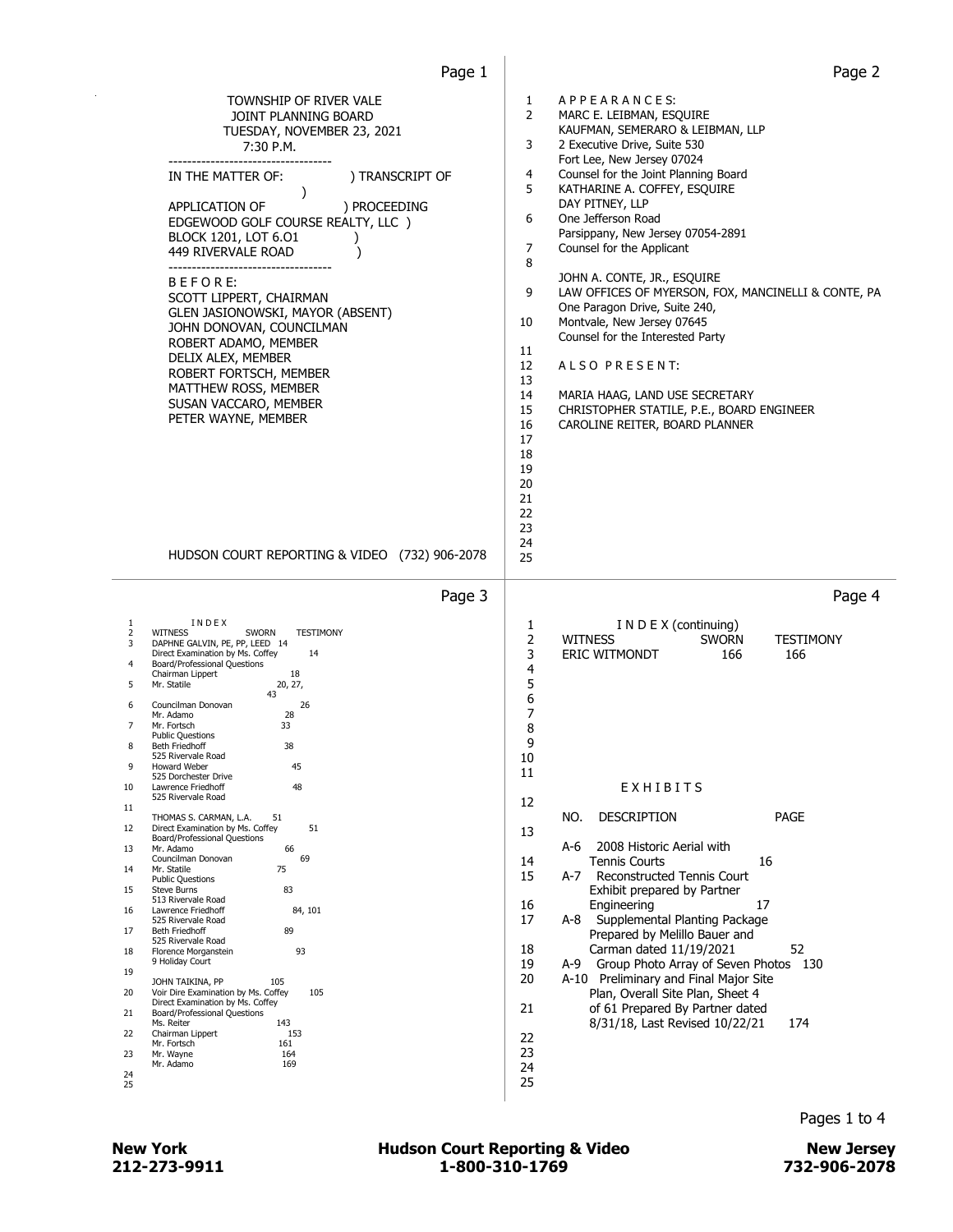TOWNSHIP OF RIVER VALE
JOINT PLANNING BOARD
TUESDAY, NOVEMBER 23, 2021
7:30 P.M.

----------------------------------

IN THE MATTER OF: ) TRANSCRIPT OF
)
APPLICATION OF ) PROCEEDING
EDGEWOOD GOLF COURSE REALTY, LLC )
BLOCK 1201, LOT 6.O1 )
449 RIVERVALE ROAD )

----------------------------------

B E F O R E:

SCOTT LIPPERT, CHAIRMAN
GLEN JASIONOWSKI, MAYOR (ABSENT)
JOHN DONOVAN, COUNCILMAN
ROBERT ADAMO, MEMBER
DELIX ALEX, MEMBER
ROBERT FORTSCH, MEMBER
MATTHEW ROSS, MEMBER
SUSAN VACCARO, MEMBER
PETER WAYNE, MEMBER

HUDSON COURT REPORTING & VIDEO (732) 906-2078

---

1 A P P E A R A N C E S:
2 MARC E. LEIBMAN, ESQUIRE
KAUFMAN, SEMERARO & LEIBMAN, LLP
3 2 Executive Drive, Suite 530
Fort Lee, New Jersey 07024
4 Counsel for the Joint Planning Board
5 KATHARINE A. COFFEY, ESQUIRE
DAY PITNEY, LLP
6 One Jefferson Road
Parsippany, New Jersey 07054-2891
7 Counsel for the Applicant
8
JOHN A. CONTE, JR., ESQUIRE
9 LAW OFFICES OF MYERSON, FOX, MANCINELLI & CONTE, PA
One Paragon Drive, Suite 240,
10 Montvale, New Jersey 07645
Counsel for the Interested Party
11
12 A L S O P R E S E N T:
13
14 MARIA HAAG, LAND USE SECRETARY
15 CHRISTOPHER STATILE, P.E., BOARD ENGINEER
16 CAROLINE REITER, BOARD PLANNER
17
18
19
20
21
22
23
24
25

---

1 I N D E X

| WITNESS | SWORN | TESTIMONY |
|---|---|---|
| DAPHNE GALVIN, PE, PP, LEED | 14 | |
| Direct Examination by Ms. Coffey | | 14 |
| Board/Professional Questions | | |
| Chairman Lippert | | 18 |
| Mr. Statile | | 20, 27, 43 |
| Councilman Donovan | | 26 |
| Mr. Adamo | | 28 |
| Mr. Fortsch | | 33 |
| Public Questions | | |
| Beth Friedhoff, 525 Rivervale Road | | 38 |
| Howard Weber, 525 Dorchester Drive | | 45 |
| Lawrence Friedhoff, 525 Rivervale Road | | 48 |
| THOMAS S. CARMAN, L.A. | 51 | |
| Direct Examination by Ms. Coffey | | 51 |
| Board/Professional Questions | | |
| Mr. Adamo | | 66 |
| Councilman Donovan | | 69 |
| Mr. Statile | | 75 |
| Public Questions | | |
| Steve Burns, 513 Rivervale Road | | 83 |
| Lawrence Friedhoff, 525 Rivervale Road | | 84, 101 |
| Beth Friedhoff, 525 Rivervale Road | | 89 |
| Florence Morganstein, 9 Holiday Court | | 93 |
| JOHN TAIKINA, PP | 105 | |
| Voir Dire Examination by Ms. Coffey | | 105 |
| Direct Examination by Ms. Coffey | | |
| Board/Professional Questions | | |
| Ms. Reiter | | 143 |
| Chairman Lippert | | 153 |
| Mr. Fortsch | | 161 |
| Mr. Wayne | | 164 |
| Mr. Adamo | | 169 |

---

1 I N D E X (continuing)

| WITNESS | SWORN | TESTIMONY |
|---|---|---|
| ERIC WITMONDT | 166 | 166 |

E X H I B I T S

| NO. | DESCRIPTION | PAGE |
|---|---|---|
| A-6 | 2008 Historic Aerial with Tennis Courts | 16 |
| A-7 | Reconstructed Tennis Court Exhibit prepared by Partner Engineering | 17 |
| A-8 | Supplemental Planting Package Prepared by Melillo Bauer and Carman dated 11/19/2021 | 52 |
| A-9 | Group Photo Array of Seven Photos | 130 |
| A-10 | Preliminary and Final Major Site Plan, Overall Site Plan, Sheet 4 of 61 Prepared By Partner dated 8/31/18, Last Revised 10/22/21 | 174 |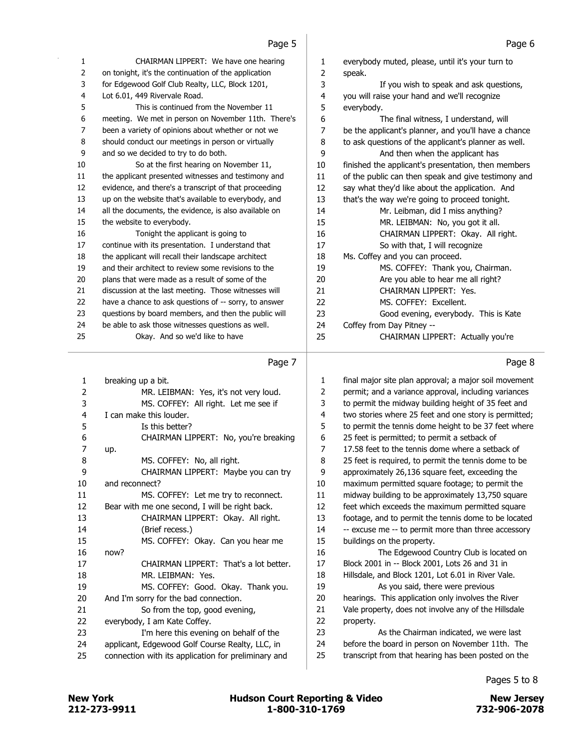CHAIRMAN LIPPERT: We have one hearing on tonight, it's the continuation of the application for Edgewood Golf Club Realty, LLC, Block 1201, Lot 6.01, 449 Rivervale Road.

This is continued from the November 11 meeting. We met in person on November 11th. There's been a variety of opinions about whether or not we should conduct our meetings in person or virtually and so we decided to try to do both.

So at the first hearing on November 11, the applicant presented witnesses and testimony and evidence, and there's a transcript of that proceeding up on the website that's available to everybody, and all the documents, the evidence, is also available on the website to everybody.

Tonight the applicant is going to continue with its presentation. I understand that the applicant will recall their landscape architect and their architect to review some revisions to the plans that were made as a result of some of the discussion at the last meeting. Those witnesses will have a chance to ask questions of -- sorry, to answer questions by board members, and then the public will be able to ask those witnesses questions as well.

Okay. And so we'd like to have everybody muted, please, until it's your turn to speak.

If you wish to speak and ask questions, you will raise your hand and we'll recognize everybody.

The final witness, I understand, will be the applicant's planner, and you'll have a chance to ask questions of the applicant's planner as well.

And then when the applicant has finished the applicant's presentation, then members of the public can then speak and give testimony and say what they'd like about the application. And that's the way we're going to proceed tonight.

Mr. Leibman, did I miss anything?

MR. LEIBMAN: No, you got it all.

CHAIRMAN LIPPERT: Okay. All right.

So with that, I will recognize Ms. Coffey and you can proceed.

MS. COFFEY: Thank you, Chairman.

Are you able to hear me all right?

CHAIRMAN LIPPERT: Yes.

MS. COFFEY: Excellent.

Good evening, everybody. This is Kate Coffey from Day Pitney --

CHAIRMAN LIPPERT: Actually you're breaking up a bit.

MR. LEIBMAN: Yes, it's not very loud.

MS. COFFEY: All right. Let me see if I can make this louder.

Is this better?

CHAIRMAN LIPPERT: No, you're breaking up.

MS. COFFEY: No, all right.

CHAIRMAN LIPPERT: Maybe you can try and reconnect?

MS. COFFEY: Let me try to reconnect. Bear with me one second, I will be right back.

CHAIRMAN LIPPERT: Okay. All right.

(Brief recess.)

MS. COFFEY: Okay. Can you hear me now?

CHAIRMAN LIPPERT: That's a lot better.

MR. LEIBMAN: Yes.

MS. COFFEY: Good. Okay. Thank you. And I'm sorry for the bad connection.

So from the top, good evening, everybody, I am Kate Coffey.

I'm here this evening on behalf of the applicant, Edgewood Golf Course Realty, LLC, in connection with its application for preliminary and final major site plan approval; a major soil movement permit; and a variance approval, including variances to permit the midway building height of 35 feet and two stories where 25 feet and one story is permitted; to permit the tennis dome height to be 37 feet where 25 feet is permitted; to permit a setback of 17.58 feet to the tennis dome where a setback of 25 feet is required, to permit the tennis dome to be approximately 26,136 square feet, exceeding the maximum permitted square footage; to permit the midway building to be approximately 13,750 square feet which exceeds the maximum permitted square footage, and to permit the tennis dome to be located -- excuse me -- to permit more than three accessory buildings on the property.

The Edgewood Country Club is located on Block 2001 in -- Block 2001, Lots 26 and 31 in Hillsdale, and Block 1201, Lot 6.01 in River Vale.

As you said, there were previous hearings. This application only involves the River Vale property, does not involve any of the Hillsdale property.

As the Chairman indicated, we were last before the board in person on November 11th. The transcript from that hearing has been posted on the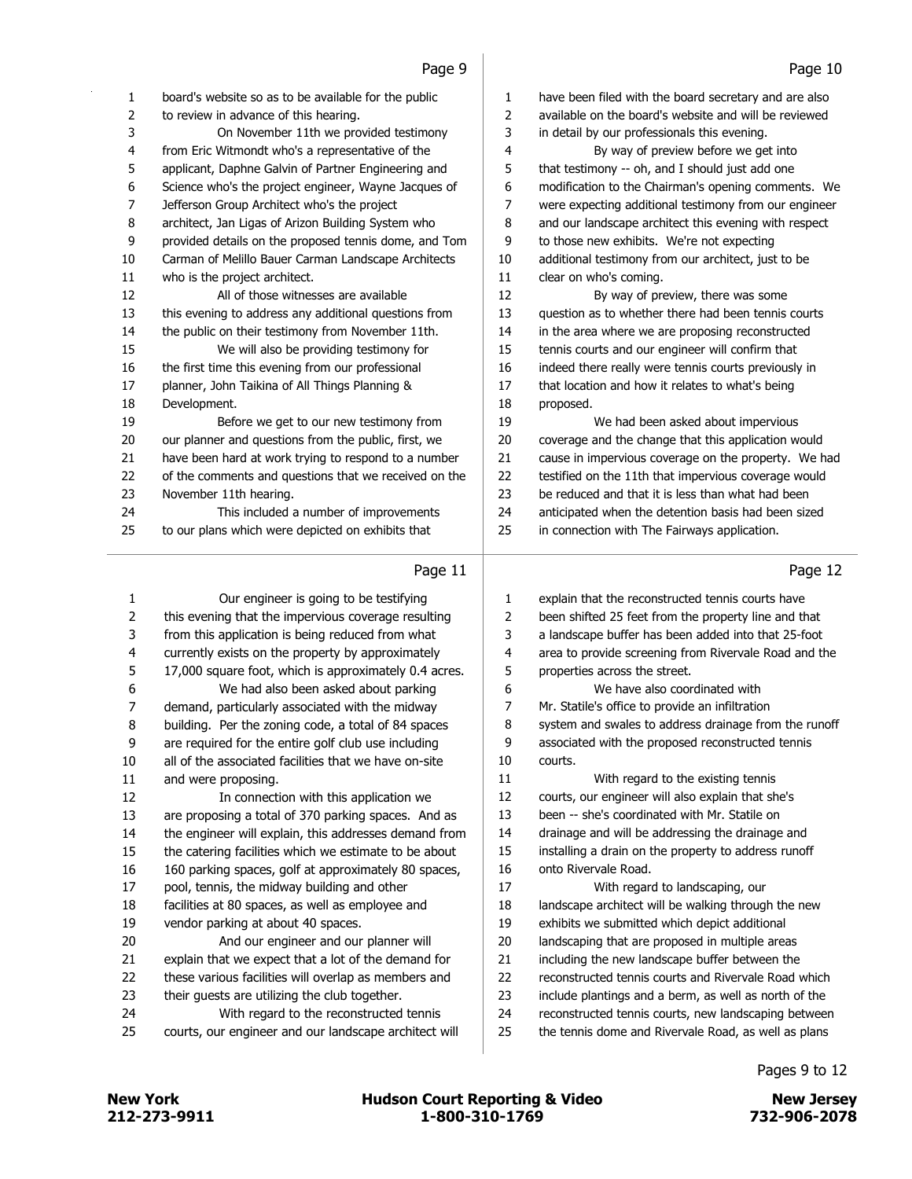Page 9

1 board's website so as to be available for the public
2 to review in advance of this hearing.
3 On November 11th we provided testimony
4 from Eric Witmondt who's a representative of the
5 applicant, Daphne Galvin of Partner Engineering and
6 Science who's the project engineer, Wayne Jacques of
7 Jefferson Group Architect who's the project
8 architect, Jan Ligas of Arizon Building System who
9 provided details on the proposed tennis dome, and Tom
10 Carman of Melillo Bauer Carman Landscape Architects
11 who is the project architect.
12 All of those witnesses are available
13 this evening to address any additional questions from
14 the public on their testimony from November 11th.
15 We will also be providing testimony for
16 the first time this evening from our professional
17 planner, John Taikina of All Things Planning &
18 Development.
19 Before we get to our new testimony from
20 our planner and questions from the public, first, we
21 have been hard at work trying to respond to a number
22 of the comments and questions that we received on the
23 November 11th hearing.
24 This included a number of improvements
25 to our plans which were depicted on exhibits that

Page 10

1 have been filed with the board secretary and are also
2 available on the board's website and will be reviewed
3 in detail by our professionals this evening.
4 By way of preview before we get into
5 that testimony -- oh, and I should just add one
6 modification to the Chairman's opening comments. We
7 were expecting additional testimony from our engineer
8 and our landscape architect this evening with respect
9 to those new exhibits. We're not expecting
10 additional testimony from our architect, just to be
11 clear on who's coming.
12 By way of preview, there was some
13 question as to whether there had been tennis courts
14 in the area where we are proposing reconstructed
15 tennis courts and our engineer will confirm that
16 indeed there really were tennis courts previously in
17 that location and how it relates to what's being
18 proposed.
19 We had been asked about impervious
20 coverage and the change that this application would
21 cause in impervious coverage on the property. We had
22 testified on the 11th that impervious coverage would
23 be reduced and that it is less than what had been
24 anticipated when the detention basis had been sized
25 in connection with The Fairways application.

Page 11

1 Our engineer is going to be testifying
2 this evening that the impervious coverage resulting
3 from this application is being reduced from what
4 currently exists on the property by approximately
5 17,000 square foot, which is approximately 0.4 acres.
6 We had also been asked about parking
7 demand, particularly associated with the midway
8 building. Per the zoning code, a total of 84 spaces
9 are required for the entire golf club use including
10 all of the associated facilities that we have on-site
11 and were proposing.
12 In connection with this application we
13 are proposing a total of 370 parking spaces. And as
14 the engineer will explain, this addresses demand from
15 the catering facilities which we estimate to be about
16 160 parking spaces, golf at approximately 80 spaces,
17 pool, tennis, the midway building and other
18 facilities at 80 spaces, as well as employee and
19 vendor parking at about 40 spaces.
20 And our engineer and our planner will
21 explain that we expect that a lot of the demand for
22 these various facilities will overlap as members and
23 their guests are utilizing the club together.
24 With regard to the reconstructed tennis
25 courts, our engineer and our landscape architect will

Page 12

1 explain that the reconstructed tennis courts have
2 been shifted 25 feet from the property line and that
3 a landscape buffer has been added into that 25-foot
4 area to provide screening from Rivervale Road and the
5 properties across the street.
6 We have also coordinated with
7 Mr. Statile's office to provide an infiltration
8 system and swales to address drainage from the runoff
9 associated with the proposed reconstructed tennis
10 courts.
11 With regard to the existing tennis
12 courts, our engineer will also explain that she's
13 been -- she's coordinated with Mr. Statile on
14 drainage and will be addressing the drainage and
15 installing a drain on the property to address runoff
16 onto Rivervale Road.
17 With regard to landscaping, our
18 landscape architect will be walking through the new
19 exhibits we submitted which depict additional
20 landscaping that are proposed in multiple areas
21 including the new landscape buffer between the
22 reconstructed tennis courts and Rivervale Road which
23 include plantings and a berm, as well as north of the
24 reconstructed tennis courts, new landscaping between
25 the tennis dome and Rivervale Road, as well as plans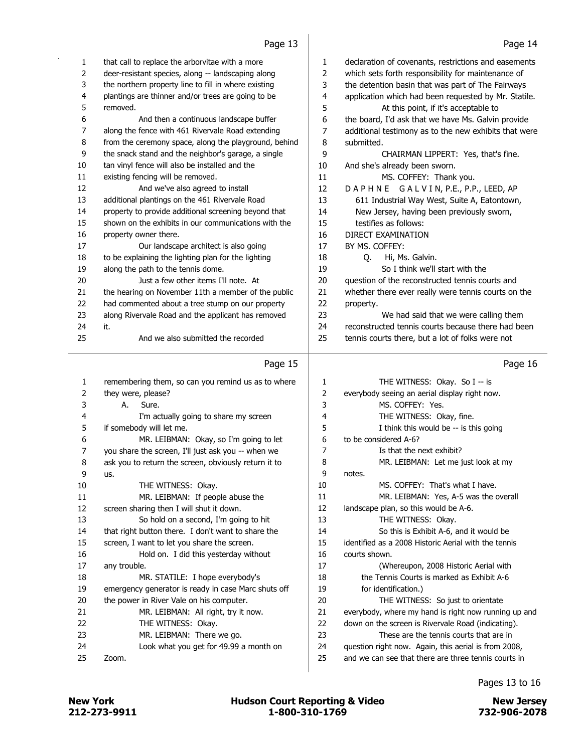Page 13

1 that call to replace the arborvitae with a more
2 deer-resistant species, along -- landscaping along
3 the northern property line to fill in where existing
4 plantings are thinner and/or trees are going to be
5 removed.
6 And then a continuous landscape buffer
7 along the fence with 461 Rivervale Road extending
8 from the ceremony space, along the playground, behind
9 the snack stand and the neighbor's garage, a single
10 tan vinyl fence will also be installed and the
11 existing fencing will be removed.
12 And we've also agreed to install
13 additional plantings on the 461 Rivervale Road
14 property to provide additional screening beyond that
15 shown on the exhibits in our communications with the
16 property owner there.
17 Our landscape architect is also going
18 to be explaining the lighting plan for the lighting
19 along the path to the tennis dome.
20 Just a few other items I'll note. At
21 the hearing on November 11th a member of the public
22 had commented about a tree stump on our property
23 along Rivervale Road and the applicant has removed
24 it.
25 And we also submitted the recorded

Page 14

1 declaration of covenants, restrictions and easements
2 which sets forth responsibility for maintenance of
3 the detention basin that was part of The Fairways
4 application which had been requested by Mr. Statile.
5 At this point, if it's acceptable to
6 the board, I'd ask that we have Ms. Galvin provide
7 additional testimony as to the new exhibits that were
8 submitted.
9 CHAIRMAN LIPPERT: Yes, that's fine.
10 And she's already been sworn.
11 MS. COFFEY: Thank you.
12 D A P H N E G A L V I N, P.E., P.P., LEED, AP
13 611 Industrial Way West, Suite A, Eatontown,
14 New Jersey, having been previously sworn,
15 testifies as follows:
16 DIRECT EXAMINATION
17 BY MS. COFFEY:
18 Q. Hi, Ms. Galvin.
19 So I think we'll start with the
20 question of the reconstructed tennis courts and
21 whether there ever really were tennis courts on the
22 property.
23 We had said that we were calling them
24 reconstructed tennis courts because there had been
25 tennis courts there, but a lot of folks were not

Page 15

1 remembering them, so can you remind us as to where
2 they were, please?
3 A. Sure.
4 I'm actually going to share my screen
5 if somebody will let me.
6 MR. LEIBMAN: Okay, so I'm going to let
7 you share the screen, I'll just ask you -- when we
8 ask you to return the screen, obviously return it to
9 us.
10 THE WITNESS: Okay.
11 MR. LEIBMAN: If people abuse the
12 screen sharing then I will shut it down.
13 So hold on a second, I'm going to hit
14 that right button there. I don't want to share the
15 screen, I want to let you share the screen.
16 Hold on. I did this yesterday without
17 any trouble.
18 MR. STATILE: I hope everybody's
19 emergency generator is ready in case Marc shuts off
20 the power in River Vale on his computer.
21 MR. LEIBMAN: All right, try it now.
22 THE WITNESS: Okay.
23 MR. LEIBMAN: There we go.
24 Look what you get for 49.99 a month on
25 Zoom.

Page 16

1 THE WITNESS: Okay. So I -- is
2 everybody seeing an aerial display right now.
3 MS. COFFEY: Yes.
4 THE WITNESS: Okay, fine.
5 I think this would be -- is this going
6 to be considered A-6?
7 Is that the next exhibit?
8 MR. LEIBMAN: Let me just look at my
9 notes.
10 MS. COFFEY: That's what I have.
11 MR. LEIBMAN: Yes, A-5 was the overall
12 landscape plan, so this would be A-6.
13 THE WITNESS: Okay.
14 So this is Exhibit A-6, and it would be
15 identified as a 2008 Historic Aerial with the tennis
16 courts shown.
17 (Whereupon, 2008 Historic Aerial with
18 the Tennis Courts is marked as Exhibit A-6
19 for identification.)
20 THE WITNESS: So just to orientate
21 everybody, where my hand is right now running up and
22 down on the screen is Rivervale Road (indicating).
23 These are the tennis courts that are in
24 question right now. Again, this aerial is from 2008,
25 and we can see that there are three tennis courts in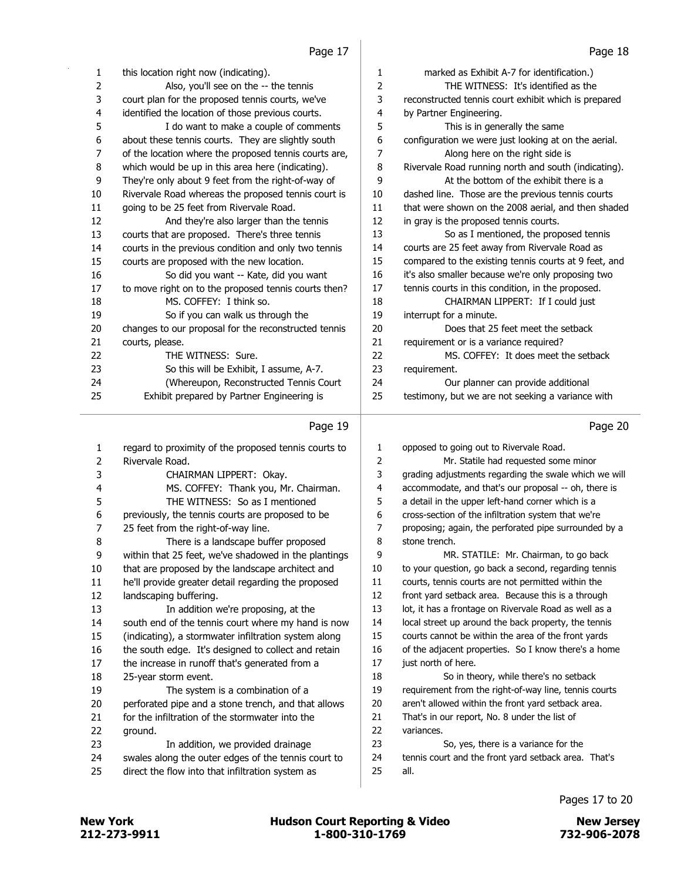Page 17

1 this location right now (indicating).
2 Also, you'll see on the -- the tennis
3 court plan for the proposed tennis courts, we've
4 identified the location of those previous courts.
5 I do want to make a couple of comments
6 about these tennis courts. They are slightly south
7 of the location where the proposed tennis courts are,
8 which would be up in this area here (indicating).
9 They're only about 9 feet from the right-of-way of
10 Rivervale Road whereas the proposed tennis court is
11 going to be 25 feet from Rivervale Road.
12 And they're also larger than the tennis
13 courts that are proposed. There's three tennis
14 courts in the previous condition and only two tennis
15 courts are proposed with the new location.
16 So did you want -- Kate, did you want
17 to move right on to the proposed tennis courts then?
18 MS. COFFEY: I think so.
19 So if you can walk us through the
20 changes to our proposal for the reconstructed tennis
21 courts, please.
22 THE WITNESS: Sure.
23 So this will be Exhibit, I assume, A-7.
24 (Whereupon, Reconstructed Tennis Court
25 Exhibit prepared by Partner Engineering is

Page 18

1 marked as Exhibit A-7 for identification.)
2 THE WITNESS: It's identified as the
3 reconstructed tennis court exhibit which is prepared
4 by Partner Engineering.
5 This is in generally the same
6 configuration we were just looking at on the aerial.
7 Along here on the right side is
8 Rivervale Road running north and south (indicating).
9 At the bottom of the exhibit there is a
10 dashed line. Those are the previous tennis courts
11 that were shown on the 2008 aerial, and then shaded
12 in gray is the proposed tennis courts.
13 So as I mentioned, the proposed tennis
14 courts are 25 feet away from Rivervale Road as
15 compared to the existing tennis courts at 9 feet, and
16 it's also smaller because we're only proposing two
17 tennis courts in this condition, in the proposed.
18 CHAIRMAN LIPPERT: If I could just
19 interrupt for a minute.
20 Does that 25 feet meet the setback
21 requirement or is a variance required?
22 MS. COFFEY: It does meet the setback
23 requirement.
24 Our planner can provide additional
25 testimony, but we are not seeking a variance with

Page 19

1 regard to proximity of the proposed tennis courts to
2 Rivervale Road.
3 CHAIRMAN LIPPERT: Okay.
4 MS. COFFEY: Thank you, Mr. Chairman.
5 THE WITNESS: So as I mentioned
6 previously, the tennis courts are proposed to be
7 25 feet from the right-of-way line.
8 There is a landscape buffer proposed
9 within that 25 feet, we've shadowed in the plantings
10 that are proposed by the landscape architect and
11 he'll provide greater detail regarding the proposed
12 landscaping buffering.
13 In addition we're proposing, at the
14 south end of the tennis court where my hand is now
15 (indicating), a stormwater infiltration system along
16 the south edge. It's designed to collect and retain
17 the increase in runoff that's generated from a
18 25-year storm event.
19 The system is a combination of a
20 perforated pipe and a stone trench, and that allows
21 for the infiltration of the stormwater into the
22 ground.
23 In addition, we provided drainage
24 swales along the outer edges of the tennis court to
25 direct the flow into that infiltration system as

Page 20

1 opposed to going out to Rivervale Road.
2 Mr. Statile had requested some minor
3 grading adjustments regarding the swale which we will
4 accommodate, and that's our proposal -- oh, there is
5 a detail in the upper left-hand corner which is a
6 cross-section of the infiltration system that we're
7 proposing; again, the perforated pipe surrounded by a
8 stone trench.
9 MR. STATILE: Mr. Chairman, to go back
10 to your question, go back a second, regarding tennis
11 courts, tennis courts are not permitted within the
12 front yard setback area. Because this is a through
13 lot, it has a frontage on Rivervale Road as well as a
14 local street up around the back property, the tennis
15 courts cannot be within the area of the front yards
16 of the adjacent properties. So I know there's a home
17 just north of here.
18 So in theory, while there's no setback
19 requirement from the right-of-way line, tennis courts
20 aren't allowed within the front yard setback area.
21 That's in our report, No. 8 under the list of
22 variances.
23 So, yes, there is a variance for the
24 tennis court and the front yard setback area. That's
25 all.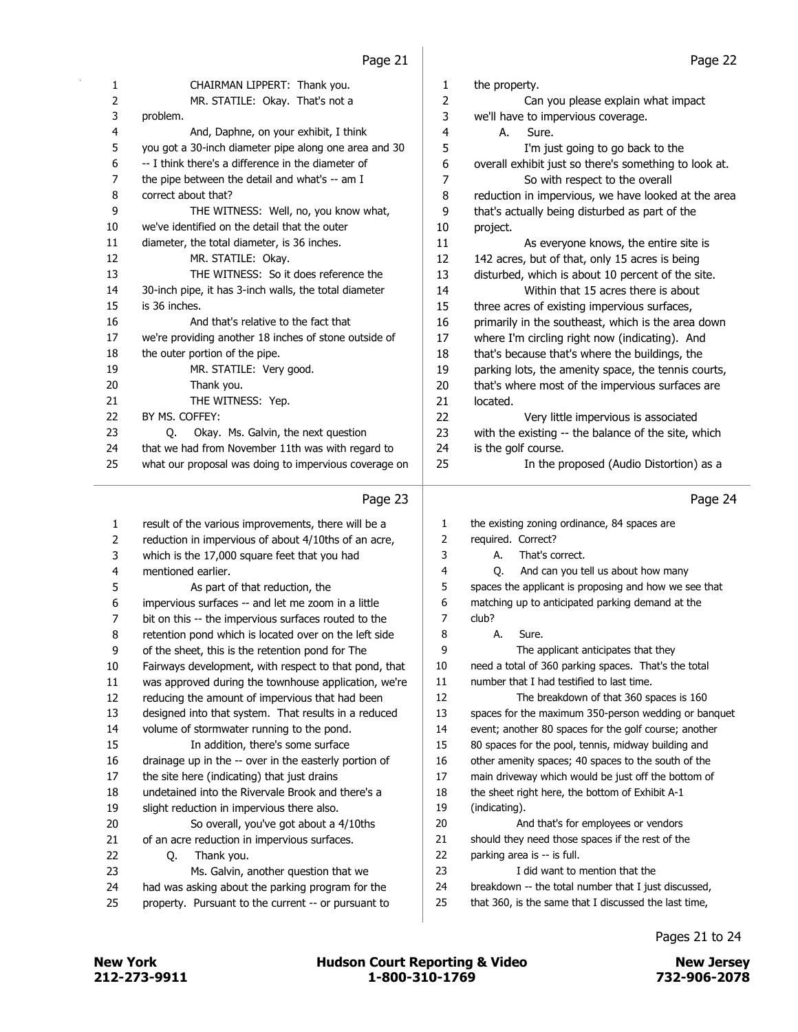CHAIRMAN LIPPERT: Thank you.

MR. STATILE: Okay. That's not a problem.

And, Daphne, on your exhibit, I think you got a 30-inch diameter pipe along one area and 30 -- I think there's a difference in the diameter of the pipe between the detail and what's -- am I correct about that?

THE WITNESS: Well, no, you know what, we've identified on the detail that the outer diameter, the total diameter, is 36 inches.

MR. STATILE: Okay.

THE WITNESS: So it does reference the 30-inch pipe, it has 3-inch walls, the total diameter is 36 inches.

And that's relative to the fact that we're providing another 18 inches of stone outside of the outer portion of the pipe.

MR. STATILE: Very good.

Thank you.

THE WITNESS: Yep.

BY MS. COFFEY:

Q. Okay. Ms. Galvin, the next question that we had from November 11th was with regard to what our proposal was doing to impervious coverage on the property.

Can you please explain what impact we'll have to impervious coverage.

A. Sure.

I'm just going to go back to the overall exhibit just so there's something to look at.

So with respect to the overall reduction in impervious, we have looked at the area that's actually being disturbed as part of the project.

As everyone knows, the entire site is 142 acres, but of that, only 15 acres is being disturbed, which is about 10 percent of the site.

Within that 15 acres there is about three acres of existing impervious surfaces, primarily in the southeast, which is the area down where I'm circling right now (indicating). And that's because that's where the buildings, the parking lots, the amenity space, the tennis courts, that's where most of the impervious surfaces are located.

Very little impervious is associated with the existing -- the balance of the site, which is the golf course.

In the proposed (Audio Distortion) as a result of the various improvements, there will be a reduction in impervious of about 4/10ths of an acre, which is the 17,000 square feet that you had mentioned earlier.

As part of that reduction, the impervious surfaces -- and let me zoom in a little bit on this -- the impervious surfaces routed to the retention pond which is located over on the left side of the sheet, this is the retention pond for The Fairways development, with respect to that pond, that was approved during the townhouse application, we're reducing the amount of impervious that had been designed into that system. That results in a reduced volume of stormwater running to the pond.

In addition, there's some surface drainage up in the -- over in the easterly portion of the site here (indicating) that just drains undetained into the Rivervale Brook and there's a slight reduction in impervious there also.

So overall, you've got about a 4/10ths of an acre reduction in impervious surfaces.

Q. Thank you.

Ms. Galvin, another question that we had was asking about the parking program for the property. Pursuant to the current -- or pursuant to the existing zoning ordinance, 84 spaces are required. Correct?

A. That's correct.

Q. And can you tell us about how many spaces the applicant is proposing and how we see that matching up to anticipated parking demand at the club?

A. Sure.

The applicant anticipates that they need a total of 360 parking spaces. That's the total number that I had testified to last time.

The breakdown of that 360 spaces is 160 spaces for the maximum 350-person wedding or banquet event; another 80 spaces for the golf course; another 80 spaces for the pool, tennis, midway building and other amenity spaces; 40 spaces to the south of the main driveway which would be just off the bottom of the sheet right here, the bottom of Exhibit A-1 (indicating).

And that's for employees or vendors should they need those spaces if the rest of the parking area is -- is full.

I did want to mention that the breakdown -- the total number that I just discussed, that 360, is the same that I discussed the last time,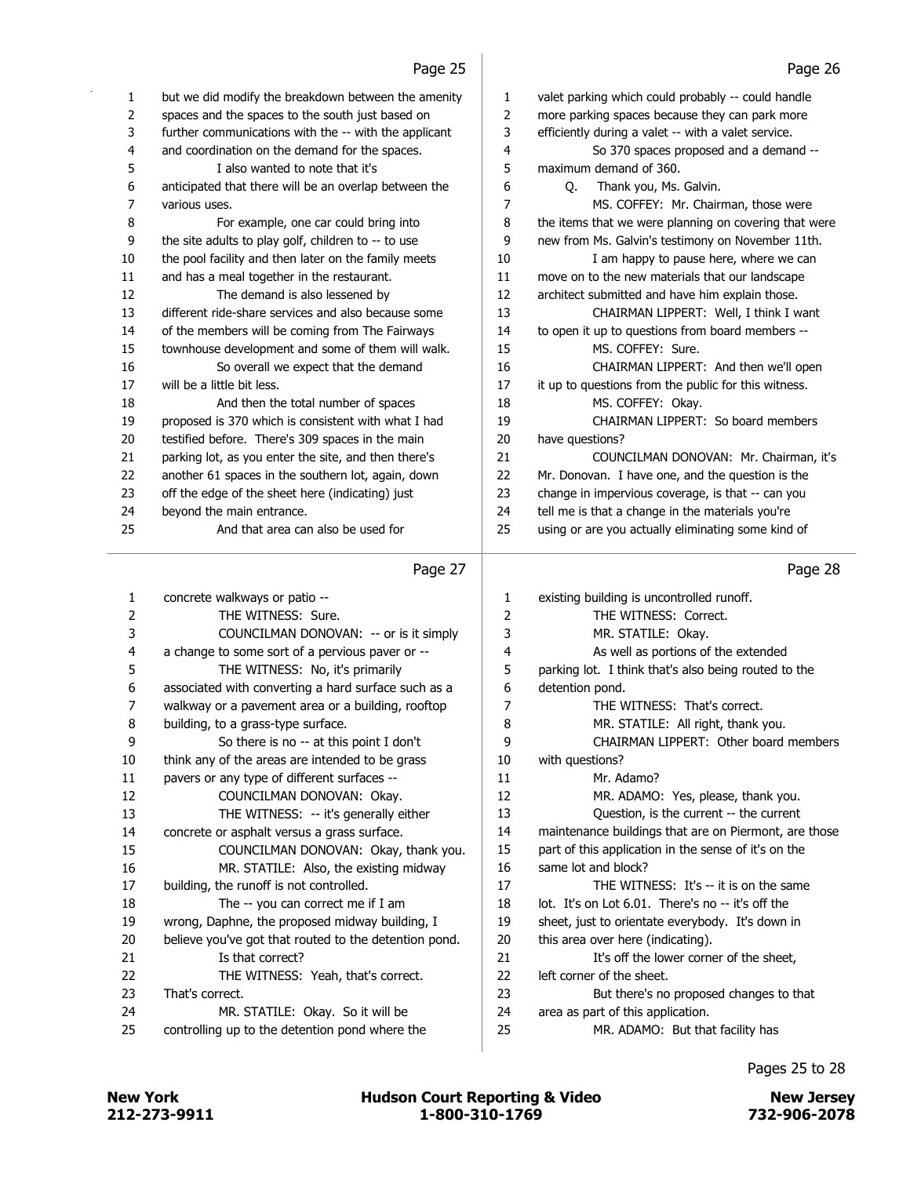but we did modify the breakdown between the amenity spaces and the spaces to the south just based on further communications with the -- with the applicant and coordination on the demand for the spaces.

I also wanted to note that it's anticipated that there will be an overlap between the various uses.

For example, one car could bring into the site adults to play golf, children to -- to use the pool facility and then later on the family meets and has a meal together in the restaurant.

The demand is also lessened by different ride-share services and also because some of the members will be coming from The Fairways townhouse development and some of them will walk.

So overall we expect that the demand will be a little bit less.

And then the total number of spaces proposed is 370 which is consistent with what I had testified before. There's 309 spaces in the main parking lot, as you enter the site, and then there's another 61 spaces in the southern lot, again, down off the edge of the sheet here (indicating) just beyond the main entrance.

And that area can also be used for valet parking which could probably -- could handle more parking spaces because they can park more efficiently during a valet -- with a valet service.

So 370 spaces proposed and a demand -- maximum demand of 360.

Q. Thank you, Ms. Galvin.

MS. COFFEY: Mr. Chairman, those were the items that we were planning on covering that were new from Ms. Galvin's testimony on November 11th.

I am happy to pause here, where we can move on to the new materials that our landscape architect submitted and have him explain those.

CHAIRMAN LIPPERT: Well, I think I want to open it up to questions from board members --

MS. COFFEY: Sure.

CHAIRMAN LIPPERT: And then we'll open it up to questions from the public for this witness.

MS. COFFEY: Okay.

CHAIRMAN LIPPERT: So board members have questions?

COUNCILMAN DONOVAN: Mr. Chairman, it's Mr. Donovan. I have one, and the question is the change in impervious coverage, is that -- can you tell me is that a change in the materials you're using or are you actually eliminating some kind of concrete walkways or patio --

THE WITNESS: Sure.

COUNCILMAN DONOVAN: -- or is it simply a change to some sort of a pervious paver or --

THE WITNESS: No, it's primarily associated with converting a hard surface such as a walkway or a pavement area or a building, rooftop building, to a grass-type surface.

So there is no -- at this point I don't think any of the areas are intended to be grass pavers or any type of different surfaces --

COUNCILMAN DONOVAN: Okay.

THE WITNESS: -- it's generally either concrete or asphalt versus a grass surface.

COUNCILMAN DONOVAN: Okay, thank you.

MR. STATILE: Also, the existing midway building, the runoff is not controlled.

The -- you can correct me if I am wrong, Daphne, the proposed midway building, I believe you've got that routed to the detention pond.

Is that correct?

THE WITNESS: Yeah, that's correct. That's correct.

MR. STATILE: Okay. So it will be controlling up to the detention pond where the existing building is uncontrolled runoff.

THE WITNESS: Correct.

MR. STATILE: Okay.

As well as portions of the extended parking lot. I think that's also being routed to the detention pond.

THE WITNESS: That's correct.

MR. STATILE: All right, thank you.

CHAIRMAN LIPPERT: Other board members with questions?

Mr. Adamo?

MR. ADAMO: Yes, please, thank you.

Question, is the current -- the current maintenance buildings that are on Piermont, are those part of this application in the sense of it's on the same lot and block?

THE WITNESS: It's -- it is on the same lot. It's on Lot 6.01. There's no -- it's off the sheet, just to orientate everybody. It's down in this area over here (indicating).

It's off the lower corner of the sheet, left corner of the sheet.

But there's no proposed changes to that area as part of this application.

MR. ADAMO: But that facility has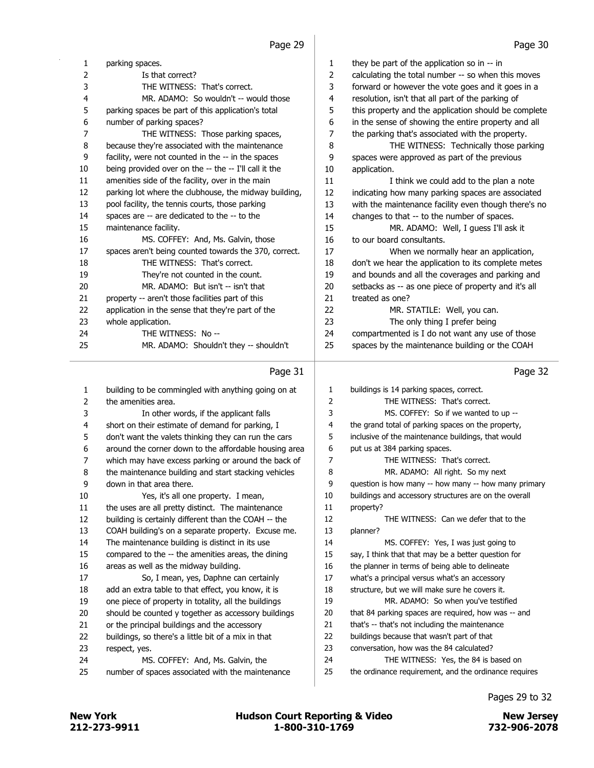parking spaces.

Is that correct?

THE WITNESS: That's correct.

MR. ADAMO: So wouldn't -- would those parking spaces be part of this application's total number of parking spaces?

THE WITNESS: Those parking spaces, because they're associated with the maintenance facility, were not counted in the -- in the spaces being provided over on the -- the -- I'll call it the amenities side of the facility, over in the main parking lot where the clubhouse, the midway building, pool facility, the tennis courts, those parking spaces are -- are dedicated to the -- to the maintenance facility.

MS. COFFEY: And, Ms. Galvin, those spaces aren't being counted towards the 370, correct.

THE WITNESS: That's correct.

They're not counted in the count.

MR. ADAMO: But isn't -- isn't that property -- aren't those facilities part of this application in the sense that they're part of the whole application.

THE WITNESS: No --

MR. ADAMO: Shouldn't they -- shouldn't they be part of the application so in -- in calculating the total number -- so when this moves forward or however the vote goes and it goes in a resolution, isn't that all part of the parking of this property and the application should be complete in the sense of showing the entire property and all the parking that's associated with the property.

THE WITNESS: Technically those parking spaces were approved as part of the previous application.

I think we could add to the plan a note indicating how many parking spaces are associated with the maintenance facility even though there's no changes to that -- to the number of spaces.

MR. ADAMO: Well, I guess I'll ask it to our board consultants.

When we normally hear an application, don't we hear the application to its complete metes and bounds and all the coverages and parking and setbacks as -- as one piece of property and it's all treated as one?

MR. STATILE: Well, you can.

The only thing I prefer being compartmented is I do not want any use of those spaces by the maintenance building or the COAH building to be commingled with anything going on at the amenities area.

In other words, if the applicant falls short on their estimate of demand for parking, I don't want the valets thinking they can run the cars around the corner down to the affordable housing area which may have excess parking or around the back of the maintenance building and start stacking vehicles down in that area there.

Yes, it's all one property. I mean, the uses are all pretty distinct. The maintenance building is certainly different than the COAH -- the COAH building's on a separate property. Excuse me. The maintenance building is distinct in its use compared to the -- the amenities areas, the dining areas as well as the midway building.

So, I mean, yes, Daphne can certainly add an extra table to that effect, you know, it is one piece of property in totality, all the buildings should be counted y together as accessory buildings or the principal buildings and the accessory buildings, so there's a little bit of a mix in that respect, yes.

MS. COFFEY: And, Ms. Galvin, the number of spaces associated with the maintenance buildings is 14 parking spaces, correct.

THE WITNESS: That's correct.

MS. COFFEY: So if we wanted to up -- the grand total of parking spaces on the property, inclusive of the maintenance buildings, that would put us at 384 parking spaces.

THE WITNESS: That's correct.

MR. ADAMO: All right. So my next question is how many -- how many -- how many primary buildings and accessory structures are on the overall property?

THE WITNESS: Can we defer that to the planner?

MS. COFFEY: Yes, I was just going to say, I think that that may be a better question for the planner in terms of being able to delineate what's a principal versus what's an accessory structure, but we will make sure he covers it.

MR. ADAMO: So when you've testified that 84 parking spaces are required, how was -- and that's -- that's not including the maintenance buildings because that wasn't part of that conversation, how was the 84 calculated?

THE WITNESS: Yes, the 84 is based on the ordinance requirement, and the ordinance requires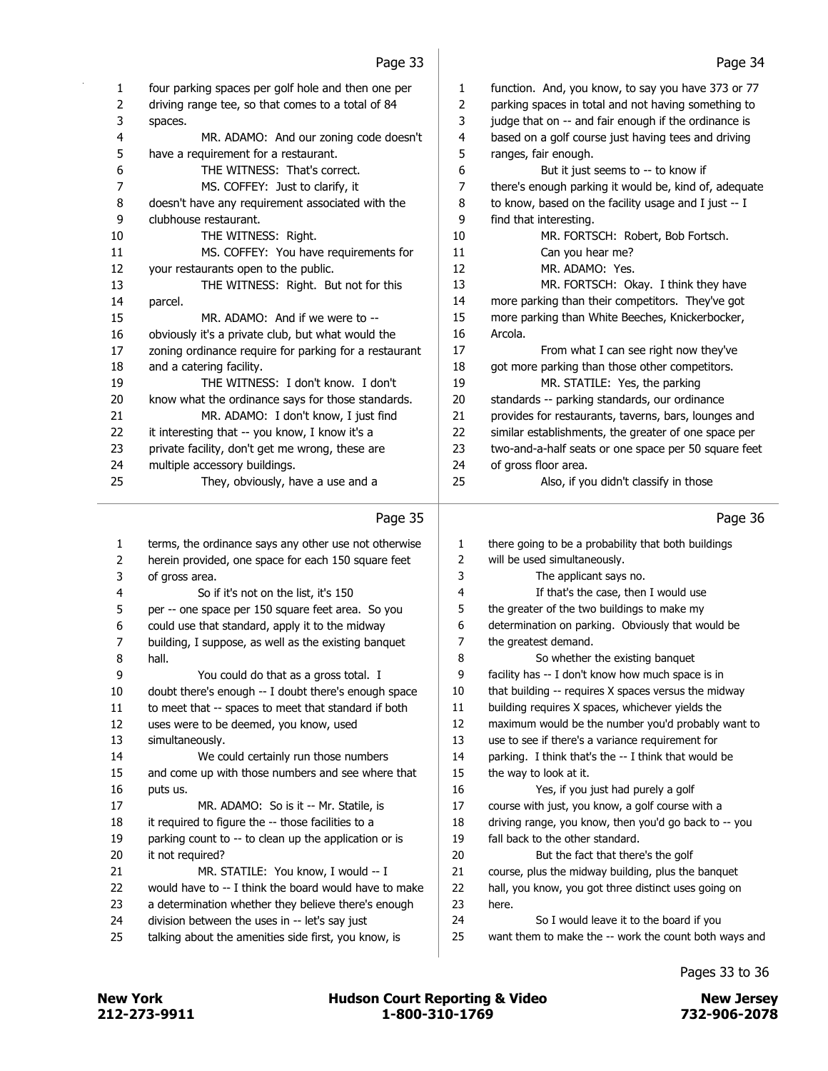Page 33

four parking spaces per golf hole and then one per driving range tee, so that comes to a total of 84 spaces.

MR. ADAMO: And our zoning code doesn't have a requirement for a restaurant.

THE WITNESS: That's correct.

MS. COFFEY: Just to clarify, it doesn't have any requirement associated with the clubhouse restaurant.

THE WITNESS: Right.

MS. COFFEY: You have requirements for your restaurants open to the public.

THE WITNESS: Right. But not for this parcel.

MR. ADAMO: And if we were to -- obviously it's a private club, but what would the zoning ordinance require for parking for a restaurant and a catering facility.

THE WITNESS: I don't know. I don't know what the ordinance says for those standards.

MR. ADAMO: I don't know, I just find it interesting that -- you know, I know it's a private facility, don't get me wrong, these are multiple accessory buildings.

They, obviously, have a use and a

Page 34

function. And, you know, to say you have 373 or 77 parking spaces in total and not having something to judge that on -- and fair enough if the ordinance is based on a golf course just having tees and driving ranges, fair enough.

But it just seems to -- to know if there's enough parking it would be, kind of, adequate to know, based on the facility usage and I just -- I find that interesting.

MR. FORTSCH: Robert, Bob Fortsch.

Can you hear me?

MR. ADAMO: Yes.

MR. FORTSCH: Okay. I think they have more parking than their competitors. They've got more parking than White Beeches, Knickerbocker, Arcola.

From what I can see right now they've got more parking than those other competitors.

MR. STATILE: Yes, the parking standards -- parking standards, our ordinance provides for restaurants, taverns, bars, lounges and similar establishments, the greater of one space per two-and-a-half seats or one space per 50 square feet of gross floor area.

Also, if you didn't classify in those

Page 35

terms, the ordinance says any other use not otherwise herein provided, one space for each 150 square feet of gross area.

So if it's not on the list, it's 150 per -- one space per 150 square feet area. So you could use that standard, apply it to the midway building, I suppose, as well as the existing banquet hall.

You could do that as a gross total. I doubt there's enough -- I doubt there's enough space to meet that -- spaces to meet that standard if both uses were to be deemed, you know, used simultaneously.

We could certainly run those numbers and come up with those numbers and see where that puts us.

MR. ADAMO: So is it -- Mr. Statile, is it required to figure the -- those facilities to a parking count to -- to clean up the application or is it not required?

MR. STATILE: You know, I would -- I would have to -- I think the board would have to make a determination whether they believe there's enough division between the uses in -- let's say just talking about the amenities side first, you know, is

Page 36

there going to be a probability that both buildings will be used simultaneously.

The applicant says no.

If that's the case, then I would use the greater of the two buildings to make my determination on parking. Obviously that would be the greatest demand.

So whether the existing banquet facility has -- I don't know how much space is in that building -- requires X spaces versus the midway building requires X spaces, whichever yields the maximum would be the number you'd probably want to use to see if there's a variance requirement for parking. I think that's the -- I think that would be the way to look at it.

Yes, if you just had purely a golf course with just, you know, a golf course with a driving range, you know, then you'd go back to -- you fall back to the other standard.

But the fact that there's the golf course, plus the midway building, plus the banquet hall, you know, you got three distinct uses going on here.

So I would leave it to the board if you want them to make the -- work the count both ways and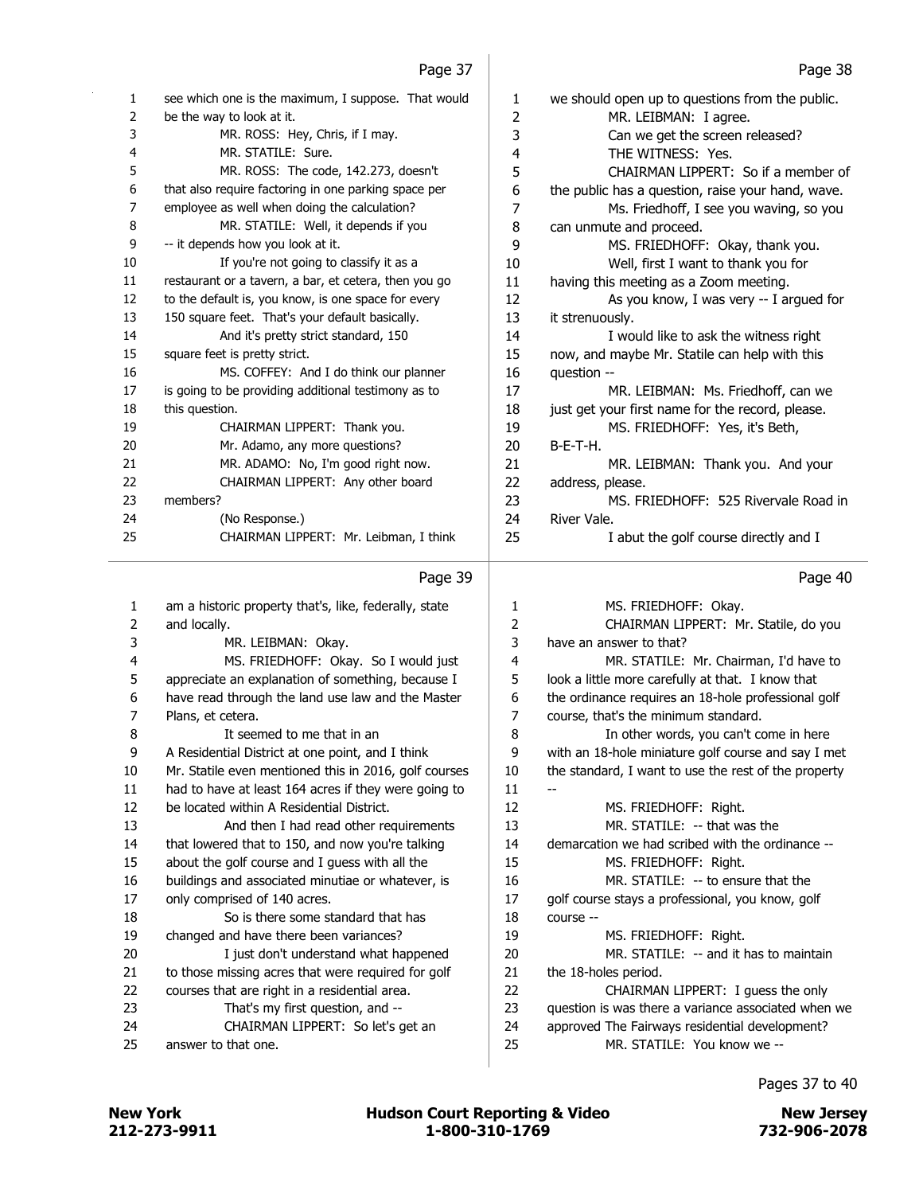Page 37

1 see which one is the maximum, I suppose. That would
2 be the way to look at it.
3 MR. ROSS: Hey, Chris, if I may.
4 MR. STATILE: Sure.
5 MR. ROSS: The code, 142.273, doesn't
6 that also require factoring in one parking space per
7 employee as well when doing the calculation?
8 MR. STATILE: Well, it depends if you
9 -- it depends how you look at it.
10 If you're not going to classify it as a
11 restaurant or a tavern, a bar, et cetera, then you go
12 to the default is, you know, is one space for every
13 150 square feet. That's your default basically.
14 And it's pretty strict standard, 150
15 square feet is pretty strict.
16 MS. COFFEY: And I do think our planner
17 is going to be providing additional testimony as to
18 this question.
19 CHAIRMAN LIPPERT: Thank you.
20 Mr. Adamo, any more questions?
21 MR. ADAMO: No, I'm good right now.
22 CHAIRMAN LIPPERT: Any other board
23 members?
24 (No Response.)
25 CHAIRMAN LIPPERT: Mr. Leibman, I think

Page 38

1 we should open up to questions from the public.
2 MR. LEIBMAN: I agree.
3 Can we get the screen released?
4 THE WITNESS: Yes.
5 CHAIRMAN LIPPERT: So if a member of
6 the public has a question, raise your hand, wave.
7 Ms. Friedhoff, I see you waving, so you
8 can unmute and proceed.
9 MS. FRIEDHOFF: Okay, thank you.
10 Well, first I want to thank you for
11 having this meeting as a Zoom meeting.
12 As you know, I was very -- I argued for
13 it strenuously.
14 I would like to ask the witness right
15 now, and maybe Mr. Statile can help with this
16 question --
17 MR. LEIBMAN: Ms. Friedhoff, can we
18 just get your first name for the record, please.
19 MS. FRIEDHOFF: Yes, it's Beth,
20 B-E-T-H.
21 MR. LEIBMAN: Thank you. And your
22 address, please.
23 MS. FRIEDHOFF: 525 Rivervale Road in
24 River Vale.
25 I abut the golf course directly and I

Page 39

1 am a historic property that's, like, federally, state
2 and locally.
3 MR. LEIBMAN: Okay.
4 MS. FRIEDHOFF: Okay. So I would just
5 appreciate an explanation of something, because I
6 have read through the land use law and the Master
7 Plans, et cetera.
8 It seemed to me that in an
9 A Residential District at one point, and I think
10 Mr. Statile even mentioned this in 2016, golf courses
11 had to have at least 164 acres if they were going to
12 be located within A Residential District.
13 And then I had read other requirements
14 that lowered that to 150, and now you're talking
15 about the golf course and I guess with all the
16 buildings and associated minutiae or whatever, is
17 only comprised of 140 acres.
18 So is there some standard that has
19 changed and have there been variances?
20 I just don't understand what happened
21 to those missing acres that were required for golf
22 courses that are right in a residential area.
23 That's my first question, and --
24 CHAIRMAN LIPPERT: So let's get an
25 answer to that one.

Page 40

1 MS. FRIEDHOFF: Okay.
2 CHAIRMAN LIPPERT: Mr. Statile, do you
3 have an answer to that?
4 MR. STATILE: Mr. Chairman, I'd have to
5 look a little more carefully at that. I know that
6 the ordinance requires an 18-hole professional golf
7 course, that's the minimum standard.
8 In other words, you can't come in here
9 with an 18-hole miniature golf course and say I met
10 the standard, I want to use the rest of the property
11 --
12 MS. FRIEDHOFF: Right.
13 MR. STATILE: -- that was the
14 demarcation we had scribed with the ordinance --
15 MS. FRIEDHOFF: Right.
16 MR. STATILE: -- to ensure that the
17 golf course stays a professional, you know, golf
18 course --
19 MS. FRIEDHOFF: Right.
20 MR. STATILE: -- and it has to maintain
21 the 18-holes period.
22 CHAIRMAN LIPPERT: I guess the only
23 question is was there a variance associated when we
24 approved The Fairways residential development?
25 MR. STATILE: You know we --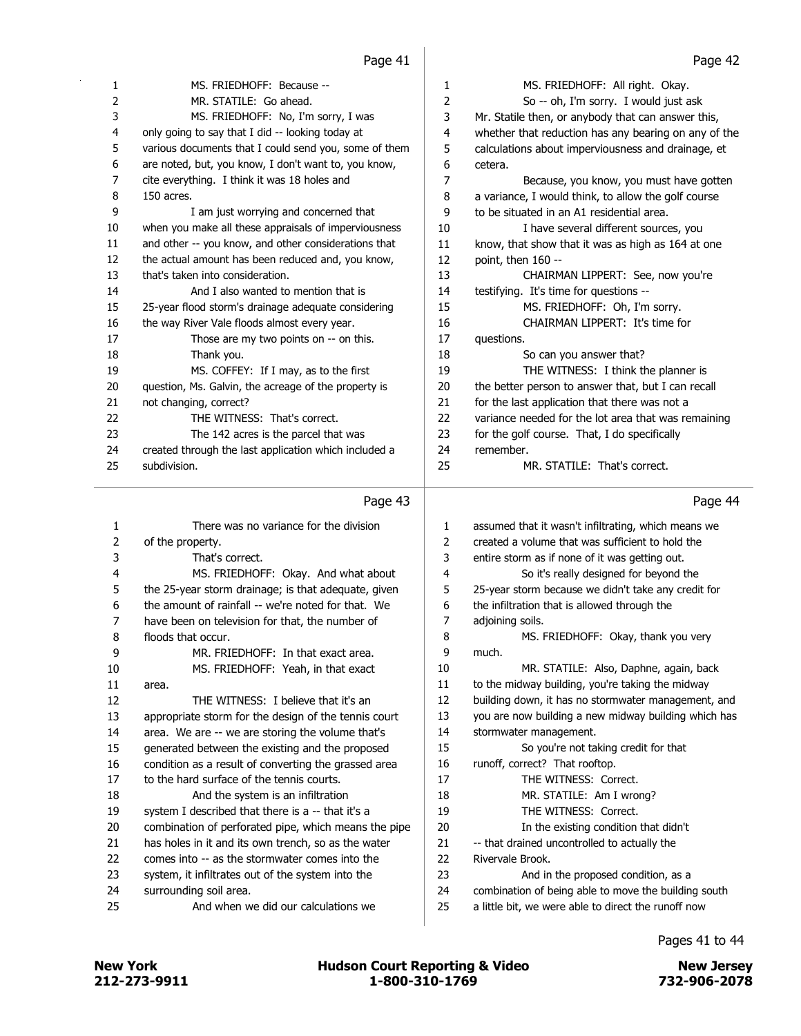Page 41

MS. FRIEDHOFF: Because --

MR. STATILE: Go ahead.

MS. FRIEDHOFF: No, I'm sorry, I was only going to say that I did -- looking today at various documents that I could send you, some of them are noted, but, you know, I don't want to, you know, cite everything. I think it was 18 holes and 150 acres.

I am just worrying and concerned that when you make all these appraisals of imperviousness and other -- you know, and other considerations that the actual amount has been reduced and, you know, that's taken into consideration.

And I also wanted to mention that is 25-year flood storm's drainage adequate considering the way River Vale floods almost every year.

Those are my two points on -- on this.

Thank you.

MS. COFFEY: If I may, as to the first question, Ms. Galvin, the acreage of the property is not changing, correct?

THE WITNESS: That's correct.

The 142 acres is the parcel that was created through the last application which included a subdivision.

Page 42

MS. FRIEDHOFF: All right. Okay.

So -- oh, I'm sorry. I would just ask Mr. Statile then, or anybody that can answer this, whether that reduction has any bearing on any of the calculations about imperviousness and drainage, et cetera.

Because, you know, you must have gotten a variance, I would think, to allow the golf course to be situated in an A1 residential area.

I have several different sources, you know, that show that it was as high as 164 at one point, then 160 --

CHAIRMAN LIPPERT: See, now you're testifying. It's time for questions --

MS. FRIEDHOFF: Oh, I'm sorry.

CHAIRMAN LIPPERT: It's time for questions.

So can you answer that?

THE WITNESS: I think the planner is the better person to answer that, but I can recall for the last application that there was not a variance needed for the lot area that was remaining for the golf course. That, I do specifically remember.

MR. STATILE: That's correct.

Page 43

There was no variance for the division of the property.

That's correct.

MS. FRIEDHOFF: Okay. And what about the 25-year storm drainage; is that adequate, given the amount of rainfall -- we're noted for that. We have been on television for that, the number of floods that occur.

MR. FRIEDHOFF: In that exact area.

MS. FRIEDHOFF: Yeah, in that exact area.

THE WITNESS: I believe that it's an appropriate storm for the design of the tennis court area. We are -- we are storing the volume that's generated between the existing and the proposed condition as a result of converting the grassed area to the hard surface of the tennis courts.

And the system is an infiltration system I described that there is a -- that it's a combination of perforated pipe, which means the pipe has holes in it and its own trench, so as the water comes into -- as the stormwater comes into the system, it infiltrates out of the system into the surrounding soil area.

And when we did our calculations we

Page 44

assumed that it wasn't infiltrating, which means we created a volume that was sufficient to hold the entire storm as if none of it was getting out.

So it's really designed for beyond the 25-year storm because we didn't take any credit for the infiltration that is allowed through the adjoining soils.

MS. FRIEDHOFF: Okay, thank you very much.

MR. STATILE: Also, Daphne, again, back to the midway building, you're taking the midway building down, it has no stormwater management, and you are now building a new midway building which has stormwater management.

So you're not taking credit for that runoff, correct? That rooftop.

THE WITNESS: Correct.

MR. STATILE: Am I wrong?

THE WITNESS: Correct.

In the existing condition that didn't -- that drained uncontrolled to actually the Rivervale Brook.

And in the proposed condition, as a combination of being able to move the building south a little bit, we were able to direct the runoff now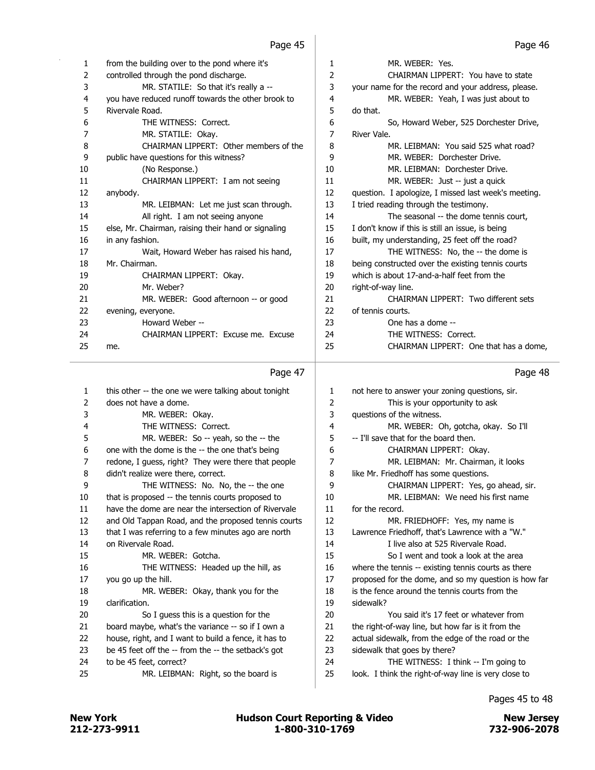from the building over to the pond where it's controlled through the pond discharge.

MR. STATILE: So that it's really a -- you have reduced runoff towards the other brook to Rivervale Road.

THE WITNESS: Correct.

MR. STATILE: Okay.

CHAIRMAN LIPPERT: Other members of the public have questions for this witness?

(No Response.)

CHAIRMAN LIPPERT: I am not seeing anybody.

MR. LEIBMAN: Let me just scan through.

All right. I am not seeing anyone else, Mr. Chairman, raising their hand or signaling in any fashion.

Wait, Howard Weber has raised his hand, Mr. Chairman.

CHAIRMAN LIPPERT: Okay.

Mr. Weber?

MR. WEBER: Good afternoon -- or good evening, everyone.

Howard Weber --

CHAIRMAN LIPPERT: Excuse me. Excuse me.

MR. WEBER: Yes.

CHAIRMAN LIPPERT: You have to state your name for the record and your address, please.

MR. WEBER: Yeah, I was just about to do that.

So, Howard Weber, 525 Dorchester Drive, River Vale.

MR. LEIBMAN: You said 525 what road?

MR. WEBER: Dorchester Drive.

MR. LEIBMAN: Dorchester Drive.

MR. WEBER: Just -- just a quick question. I apologize, I missed last week's meeting. I tried reading through the testimony.

The seasonal -- the dome tennis court, I don't know if this is still an issue, is being built, my understanding, 25 feet off the road?

THE WITNESS: No, the -- the dome is being constructed over the existing tennis courts which is about 17-and-a-half feet from the right-of-way line.

CHAIRMAN LIPPERT: Two different sets of tennis courts.

One has a dome --

THE WITNESS: Correct.

CHAIRMAN LIPPERT: One that has a dome, this other -- the one we were talking about tonight does not have a dome.

MR. WEBER: Okay.

THE WITNESS: Correct.

MR. WEBER: So -- yeah, so the -- the one with the dome is the -- the one that's being redone, I guess, right? They were there that people didn't realize were there, correct.

THE WITNESS: No. No, the -- the one that is proposed -- the tennis courts proposed to have the dome are near the intersection of Rivervale and Old Tappan Road, and the proposed tennis courts that I was referring to a few minutes ago are north on Rivervale Road.

MR. WEBER: Gotcha.

THE WITNESS: Headed up the hill, as you go up the hill.

MR. WEBER: Okay, thank you for the clarification.

So I guess this is a question for the board maybe, what's the variance -- so if I own a house, right, and I want to build a fence, it has to be 45 feet off the -- from the -- the setback's got to be 45 feet, correct?

MR. LEIBMAN: Right, so the board is not here to answer your zoning questions, sir.

This is your opportunity to ask questions of the witness.

MR. WEBER: Oh, gotcha, okay. So I'll -- I'll save that for the board then.

CHAIRMAN LIPPERT: Okay.

MR. LEIBMAN: Mr. Chairman, it looks like Mr. Friedhoff has some questions.

CHAIRMAN LIPPERT: Yes, go ahead, sir.

MR. LEIBMAN: We need his first name for the record.

MR. FRIEDHOFF: Yes, my name is Lawrence Friedhoff, that's Lawrence with a "W."

I live also at 525 Rivervale Road.

So I went and took a look at the area where the tennis -- existing tennis courts as there proposed for the dome, and so my question is how far is the fence around the tennis courts from the sidewalk?

You said it's 17 feet or whatever from the right-of-way line, but how far is it from the actual sidewalk, from the edge of the road or the sidewalk that goes by there?

THE WITNESS: I think -- I'm going to look. I think the right-of-way line is very close to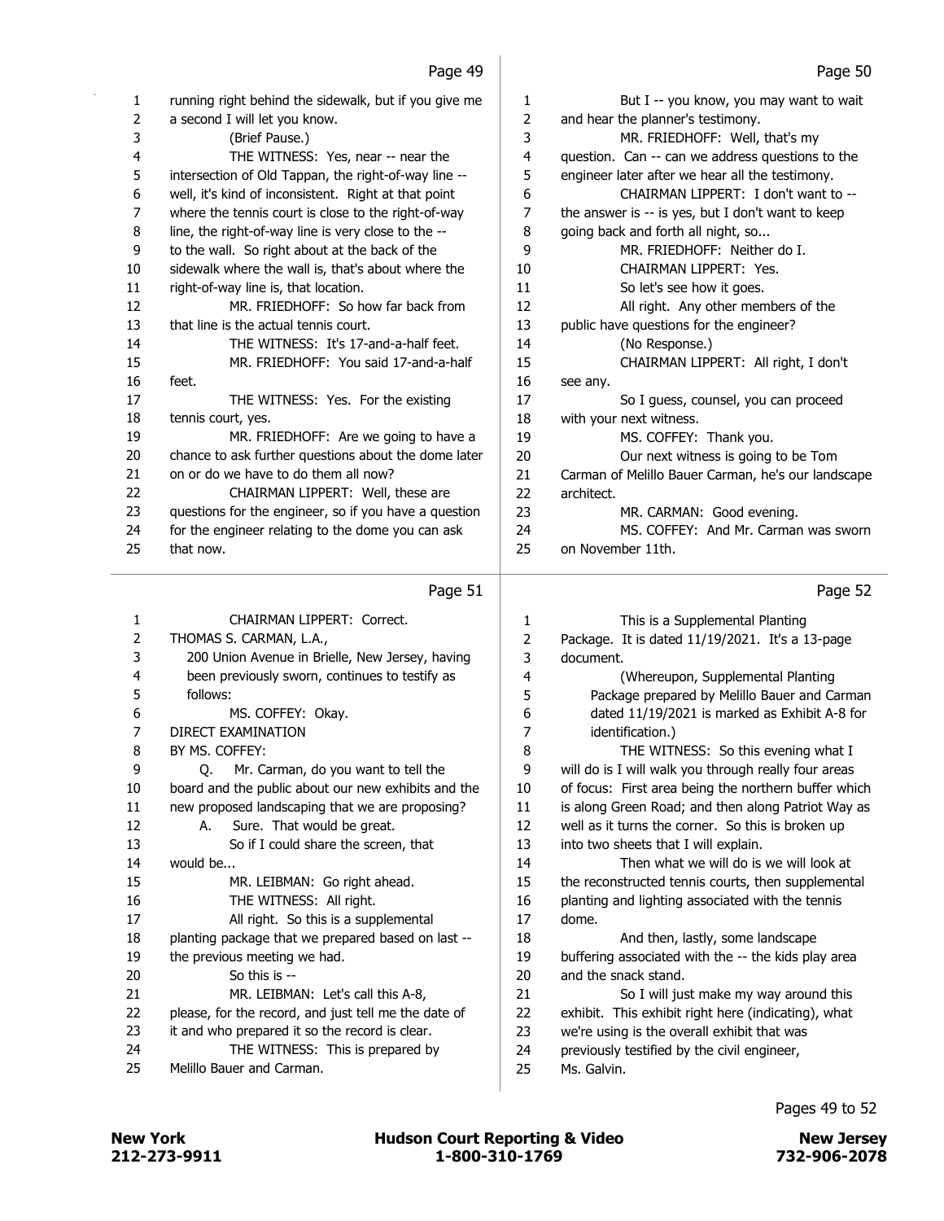Page 49

1 running right behind the sidewalk, but if you give me
2 a second I will let you know.
3 (Brief Pause.)
4 THE WITNESS: Yes, near -- near the
5 intersection of Old Tappan, the right-of-way line --
6 well, it's kind of inconsistent. Right at that point
7 where the tennis court is close to the right-of-way
8 line, the right-of-way line is very close to the --
9 to the wall. So right about at the back of the
10 sidewalk where the wall is, that's about where the
11 right-of-way line is, that location.
12 MR. FRIEDHOFF: So how far back from
13 that line is the actual tennis court.
14 THE WITNESS: It's 17-and-a-half feet.
15 MR. FRIEDHOFF: You said 17-and-a-half
16 feet.
17 THE WITNESS: Yes. For the existing
18 tennis court, yes.
19 MR. FRIEDHOFF: Are we going to have a
20 chance to ask further questions about the dome later
21 on or do we have to do them all now?
22 CHAIRMAN LIPPERT: Well, these are
23 questions for the engineer, so if you have a question
24 for the engineer relating to the dome you can ask
25 that now.

Page 50

1 But I -- you know, you may want to wait
2 and hear the planner's testimony.
3 MR. FRIEDHOFF: Well, that's my
4 question. Can -- can we address questions to the
5 engineer later after we hear all the testimony.
6 CHAIRMAN LIPPERT: I don't want to --
7 the answer is -- is yes, but I don't want to keep
8 going back and forth all night, so...
9 MR. FRIEDHOFF: Neither do I.
10 CHAIRMAN LIPPERT: Yes.
11 So let's see how it goes.
12 All right. Any other members of the
13 public have questions for the engineer?
14 (No Response.)
15 CHAIRMAN LIPPERT: All right, I don't
16 see any.
17 So I guess, counsel, you can proceed
18 with your next witness.
19 MS. COFFEY: Thank you.
20 Our next witness is going to be Tom
21 Carman of Melillo Bauer Carman, he's our landscape
22 architect.
23 MR. CARMAN: Good evening.
24 MS. COFFEY: And Mr. Carman was sworn
25 on November 11th.

Page 51

1 CHAIRMAN LIPPERT: Correct.
2 THOMAS S. CARMAN, L.A.,
3 200 Union Avenue in Brielle, New Jersey, having
4 been previously sworn, continues to testify as
5 follows:
6 MS. COFFEY: Okay.
7 DIRECT EXAMINATION
8 BY MS. COFFEY:
9 Q. Mr. Carman, do you want to tell the
10 board and the public about our new exhibits and the
11 new proposed landscaping that we are proposing?
12 A. Sure. That would be great.
13 So if I could share the screen, that
14 would be...
15 MR. LEIBMAN: Go right ahead.
16 THE WITNESS: All right.
17 All right. So this is a supplemental
18 planting package that we prepared based on last --
19 the previous meeting we had.
20 So this is --
21 MR. LEIBMAN: Let's call this A-8,
22 please, for the record, and just tell me the date of
23 it and who prepared it so the record is clear.
24 THE WITNESS: This is prepared by
25 Melillo Bauer and Carman.

Page 52

1 This is a Supplemental Planting
2 Package. It is dated 11/19/2021. It's a 13-page
3 document.
4 (Whereupon, Supplemental Planting
5 Package prepared by Melillo Bauer and Carman
6 dated 11/19/2021 is marked as Exhibit A-8 for
7 identification.)
8 THE WITNESS: So this evening what I
9 will do is I will walk you through really four areas
10 of focus: First area being the northern buffer which
11 is along Green Road; and then along Patriot Way as
12 well as it turns the corner. So this is broken up
13 into two sheets that I will explain.
14 Then what we will do is we will look at
15 the reconstructed tennis courts, then supplemental
16 planting and lighting associated with the tennis
17 dome.
18 And then, lastly, some landscape
19 buffering associated with the -- the kids play area
20 and the snack stand.
21 So I will just make my way around this
22 exhibit. This exhibit right here (indicating), what
23 we're using is the overall exhibit that was
24 previously testified by the civil engineer,
25 Ms. Galvin.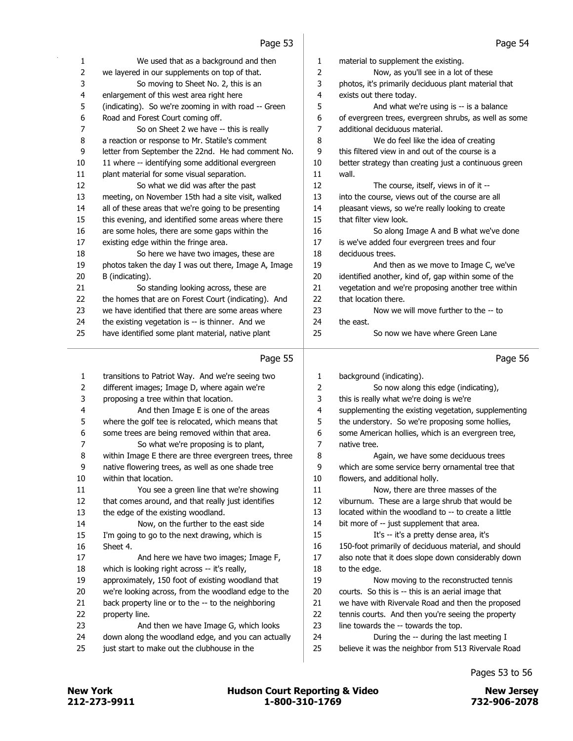Page 53

1 We used that as a background and then
2 we layered in our supplements on top of that.
3 So moving to Sheet No. 2, this is an
4 enlargement of this west area right here
5 (indicating). So we're zooming in with road -- Green
6 Road and Forest Court coming off.
7 So on Sheet 2 we have -- this is really
8 a reaction or response to Mr. Statile's comment
9 letter from September the 22nd. He had comment No.
10 11 where -- identifying some additional evergreen
11 plant material for some visual separation.
12 So what we did was after the past
13 meeting, on November 15th had a site visit, walked
14 all of these areas that we're going to be presenting
15 this evening, and identified some areas where there
16 are some holes, there are some gaps within the
17 existing edge within the fringe area.
18 So here we have two images, these are
19 photos taken the day I was out there, Image A, Image
20 B (indicating).
21 So standing looking across, these are
22 the homes that are on Forest Court (indicating). And
23 we have identified that there are some areas where
24 the existing vegetation is -- is thinner. And we
25 have identified some plant material, native plant

Page 54

1 material to supplement the existing.
2 Now, as you'll see in a lot of these
3 photos, it's primarily deciduous plant material that
4 exists out there today.
5 And what we're using is -- is a balance
6 of evergreen trees, evergreen shrubs, as well as some
7 additional deciduous material.
8 We do feel like the idea of creating
9 this filtered view in and out of the course is a
10 better strategy than creating just a continuous green
11 wall.
12 The course, itself, views in of it --
13 into the course, views out of the course are all
14 pleasant views, so we're really looking to create
15 that filter view look.
16 So along Image A and B what we've done
17 is we've added four evergreen trees and four
18 deciduous trees.
19 And then as we move to Image C, we've
20 identified another, kind of, gap within some of the
21 vegetation and we're proposing another tree within
22 that location there.
23 Now we will move further to the -- to
24 the east.
25 So now we have where Green Lane

Page 55

1 transitions to Patriot Way. And we're seeing two
2 different images; Image D, where again we're
3 proposing a tree within that location.
4 And then Image E is one of the areas
5 where the golf tee is relocated, which means that
6 some trees are being removed within that area.
7 So what we're proposing is to plant,
8 within Image E there are three evergreen trees, three
9 native flowering trees, as well as one shade tree
10 within that location.
11 You see a green line that we're showing
12 that comes around, and that really just identifies
13 the edge of the existing woodland.
14 Now, on the further to the east side
15 I'm going to go to the next drawing, which is
16 Sheet 4.
17 And here we have two images; Image F,
18 which is looking right across -- it's really,
19 approximately, 150 foot of existing woodland that
20 we're looking across, from the woodland edge to the
21 back property line or to the -- to the neighboring
22 property line.
23 And then we have Image G, which looks
24 down along the woodland edge, and you can actually
25 just start to make out the clubhouse in the

Page 56

1 background (indicating).
2 So now along this edge (indicating),
3 this is really what we're doing is we're
4 supplementing the existing vegetation, supplementing
5 the understory. So we're proposing some hollies,
6 some American hollies, which is an evergreen tree,
7 native tree.
8 Again, we have some deciduous trees
9 which are some service berry ornamental tree that
10 flowers, and additional holly.
11 Now, there are three masses of the
12 viburnum. These are a large shrub that would be
13 located within the woodland to -- to create a little
14 bit more of -- just supplement that area.
15 It's -- it's a pretty dense area, it's
16 150-foot primarily of deciduous material, and should
17 also note that it does slope down considerably down
18 to the edge.
19 Now moving to the reconstructed tennis
20 courts. So this is -- this is an aerial image that
21 we have with Rivervale Road and the proposed
22 tennis courts. And then you're seeing the property
23 line towards the -- towards the top.
24 During the -- during the last meeting I
25 believe it was the neighbor from 513 Rivervale Road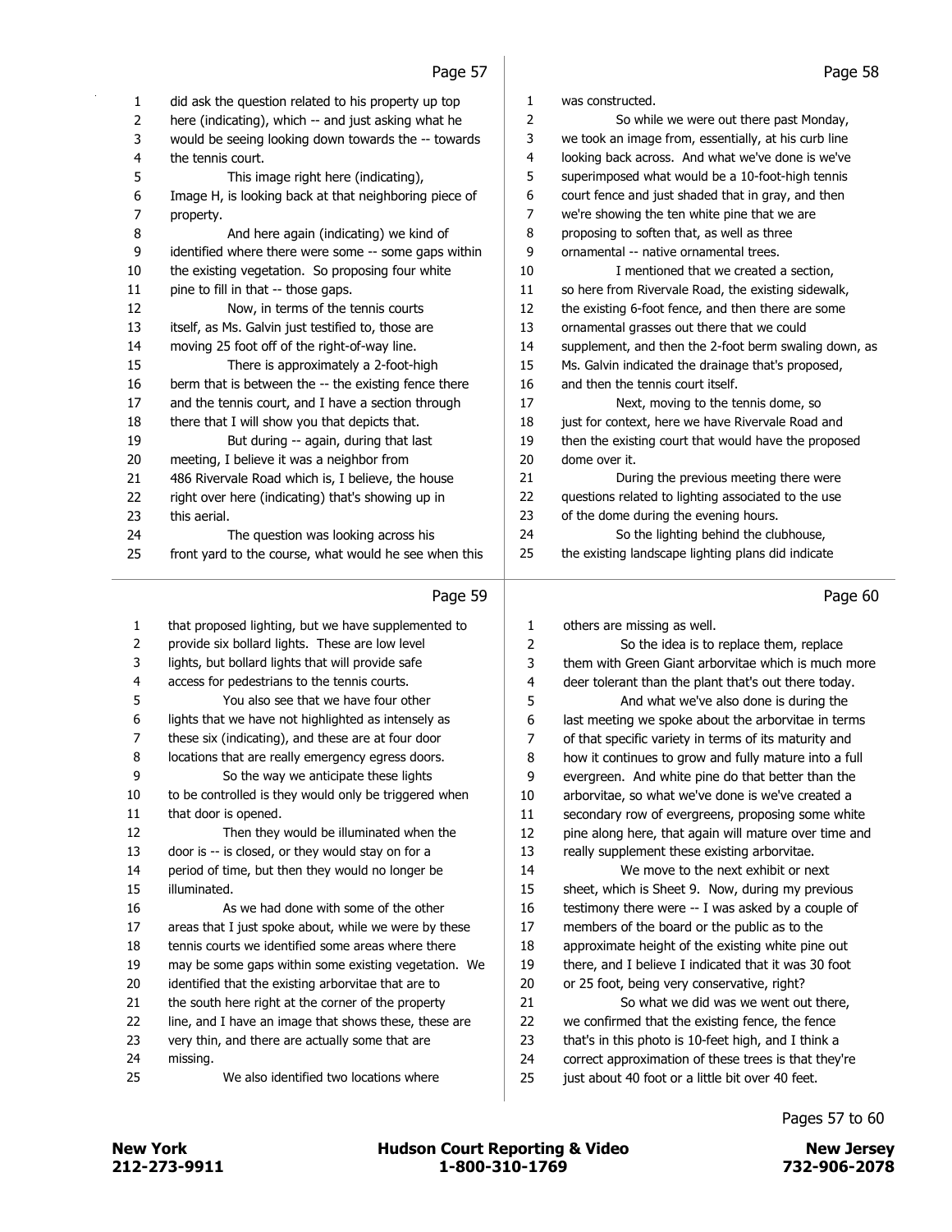## Page 57

1 did ask the question related to his property up top
2 here (indicating), which -- and just asking what he
3 would be seeing looking down towards the -- towards
4 the tennis court.
5 This image right here (indicating),
6 Image H, is looking back at that neighboring piece of
7 property.
8 And here again (indicating) we kind of
9 identified where there were some -- some gaps within
10 the existing vegetation. So proposing four white
11 pine to fill in that -- those gaps.
12 Now, in terms of the tennis courts
13 itself, as Ms. Galvin just testified to, those are
14 moving 25 foot off of the right-of-way line.
15 There is approximately a 2-foot-high
16 berm that is between the -- the existing fence there
17 and the tennis court, and I have a section through
18 there that I will show you that depicts that.
19 But during -- again, during that last
20 meeting, I believe it was a neighbor from
21 486 Rivervale Road which is, I believe, the house
22 right over here (indicating) that's showing up in
23 this aerial.
24 The question was looking across his
25 front yard to the course, what would he see when this

## Page 58

1 was constructed.
2 So while we were out there past Monday,
3 we took an image from, essentially, at his curb line
4 looking back across. And what we've done is we've
5 superimposed what would be a 10-foot-high tennis
6 court fence and just shaded that in gray, and then
7 we're showing the ten white pine that we are
8 proposing to soften that, as well as three
9 ornamental -- native ornamental trees.
10 I mentioned that we created a section,
11 so here from Rivervale Road, the existing sidewalk,
12 the existing 6-foot fence, and then there are some
13 ornamental grasses out there that we could
14 supplement, and then the 2-foot berm swaling down, as
15 Ms. Galvin indicated the drainage that's proposed,
16 and then the tennis court itself.
17 Next, moving to the tennis dome, so
18 just for context, here we have Rivervale Road and
19 then the existing court that would have the proposed
20 dome over it.
21 During the previous meeting there were
22 questions related to lighting associated to the use
23 of the dome during the evening hours.
24 So the lighting behind the clubhouse,
25 the existing landscape lighting plans did indicate

## Page 59

1 that proposed lighting, but we have supplemented to
2 provide six bollard lights. These are low level
3 lights, but bollard lights that will provide safe
4 access for pedestrians to the tennis courts.
5 You also see that we have four other
6 lights that we have not highlighted as intensely as
7 these six (indicating), and these are at four door
8 locations that are really emergency egress doors.
9 So the way we anticipate these lights
10 to be controlled is they would only be triggered when
11 that door is opened.
12 Then they would be illuminated when the
13 door is -- is closed, or they would stay on for a
14 period of time, but then they would no longer be
15 illuminated.
16 As we had done with some of the other
17 areas that I just spoke about, while we were by these
18 tennis courts we identified some areas where there
19 may be some gaps within some existing vegetation. We
20 identified that the existing arborvitae that are to
21 the south here right at the corner of the property
22 line, and I have an image that shows these, these are
23 very thin, and there are actually some that are
24 missing.
25 We also identified two locations where

## Page 60

1 others are missing as well.
2 So the idea is to replace them, replace
3 them with Green Giant arborvitae which is much more
4 deer tolerant than the plant that's out there today.
5 And what we've also done is during the
6 last meeting we spoke about the arborvitae in terms
7 of that specific variety in terms of its maturity and
8 how it continues to grow and fully mature into a full
9 evergreen. And white pine do that better than the
10 arborvitae, so what we've done is we've created a
11 secondary row of evergreens, proposing some white
12 pine along here, that again will mature over time and
13 really supplement these existing arborvitae.
14 We move to the next exhibit or next
15 sheet, which is Sheet 9. Now, during my previous
16 testimony there were -- I was asked by a couple of
17 members of the board or the public as to the
18 approximate height of the existing white pine out
19 there, and I believe I indicated that it was 30 foot
20 or 25 foot, being very conservative, right?
21 So what we did was we went out there,
22 we confirmed that the existing fence, the fence
23 that's in this photo is 10-feet high, and I think a
24 correct approximation of these trees is that they're
25 just about 40 foot or a little bit over 40 feet.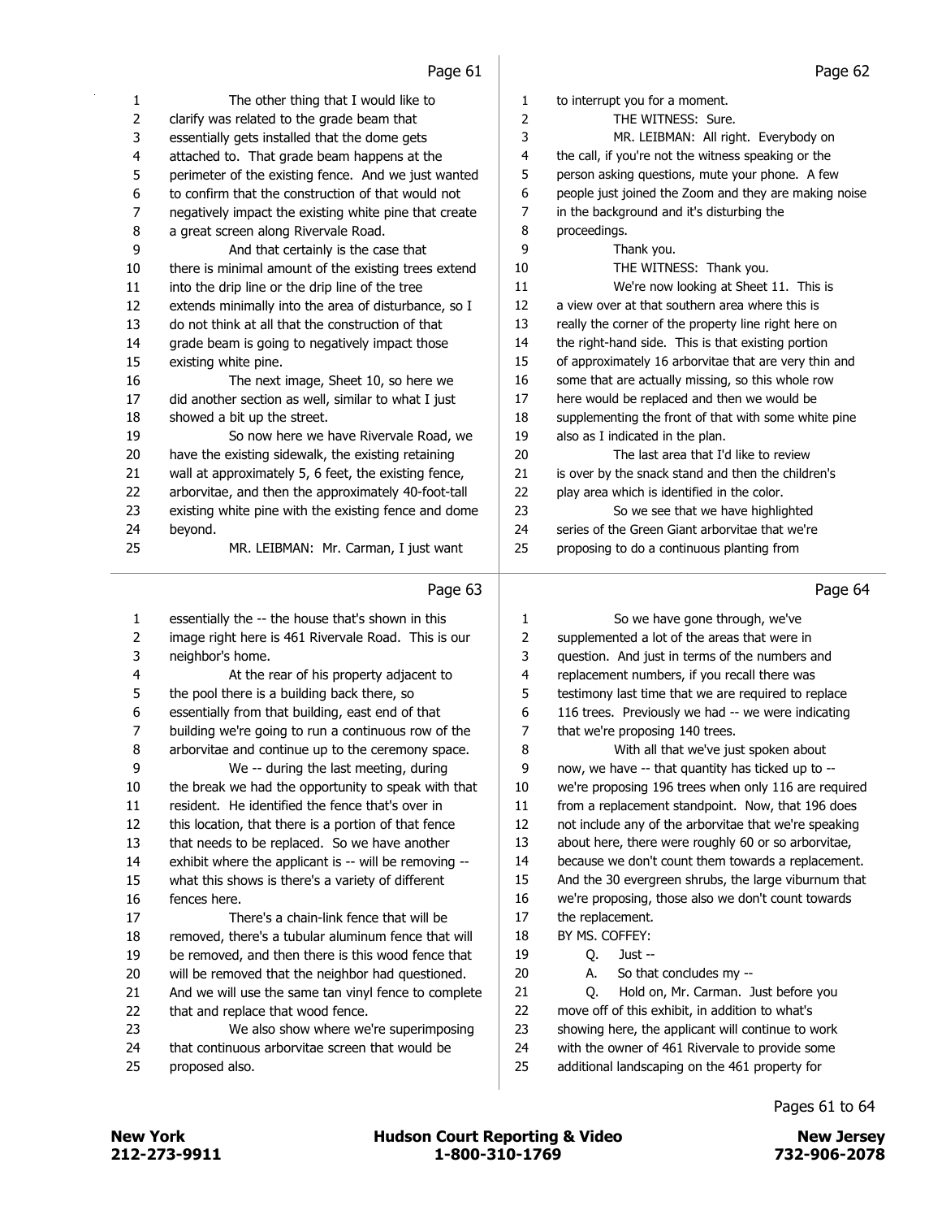Page 61

1 The other thing that I would like to
2 clarify was related to the grade beam that
3 essentially gets installed that the dome gets
4 attached to. That grade beam happens at the
5 perimeter of the existing fence. And we just wanted
6 to confirm that the construction of that would not
7 negatively impact the existing white pine that create
8 a great screen along Rivervale Road.
9 And that certainly is the case that
10 there is minimal amount of the existing trees extend
11 into the drip line or the drip line of the tree
12 extends minimally into the area of disturbance, so I
13 do not think at all that the construction of that
14 grade beam is going to negatively impact those
15 existing white pine.
16 The next image, Sheet 10, so here we
17 did another section as well, similar to what I just
18 showed a bit up the street.
19 So now here we have Rivervale Road, we
20 have the existing sidewalk, the existing retaining
21 wall at approximately 5, 6 feet, the existing fence,
22 arborvitae, and then the approximately 40-foot-tall
23 existing white pine with the existing fence and dome
24 beyond.
25 MR. LEIBMAN: Mr. Carman, I just want

Page 62

1 to interrupt you for a moment.
2 THE WITNESS: Sure.
3 MR. LEIBMAN: All right. Everybody on
4 the call, if you're not the witness speaking or the
5 person asking questions, mute your phone. A few
6 people just joined the Zoom and they are making noise
7 in the background and it's disturbing the
8 proceedings.
9 Thank you.
10 THE WITNESS: Thank you.
11 We're now looking at Sheet 11. This is
12 a view over at that southern area where this is
13 really the corner of the property line right here on
14 the right-hand side. This is that existing portion
15 of approximately 16 arborvitae that are very thin and
16 some that are actually missing, so this whole row
17 here would be replaced and then we would be
18 supplementing the front of that with some white pine
19 also as I indicated in the plan.
20 The last area that I'd like to review
21 is over by the snack stand and then the children's
22 play area which is identified in the color.
23 So we see that we have highlighted
24 series of the Green Giant arborvitae that we're
25 proposing to do a continuous planting from

Page 63

1 essentially the -- the house that's shown in this
2 image right here is 461 Rivervale Road. This is our
3 neighbor's home.
4 At the rear of his property adjacent to
5 the pool there is a building back there, so
6 essentially from that building, east end of that
7 building we're going to run a continuous row of the
8 arborvitae and continue up to the ceremony space.
9 We -- during the last meeting, during
10 the break we had the opportunity to speak with that
11 resident. He identified the fence that's over in
12 this location, that there is a portion of that fence
13 that needs to be replaced. So we have another
14 exhibit where the applicant is -- will be removing --
15 what this shows is there's a variety of different
16 fences here.
17 There's a chain-link fence that will be
18 removed, there's a tubular aluminum fence that will
19 be removed, and then there is this wood fence that
20 will be removed that the neighbor had questioned.
21 And we will use the same tan vinyl fence to complete
22 that and replace that wood fence.
23 We also show where we're superimposing
24 that continuous arborvitae screen that would be
25 proposed also.

Page 64

1 So we have gone through, we've
2 supplemented a lot of the areas that were in
3 question. And just in terms of the numbers and
4 replacement numbers, if you recall there was
5 testimony last time that we are required to replace
6 116 trees. Previously we had -- we were indicating
7 that we're proposing 140 trees.
8 With all that we've just spoken about
9 now, we have -- that quantity has ticked up to --
10 we're proposing 196 trees when only 116 are required
11 from a replacement standpoint. Now, that 196 does
12 not include any of the arborvitae that we're speaking
13 about here, there were roughly 60 or so arborvitae,
14 because we don't count them towards a replacement.
15 And the 30 evergreen shrubs, the large viburnum that
16 we're proposing, those also we don't count towards
17 the replacement.
18 BY MS. COFFEY:
19 Q. Just --
20 A. So that concludes my --
21 Q. Hold on, Mr. Carman. Just before you
22 move off of this exhibit, in addition to what's
23 showing here, the applicant will continue to work
24 with the owner of 461 Rivervale to provide some
25 additional landscaping on the 461 property for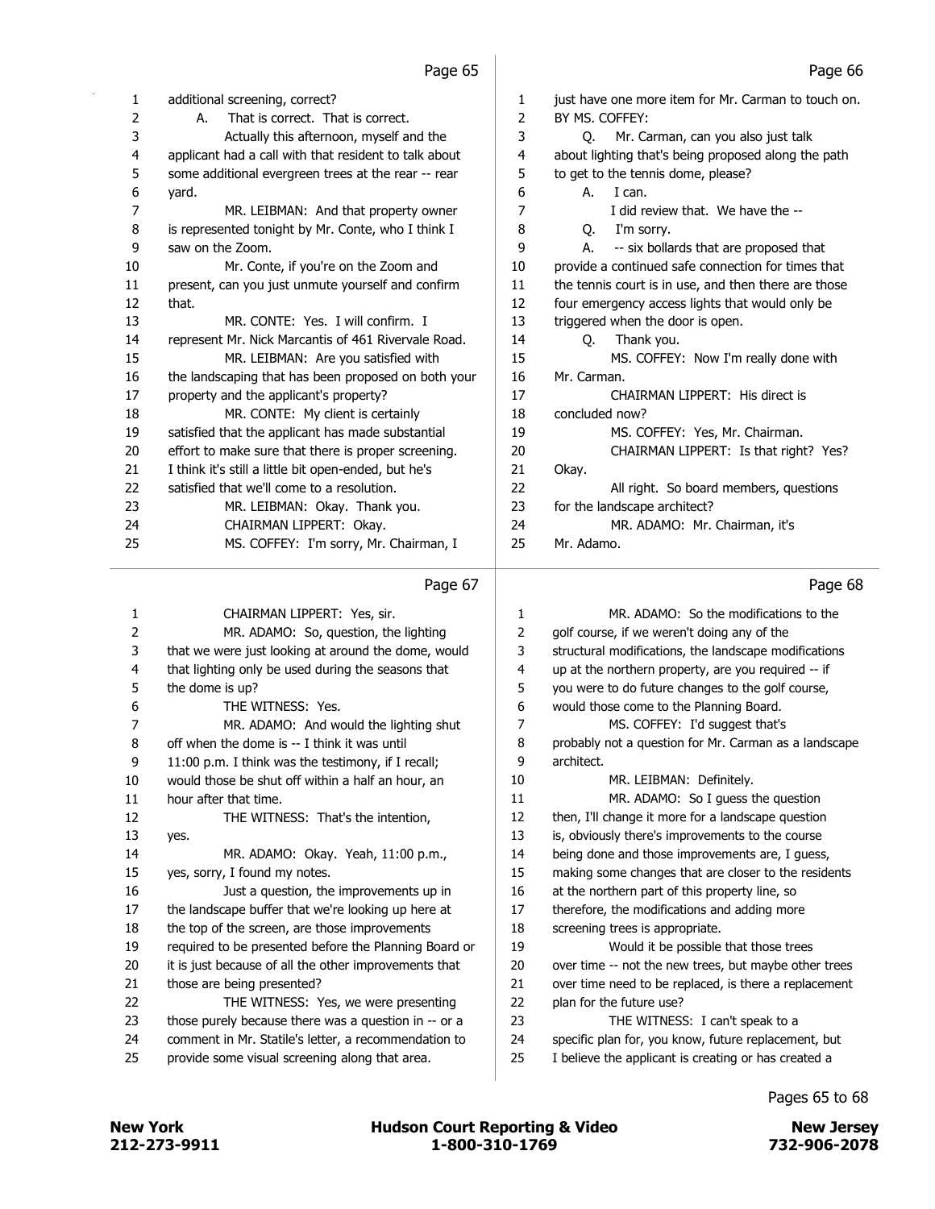additional screening, correct?

A. That is correct. That is correct.

Actually this afternoon, myself and the applicant had a call with that resident to talk about some additional evergreen trees at the rear -- rear yard.

MR. LEIBMAN: And that property owner is represented tonight by Mr. Conte, who I think I saw on the Zoom.

Mr. Conte, if you're on the Zoom and present, can you just unmute yourself and confirm that.

MR. CONTE: Yes. I will confirm. I represent Mr. Nick Marcantis of 461 Rivervale Road.

MR. LEIBMAN: Are you satisfied with the landscaping that has been proposed on both your property and the applicant's property?

MR. CONTE: My client is certainly satisfied that the applicant has made substantial effort to make sure that there is proper screening. I think it's still a little bit open-ended, but he's satisfied that we'll come to a resolution.

MR. LEIBMAN: Okay. Thank you.

CHAIRMAN LIPPERT: Okay.

MS. COFFEY: I'm sorry, Mr. Chairman, I just have one more item for Mr. Carman to touch on.

BY MS. COFFEY:

Q. Mr. Carman, can you also just talk about lighting that's being proposed along the path to get to the tennis dome, please?

A. I can.

I did review that. We have the --

Q. I'm sorry.

A. -- six bollards that are proposed that provide a continued safe connection for times that the tennis court is in use, and then there are those four emergency access lights that would only be triggered when the door is open.

Q. Thank you.

MS. COFFEY: Now I'm really done with Mr. Carman.

CHAIRMAN LIPPERT: His direct is concluded now?

MS. COFFEY: Yes, Mr. Chairman.

CHAIRMAN LIPPERT: Is that right? Yes? Okay.

All right. So board members, questions for the landscape architect?

MR. ADAMO: Mr. Chairman, it's Mr. Adamo.

CHAIRMAN LIPPERT: Yes, sir.

MR. ADAMO: So, question, the lighting that we were just looking at around the dome, would that lighting only be used during the seasons that the dome is up?

THE WITNESS: Yes.

MR. ADAMO: And would the lighting shut off when the dome is -- I think it was until 11:00 p.m. I think was the testimony, if I recall; would those be shut off within a half an hour, an hour after that time.

THE WITNESS: That's the intention, yes.

MR. ADAMO: Okay. Yeah, 11:00 p.m., yes, sorry, I found my notes.

Just a question, the improvements up in the landscape buffer that we're looking up here at the top of the screen, are those improvements required to be presented before the Planning Board or it is just because of all the other improvements that those are being presented?

THE WITNESS: Yes, we were presenting those purely because there was a question in -- or a comment in Mr. Statile's letter, a recommendation to provide some visual screening along that area.

MR. ADAMO: So the modifications to the golf course, if we weren't doing any of the structural modifications, the landscape modifications up at the northern property, are you required -- if you were to do future changes to the golf course, would those come to the Planning Board.

MS. COFFEY: I'd suggest that's probably not a question for Mr. Carman as a landscape architect.

MR. LEIBMAN: Definitely.

MR. ADAMO: So I guess the question then, I'll change it more for a landscape question is, obviously there's improvements to the course being done and those improvements are, I guess, making some changes that are closer to the residents at the northern part of this property line, so therefore, the modifications and adding more screening trees is appropriate.

Would it be possible that those trees over time -- not the new trees, but maybe other trees over time need to be replaced, is there a replacement plan for the future use?

THE WITNESS: I can't speak to a specific plan for, you know, future replacement, but I believe the applicant is creating or has created a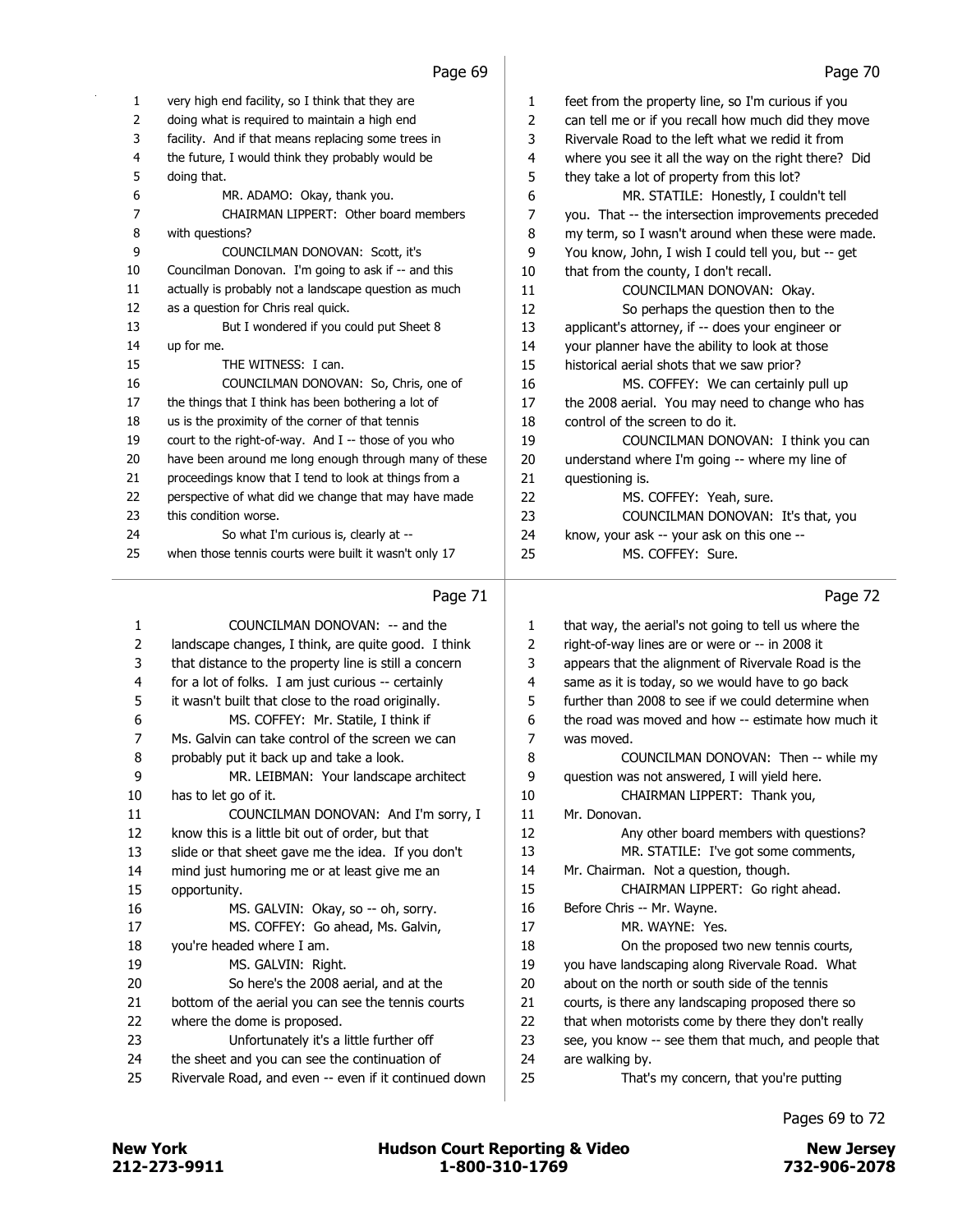Page 69

1 very high end facility, so I think that they are
2 doing what is required to maintain a high end
3 facility. And if that means replacing some trees in
4 the future, I would think they probably would be
5 doing that.
6 MR. ADAMO: Okay, thank you.
7 CHAIRMAN LIPPERT: Other board members
8 with questions?
9 COUNCILMAN DONOVAN: Scott, it's
10 Councilman Donovan. I'm going to ask if -- and this
11 actually is probably not a landscape question as much
12 as a question for Chris real quick.
13 But I wondered if you could put Sheet 8
14 up for me.
15 THE WITNESS: I can.
16 COUNCILMAN DONOVAN: So, Chris, one of
17 the things that I think has been bothering a lot of
18 us is the proximity of the corner of that tennis
19 court to the right-of-way. And I -- those of you who
20 have been around me long enough through many of these
21 proceedings know that I tend to look at things from a
22 perspective of what did we change that may have made
23 this condition worse.
24 So what I'm curious is, clearly at --
25 when those tennis courts were built it wasn't only 17

Page 70

1 feet from the property line, so I'm curious if you
2 can tell me or if you recall how much did they move
3 Rivervale Road to the left what we redid it from
4 where you see it all the way on the right there? Did
5 they take a lot of property from this lot?
6 MR. STATILE: Honestly, I couldn't tell
7 you. That -- the intersection improvements preceded
8 my term, so I wasn't around when these were made.
9 You know, John, I wish I could tell you, but -- get
10 that from the county, I don't recall.
11 COUNCILMAN DONOVAN: Okay.
12 So perhaps the question then to the
13 applicant's attorney, if -- does your engineer or
14 your planner have the ability to look at those
15 historical aerial shots that we saw prior?
16 MS. COFFEY: We can certainly pull up
17 the 2008 aerial. You may need to change who has
18 control of the screen to do it.
19 COUNCILMAN DONOVAN: I think you can
20 understand where I'm going -- where my line of
21 questioning is.
22 MS. COFFEY: Yeah, sure.
23 COUNCILMAN DONOVAN: It's that, you
24 know, your ask -- your ask on this one --
25 MS. COFFEY: Sure.

Page 71

1 COUNCILMAN DONOVAN: -- and the
2 landscape changes, I think, are quite good. I think
3 that distance to the property line is still a concern
4 for a lot of folks. I am just curious -- certainly
5 it wasn't built that close to the road originally.
6 MS. COFFEY: Mr. Statile, I think if
7 Ms. Galvin can take control of the screen we can
8 probably put it back up and take a look.
9 MR. LEIBMAN: Your landscape architect
10 has to let go of it.
11 COUNCILMAN DONOVAN: And I'm sorry, I
12 know this is a little bit out of order, but that
13 slide or that sheet gave me the idea. If you don't
14 mind just humoring me or at least give me an
15 opportunity.
16 MS. GALVIN: Okay, so -- oh, sorry.
17 MS. COFFEY: Go ahead, Ms. Galvin,
18 you're headed where I am.
19 MS. GALVIN: Right.
20 So here's the 2008 aerial, and at the
21 bottom of the aerial you can see the tennis courts
22 where the dome is proposed.
23 Unfortunately it's a little further off
24 the sheet and you can see the continuation of
25 Rivervale Road, and even -- even if it continued down

Page 72

1 that way, the aerial's not going to tell us where the
2 right-of-way lines are or were or -- in 2008 it
3 appears that the alignment of Rivervale Road is the
4 same as it is today, so we would have to go back
5 further than 2008 to see if we could determine when
6 the road was moved and how -- estimate how much it
7 was moved.
8 COUNCILMAN DONOVAN: Then -- while my
9 question was not answered, I will yield here.
10 CHAIRMAN LIPPERT: Thank you,
11 Mr. Donovan.
12 Any other board members with questions?
13 MR. STATILE: I've got some comments,
14 Mr. Chairman. Not a question, though.
15 CHAIRMAN LIPPERT: Go right ahead.
16 Before Chris -- Mr. Wayne.
17 MR. WAYNE: Yes.
18 On the proposed two new tennis courts,
19 you have landscaping along Rivervale Road. What
20 about on the north or south side of the tennis
21 courts, is there any landscaping proposed there so
22 that when motorists come by there they don't really
23 see, you know -- see them that much, and people that
24 are walking by.
25 That's my concern, that you're putting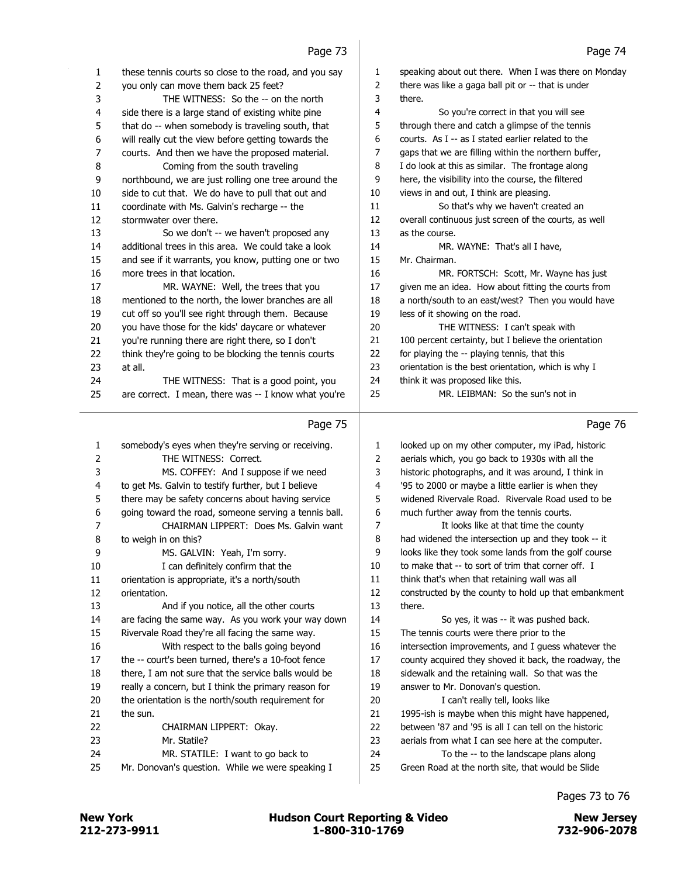Page 73

these tennis courts so close to the road, and you say you only can move them back 25 feet?

THE WITNESS: So the -- on the north side there is a large stand of existing white pine that do -- when somebody is traveling south, that will really cut the view before getting towards the courts. And then we have the proposed material.

Coming from the south traveling northbound, we are just rolling one tree around the side to cut that. We do have to pull that out and coordinate with Ms. Galvin's recharge -- the stormwater over there.

So we don't -- we haven't proposed any additional trees in this area. We could take a look and see if it warrants, you know, putting one or two more trees in that location.

MR. WAYNE: Well, the trees that you mentioned to the north, the lower branches are all cut off so you'll see right through them. Because you have those for the kids' daycare or whatever you're running there are right there, so I don't think they're going to be blocking the tennis courts at all.

THE WITNESS: That is a good point, you are correct. I mean, there was -- I know what you're

Page 74

speaking about out there. When I was there on Monday there was like a gaga ball pit or -- that is under there.

So you're correct in that you will see through there and catch a glimpse of the tennis courts. As I -- as I stated earlier related to the gaps that we are filling within the northern buffer, I do look at this as similar. The frontage along here, the visibility into the course, the filtered views in and out, I think are pleasing.

So that's why we haven't created an overall continuous just screen of the courts, as well as the course.

MR. WAYNE: That's all I have, Mr. Chairman.

MR. FORTSCH: Scott, Mr. Wayne has just given me an idea. How about fitting the courts from a north/south to an east/west? Then you would have less of it showing on the road.

THE WITNESS: I can't speak with 100 percent certainty, but I believe the orientation for playing the -- playing tennis, that this orientation is the best orientation, which is why I think it was proposed like this.

MR. LEIBMAN: So the sun's not in

Page 75

somebody's eyes when they're serving or receiving.

THE WITNESS: Correct.

MS. COFFEY: And I suppose if we need to get Ms. Galvin to testify further, but I believe there may be safety concerns about having service going toward the road, someone serving a tennis ball.

CHAIRMAN LIPPERT: Does Ms. Galvin want to weigh in on this?

MS. GALVIN: Yeah, I'm sorry.

I can definitely confirm that the orientation is appropriate, it's a north/south orientation.

And if you notice, all the other courts are facing the same way. As you work your way down Rivervale Road they're all facing the same way.

With respect to the balls going beyond the -- court's been turned, there's a 10-foot fence there, I am not sure that the service balls would be really a concern, but I think the primary reason for the orientation is the north/south requirement for the sun.

CHAIRMAN LIPPERT: Okay.

Mr. Statile?

MR. STATILE: I want to go back to Mr. Donovan's question. While we were speaking I

Page 76

looked up on my other computer, my iPad, historic aerials which, you go back to 1930s with all the historic photographs, and it was around, I think in '95 to 2000 or maybe a little earlier is when they widened Rivervale Road. Rivervale Road used to be much further away from the tennis courts.

It looks like at that time the county had widened the intersection up and they took -- it looks like they took some lands from the golf course to make that -- to sort of trim that corner off. I think that's when that retaining wall was all constructed by the county to hold up that embankment there.

So yes, it was -- it was pushed back. The tennis courts were there prior to the intersection improvements, and I guess whatever the county acquired they shoved it back, the roadway, the sidewalk and the retaining wall. So that was the answer to Mr. Donovan's question.

I can't really tell, looks like 1995-ish is maybe when this might have happened, between '87 and '95 is all I can tell on the historic aerials from what I can see here at the computer.

To the -- to the landscape plans along Green Road at the north site, that would be Slide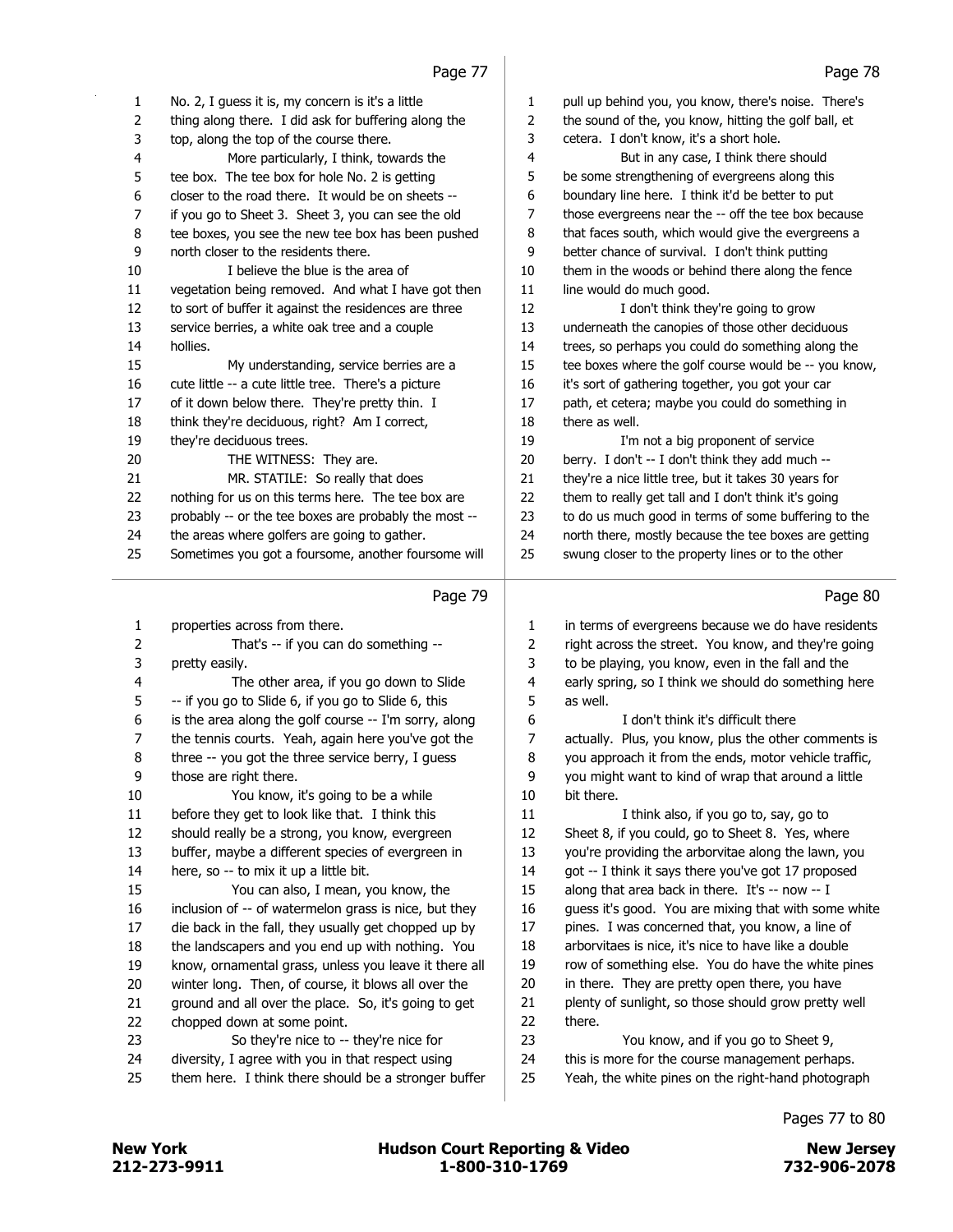No. 2, I guess it is, my concern is it's a little thing along there. I did ask for buffering along the top, along the top of the course there.

More particularly, I think, towards the tee box. The tee box for hole No. 2 is getting closer to the road there. It would be on sheets -- if you go to Sheet 3. Sheet 3, you can see the old tee boxes, you see the new tee box has been pushed north closer to the residents there.

I believe the blue is the area of vegetation being removed. And what I have got then to sort of buffer it against the residences are three service berries, a white oak tree and a couple hollies.

My understanding, service berries are a cute little -- a cute little tree. There's a picture of it down below there. They're pretty thin. I think they're deciduous, right? Am I correct, they're deciduous trees.

THE WITNESS: They are.

MR. STATILE: So really that does nothing for us on this terms here. The tee box are probably -- or the tee boxes are probably the most -- the areas where golfers are going to gather. Sometimes you got a foursome, another foursome will pull up behind you, you know, there's noise. There's the sound of the, you know, hitting the golf ball, et cetera. I don't know, it's a short hole.

But in any case, I think there should be some strengthening of evergreens along this boundary line here. I think it'd be better to put those evergreens near the -- off the tee box because that faces south, which would give the evergreens a better chance of survival. I don't think putting them in the woods or behind there along the fence line would do much good.

I don't think they're going to grow underneath the canopies of those other deciduous trees, so perhaps you could do something along the tee boxes where the golf course would be -- you know, it's sort of gathering together, you got your car path, et cetera; maybe you could do something in there as well.

I'm not a big proponent of service berry. I don't -- I don't think they add much -- they're a nice little tree, but it takes 30 years for them to really get tall and I don't think it's going to do us much good in terms of some buffering to the north there, mostly because the tee boxes are getting swung closer to the property lines or to the other properties across from there.

That's -- if you can do something -- pretty easily.

The other area, if you go down to Slide -- if you go to Slide 6, if you go to Slide 6, this is the area along the golf course -- I'm sorry, along the tennis courts. Yeah, again here you've got the three -- you got the three service berry, I guess those are right there.

You know, it's going to be a while before they get to look like that. I think this should really be a strong, you know, evergreen buffer, maybe a different species of evergreen in here, so -- to mix it up a little bit.

You can also, I mean, you know, the inclusion of -- of watermelon grass is nice, but they die back in the fall, they usually get chopped up by the landscapers and you end up with nothing. You know, ornamental grass, unless you leave it there all winter long. Then, of course, it blows all over the ground and all over the place. So, it's going to get chopped down at some point.

So they're nice to -- they're nice for diversity, I agree with you in that respect using them here. I think there should be a stronger buffer in terms of evergreens because we do have residents right across the street. You know, and they're going to be playing, you know, even in the fall and the early spring, so I think we should do something here as well.

I don't think it's difficult there actually. Plus, you know, plus the other comments is you approach it from the ends, motor vehicle traffic, you might want to kind of wrap that around a little bit there.

I think also, if you go to, say, go to Sheet 8, if you could, go to Sheet 8. Yes, where you're providing the arborvitae along the lawn, you got -- I think it says there you've got 17 proposed along that area back in there. It's -- now -- I guess it's good. You are mixing that with some white pines. I was concerned that, you know, a line of arborvitaes is nice, it's nice to have like a double row of something else. You do have the white pines in there. They are pretty open there, you have plenty of sunlight, so those should grow pretty well there.

You know, and if you go to Sheet 9, this is more for the course management perhaps. Yeah, the white pines on the right-hand photograph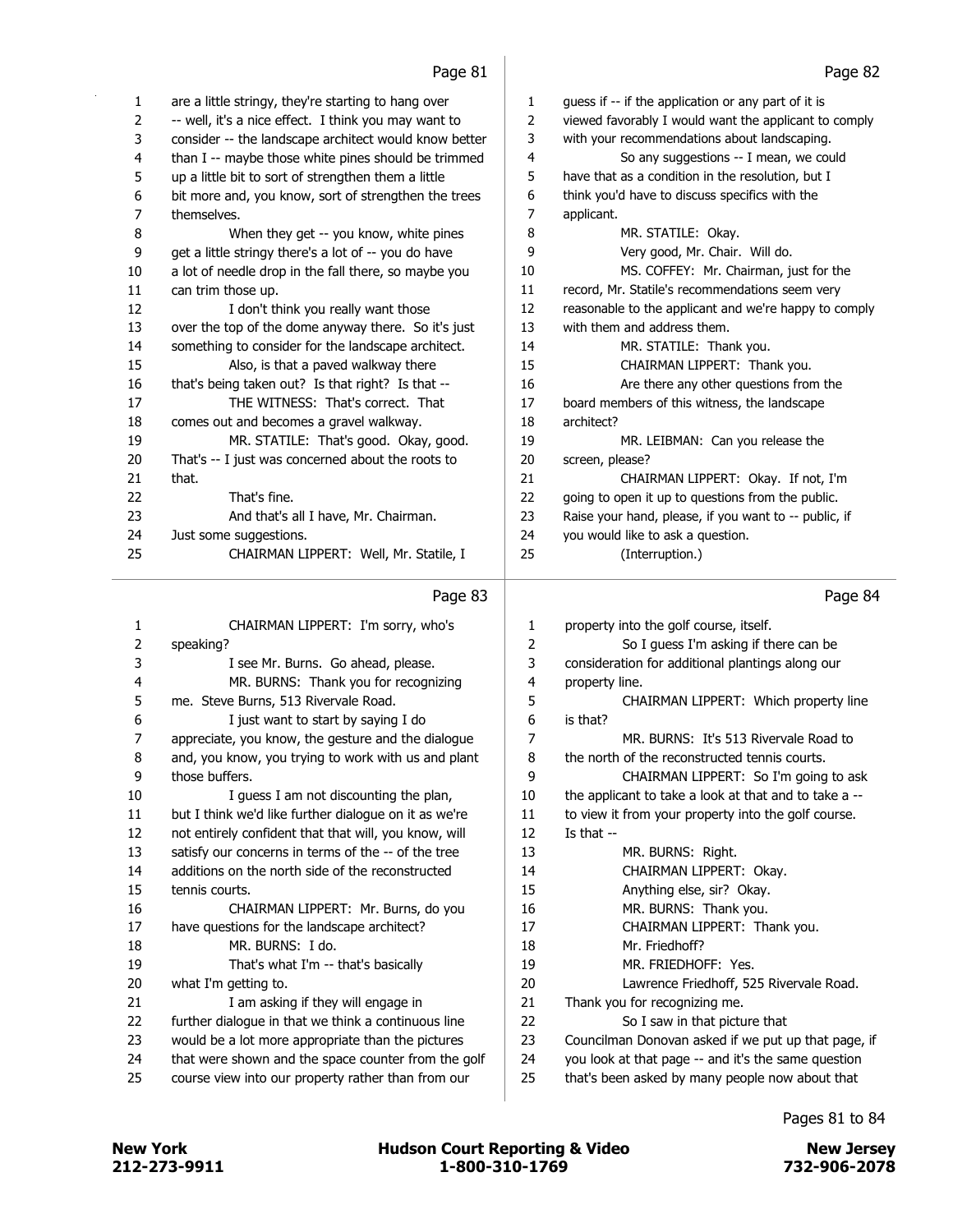Page 81

1 are a little stringy, they're starting to hang over
2 -- well, it's a nice effect. I think you may want to
3 consider -- the landscape architect would know better
4 than I -- maybe those white pines should be trimmed
5 up a little bit to sort of strengthen them a little
6 bit more and, you know, sort of strengthen the trees
7 themselves.
8 When they get -- you know, white pines
9 get a little stringy there's a lot of -- you do have
10 a lot of needle drop in the fall there, so maybe you
11 can trim those up.
12 I don't think you really want those
13 over the top of the dome anyway there. So it's just
14 something to consider for the landscape architect.
15 Also, is that a paved walkway there
16 that's being taken out? Is that right? Is that --
17 THE WITNESS: That's correct. That
18 comes out and becomes a gravel walkway.
19 MR. STATILE: That's good. Okay, good.
20 That's -- I just was concerned about the roots to
21 that.
22 That's fine.
23 And that's all I have, Mr. Chairman.
24 Just some suggestions.
25 CHAIRMAN LIPPERT: Well, Mr. Statile, I

Page 82

1 guess if -- if the application or any part of it is
2 viewed favorably I would want the applicant to comply
3 with your recommendations about landscaping.
4 So any suggestions -- I mean, we could
5 have that as a condition in the resolution, but I
6 think you'd have to discuss specifics with the
7 applicant.
8 MR. STATILE: Okay.
9 Very good, Mr. Chair. Will do.
10 MS. COFFEY: Mr. Chairman, just for the
11 record, Mr. Statile's recommendations seem very
12 reasonable to the applicant and we're happy to comply
13 with them and address them.
14 MR. STATILE: Thank you.
15 CHAIRMAN LIPPERT: Thank you.
16 Are there any other questions from the
17 board members of this witness, the landscape
18 architect?
19 MR. LEIBMAN: Can you release the
20 screen, please?
21 CHAIRMAN LIPPERT: Okay. If not, I'm
22 going to open it up to questions from the public.
23 Raise your hand, please, if you want to -- public, if
24 you would like to ask a question.
25 (Interruption.)

Page 83

1 CHAIRMAN LIPPERT: I'm sorry, who's
2 speaking?
3 I see Mr. Burns. Go ahead, please.
4 MR. BURNS: Thank you for recognizing
5 me. Steve Burns, 513 Rivervale Road.
6 I just want to start by saying I do
7 appreciate, you know, the gesture and the dialogue
8 and, you know, you trying to work with us and plant
9 those buffers.
10 I guess I am not discounting the plan,
11 but I think we'd like further dialogue on it as we're
12 not entirely confident that that will, you know, will
13 satisfy our concerns in terms of the -- of the tree
14 additions on the north side of the reconstructed
15 tennis courts.
16 CHAIRMAN LIPPERT: Mr. Burns, do you
17 have questions for the landscape architect?
18 MR. BURNS: I do.
19 That's what I'm -- that's basically
20 what I'm getting to.
21 I am asking if they will engage in
22 further dialogue in that we think a continuous line
23 would be a lot more appropriate than the pictures
24 that were shown and the space counter from the golf
25 course view into our property rather than from our

Page 84

1 property into the golf course, itself.
2 So I guess I'm asking if there can be
3 consideration for additional plantings along our
4 property line.
5 CHAIRMAN LIPPERT: Which property line
6 is that?
7 MR. BURNS: It's 513 Rivervale Road to
8 the north of the reconstructed tennis courts.
9 CHAIRMAN LIPPERT: So I'm going to ask
10 the applicant to take a look at that and to take a --
11 to view it from your property into the golf course.
12 Is that --
13 MR. BURNS: Right.
14 CHAIRMAN LIPPERT: Okay.
15 Anything else, sir? Okay.
16 MR. BURNS: Thank you.
17 CHAIRMAN LIPPERT: Thank you.
18 Mr. Friedhoff?
19 MR. FRIEDHOFF: Yes.
20 Lawrence Friedhoff, 525 Rivervale Road.
21 Thank you for recognizing me.
22 So I saw in that picture that
23 Councilman Donovan asked if we put up that page, if
24 you look at that page -- and it's the same question
25 that's been asked by many people now about that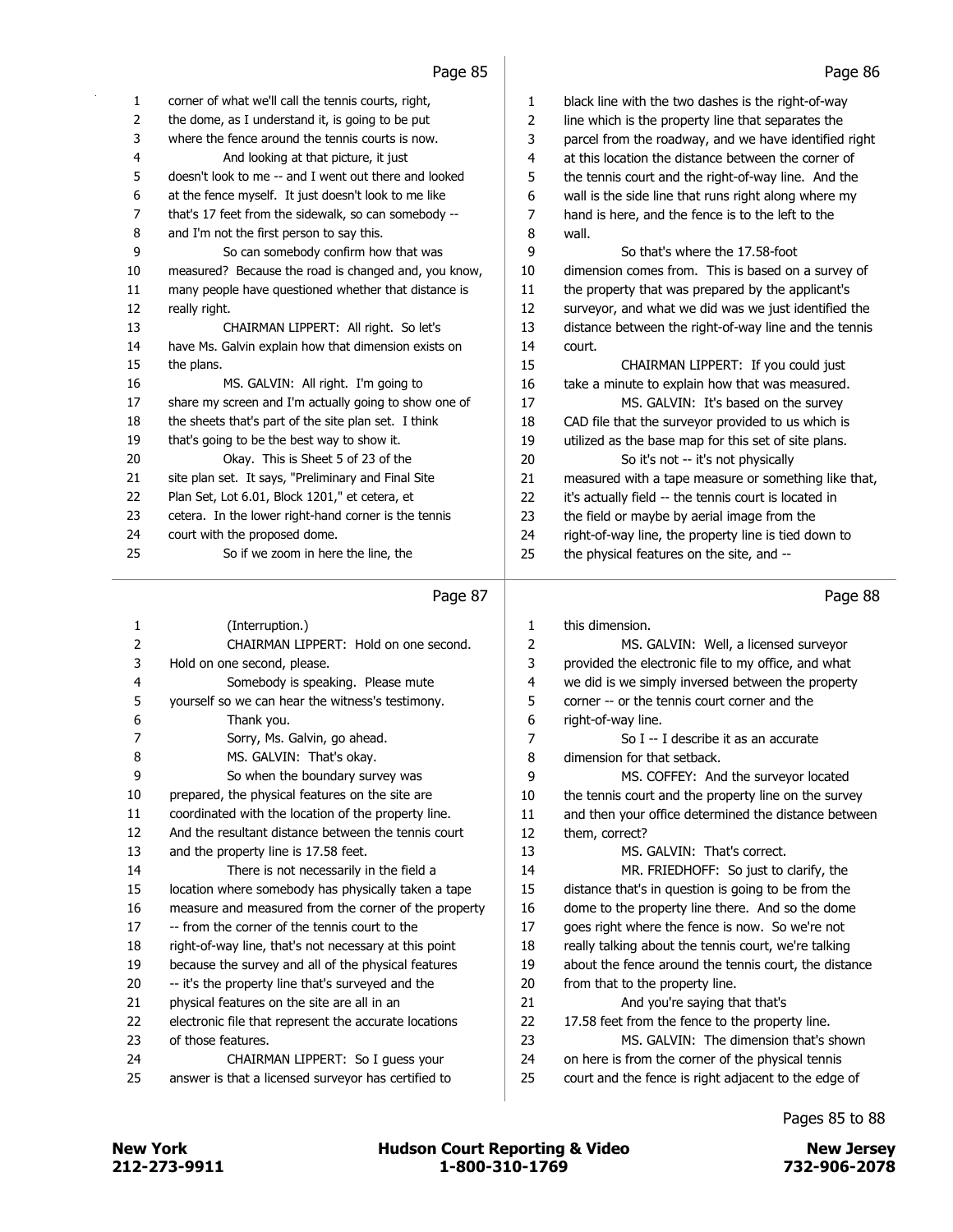Page 85

corner of what we'll call the tennis courts, right, the dome, as I understand it, is going to be put where the fence around the tennis courts is now.

And looking at that picture, it just doesn't look to me -- and I went out there and looked at the fence myself. It just doesn't look to me like that's 17 feet from the sidewalk, so can somebody -- and I'm not the first person to say this.

So can somebody confirm how that was measured? Because the road is changed and, you know, many people have questioned whether that distance is really right.

CHAIRMAN LIPPERT: All right. So let's have Ms. Galvin explain how that dimension exists on the plans.

MS. GALVIN: All right. I'm going to share my screen and I'm actually going to show one of the sheets that's part of the site plan set. I think that's going to be the best way to show it.

Okay. This is Sheet 5 of 23 of the site plan set. It says, "Preliminary and Final Site Plan Set, Lot 6.01, Block 1201," et cetera, et cetera. In the lower right-hand corner is the tennis court with the proposed dome.

So if we zoom in here the line, the

Page 86

black line with the two dashes is the right-of-way line which is the property line that separates the parcel from the roadway, and we have identified right at this location the distance between the corner of the tennis court and the right-of-way line. And the wall is the side line that runs right along where my hand is here, and the fence is to the left to the wall.

So that's where the 17.58-foot dimension comes from. This is based on a survey of the property that was prepared by the applicant's surveyor, and what we did was we just identified the distance between the right-of-way line and the tennis court.

CHAIRMAN LIPPERT: If you could just take a minute to explain how that was measured.

MS. GALVIN: It's based on the survey CAD file that the surveyor provided to us which is utilized as the base map for this set of site plans.

So it's not -- it's not physically measured with a tape measure or something like that, it's actually field -- the tennis court is located in the field or maybe by aerial image from the right-of-way line, the property line is tied down to the physical features on the site, and --

Page 87

(Interruption.)

CHAIRMAN LIPPERT: Hold on one second. Hold on one second, please.

Somebody is speaking. Please mute yourself so we can hear the witness's testimony.

Thank you.

Sorry, Ms. Galvin, go ahead.

MS. GALVIN: That's okay.

So when the boundary survey was prepared, the physical features on the site are coordinated with the location of the property line. And the resultant distance between the tennis court and the property line is 17.58 feet.

There is not necessarily in the field a location where somebody has physically taken a tape measure and measured from the corner of the property -- from the corner of the tennis court to the right-of-way line, that's not necessary at this point because the survey and all of the physical features -- it's the property line that's surveyed and the physical features on the site are all in an electronic file that represent the accurate locations of those features.

CHAIRMAN LIPPERT: So I guess your answer is that a licensed surveyor has certified to

Page 88

this dimension.

MS. GALVIN: Well, a licensed surveyor provided the electronic file to my office, and what we did is we simply inversed between the property corner -- or the tennis court corner and the right-of-way line.

So I -- I describe it as an accurate dimension for that setback.

MS. COFFEY: And the surveyor located the tennis court and the property line on the survey and then your office determined the distance between them, correct?

MS. GALVIN: That's correct.

MR. FRIEDHOFF: So just to clarify, the distance that's in question is going to be from the dome to the property line there. And so the dome goes right where the fence is now. So we're not really talking about the tennis court, we're talking about the fence around the tennis court, the distance from that to the property line.

And you're saying that that's 17.58 feet from the fence to the property line.

MS. GALVIN: The dimension that's shown on here is from the corner of the physical tennis court and the fence is right adjacent to the edge of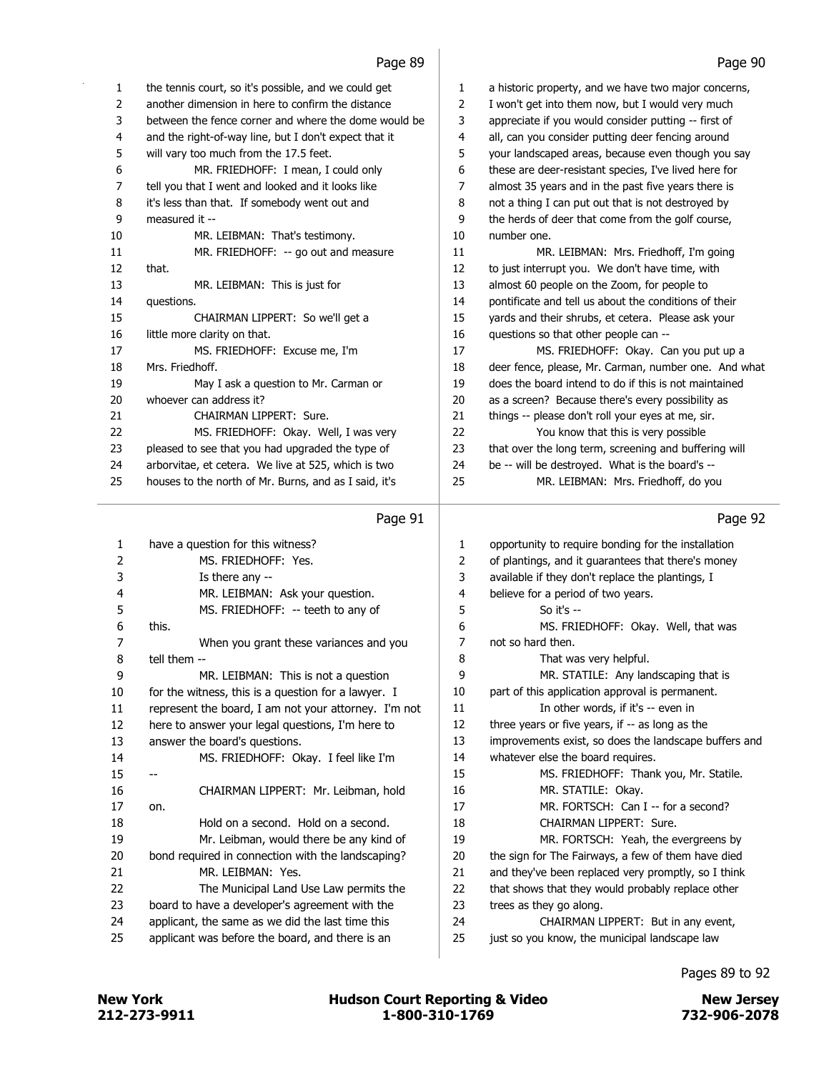the tennis court, so it's possible, and we could get another dimension in here to confirm the distance between the fence corner and where the dome would be and the right-of-way line, but I don't expect that it will vary too much from the 17.5 feet.

MR. FRIEDHOFF: I mean, I could only tell you that I went and looked and it looks like it's less than that. If somebody went out and measured it --

MR. LEIBMAN: That's testimony.

MR. FRIEDHOFF: -- go out and measure that.

MR. LEIBMAN: This is just for questions.

CHAIRMAN LIPPERT: So we'll get a little more clarity on that.

MS. FRIEDHOFF: Excuse me, I'm Mrs. Friedhoff.

May I ask a question to Mr. Carman or whoever can address it?

CHAIRMAN LIPPERT: Sure.

MS. FRIEDHOFF: Okay. Well, I was very pleased to see that you had upgraded the type of arborvitae, et cetera. We live at 525, which is two houses to the north of Mr. Burns, and as I said, it's a historic property, and we have two major concerns, I won't get into them now, but I would very much appreciate if you would consider putting -- first of all, can you consider putting deer fencing around your landscaped areas, because even though you say these are deer-resistant species, I've lived here for almost 35 years and in the past five years there is not a thing I can put out that is not destroyed by the herds of deer that come from the golf course, number one.

MR. LEIBMAN: Mrs. Friedhoff, I'm going to just interrupt you. We don't have time, with almost 60 people on the Zoom, for people to pontificate and tell us about the conditions of their yards and their shrubs, et cetera. Please ask your questions so that other people can --

MS. FRIEDHOFF: Okay. Can you put up a deer fence, please, Mr. Carman, number one. And what does the board intend to do if this is not maintained as a screen? Because there's every possibility as things -- please don't roll your eyes at me, sir.

You know that this is very possible that over the long term, screening and buffering will be -- will be destroyed. What is the board's --

MR. LEIBMAN: Mrs. Friedhoff, do you have a question for this witness?

MS. FRIEDHOFF: Yes.

Is there any --

MR. LEIBMAN: Ask your question.

MS. FRIEDHOFF: -- teeth to any of this.

When you grant these variances and you tell them --

MR. LEIBMAN: This is not a question for the witness, this is a question for a lawyer. I represent the board, I am not your attorney. I'm not here to answer your legal questions, I'm here to answer the board's questions.

MS. FRIEDHOFF: Okay. I feel like I'm --

CHAIRMAN LIPPERT: Mr. Leibman, hold on.

Hold on a second. Hold on a second.

Mr. Leibman, would there be any kind of bond required in connection with the landscaping?

MR. LEIBMAN: Yes.

The Municipal Land Use Law permits the board to have a developer's agreement with the applicant, the same as we did the last time this applicant was before the board, and there is an opportunity to require bonding for the installation of plantings, and it guarantees that there's money available if they don't replace the plantings, I believe for a period of two years.

So it's --

MS. FRIEDHOFF: Okay. Well, that was not so hard then.

That was very helpful.

MR. STATILE: Any landscaping that is part of this application approval is permanent.

In other words, if it's -- even in three years or five years, if -- as long as the improvements exist, so does the landscape buffers and whatever else the board requires.

MS. FRIEDHOFF: Thank you, Mr. Statile.

MR. STATILE: Okay.

MR. FORTSCH: Can I -- for a second?

CHAIRMAN LIPPERT: Sure.

MR. FORTSCH: Yeah, the evergreens by the sign for The Fairways, a few of them have died and they've been replaced very promptly, so I think that shows that they would probably replace other trees as they go along.

CHAIRMAN LIPPERT: But in any event, just so you know, the municipal landscape law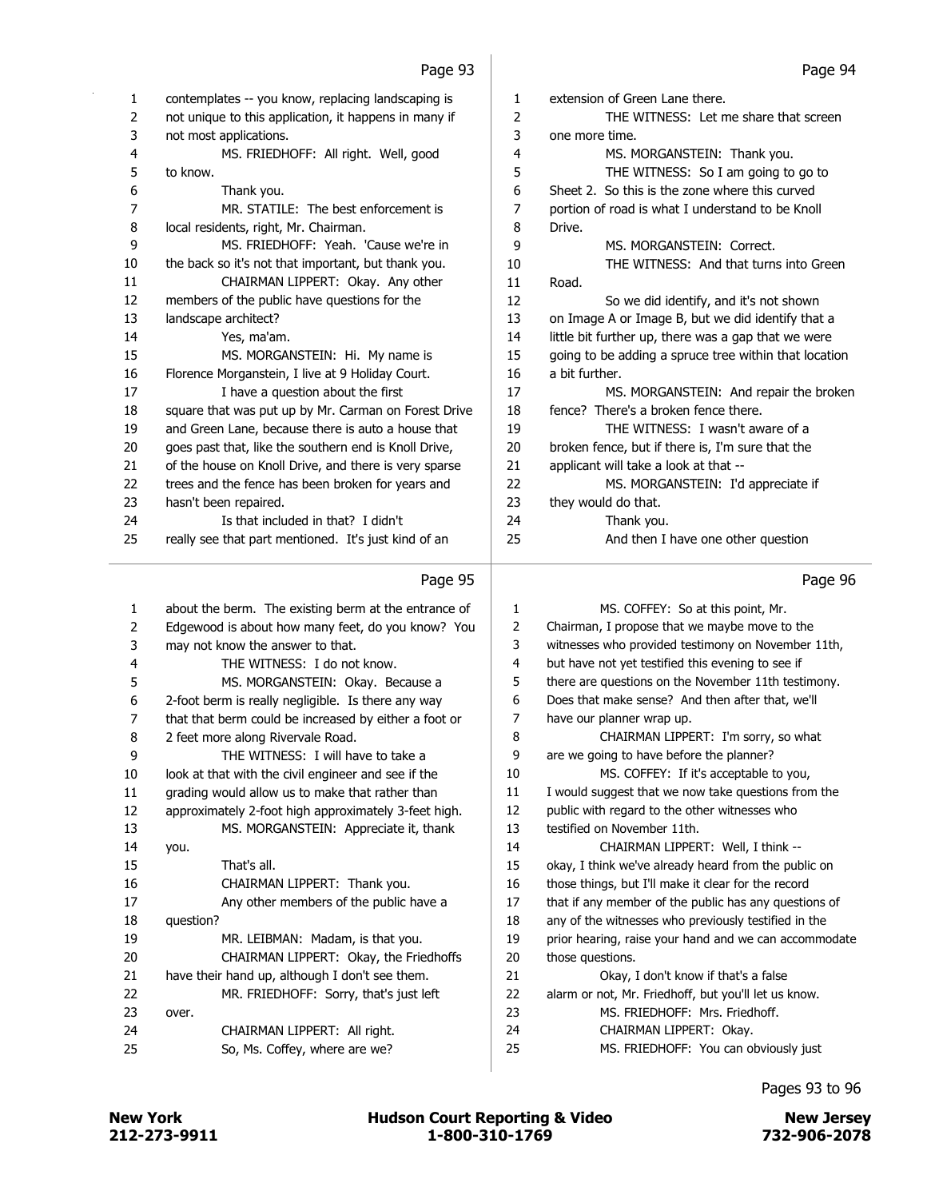Page 93

1 contemplates -- you know, replacing landscaping is
2 not unique to this application, it happens in many if
3 not most applications.
4 MS. FRIEDHOFF: All right. Well, good
5 to know.
6 Thank you.
7 MR. STATILE: The best enforcement is
8 local residents, right, Mr. Chairman.
9 MS. FRIEDHOFF: Yeah. 'Cause we're in
10 the back so it's not that important, but thank you.
11 CHAIRMAN LIPPERT: Okay. Any other
12 members of the public have questions for the
13 landscape architect?
14 Yes, ma'am.
15 MS. MORGANSTEIN: Hi. My name is
16 Florence Morganstein, I live at 9 Holiday Court.
17 I have a question about the first
18 square that was put up by Mr. Carman on Forest Drive
19 and Green Lane, because there is auto a house that
20 goes past that, like the southern end is Knoll Drive,
21 of the house on Knoll Drive, and there is very sparse
22 trees and the fence has been broken for years and
23 hasn't been repaired.
24 Is that included in that? I didn't
25 really see that part mentioned. It's just kind of an

Page 94

1 extension of Green Lane there.
2 THE WITNESS: Let me share that screen
3 one more time.
4 MS. MORGANSTEIN: Thank you.
5 THE WITNESS: So I am going to go to
6 Sheet 2. So this is the zone where this curved
7 portion of road is what I understand to be Knoll
8 Drive.
9 MS. MORGANSTEIN: Correct.
10 THE WITNESS: And that turns into Green
11 Road.
12 So we did identify, and it's not shown
13 on Image A or Image B, but we did identify that a
14 little bit further up, there was a gap that we were
15 going to be adding a spruce tree within that location
16 a bit further.
17 MS. MORGANSTEIN: And repair the broken
18 fence? There's a broken fence there.
19 THE WITNESS: I wasn't aware of a
20 broken fence, but if there is, I'm sure that the
21 applicant will take a look at that --
22 MS. MORGANSTEIN: I'd appreciate if
23 they would do that.
24 Thank you.
25 And then I have one other question

Page 95

1 about the berm. The existing berm at the entrance of
2 Edgewood is about how many feet, do you know? You
3 may not know the answer to that.
4 THE WITNESS: I do not know.
5 MS. MORGANSTEIN: Okay. Because a
6 2-foot berm is really negligible. Is there any way
7 that that berm could be increased by either a foot or
8 2 feet more along Rivervale Road.
9 THE WITNESS: I will have to take a
10 look at that with the civil engineer and see if the
11 grading would allow us to make that rather than
12 approximately 2-foot high approximately 3-feet high.
13 MS. MORGANSTEIN: Appreciate it, thank
14 you.
15 That's all.
16 CHAIRMAN LIPPERT: Thank you.
17 Any other members of the public have a
18 question?
19 MR. LEIBMAN: Madam, is that you.
20 CHAIRMAN LIPPERT: Okay, the Friedhoffs
21 have their hand up, although I don't see them.
22 MR. FRIEDHOFF: Sorry, that's just left
23 over.
24 CHAIRMAN LIPPERT: All right.
25 So, Ms. Coffey, where are we?

Page 96

1 MS. COFFEY: So at this point, Mr.
2 Chairman, I propose that we maybe move to the
3 witnesses who provided testimony on November 11th,
4 but have not yet testified this evening to see if
5 there are questions on the November 11th testimony.
6 Does that make sense? And then after that, we'll
7 have our planner wrap up.
8 CHAIRMAN LIPPERT: I'm sorry, so what
9 are we going to have before the planner?
10 MS. COFFEY: If it's acceptable to you,
11 I would suggest that we now take questions from the
12 public with regard to the other witnesses who
13 testified on November 11th.
14 CHAIRMAN LIPPERT: Well, I think --
15 okay, I think we've already heard from the public on
16 those things, but I'll make it clear for the record
17 that if any member of the public has any questions of
18 any of the witnesses who previously testified in the
19 prior hearing, raise your hand and we can accommodate
20 those questions.
21 Okay, I don't know if that's a false
22 alarm or not, Mr. Friedhoff, but you'll let us know.
23 MS. FRIEDHOFF: Mrs. Friedhoff.
24 CHAIRMAN LIPPERT: Okay.
25 MS. FRIEDHOFF: You can obviously just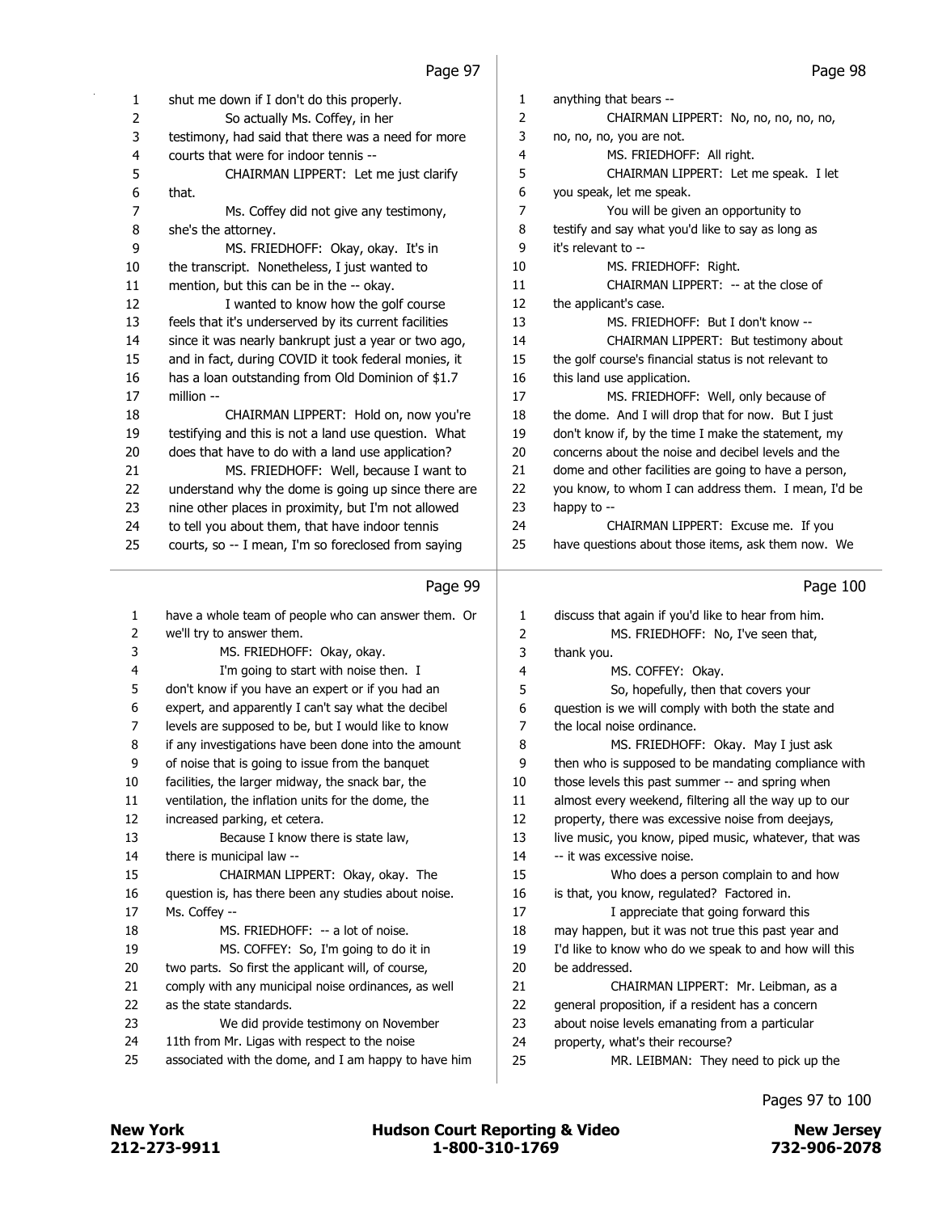Page 97

1 shut me down if I don't do this properly.
2 So actually Ms. Coffey, in her
3 testimony, had said that there was a need for more
4 courts that were for indoor tennis --
5 CHAIRMAN LIPPERT: Let me just clarify
6 that.
7 Ms. Coffey did not give any testimony,
8 she's the attorney.
9 MS. FRIEDHOFF: Okay, okay. It's in
10 the transcript. Nonetheless, I just wanted to
11 mention, but this can be in the -- okay.
12 I wanted to know how the golf course
13 feels that it's underserved by its current facilities
14 since it was nearly bankrupt just a year or two ago,
15 and in fact, during COVID it took federal monies, it
16 has a loan outstanding from Old Dominion of $1.7
17 million --
18 CHAIRMAN LIPPERT: Hold on, now you're
19 testifying and this is not a land use question. What
20 does that have to do with a land use application?
21 MS. FRIEDHOFF: Well, because I want to
22 understand why the dome is going up since there are
23 nine other places in proximity, but I'm not allowed
24 to tell you about them, that have indoor tennis
25 courts, so -- I mean, I'm so foreclosed from saying

Page 98

1 anything that bears --
2 CHAIRMAN LIPPERT: No, no, no, no, no,
3 no, no, no, you are not.
4 MS. FRIEDHOFF: All right.
5 CHAIRMAN LIPPERT: Let me speak. I let
6 you speak, let me speak.
7 You will be given an opportunity to
8 testify and say what you'd like to say as long as
9 it's relevant to --
10 MS. FRIEDHOFF: Right.
11 CHAIRMAN LIPPERT: -- at the close of
12 the applicant's case.
13 MS. FRIEDHOFF: But I don't know --
14 CHAIRMAN LIPPERT: But testimony about
15 the golf course's financial status is not relevant to
16 this land use application.
17 MS. FRIEDHOFF: Well, only because of
18 the dome. And I will drop that for now. But I just
19 don't know if, by the time I make the statement, my
20 concerns about the noise and decibel levels and the
21 dome and other facilities are going to have a person,
22 you know, to whom I can address them. I mean, I'd be
23 happy to --
24 CHAIRMAN LIPPERT: Excuse me. If you
25 have questions about those items, ask them now. We

Page 99

1 have a whole team of people who can answer them. Or
2 we'll try to answer them.
3 MS. FRIEDHOFF: Okay, okay.
4 I'm going to start with noise then. I
5 don't know if you have an expert or if you had an
6 expert, and apparently I can't say what the decibel
7 levels are supposed to be, but I would like to know
8 if any investigations have been done into the amount
9 of noise that is going to issue from the banquet
10 facilities, the larger midway, the snack bar, the
11 ventilation, the inflation units for the dome, the
12 increased parking, et cetera.
13 Because I know there is state law,
14 there is municipal law --
15 CHAIRMAN LIPPERT: Okay, okay. The
16 question is, has there been any studies about noise.
17 Ms. Coffey --
18 MS. FRIEDHOFF: -- a lot of noise.
19 MS. COFFEY: So, I'm going to do it in
20 two parts. So first the applicant will, of course,
21 comply with any municipal noise ordinances, as well
22 as the state standards.
23 We did provide testimony on November
24 11th from Mr. Ligas with respect to the noise
25 associated with the dome, and I am happy to have him

Page 100

1 discuss that again if you'd like to hear from him.
2 MS. FRIEDHOFF: No, I've seen that,
3 thank you.
4 MS. COFFEY: Okay.
5 So, hopefully, then that covers your
6 question is we will comply with both the state and
7 the local noise ordinance.
8 MS. FRIEDHOFF: Okay. May I just ask
9 then who is supposed to be mandating compliance with
10 those levels this past summer -- and spring when
11 almost every weekend, filtering all the way up to our
12 property, there was excessive noise from deejays,
13 live music, you know, piped music, whatever, that was
14 -- it was excessive noise.
15 Who does a person complain to and how
16 is that, you know, regulated? Factored in.
17 I appreciate that going forward this
18 may happen, but it was not true this past year and
19 I'd like to know who do we speak to and how will this
20 be addressed.
21 CHAIRMAN LIPPERT: Mr. Leibman, as a
22 general proposition, if a resident has a concern
23 about noise levels emanating from a particular
24 property, what's their recourse?
25 MR. LEIBMAN: They need to pick up the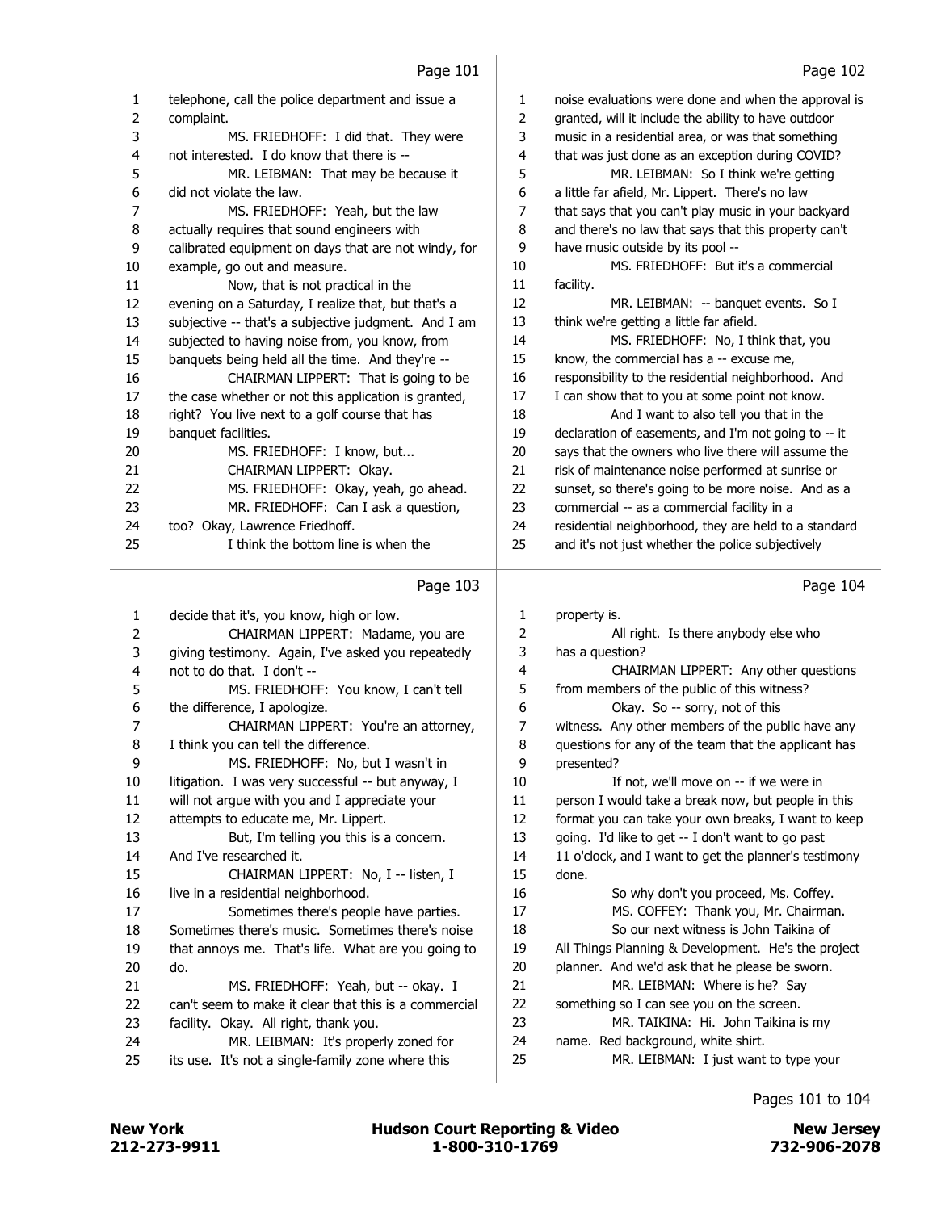telephone, call the police department and issue a complaint.

MS. FRIEDHOFF: I did that. They were not interested. I do know that there is --

MR. LEIBMAN: That may be because it did not violate the law.

MS. FRIEDHOFF: Yeah, but the law actually requires that sound engineers with calibrated equipment on days that are not windy, for example, go out and measure.

Now, that is not practical in the evening on a Saturday, I realize that, but that's a subjective -- that's a subjective judgment. And I am subjected to having noise from, you know, from banquets being held all the time. And they're --

CHAIRMAN LIPPERT: That is going to be the case whether or not this application is granted, right? You live next to a golf course that has banquet facilities.

MS. FRIEDHOFF: I know, but...

CHAIRMAN LIPPERT: Okay.

MS. FRIEDHOFF: Okay, yeah, go ahead.

MR. FRIEDHOFF: Can I ask a question, too? Okay, Lawrence Friedhoff.

I think the bottom line is when the noise evaluations were done and when the approval is granted, will it include the ability to have outdoor music in a residential area, or was that something that was just done as an exception during COVID?

MR. LEIBMAN: So I think we're getting a little far afield, Mr. Lippert. There's no law that says that you can't play music in your backyard and there's no law that says that this property can't have music outside by its pool --

MS. FRIEDHOFF: But it's a commercial facility.

MR. LEIBMAN: -- banquet events. So I think we're getting a little far afield.

MS. FRIEDHOFF: No, I think that, you know, the commercial has a -- excuse me, responsibility to the residential neighborhood. And I can show that to you at some point not know.

And I want to also tell you that in the declaration of easements, and I'm not going to -- it says that the owners who live there will assume the risk of maintenance noise performed at sunrise or sunset, so there's going to be more noise. And as a commercial -- as a commercial facility in a residential neighborhood, they are held to a standard and it's not just whether the police subjectively decide that it's, you know, high or low.

CHAIRMAN LIPPERT: Madame, you are giving testimony. Again, I've asked you repeatedly not to do that. I don't --

MS. FRIEDHOFF: You know, I can't tell the difference, I apologize.

CHAIRMAN LIPPERT: You're an attorney, I think you can tell the difference.

MS. FRIEDHOFF: No, but I wasn't in litigation. I was very successful -- but anyway, I will not argue with you and I appreciate your attempts to educate me, Mr. Lippert.

But, I'm telling you this is a concern. And I've researched it.

CHAIRMAN LIPPERT: No, I -- listen, I live in a residential neighborhood.

Sometimes there's people have parties. Sometimes there's music. Sometimes there's noise that annoys me. That's life. What are you going to do.

MS. FRIEDHOFF: Yeah, but -- okay. I can't seem to make it clear that this is a commercial facility. Okay. All right, thank you.

MR. LEIBMAN: It's properly zoned for its use. It's not a single-family zone where this property is.

All right. Is there anybody else who has a question?

CHAIRMAN LIPPERT: Any other questions from members of the public of this witness?

Okay. So -- sorry, not of this witness. Any other members of the public have any questions for any of the team that the applicant has presented?

If not, we'll move on -- if we were in person I would take a break now, but people in this format you can take your own breaks, I want to keep going. I'd like to get -- I don't want to go past 11 o'clock, and I want to get the planner's testimony done.

So why don't you proceed, Ms. Coffey.

MS. COFFEY: Thank you, Mr. Chairman.

So our next witness is John Taikina of All Things Planning & Development. He's the project planner. And we'd ask that he please be sworn.

MR. LEIBMAN: Where is he? Say something so I can see you on the screen.

MR. TAIKINA: Hi. John Taikina is my name. Red background, white shirt.

MR. LEIBMAN: I just want to type your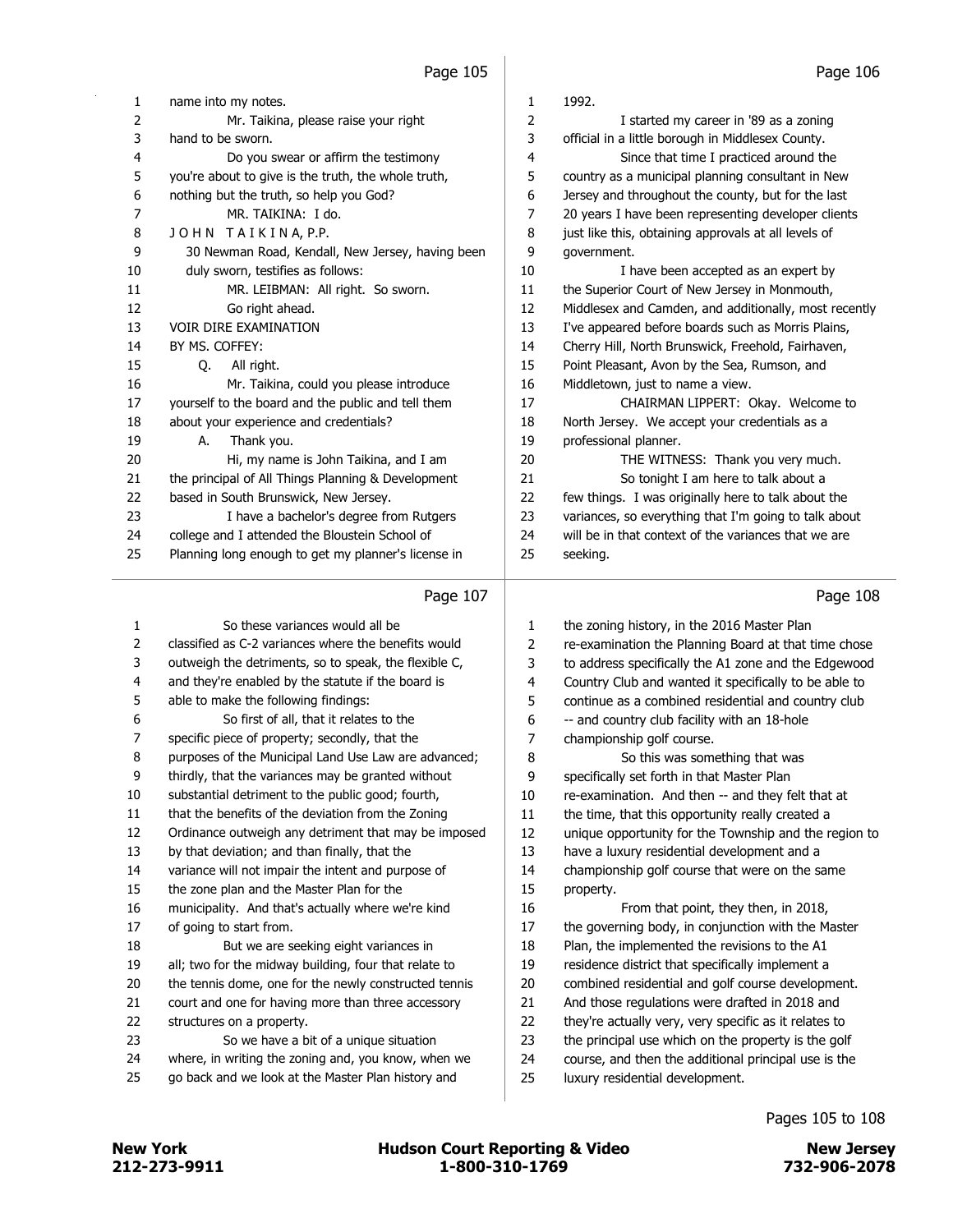Page 105

1 name into my notes.
2 Mr. Taikina, please raise your right
3 hand to be sworn.
4 Do you swear or affirm the testimony
5 you're about to give is the truth, the whole truth,
6 nothing but the truth, so help you God?
7 MR. TAIKINA: I do.
8 J O H N T A I K I N A, P.P.
9 30 Newman Road, Kendall, New Jersey, having been
10 duly sworn, testifies as follows:
11 MR. LEIBMAN: All right. So sworn.
12 Go right ahead.
13 VOIR DIRE EXAMINATION
14 BY MS. COFFEY:
15 Q. All right.
16 Mr. Taikina, could you please introduce
17 yourself to the board and the public and tell them
18 about your experience and credentials?
19 A. Thank you.
20 Hi, my name is John Taikina, and I am
21 the principal of All Things Planning & Development
22 based in South Brunswick, New Jersey.
23 I have a bachelor's degree from Rutgers
24 college and I attended the Bloustein School of
25 Planning long enough to get my planner's license in

Page 106

1 1992.
2 I started my career in '89 as a zoning
3 official in a little borough in Middlesex County.
4 Since that time I practiced around the
5 country as a municipal planning consultant in New
6 Jersey and throughout the county, but for the last
7 20 years I have been representing developer clients
8 just like this, obtaining approvals at all levels of
9 government.
10 I have been accepted as an expert by
11 the Superior Court of New Jersey in Monmouth,
12 Middlesex and Camden, and additionally, most recently
13 I've appeared before boards such as Morris Plains,
14 Cherry Hill, North Brunswick, Freehold, Fairhaven,
15 Point Pleasant, Avon by the Sea, Rumson, and
16 Middletown, just to name a view.
17 CHAIRMAN LIPPERT: Okay. Welcome to
18 North Jersey. We accept your credentials as a
19 professional planner.
20 THE WITNESS: Thank you very much.
21 So tonight I am here to talk about a
22 few things. I was originally here to talk about the
23 variances, so everything that I'm going to talk about
24 will be in that context of the variances that we are
25 seeking.

Page 107

1 So these variances would all be
2 classified as C-2 variances where the benefits would
3 outweigh the detriments, so to speak, the flexible C,
4 and they're enabled by the statute if the board is
5 able to make the following findings:
6 So first of all, that it relates to the
7 specific piece of property; secondly, that the
8 purposes of the Municipal Land Use Law are advanced;
9 thirdly, that the variances may be granted without
10 substantial detriment to the public good; fourth,
11 that the benefits of the deviation from the Zoning
12 Ordinance outweigh any detriment that may be imposed
13 by that deviation; and than finally, that the
14 variance will not impair the intent and purpose of
15 the zone plan and the Master Plan for the
16 municipality. And that's actually where we're kind
17 of going to start from.
18 But we are seeking eight variances in
19 all; two for the midway building, four that relate to
20 the tennis dome, one for the newly constructed tennis
21 court and one for having more than three accessory
22 structures on a property.
23 So we have a bit of a unique situation
24 where, in writing the zoning and, you know, when we
25 go back and we look at the Master Plan history and

Page 108

1 the zoning history, in the 2016 Master Plan
2 re-examination the Planning Board at that time chose
3 to address specifically the A1 zone and the Edgewood
4 Country Club and wanted it specifically to be able to
5 continue as a combined residential and country club
6 -- and country club facility with an 18-hole
7 championship golf course.
8 So this was something that was
9 specifically set forth in that Master Plan
10 re-examination. And then -- and they felt that at
11 the time, that this opportunity really created a
12 unique opportunity for the Township and the region to
13 have a luxury residential development and a
14 championship golf course that were on the same
15 property.
16 From that point, they then, in 2018,
17 the governing body, in conjunction with the Master
18 Plan, the implemented the revisions to the A1
19 residence district that specifically implement a
20 combined residential and golf course development.
21 And those regulations were drafted in 2018 and
22 they're actually very, very specific as it relates to
23 the principal use which on the property is the golf
24 course, and then the additional principal use is the
25 luxury residential development.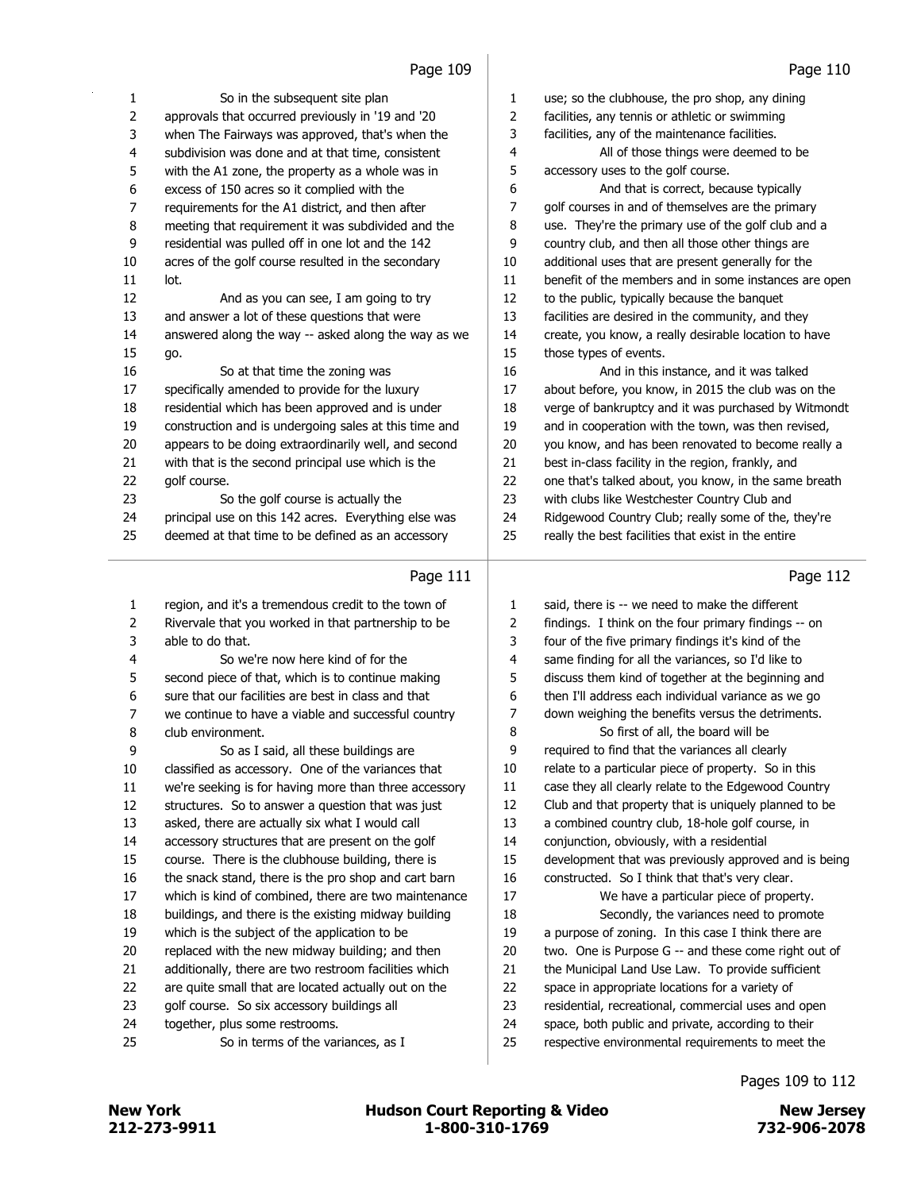So in the subsequent site plan approvals that occurred previously in '19 and '20 when The Fairways was approved, that's when the subdivision was done and at that time, consistent with the A1 zone, the property as a whole was in excess of 150 acres so it complied with the requirements for the A1 district, and then after meeting that requirement it was subdivided and the residential was pulled off in one lot and the 142 acres of the golf course resulted in the secondary lot.

And as you can see, I am going to try and answer a lot of these questions that were answered along the way -- asked along the way as we go.

So at that time the zoning was specifically amended to provide for the luxury residential which has been approved and is under construction and is undergoing sales at this time and appears to be doing extraordinarily well, and second with that is the second principal use which is the golf course.

So the golf course is actually the principal use on this 142 acres. Everything else was deemed at that time to be defined as an accessory use; so the clubhouse, the pro shop, any dining facilities, any tennis or athletic or swimming facilities, any of the maintenance facilities.

All of those things were deemed to be accessory uses to the golf course.

And that is correct, because typically golf courses in and of themselves are the primary use. They're the primary use of the golf club and a country club, and then all those other things are additional uses that are present generally for the benefit of the members and in some instances are open to the public, typically because the banquet facilities are desired in the community, and they create, you know, a really desirable location to have those types of events.

And in this instance, and it was talked about before, you know, in 2015 the club was on the verge of bankruptcy and it was purchased by Witmondt and in cooperation with the town, was then revised, you know, and has been renovated to become really a best in-class facility in the region, frankly, and one that's talked about, you know, in the same breath with clubs like Westchester Country Club and Ridgewood Country Club; really some of the, they're really the best facilities that exist in the entire region, and it's a tremendous credit to the town of Rivervale that you worked in that partnership to be able to do that.

So we're now here kind of for the second piece of that, which is to continue making sure that our facilities are best in class and that we continue to have a viable and successful country club environment.

So as I said, all these buildings are classified as accessory. One of the variances that we're seeking is for having more than three accessory structures. So to answer a question that was just asked, there are actually six what I would call accessory structures that are present on the golf course. There is the clubhouse building, there is the snack stand, there is the pro shop and cart barn which is kind of combined, there are two maintenance buildings, and there is the existing midway building which is the subject of the application to be replaced with the new midway building; and then additionally, there are two restroom facilities which are quite small that are located actually out on the golf course. So six accessory buildings all together, plus some restrooms.

So in terms of the variances, as I said, there is -- we need to make the different findings. I think on the four primary findings -- on four of the five primary findings it's kind of the same finding for all the variances, so I'd like to discuss them kind of together at the beginning and then I'll address each individual variance as we go down weighing the benefits versus the detriments.

So first of all, the board will be required to find that the variances all clearly relate to a particular piece of property. So in this case they all clearly relate to the Edgewood Country Club and that property that is uniquely planned to be a combined country club, 18-hole golf course, in conjunction, obviously, with a residential development that was previously approved and is being constructed. So I think that that's very clear.

We have a particular piece of property.

Secondly, the variances need to promote a purpose of zoning. In this case I think there are two. One is Purpose G -- and these come right out of the Municipal Land Use Law. To provide sufficient space in appropriate locations for a variety of residential, recreational, commercial uses and open space, both public and private, according to their respective environmental requirements to meet the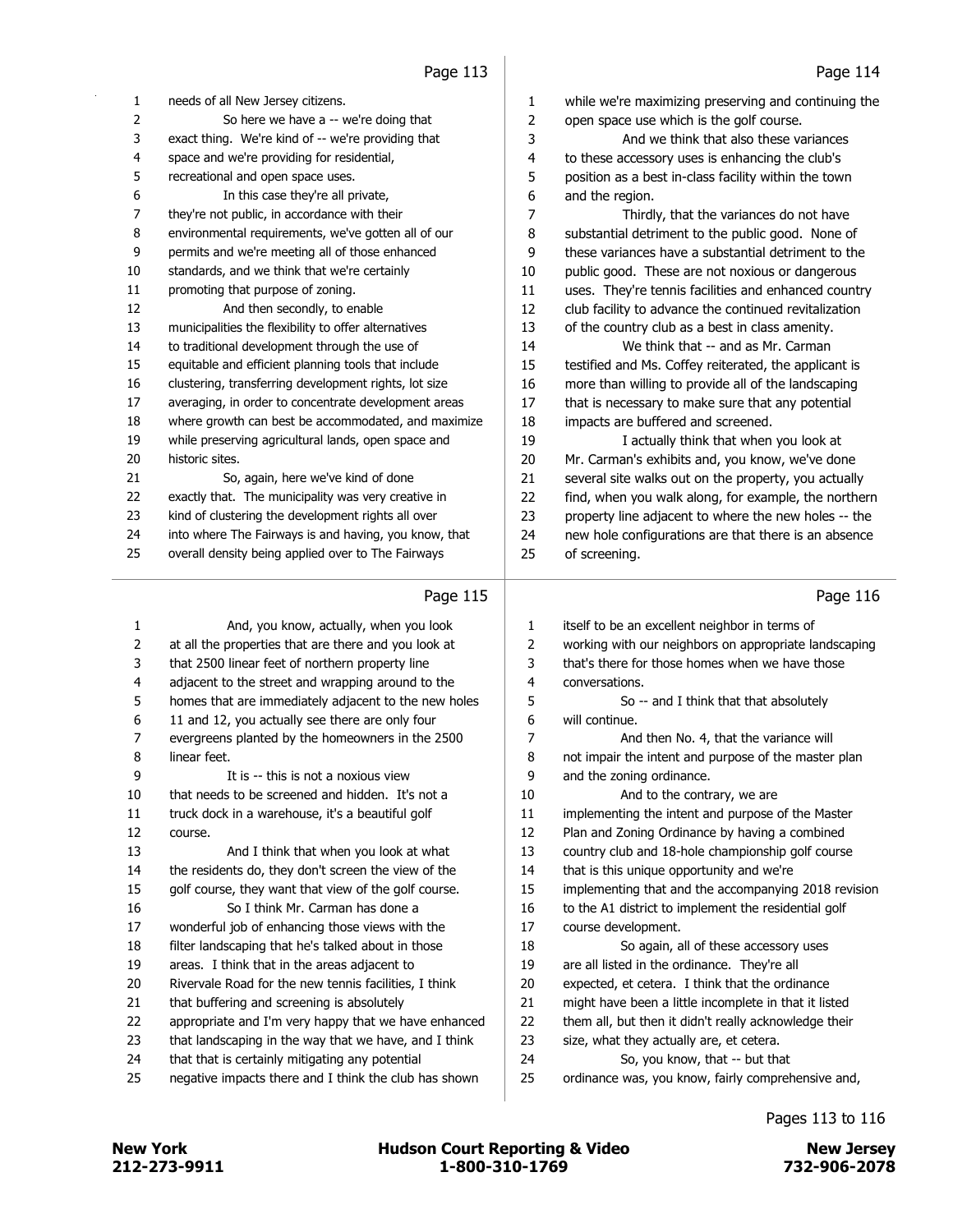needs of all New Jersey citizens.

So here we have a -- we're doing that exact thing. We're kind of -- we're providing that space and we're providing for residential, recreational and open space uses.

In this case they're all private, they're not public, in accordance with their environmental requirements, we've gotten all of our permits and we're meeting all of those enhanced standards, and we think that we're certainly promoting that purpose of zoning.

And then secondly, to enable municipalities the flexibility to offer alternatives to traditional development through the use of equitable and efficient planning tools that include clustering, transferring development rights, lot size averaging, in order to concentrate development areas where growth can best be accommodated, and maximize while preserving agricultural lands, open space and historic sites.

So, again, here we've kind of done exactly that. The municipality was very creative in kind of clustering the development rights all over into where The Fairways is and having, you know, that overall density being applied over to The Fairways while we're maximizing preserving and continuing the open space use which is the golf course.

And we think that also these variances to these accessory uses is enhancing the club's position as a best in-class facility within the town and the region.

Thirdly, that the variances do not have substantial detriment to the public good. None of these variances have a substantial detriment to the public good. These are not noxious or dangerous uses. They're tennis facilities and enhanced country club facility to advance the continued revitalization of the country club as a best in class amenity.

We think that -- and as Mr. Carman testified and Ms. Coffey reiterated, the applicant is more than willing to provide all of the landscaping that is necessary to make sure that any potential impacts are buffered and screened.

I actually think that when you look at Mr. Carman's exhibits and, you know, we've done several site walks out on the property, you actually find, when you walk along, for example, the northern property line adjacent to where the new holes -- the new hole configurations are that there is an absence of screening.

And, you know, actually, when you look at all the properties that are there and you look at that 2500 linear feet of northern property line adjacent to the street and wrapping around to the homes that are immediately adjacent to the new holes 11 and 12, you actually see there are only four evergreens planted by the homeowners in the 2500 linear feet.

It is -- this is not a noxious view that needs to be screened and hidden. It's not a truck dock in a warehouse, it's a beautiful golf course.

And I think that when you look at what the residents do, they don't screen the view of the golf course, they want that view of the golf course.

So I think Mr. Carman has done a wonderful job of enhancing those views with the filter landscaping that he's talked about in those areas. I think that in the areas adjacent to Rivervale Road for the new tennis facilities, I think that buffering and screening is absolutely appropriate and I'm very happy that we have enhanced that landscaping in the way that we have, and I think that that is certainly mitigating any potential negative impacts there and I think the club has shown itself to be an excellent neighbor in terms of working with our neighbors on appropriate landscaping that's there for those homes when we have those conversations.

So -- and I think that that absolutely will continue.

And then No. 4, that the variance will not impair the intent and purpose of the master plan and the zoning ordinance.

And to the contrary, we are implementing the intent and purpose of the Master Plan and Zoning Ordinance by having a combined country club and 18-hole championship golf course that is this unique opportunity and we're implementing that and the accompanying 2018 revision to the A1 district to implement the residential golf course development.

So again, all of these accessory uses are all listed in the ordinance. They're all expected, et cetera. I think that the ordinance might have been a little incomplete in that it listed them all, but then it didn't really acknowledge their size, what they actually are, et cetera.

So, you know, that -- but that ordinance was, you know, fairly comprehensive and,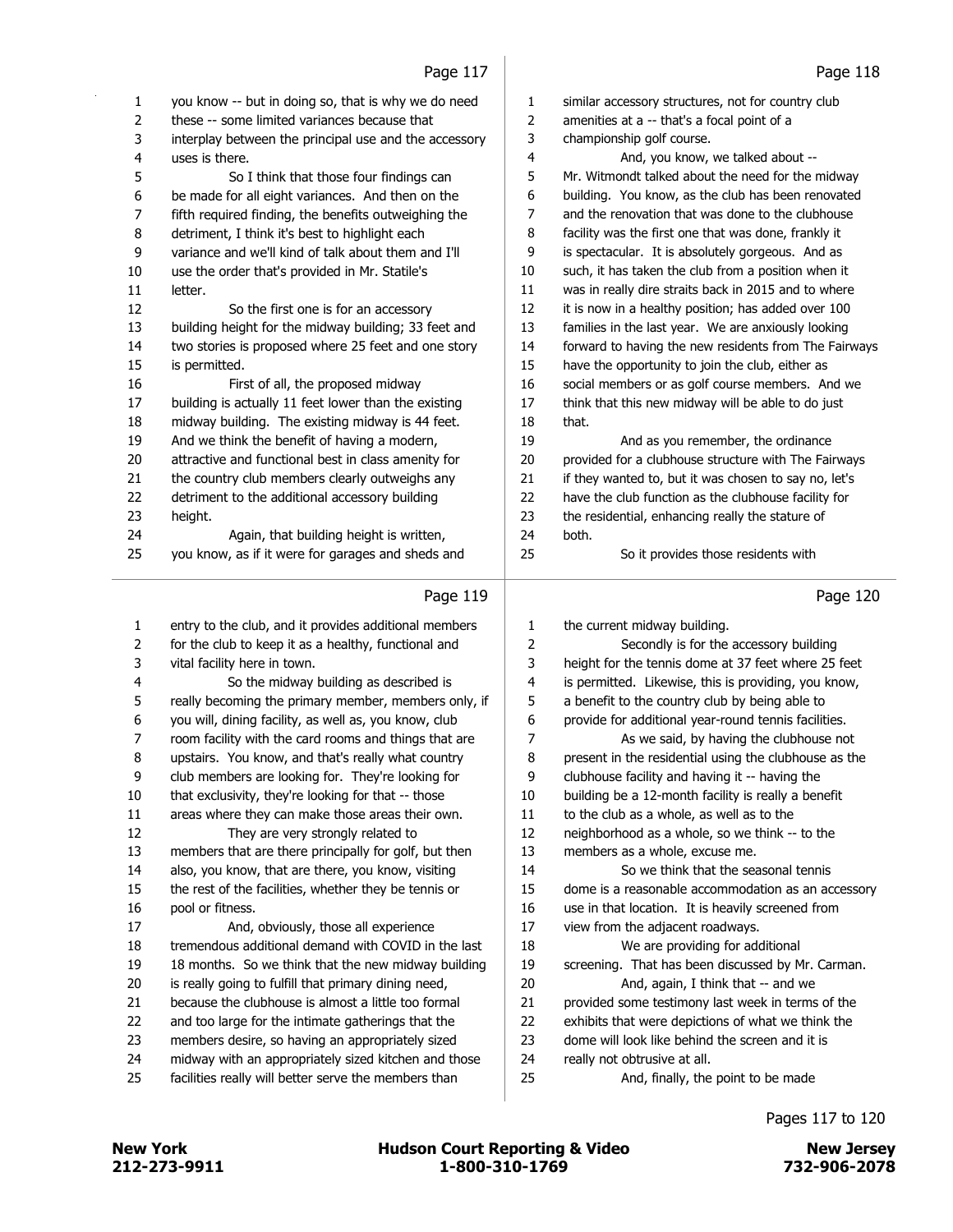Page 117

1 you know -- but in doing so, that is why we do need
2 these -- some limited variances because that
3 interplay between the principal use and the accessory
4 uses is there.
5 So I think that those four findings can
6 be made for all eight variances. And then on the
7 fifth required finding, the benefits outweighing the
8 detriment, I think it's best to highlight each
9 variance and we'll kind of talk about them and I'll
10 use the order that's provided in Mr. Statile's
11 letter.
12 So the first one is for an accessory
13 building height for the midway building; 33 feet and
14 two stories is proposed where 25 feet and one story
15 is permitted.
16 First of all, the proposed midway
17 building is actually 11 feet lower than the existing
18 midway building. The existing midway is 44 feet.
19 And we think the benefit of having a modern,
20 attractive and functional best in class amenity for
21 the country club members clearly outweighs any
22 detriment to the additional accessory building
23 height.
24 Again, that building height is written,
25 you know, as if it were for garages and sheds and

Page 118

1 similar accessory structures, not for country club
2 amenities at a -- that's a focal point of a
3 championship golf course.
4 And, you know, we talked about --
5 Mr. Witmondt talked about the need for the midway
6 building. You know, as the club has been renovated
7 and the renovation that was done to the clubhouse
8 facility was the first one that was done, frankly it
9 is spectacular. It is absolutely gorgeous. And as
10 such, it has taken the club from a position when it
11 was in really dire straits back in 2015 and to where
12 it is now in a healthy position; has added over 100
13 families in the last year. We are anxiously looking
14 forward to having the new residents from The Fairways
15 have the opportunity to join the club, either as
16 social members or as golf course members. And we
17 think that this new midway will be able to do just
18 that.
19 And as you remember, the ordinance
20 provided for a clubhouse structure with The Fairways
21 if they wanted to, but it was chosen to say no, let's
22 have the club function as the clubhouse facility for
23 the residential, enhancing really the stature of
24 both.
25 So it provides those residents with

Page 119

1 entry to the club, and it provides additional members
2 for the club to keep it as a healthy, functional and
3 vital facility here in town.
4 So the midway building as described is
5 really becoming the primary member, members only, if
6 you will, dining facility, as well as, you know, club
7 room facility with the card rooms and things that are
8 upstairs. You know, and that's really what country
9 club members are looking for. They're looking for
10 that exclusivity, they're looking for that -- those
11 areas where they can make those areas their own.
12 They are very strongly related to
13 members that are there principally for golf, but then
14 also, you know, that are there, you know, visiting
15 the rest of the facilities, whether they be tennis or
16 pool or fitness.
17 And, obviously, those all experience
18 tremendous additional demand with COVID in the last
19 18 months. So we think that the new midway building
20 is really going to fulfill that primary dining need,
21 because the clubhouse is almost a little too formal
22 and too large for the intimate gatherings that the
23 members desire, so having an appropriately sized
24 midway with an appropriately sized kitchen and those
25 facilities really will better serve the members than

Page 120

1 the current midway building.
2 Secondly is for the accessory building
3 height for the tennis dome at 37 feet where 25 feet
4 is permitted. Likewise, this is providing, you know,
5 a benefit to the country club by being able to
6 provide for additional year-round tennis facilities.
7 As we said, by having the clubhouse not
8 present in the residential using the clubhouse as the
9 clubhouse facility and having it -- having the
10 building be a 12-month facility is really a benefit
11 to the club as a whole, as well as to the
12 neighborhood as a whole, so we think -- to the
13 members as a whole, excuse me.
14 So we think that the seasonal tennis
15 dome is a reasonable accommodation as an accessory
16 use in that location. It is heavily screened from
17 view from the adjacent roadways.
18 We are providing for additional
19 screening. That has been discussed by Mr. Carman.
20 And, again, I think that -- and we
21 provided some testimony last week in terms of the
22 exhibits that were depictions of what we think the
23 dome will look like behind the screen and it is
24 really not obtrusive at all.
25 And, finally, the point to be made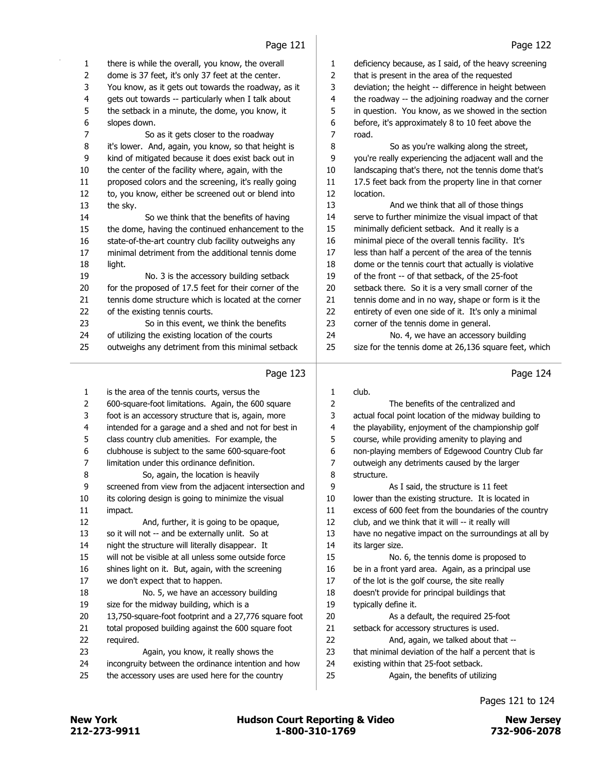there is while the overall, you know, the overall dome is 37 feet, it's only 37 feet at the center. You know, as it gets out towards the roadway, as it gets out towards -- particularly when I talk about the setback in a minute, the dome, you know, it slopes down.

So as it gets closer to the roadway it's lower. And, again, you know, so that height is kind of mitigated because it does exist back out in the center of the facility where, again, with the proposed colors and the screening, it's really going to, you know, either be screened out or blend into the sky.

So we think that the benefits of having the dome, having the continued enhancement to the state-of-the-art country club facility outweighs any minimal detriment from the additional tennis dome light.

No. 3 is the accessory building setback for the proposed of 17.5 feet for their corner of the tennis dome structure which is located at the corner of the existing tennis courts.

So in this event, we think the benefits of utilizing the existing location of the courts outweighs any detriment from this minimal setback deficiency because, as I said, of the heavy screening that is present in the area of the requested deviation; the height -- difference in height between the roadway -- the adjoining roadway and the corner in question. You know, as we showed in the section before, it's approximately 8 to 10 feet above the road.

So as you're walking along the street, you're really experiencing the adjacent wall and the landscaping that's there, not the tennis dome that's 17.5 feet back from the property line in that corner location.

And we think that all of those things serve to further minimize the visual impact of that minimally deficient setback. And it really is a minimal piece of the overall tennis facility. It's less than half a percent of the area of the tennis dome or the tennis court that actually is violative of the front -- of that setback, of the 25-foot setback there. So it is a very small corner of the tennis dome and in no way, shape or form is it the entirety of even one side of it. It's only a minimal corner of the tennis dome in general.

No. 4, we have an accessory building size for the tennis dome at 26,136 square feet, which is the area of the tennis courts, versus the 600-square-foot limitations. Again, the 600 square foot is an accessory structure that is, again, more intended for a garage and a shed and not for best in class country club amenities. For example, the clubhouse is subject to the same 600-square-foot limitation under this ordinance definition.

So, again, the location is heavily screened from view from the adjacent intersection and its coloring design is going to minimize the visual impact.

And, further, it is going to be opaque, so it will not -- and be externally unlit. So at night the structure will literally disappear. It will not be visible at all unless some outside force shines light on it. But, again, with the screening we don't expect that to happen.

No. 5, we have an accessory building size for the midway building, which is a 13,750-square-foot footprint and a 27,776 square foot total proposed building against the 600 square foot required.

Again, you know, it really shows the incongruity between the ordinance intention and how the accessory uses are used here for the country club.

The benefits of the centralized and actual focal point location of the midway building to the playability, enjoyment of the championship golf course, while providing amenity to playing and non-playing members of Edgewood Country Club far outweigh any detriments caused by the larger structure.

As I said, the structure is 11 feet lower than the existing structure. It is located in excess of 600 feet from the boundaries of the country club, and we think that it will -- it really will have no negative impact on the surroundings at all by its larger size.

No. 6, the tennis dome is proposed to be in a front yard area. Again, as a principal use of the lot is the golf course, the site really doesn't provide for principal buildings that typically define it.

As a default, the required 25-foot setback for accessory structures is used.

And, again, we talked about that -- that minimal deviation of the half a percent that is existing within that 25-foot setback.

Again, the benefits of utilizing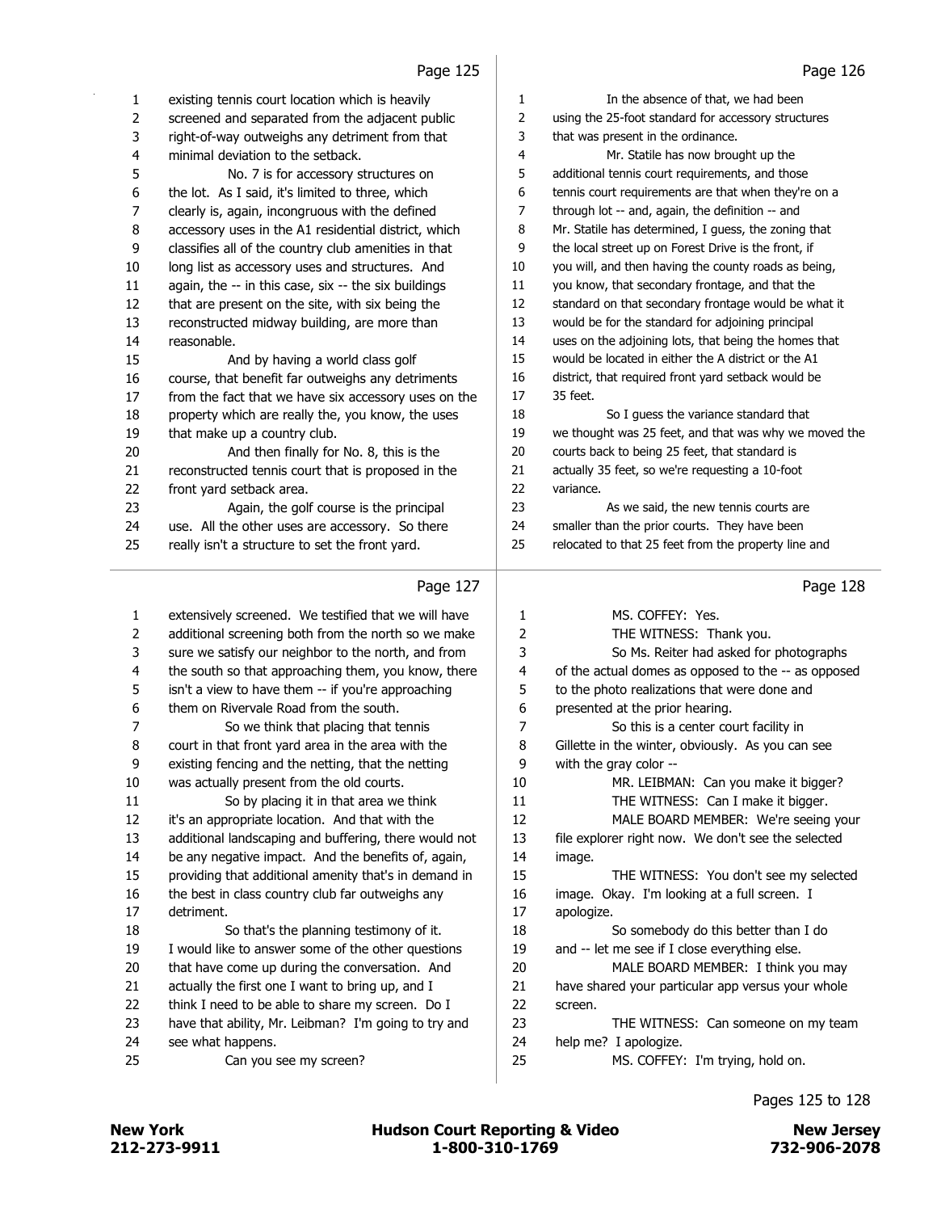Page 125

1 existing tennis court location which is heavily
2 screened and separated from the adjacent public
3 right-of-way outweighs any detriment from that
4 minimal deviation to the setback.
5 No. 7 is for accessory structures on
6 the lot. As I said, it's limited to three, which
7 clearly is, again, incongruous with the defined
8 accessory uses in the A1 residential district, which
9 classifies all of the country club amenities in that
10 long list as accessory uses and structures. And
11 again, the -- in this case, six -- the six buildings
12 that are present on the site, with six being the
13 reconstructed midway building, are more than
14 reasonable.
15 And by having a world class golf
16 course, that benefit far outweighs any detriments
17 from the fact that we have six accessory uses on the
18 property which are really the, you know, the uses
19 that make up a country club.
20 And then finally for No. 8, this is the
21 reconstructed tennis court that is proposed in the
22 front yard setback area.
23 Again, the golf course is the principal
24 use. All the other uses are accessory. So there
25 really isn't a structure to set the front yard.

Page 126

1 In the absence of that, we had been
2 using the 25-foot standard for accessory structures
3 that was present in the ordinance.
4 Mr. Statile has now brought up the
5 additional tennis court requirements, and those
6 tennis court requirements are that when they're on a
7 through lot -- and, again, the definition -- and
8 Mr. Statile has determined, I guess, the zoning that
9 the local street up on Forest Drive is the front, if
10 you will, and then having the county roads as being,
11 you know, that secondary frontage, and that the
12 standard on that secondary frontage would be what it
13 would be for the standard for adjoining principal
14 uses on the adjoining lots, that being the homes that
15 would be located in either the A district or the A1
16 district, that required front yard setback would be
17 35 feet.
18 So I guess the variance standard that
19 we thought was 25 feet, and that was why we moved the
20 courts back to being 25 feet, that standard is
21 actually 35 feet, so we're requesting a 10-foot
22 variance.
23 As we said, the new tennis courts are
24 smaller than the prior courts. They have been
25 relocated to that 25 feet from the property line and

Page 127

1 extensively screened. We testified that we will have
2 additional screening both from the north so we make
3 sure we satisfy our neighbor to the north, and from
4 the south so that approaching them, you know, there
5 isn't a view to have them -- if you're approaching
6 them on Rivervale Road from the south.
7 So we think that placing that tennis
8 court in that front yard area in the area with the
9 existing fencing and the netting, that the netting
10 was actually present from the old courts.
11 So by placing it in that area we think
12 it's an appropriate location. And that with the
13 additional landscaping and buffering, there would not
14 be any negative impact. And the benefits of, again,
15 providing that additional amenity that's in demand in
16 the best in class country club far outweighs any
17 detriment.
18 So that's the planning testimony of it.
19 I would like to answer some of the other questions
20 that have come up during the conversation. And
21 actually the first one I want to bring up, and I
22 think I need to be able to share my screen. Do I
23 have that ability, Mr. Leibman? I'm going to try and
24 see what happens.
25 Can you see my screen?

Page 128

1 MS. COFFEY: Yes.
2 THE WITNESS: Thank you.
3 So Ms. Reiter had asked for photographs
4 of the actual domes as opposed to the -- as opposed
5 to the photo realizations that were done and
6 presented at the prior hearing.
7 So this is a center court facility in
8 Gillette in the winter, obviously. As you can see
9 with the gray color --
10 MR. LEIBMAN: Can you make it bigger?
11 THE WITNESS: Can I make it bigger.
12 MALE BOARD MEMBER: We're seeing your
13 file explorer right now. We don't see the selected
14 image.
15 THE WITNESS: You don't see my selected
16 image. Okay. I'm looking at a full screen. I
17 apologize.
18 So somebody do this better than I do
19 and -- let me see if I close everything else.
20 MALE BOARD MEMBER: I think you may
21 have shared your particular app versus your whole
22 screen.
23 THE WITNESS: Can someone on my team
24 help me? I apologize.
25 MS. COFFEY: I'm trying, hold on.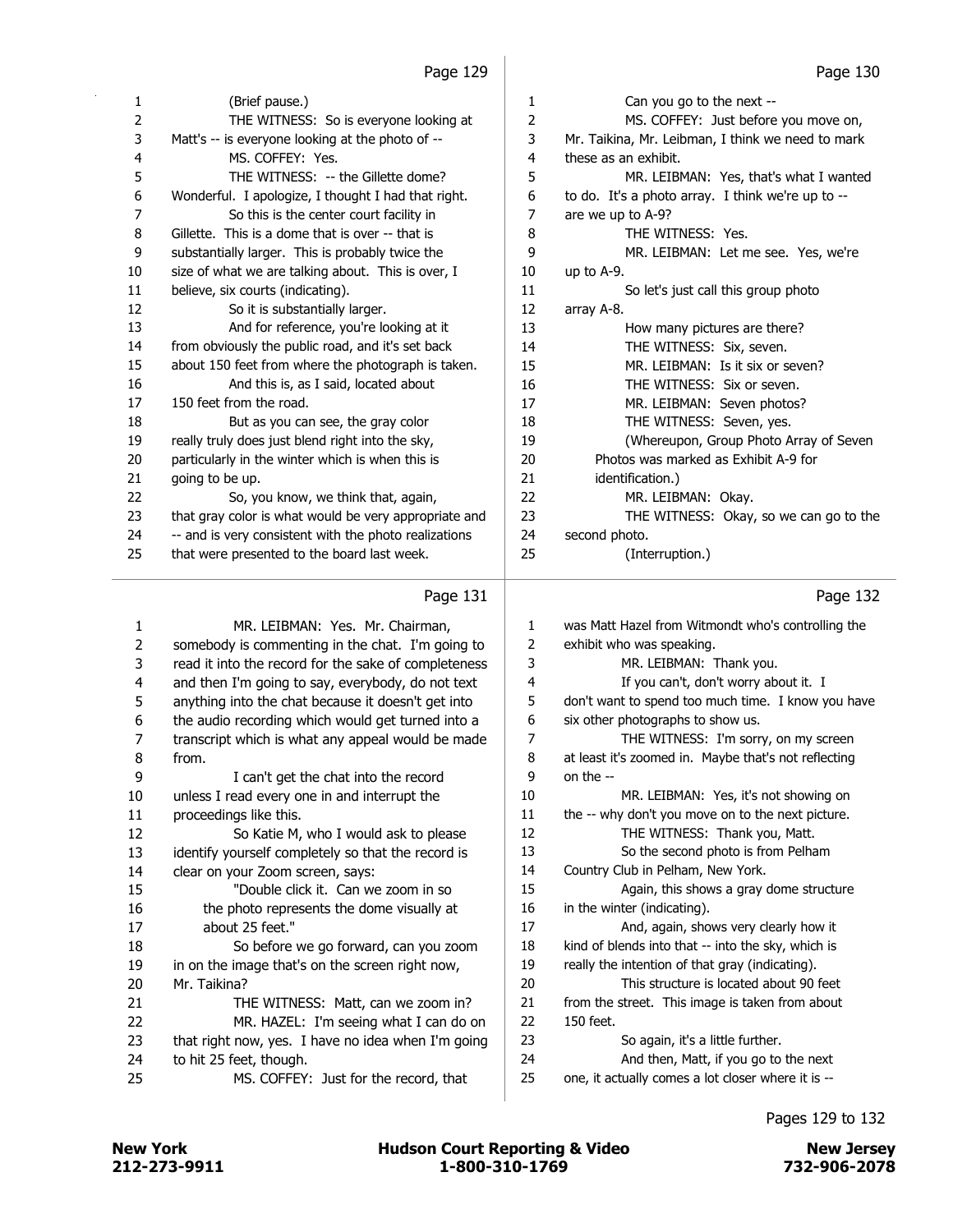Page 129

1 (Brief pause.)
2 THE WITNESS: So is everyone looking at
3 Matt's -- is everyone looking at the photo of --
4 MS. COFFEY: Yes.
5 THE WITNESS: -- the Gillette dome?
6 Wonderful. I apologize, I thought I had that right.
7 So this is the center court facility in
8 Gillette. This is a dome that is over -- that is
9 substantially larger. This is probably twice the
10 size of what we are talking about. This is over, I
11 believe, six courts (indicating).
12 So it is substantially larger.
13 And for reference, you're looking at it
14 from obviously the public road, and it's set back
15 about 150 feet from where the photograph is taken.
16 And this is, as I said, located about
17 150 feet from the road.
18 But as you can see, the gray color
19 really truly does just blend right into the sky,
20 particularly in the winter which is when this is
21 going to be up.
22 So, you know, we think that, again,
23 that gray color is what would be very appropriate and
24 -- and is very consistent with the photo realizations
25 that were presented to the board last week.

Page 130

1 Can you go to the next --
2 MS. COFFEY: Just before you move on,
3 Mr. Taikina, Mr. Leibman, I think we need to mark
4 these as an exhibit.
5 MR. LEIBMAN: Yes, that's what I wanted
6 to do. It's a photo array. I think we're up to --
7 are we up to A-9?
8 THE WITNESS: Yes.
9 MR. LEIBMAN: Let me see. Yes, we're
10 up to A-9.
11 So let's just call this group photo
12 array A-8.
13 How many pictures are there?
14 THE WITNESS: Six, seven.
15 MR. LEIBMAN: Is it six or seven?
16 THE WITNESS: Six or seven.
17 MR. LEIBMAN: Seven photos?
18 THE WITNESS: Seven, yes.
19 (Whereupon, Group Photo Array of Seven
20 Photos was marked as Exhibit A-9 for
21 identification.)
22 MR. LEIBMAN: Okay.
23 THE WITNESS: Okay, so we can go to the
24 second photo.
25 (Interruption.)

Page 131

1 MR. LEIBMAN: Yes. Mr. Chairman,
2 somebody is commenting in the chat. I'm going to
3 read it into the record for the sake of completeness
4 and then I'm going to say, everybody, do not text
5 anything into the chat because it doesn't get into
6 the audio recording which would get turned into a
7 transcript which is what any appeal would be made
8 from.
9 I can't get the chat into the record
10 unless I read every one in and interrupt the
11 proceedings like this.
12 So Katie M, who I would ask to please
13 identify yourself completely so that the record is
14 clear on your Zoom screen, says:
15 "Double click it. Can we zoom in so
16 the photo represents the dome visually at
17 about 25 feet."
18 So before we go forward, can you zoom
19 in on the image that's on the screen right now,
20 Mr. Taikina?
21 THE WITNESS: Matt, can we zoom in?
22 MR. HAZEL: I'm seeing what I can do on
23 that right now, yes. I have no idea when I'm going
24 to hit 25 feet, though.
25 MS. COFFEY: Just for the record, that

Page 132

1 was Matt Hazel from Witmondt who's controlling the
2 exhibit who was speaking.
3 MR. LEIBMAN: Thank you.
4 If you can't, don't worry about it. I
5 don't want to spend too much time. I know you have
6 six other photographs to show us.
7 THE WITNESS: I'm sorry, on my screen
8 at least it's zoomed in. Maybe that's not reflecting
9 on the --
10 MR. LEIBMAN: Yes, it's not showing on
11 the -- why don't you move on to the next picture.
12 THE WITNESS: Thank you, Matt.
13 So the second photo is from Pelham
14 Country Club in Pelham, New York.
15 Again, this shows a gray dome structure
16 in the winter (indicating).
17 And, again, shows very clearly how it
18 kind of blends into that -- into the sky, which is
19 really the intention of that gray (indicating).
20 This structure is located about 90 feet
21 from the street. This image is taken from about
22 150 feet.
23 So again, it's a little further.
24 And then, Matt, if you go to the next
25 one, it actually comes a lot closer where it is --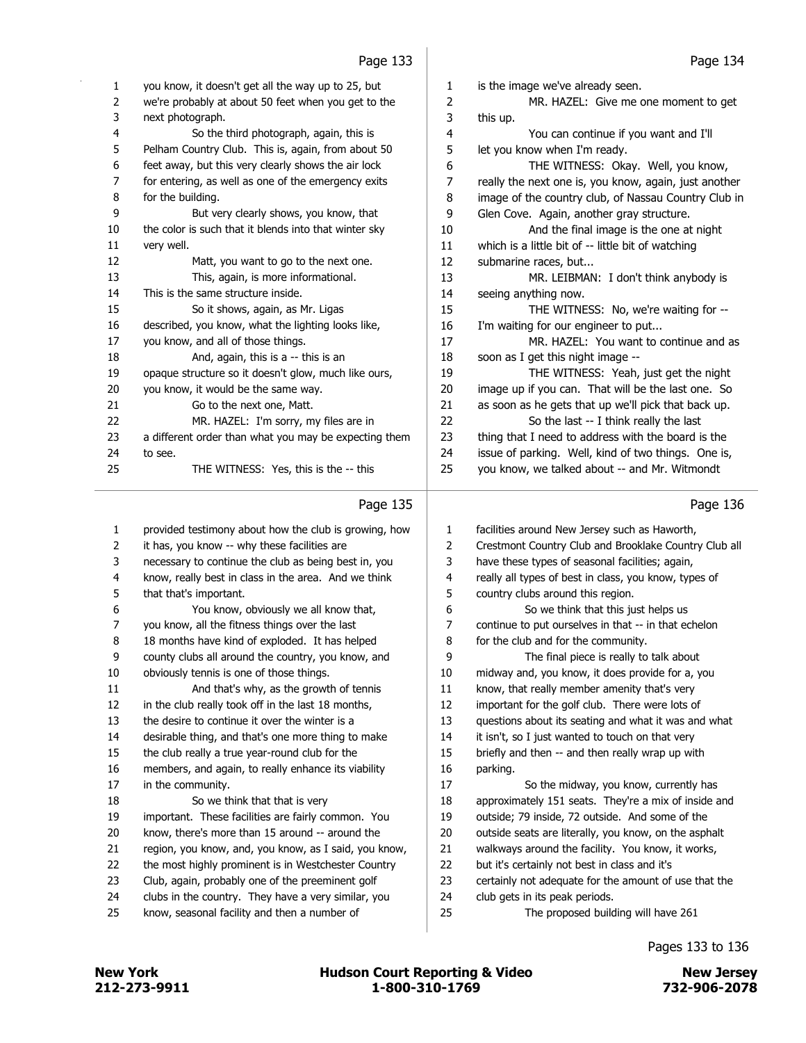Page 133

1 you know, it doesn't get all the way up to 25, but
2 we're probably at about 50 feet when you get to the
3 next photograph.
4 So the third photograph, again, this is
5 Pelham Country Club. This is, again, from about 50
6 feet away, but this very clearly shows the air lock
7 for entering, as well as one of the emergency exits
8 for the building.
9 But very clearly shows, you know, that
10 the color is such that it blends into that winter sky
11 very well.
12 Matt, you want to go to the next one.
13 This, again, is more informational.
14 This is the same structure inside.
15 So it shows, again, as Mr. Ligas
16 described, you know, what the lighting looks like,
17 you know, and all of those things.
18 And, again, this is a -- this is an
19 opaque structure so it doesn't glow, much like ours,
20 you know, it would be the same way.
21 Go to the next one, Matt.
22 MR. HAZEL: I'm sorry, my files are in
23 a different order than what you may be expecting them
24 to see.
25 THE WITNESS: Yes, this is the -- this

Page 134

1 is the image we've already seen.
2 MR. HAZEL: Give me one moment to get
3 this up.
4 You can continue if you want and I'll
5 let you know when I'm ready.
6 THE WITNESS: Okay. Well, you know,
7 really the next one is, you know, again, just another
8 image of the country club, of Nassau Country Club in
9 Glen Cove. Again, another gray structure.
10 And the final image is the one at night
11 which is a little bit of -- little bit of watching
12 submarine races, but...
13 MR. LEIBMAN: I don't think anybody is
14 seeing anything now.
15 THE WITNESS: No, we're waiting for --
16 I'm waiting for our engineer to put...
17 MR. HAZEL: You want to continue and as
18 soon as I get this night image --
19 THE WITNESS: Yeah, just get the night
20 image up if you can. That will be the last one. So
21 as soon as he gets that up we'll pick that back up.
22 So the last -- I think really the last
23 thing that I need to address with the board is the
24 issue of parking. Well, kind of two things. One is,
25 you know, we talked about -- and Mr. Witmondt

Page 135

1 provided testimony about how the club is growing, how
2 it has, you know -- why these facilities are
3 necessary to continue the club as being best in, you
4 know, really best in class in the area. And we think
5 that that's important.
6 You know, obviously we all know that,
7 you know, all the fitness things over the last
8 18 months have kind of exploded. It has helped
9 county clubs all around the country, you know, and
10 obviously tennis is one of those things.
11 And that's why, as the growth of tennis
12 in the club really took off in the last 18 months,
13 the desire to continue it over the winter is a
14 desirable thing, and that's one more thing to make
15 the club really a true year-round club for the
16 members, and again, to really enhance its viability
17 in the community.
18 So we think that that is very
19 important. These facilities are fairly common. You
20 know, there's more than 15 around -- around the
21 region, you know, and, you know, as I said, you know,
22 the most highly prominent is in Westchester Country
23 Club, again, probably one of the preeminent golf
24 clubs in the country. They have a very similar, you
25 know, seasonal facility and then a number of

Page 136

1 facilities around New Jersey such as Haworth,
2 Crestmont Country Club and Brooklake Country Club all
3 have these types of seasonal facilities; again,
4 really all types of best in class, you know, types of
5 country clubs around this region.
6 So we think that this just helps us
7 continue to put ourselves in that -- in that echelon
8 for the club and for the community.
9 The final piece is really to talk about
10 midway and, you know, it does provide for a, you
11 know, that really member amenity that's very
12 important for the golf club. There were lots of
13 questions about its seating and what it was and what
14 it isn't, so I just wanted to touch on that very
15 briefly and then -- and then really wrap up with
16 parking.
17 So the midway, you know, currently has
18 approximately 151 seats. They're a mix of inside and
19 outside; 79 inside, 72 outside. And some of the
20 outside seats are literally, you know, on the asphalt
21 walkways around the facility. You know, it works,
22 but it's certainly not best in class and it's
23 certainly not adequate for the amount of use that the
24 club gets in its peak periods.
25 The proposed building will have 261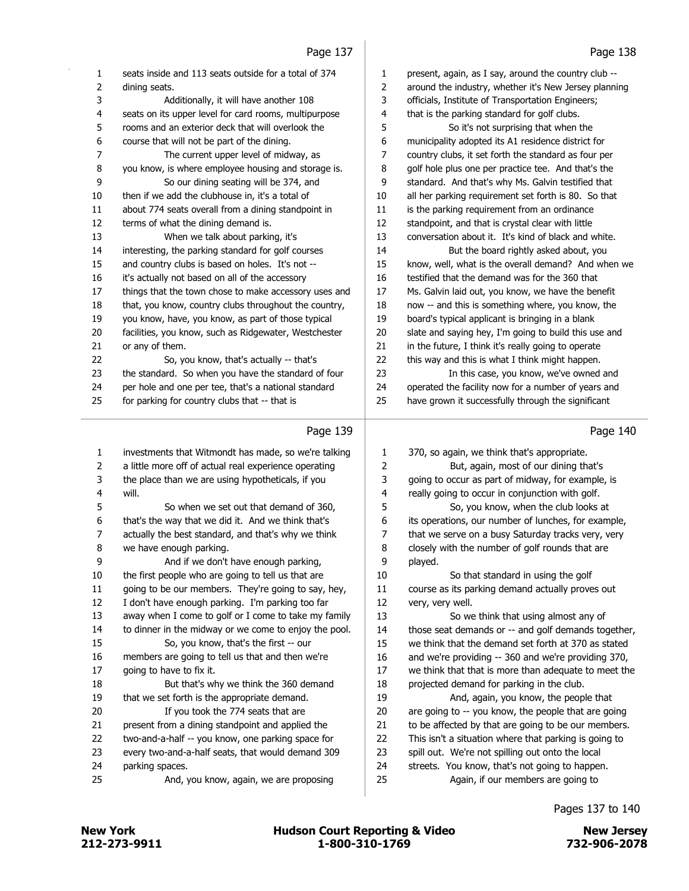seats inside and 113 seats outside for a total of 374 dining seats.

Additionally, it will have another 108 seats on its upper level for card rooms, multipurpose rooms and an exterior deck that will overlook the course that will not be part of the dining.

The current upper level of midway, as you know, is where employee housing and storage is.

So our dining seating will be 374, and then if we add the clubhouse in, it's a total of about 774 seats overall from a dining standpoint in terms of what the dining demand is.

When we talk about parking, it's interesting, the parking standard for golf courses and country clubs is based on holes. It's not -- it's actually not based on all of the accessory things that the town chose to make accessory uses and that, you know, country clubs throughout the country, you know, have, you know, as part of those typical facilities, you know, such as Ridgewater, Westchester or any of them.

So, you know, that's actually -- that's the standard. So when you have the standard of four per hole and one per tee, that's a national standard for parking for country clubs that -- that is present, again, as I say, around the country club -- around the industry, whether it's New Jersey planning officials, Institute of Transportation Engineers; that is the parking standard for golf clubs.

So it's not surprising that when the municipality adopted its A1 residence district for country clubs, it set forth the standard as four per golf hole plus one per practice tee. And that's the standard. And that's why Ms. Galvin testified that all her parking requirement set forth is 80. So that is the parking requirement from an ordinance standpoint, and that is crystal clear with little conversation about it. It's kind of black and white.

But the board rightly asked about, you know, well, what is the overall demand? And when we testified that the demand was for the 360 that Ms. Galvin laid out, you know, we have the benefit now -- and this is something where, you know, the board's typical applicant is bringing in a blank slate and saying hey, I'm going to build this use and in the future, I think it's really going to operate this way and this is what I think might happen.

In this case, you know, we've owned and operated the facility now for a number of years and have grown it successfully through the significant investments that Witmondt has made, so we're talking a little more off of actual real experience operating the place than we are using hypotheticals, if you will.

So when we set out that demand of 360, that's the way that we did it. And we think that's actually the best standard, and that's why we think we have enough parking.

And if we don't have enough parking, the first people who are going to tell us that are going to be our members. They're going to say, hey, I don't have enough parking. I'm parking too far away when I come to golf or I come to take my family to dinner in the midway or we come to enjoy the pool.

So, you know, that's the first -- our members are going to tell us that and then we're going to have to fix it.

But that's why we think the 360 demand that we set forth is the appropriate demand.

If you took the 774 seats that are present from a dining standpoint and applied the two-and-a-half -- you know, one parking space for every two-and-a-half seats, that would demand 309 parking spaces.

And, you know, again, we are proposing 370, so again, we think that's appropriate.

But, again, most of our dining that's going to occur as part of midway, for example, is really going to occur in conjunction with golf.

So, you know, when the club looks at its operations, our number of lunches, for example, that we serve on a busy Saturday tracks very, very closely with the number of golf rounds that are played.

So that standard in using the golf course as its parking demand actually proves out very, very well.

So we think that using almost any of those seat demands or -- and golf demands together, we think that the demand set forth at 370 as stated and we're providing -- 360 and we're providing 370, we think that that is more than adequate to meet the projected demand for parking in the club.

And, again, you know, the people that are going to -- you know, the people that are going to be affected by that are going to be our members. This isn't a situation where that parking is going to spill out. We're not spilling out onto the local streets. You know, that's not going to happen.

Again, if our members are going to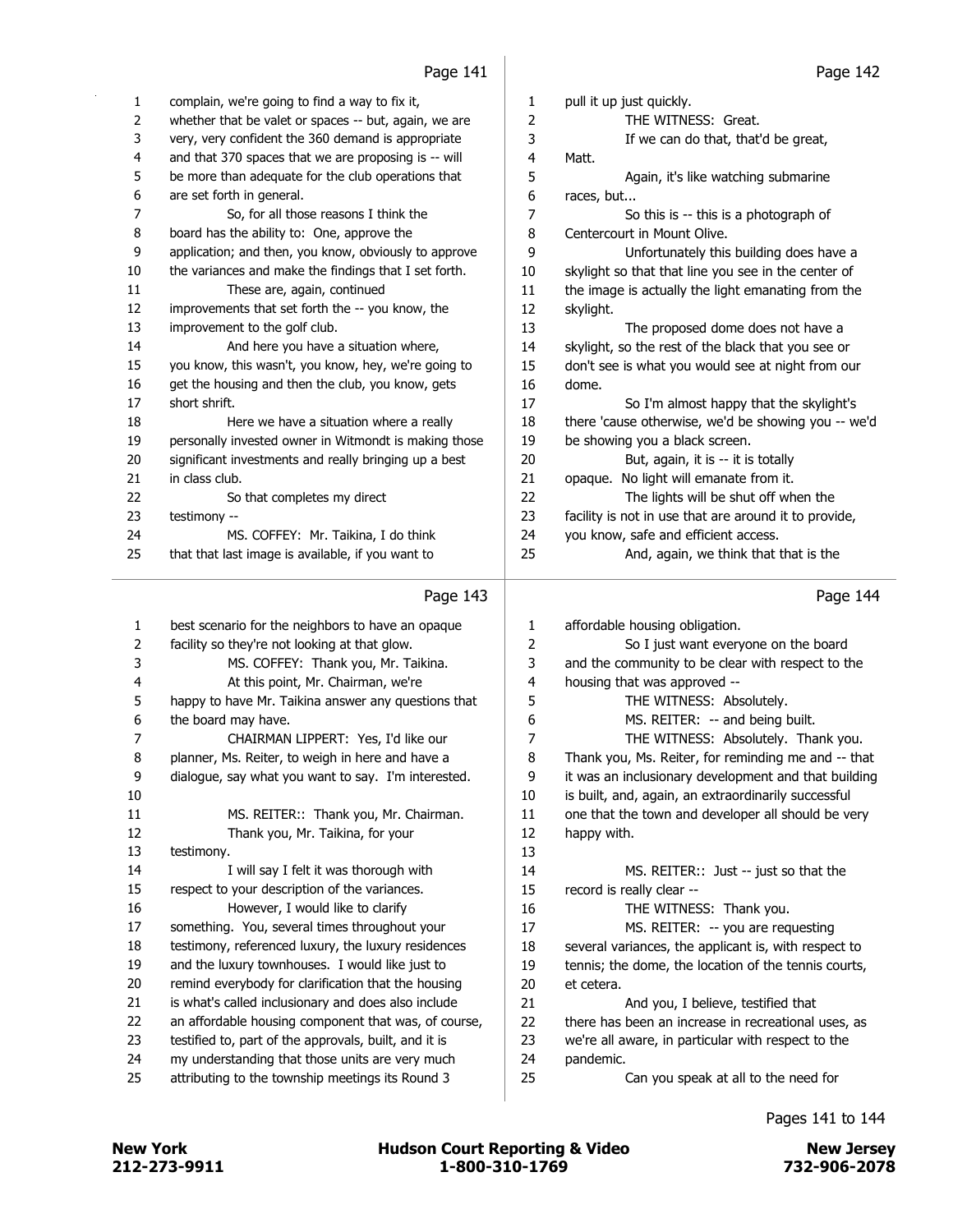Page 141

1 complain, we're going to find a way to fix it,
2 whether that be valet or spaces -- but, again, we are
3 very, very confident the 360 demand is appropriate
4 and that 370 spaces that we are proposing is -- will
5 be more than adequate for the club operations that
6 are set forth in general.
7 So, for all those reasons I think the
8 board has the ability to: One, approve the
9 application; and then, you know, obviously to approve
10 the variances and make the findings that I set forth.
11 These are, again, continued
12 improvements that set forth the -- you know, the
13 improvement to the golf club.
14 And here you have a situation where,
15 you know, this wasn't, you know, hey, we're going to
16 get the housing and then the club, you know, gets
17 short shrift.
18 Here we have a situation where a really
19 personally invested owner in Witmondt is making those
20 significant investments and really bringing up a best
21 in class club.
22 So that completes my direct
23 testimony --
24 MS. COFFEY: Mr. Taikina, I do think
25 that that last image is available, if you want to

Page 142

1 pull it up just quickly.
2 THE WITNESS: Great.
3 If we can do that, that'd be great,
4 Matt.
5 Again, it's like watching submarine
6 races, but...
7 So this is -- this is a photograph of
8 Centercourt in Mount Olive.
9 Unfortunately this building does have a
10 skylight so that that line you see in the center of
11 the image is actually the light emanating from the
12 skylight.
13 The proposed dome does not have a
14 skylight, so the rest of the black that you see or
15 don't see is what you would see at night from our
16 dome.
17 So I'm almost happy that the skylight's
18 there 'cause otherwise, we'd be showing you -- we'd
19 be showing you a black screen.
20 But, again, it is -- it is totally
21 opaque. No light will emanate from it.
22 The lights will be shut off when the
23 facility is not in use that are around it to provide,
24 you know, safe and efficient access.
25 And, again, we think that that is the

Page 143

1 best scenario for the neighbors to have an opaque
2 facility so they're not looking at that glow.
3 MS. COFFEY: Thank you, Mr. Taikina.
4 At this point, Mr. Chairman, we're
5 happy to have Mr. Taikina answer any questions that
6 the board may have.
7 CHAIRMAN LIPPERT: Yes, I'd like our
8 planner, Ms. Reiter, to weigh in here and have a
9 dialogue, say what you want to say. I'm interested.
10
11 MS. REITER:: Thank you, Mr. Chairman.
12 Thank you, Mr. Taikina, for your
13 testimony.
14 I will say I felt it was thorough with
15 respect to your description of the variances.
16 However, I would like to clarify
17 something. You, several times throughout your
18 testimony, referenced luxury, the luxury residences
19 and the luxury townhouses. I would like just to
20 remind everybody for clarification that the housing
21 is what's called inclusionary and does also include
22 an affordable housing component that was, of course,
23 testified to, part of the approvals, built, and it is
24 my understanding that those units are very much
25 attributing to the township meetings its Round 3

Page 144

1 affordable housing obligation.
2 So I just want everyone on the board
3 and the community to be clear with respect to the
4 housing that was approved --
5 THE WITNESS: Absolutely.
6 MS. REITER: -- and being built.
7 THE WITNESS: Absolutely. Thank you.
8 Thank you, Ms. Reiter, for reminding me and -- that
9 it was an inclusionary development and that building
10 is built, and, again, an extraordinarily successful
11 one that the town and developer all should be very
12 happy with.
13
14 MS. REITER:: Just -- just so that the
15 record is really clear --
16 THE WITNESS: Thank you.
17 MS. REITER: -- you are requesting
18 several variances, the applicant is, with respect to
19 tennis; the dome, the location of the tennis courts,
20 et cetera.
21 And you, I believe, testified that
22 there has been an increase in recreational uses, as
23 we're all aware, in particular with respect to the
24 pandemic.
25 Can you speak at all to the need for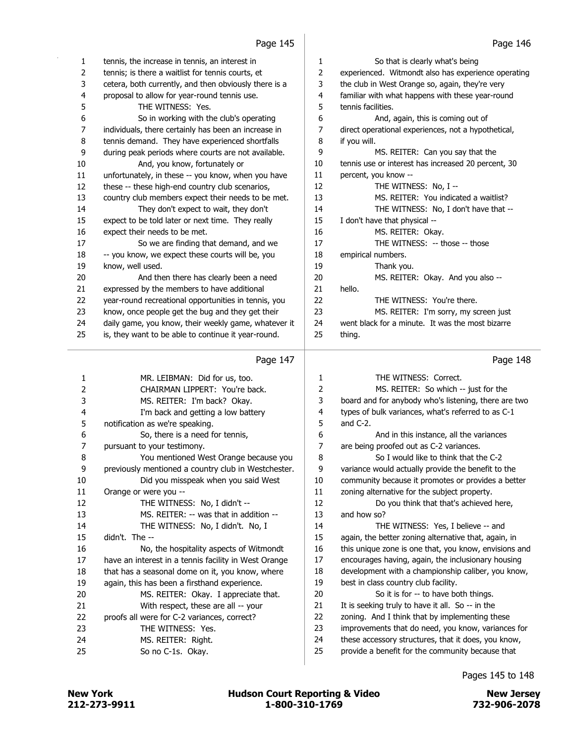Page 145

tennis, the increase in tennis, an interest in tennis; is there a waitlist for tennis courts, et cetera, both currently, and then obviously there is a proposal to allow for year-round tennis use.

THE WITNESS: Yes.

So in working with the club's operating individuals, there certainly has been an increase in tennis demand. They have experienced shortfalls during peak periods where courts are not available.

And, you know, fortunately or unfortunately, in these -- you know, when you have these -- these high-end country club scenarios, country club members expect their needs to be met.

They don't expect to wait, they don't expect to be told later or next time. They really expect their needs to be met.

So we are finding that demand, and we -- you know, we expect these courts will be, you know, well used.

And then there has clearly been a need expressed by the members to have additional year-round recreational opportunities in tennis, you know, once people get the bug and they get their daily game, you know, their weekly game, whatever it is, they want to be able to continue it year-round.

Page 146

So that is clearly what's being experienced. Witmondt also has experience operating the club in West Orange so, again, they're very familiar with what happens with these year-round tennis facilities.

And, again, this is coming out of direct operational experiences, not a hypothetical, if you will.

MS. REITER: Can you say that the tennis use or interest has increased 20 percent, 30 percent, you know --

THE WITNESS: No, I --

MS. REITER: You indicated a waitlist?

THE WITNESS: No, I don't have that -- I don't have that physical --

MS. REITER: Okay.

THE WITNESS: -- those -- those empirical numbers.

Thank you.

MS. REITER: Okay. And you also -- hello.

THE WITNESS: You're there.

MS. REITER: I'm sorry, my screen just went black for a minute. It was the most bizarre thing.

Page 147

MR. LEIBMAN: Did for us, too.

CHAIRMAN LIPPERT: You're back.

MS. REITER: I'm back? Okay.

I'm back and getting a low battery notification as we're speaking.

So, there is a need for tennis, pursuant to your testimony.

You mentioned West Orange because you previously mentioned a country club in Westchester.

Did you misspeak when you said West Orange or were you --

THE WITNESS: No, I didn't --

MS. REITER: -- was that in addition --

THE WITNESS: No, I didn't. No, I didn't. The --

No, the hospitality aspects of Witmondt have an interest in a tennis facility in West Orange that has a seasonal dome on it, you know, where again, this has been a firsthand experience.

MS. REITER: Okay. I appreciate that.

With respect, these are all -- your proofs all were for C-2 variances, correct?

THE WITNESS: Yes.

MS. REITER: Right.

So no C-1s. Okay.

Page 148

THE WITNESS: Correct.

MS. REITER: So which -- just for the board and for anybody who's listening, there are two types of bulk variances, what's referred to as C-1 and C-2.

And in this instance, all the variances are being proofed out as C-2 variances.

So I would like to think that the C-2 variance would actually provide the benefit to the community because it promotes or provides a better zoning alternative for the subject property.

Do you think that that's achieved here, and how so?

THE WITNESS: Yes, I believe -- and again, the better zoning alternative that, again, in this unique zone is one that, you know, envisions and encourages having, again, the inclusionary housing development with a championship caliber, you know, best in class country club facility.

So it is for -- to have both things. It is seeking truly to have it all. So -- in the zoning. And I think that by implementing these improvements that do need, you know, variances for these accessory structures, that it does, you know, provide a benefit for the community because that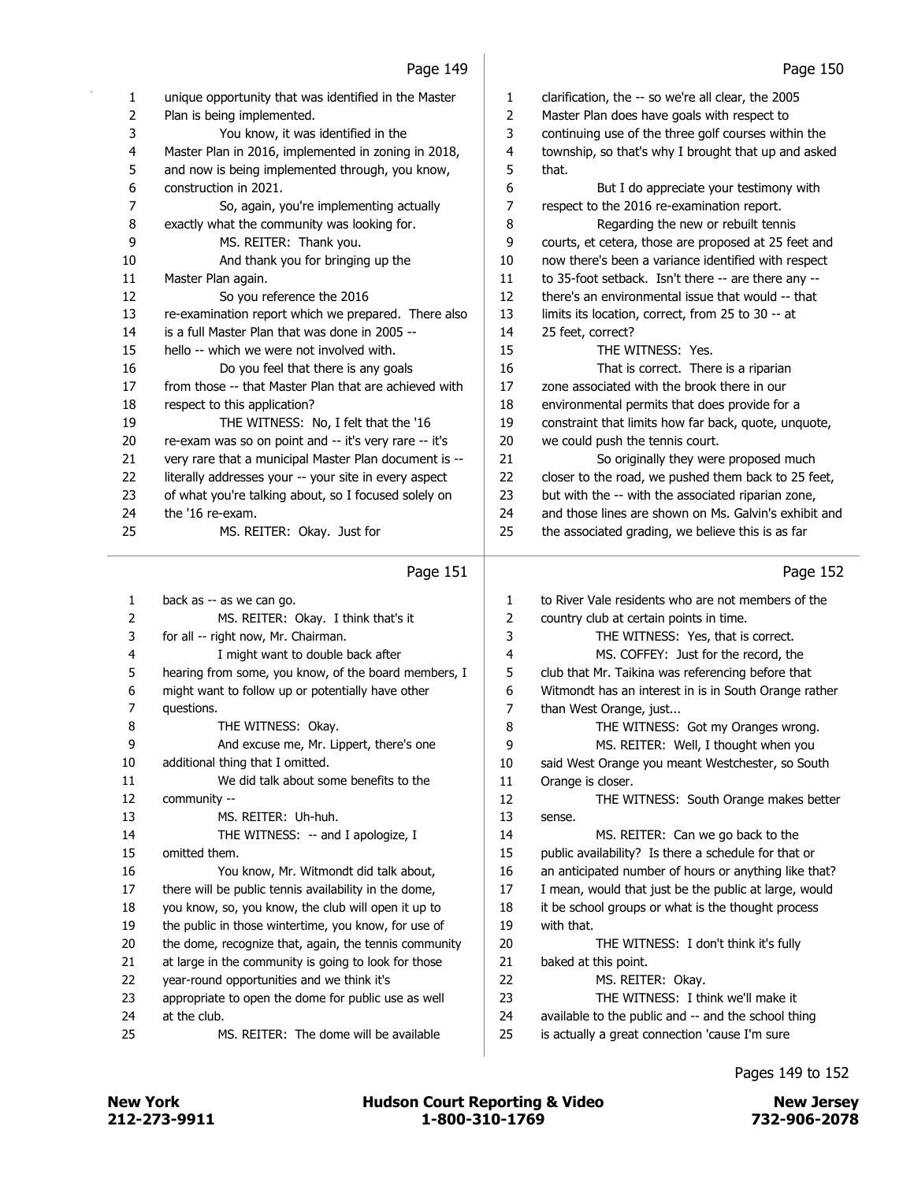Page 149

1 unique opportunity that was identified in the Master
2 Plan is being implemented.
3 You know, it was identified in the
4 Master Plan in 2016, implemented in zoning in 2018,
5 and now is being implemented through, you know,
6 construction in 2021.
7 So, again, you're implementing actually
8 exactly what the community was looking for.
9 MS. REITER: Thank you.
10 And thank you for bringing up the
11 Master Plan again.
12 So you reference the 2016
13 re-examination report which we prepared. There also
14 is a full Master Plan that was done in 2005 --
15 hello -- which we were not involved with.
16 Do you feel that there is any goals
17 from those -- that Master Plan that are achieved with
18 respect to this application?
19 THE WITNESS: No, I felt that the '16
20 re-exam was so on point and -- it's very rare -- it's
21 very rare that a municipal Master Plan document is --
22 literally addresses your -- your site in every aspect
23 of what you're talking about, so I focused solely on
24 the '16 re-exam.
25 MS. REITER: Okay. Just for

Page 150

1 clarification, the -- so we're all clear, the 2005
2 Master Plan does have goals with respect to
3 continuing use of the three golf courses within the
4 township, so that's why I brought that up and asked
5 that.
6 But I do appreciate your testimony with
7 respect to the 2016 re-examination report.
8 Regarding the new or rebuilt tennis
9 courts, et cetera, those are proposed at 25 feet and
10 now there's been a variance identified with respect
11 to 35-foot setback. Isn't there -- are there any --
12 there's an environmental issue that would -- that
13 limits its location, correct, from 25 to 30 -- at
14 25 feet, correct?
15 THE WITNESS: Yes.
16 That is correct. There is a riparian
17 zone associated with the brook there in our
18 environmental permits that does provide for a
19 constraint that limits how far back, quote, unquote,
20 we could push the tennis court.
21 So originally they were proposed much
22 closer to the road, we pushed them back to 25 feet,
23 but with the -- with the associated riparian zone,
24 and those lines are shown on Ms. Galvin's exhibit and
25 the associated grading, we believe this is as far

Page 151

1 back as -- as we can go.
2 MS. REITER: Okay. I think that's it
3 for all -- right now, Mr. Chairman.
4 I might want to double back after
5 hearing from some, you know, of the board members, I
6 might want to follow up or potentially have other
7 questions.
8 THE WITNESS: Okay.
9 And excuse me, Mr. Lippert, there's one
10 additional thing that I omitted.
11 We did talk about some benefits to the
12 community --
13 MS. REITER: Uh-huh.
14 THE WITNESS: -- and I apologize, I
15 omitted them.
16 You know, Mr. Witmondt did talk about,
17 there will be public tennis availability in the dome,
18 you know, so, you know, the club will open it up to
19 the public in those wintertime, you know, for use of
20 the dome, recognize that, again, the tennis community
21 at large in the community is going to look for those
22 year-round opportunities and we think it's
23 appropriate to open the dome for public use as well
24 at the club.
25 MS. REITER: The dome will be available

Page 152

1 to River Vale residents who are not members of the
2 country club at certain points in time.
3 THE WITNESS: Yes, that is correct.
4 MS. COFFEY: Just for the record, the
5 club that Mr. Taikina was referencing before that
6 Witmondt has an interest in is in South Orange rather
7 than West Orange, just...
8 THE WITNESS: Got my Oranges wrong.
9 MS. REITER: Well, I thought when you
10 said West Orange you meant Westchester, so South
11 Orange is closer.
12 THE WITNESS: South Orange makes better
13 sense.
14 MS. REITER: Can we go back to the
15 public availability? Is there a schedule for that or
16 an anticipated number of hours or anything like that?
17 I mean, would that just be the public at large, would
18 it be school groups or what is the thought process
19 with that.
20 THE WITNESS: I don't think it's fully
21 baked at this point.
22 MS. REITER: Okay.
23 THE WITNESS: I think we'll make it
24 available to the public and -- and the school thing
25 is actually a great connection 'cause I'm sure

Pages 149 to 152

New York 212-273-9911 | Hudson Court Reporting & Video 1-800-310-1769 | New Jersey 732-906-2078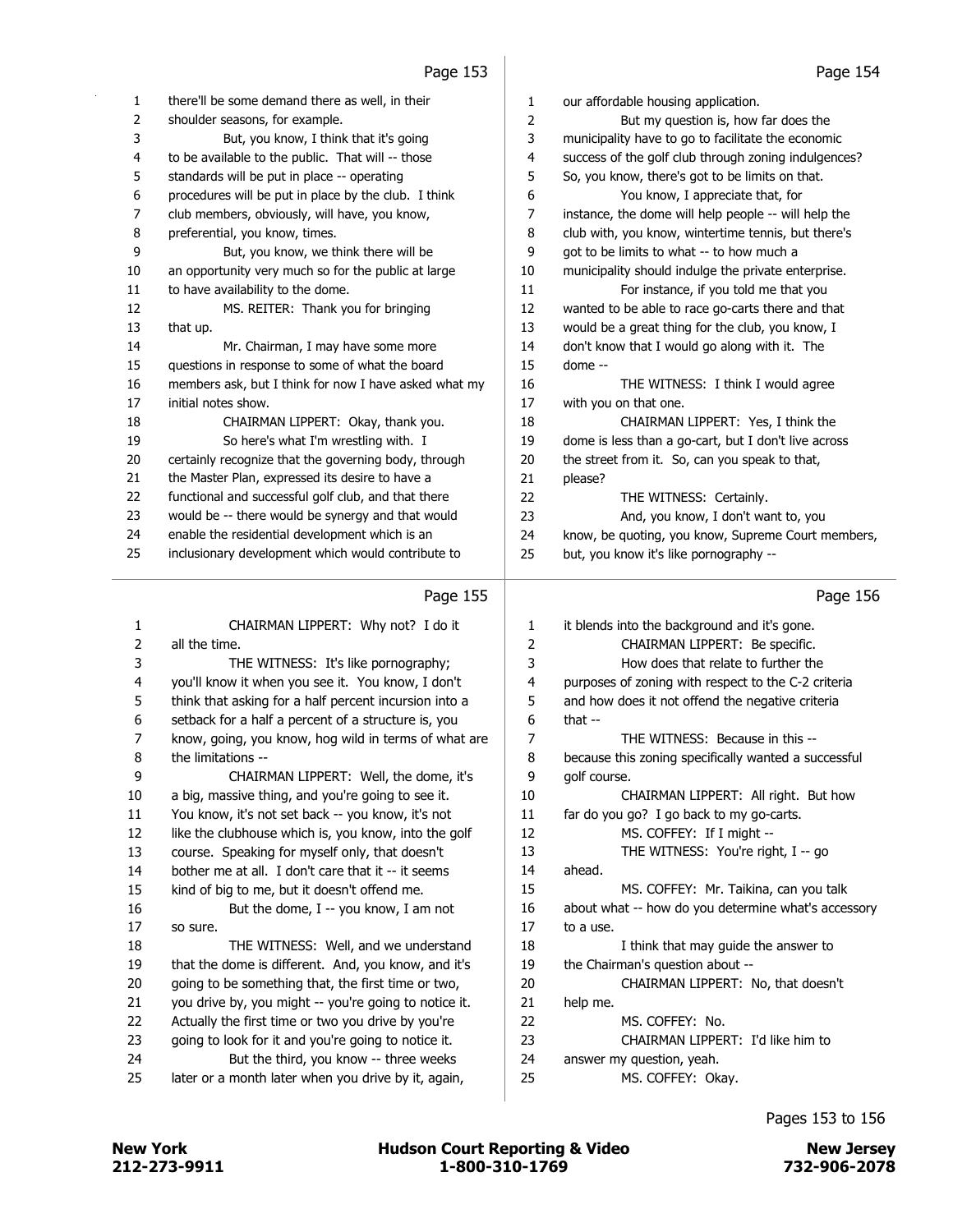there'll be some demand there as well, in their shoulder seasons, for example.

But, you know, I think that it's going to be available to the public. That will -- those standards will be put in place -- operating procedures will be put in place by the club. I think club members, obviously, will have, you know, preferential, you know, times.

But, you know, we think there will be an opportunity very much so for the public at large to have availability to the dome.

MS. REITER: Thank you for bringing that up.

Mr. Chairman, I may have some more questions in response to some of what the board members ask, but I think for now I have asked what my initial notes show.

CHAIRMAN LIPPERT: Okay, thank you.

So here's what I'm wrestling with. I certainly recognize that the governing body, through the Master Plan, expressed its desire to have a functional and successful golf club, and that there would be -- there would be synergy and that would enable the residential development which is an inclusionary development which would contribute to our affordable housing application.

But my question is, how far does the municipality have to go to facilitate the economic success of the golf club through zoning indulgences? So, you know, there's got to be limits on that.

You know, I appreciate that, for instance, the dome will help people -- will help the club with, you know, wintertime tennis, but there's got to be limits to what -- to how much a municipality should indulge the private enterprise.

For instance, if you told me that you wanted to be able to race go-carts there and that would be a great thing for the club, you know, I don't know that I would go along with it. The dome --

THE WITNESS: I think I would agree with you on that one.

CHAIRMAN LIPPERT: Yes, I think the dome is less than a go-cart, but I don't live across the street from it. So, can you speak to that, please?

THE WITNESS: Certainly.

And, you know, I don't want to, you know, be quoting, you know, Supreme Court members, but, you know it's like pornography --

CHAIRMAN LIPPERT: Why not? I do it all the time.

THE WITNESS: It's like pornography; you'll know it when you see it. You know, I don't think that asking for a half percent incursion into a setback for a half a percent of a structure is, you know, going, you know, hog wild in terms of what are the limitations --

CHAIRMAN LIPPERT: Well, the dome, it's a big, massive thing, and you're going to see it. You know, it's not set back -- you know, it's not like the clubhouse which is, you know, into the golf course. Speaking for myself only, that doesn't bother me at all. I don't care that it -- it seems kind of big to me, but it doesn't offend me.

But the dome, I -- you know, I am not so sure.

THE WITNESS: Well, and we understand that the dome is different. And, you know, and it's going to be something that, the first time or two, you drive by, you might -- you're going to notice it. Actually the first time or two you drive by you're going to look for it and you're going to notice it.

But the third, you know -- three weeks later or a month later when you drive by it, again, it blends into the background and it's gone.

CHAIRMAN LIPPERT: Be specific.

How does that relate to further the purposes of zoning with respect to the C-2 criteria and how does it not offend the negative criteria that --

THE WITNESS: Because in this -- because this zoning specifically wanted a successful golf course.

CHAIRMAN LIPPERT: All right. But how far do you go? I go back to my go-carts.

MS. COFFEY: If I might --

THE WITNESS: You're right, I -- go ahead.

MS. COFFEY: Mr. Taikina, can you talk about what -- how do you determine what's accessory to a use.

I think that may guide the answer to the Chairman's question about --

CHAIRMAN LIPPERT: No, that doesn't help me.

MS. COFFEY: No.

CHAIRMAN LIPPERT: I'd like him to answer my question, yeah.

MS. COFFEY: Okay.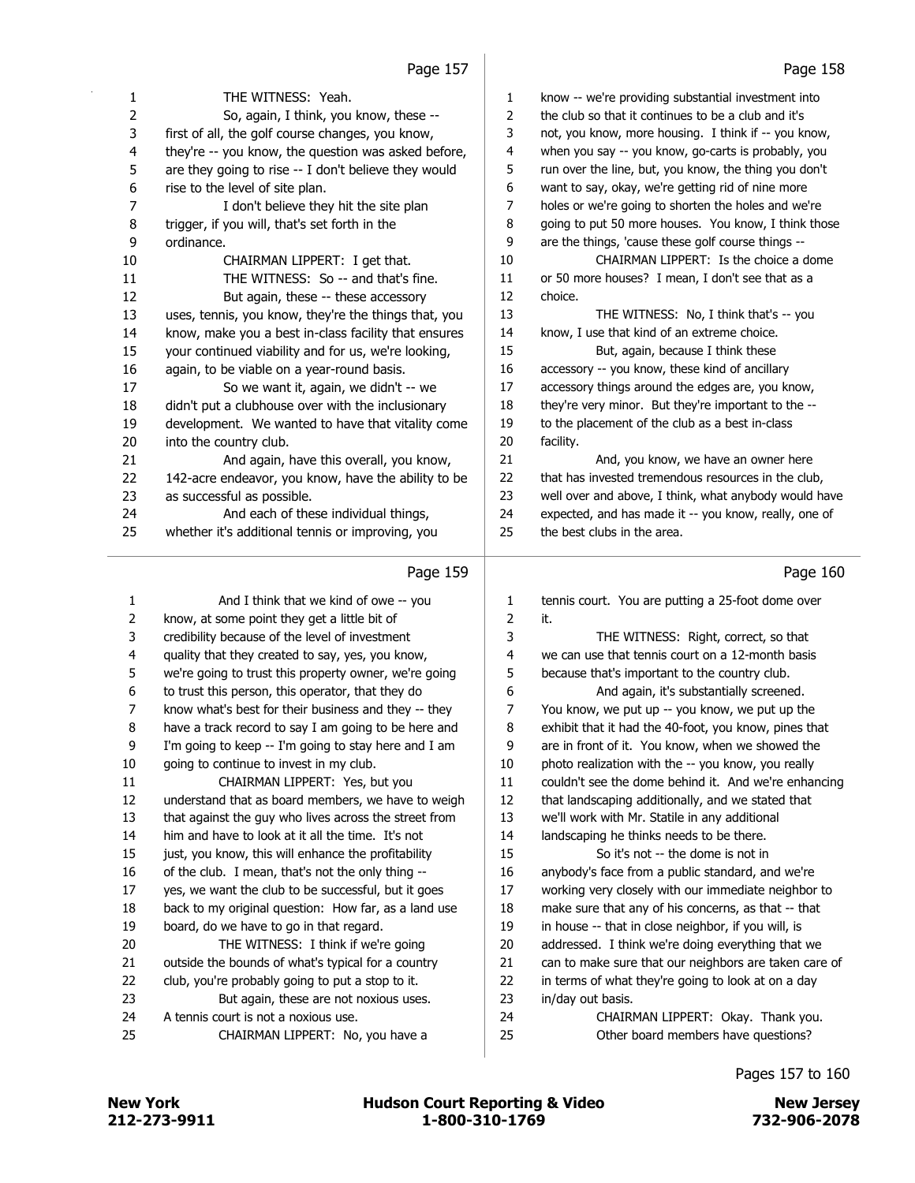Page 157

1 THE WITNESS: Yeah.
2 So, again, I think, you know, these --
3 first of all, the golf course changes, you know,
4 they're -- you know, the question was asked before,
5 are they going to rise -- I don't believe they would
6 rise to the level of site plan.
7 I don't believe they hit the site plan
8 trigger, if you will, that's set forth in the
9 ordinance.
10 CHAIRMAN LIPPERT: I get that.
11 THE WITNESS: So -- and that's fine.
12 But again, these -- these accessory
13 uses, tennis, you know, they're the things that, you
14 know, make you a best in-class facility that ensures
15 your continued viability and for us, we're looking,
16 again, to be viable on a year-round basis.
17 So we want it, again, we didn't -- we
18 didn't put a clubhouse over with the inclusionary
19 development. We wanted to have that vitality come
20 into the country club.
21 And again, have this overall, you know,
22 142-acre endeavor, you know, have the ability to be
23 as successful as possible.
24 And each of these individual things,
25 whether it's additional tennis or improving, you

Page 158

1 know -- we're providing substantial investment into
2 the club so that it continues to be a club and it's
3 not, you know, more housing. I think if -- you know,
4 when you say -- you know, go-carts is probably, you
5 run over the line, but, you know, the thing you don't
6 want to say, okay, we're getting rid of nine more
7 holes or we're going to shorten the holes and we're
8 going to put 50 more houses. You know, I think those
9 are the things, 'cause these golf course things --
10 CHAIRMAN LIPPERT: Is the choice a dome
11 or 50 more houses? I mean, I don't see that as a
12 choice.
13 THE WITNESS: No, I think that's -- you
14 know, I use that kind of an extreme choice.
15 But, again, because I think these
16 accessory -- you know, these kind of ancillary
17 accessory things around the edges are, you know,
18 they're very minor. But they're important to the --
19 to the placement of the club as a best in-class
20 facility.
21 And, you know, we have an owner here
22 that has invested tremendous resources in the club,
23 well over and above, I think, what anybody would have
24 expected, and has made it -- you know, really, one of
25 the best clubs in the area.

Page 159

1 And I think that we kind of owe -- you
2 know, at some point they get a little bit of
3 credibility because of the level of investment
4 quality that they created to say, yes, you know,
5 we're going to trust this property owner, we're going
6 to trust this person, this operator, that they do
7 know what's best for their business and they -- they
8 have a track record to say I am going to be here and
9 I'm going to keep -- I'm going to stay here and I am
10 going to continue to invest in my club.
11 CHAIRMAN LIPPERT: Yes, but you
12 understand that as board members, we have to weigh
13 that against the guy who lives across the street from
14 him and have to look at it all the time. It's not
15 just, you know, this will enhance the profitability
16 of the club. I mean, that's not the only thing --
17 yes, we want the club to be successful, but it goes
18 back to my original question: How far, as a land use
19 board, do we have to go in that regard.
20 THE WITNESS: I think if we're going
21 outside the bounds of what's typical for a country
22 club, you're probably going to put a stop to it.
23 But again, these are not noxious uses.
24 A tennis court is not a noxious use.
25 CHAIRMAN LIPPERT: No, you have a

Page 160

1 tennis court. You are putting a 25-foot dome over
2 it.
3 THE WITNESS: Right, correct, so that
4 we can use that tennis court on a 12-month basis
5 because that's important to the country club.
6 And again, it's substantially screened.
7 You know, we put up -- you know, we put up the
8 exhibit that it had the 40-foot, you know, pines that
9 are in front of it. You know, when we showed the
10 photo realization with the -- you know, you really
11 couldn't see the dome behind it. And we're enhancing
12 that landscaping additionally, and we stated that
13 we'll work with Mr. Statile in any additional
14 landscaping he thinks needs to be there.
15 So it's not -- the dome is not in
16 anybody's face from a public standard, and we're
17 working very closely with our immediate neighbor to
18 make sure that any of his concerns, as that -- that
19 in house -- that in close neighbor, if you will, is
20 addressed. I think we're doing everything that we
21 can to make sure that our neighbors are taken care of
22 in terms of what they're going to look at on a day
23 in/day out basis.
24 CHAIRMAN LIPPERT: Okay. Thank you.
25 Other board members have questions?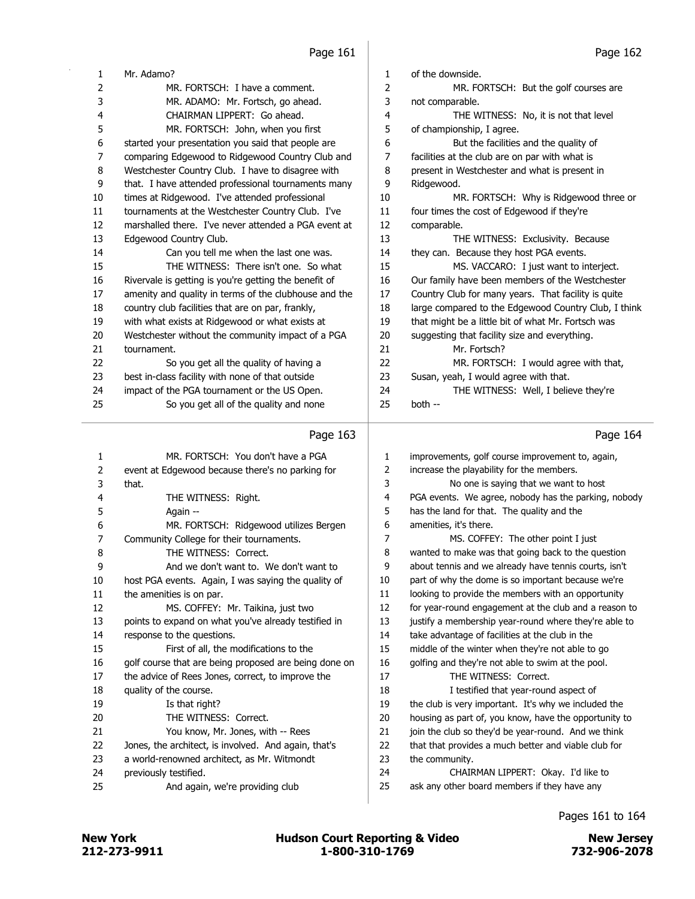Mr. Adamo?

MR. FORTSCH: I have a comment.

MR. ADAMO: Mr. Fortsch, go ahead.

CHAIRMAN LIPPERT: Go ahead.

MR. FORTSCH: John, when you first started your presentation you said that people are comparing Edgewood to Ridgewood Country Club and Westchester Country Club. I have to disagree with that. I have attended professional tournaments many times at Ridgewood. I've attended professional tournaments at the Westchester Country Club. I've marshalled there. I've never attended a PGA event at Edgewood Country Club.

Can you tell me when the last one was.

THE WITNESS: There isn't one. So what Rivervale is getting is you're getting the benefit of amenity and quality in terms of the clubhouse and the country club facilities that are on par, frankly, with what exists at Ridgewood or what exists at Westchester without the community impact of a PGA tournament.

So you get all the quality of having a best in-class facility with none of that outside impact of the PGA tournament or the US Open.

So you get all of the quality and none of the downside.

MR. FORTSCH: But the golf courses are not comparable.

THE WITNESS: No, it is not that level of championship, I agree.

But the facilities and the quality of facilities at the club are on par with what is present in Westchester and what is present in Ridgewood.

MR. FORTSCH: Why is Ridgewood three or four times the cost of Edgewood if they're comparable.

THE WITNESS: Exclusivity. Because they can. Because they host PGA events.

MS. VACCARO: I just want to interject. Our family have been members of the Westchester Country Club for many years. That facility is quite large compared to the Edgewood Country Club, I think that might be a little bit of what Mr. Fortsch was suggesting that facility size and everything.

Mr. Fortsch?

MR. FORTSCH: I would agree with that, Susan, yeah, I would agree with that.

THE WITNESS: Well, I believe they're both --

MR. FORTSCH: You don't have a PGA event at Edgewood because there's no parking for that.

THE WITNESS: Right.

Again --

MR. FORTSCH: Ridgewood utilizes Bergen Community College for their tournaments.

THE WITNESS: Correct.

And we don't want to. We don't want to host PGA events. Again, I was saying the quality of the amenities is on par.

MS. COFFEY: Mr. Taikina, just two points to expand on what you've already testified in response to the questions.

First of all, the modifications to the golf course that are being proposed are being done on the advice of Rees Jones, correct, to improve the quality of the course.

Is that right?

THE WITNESS: Correct.

You know, Mr. Jones, with -- Rees Jones, the architect, is involved. And again, that's a world-renowned architect, as Mr. Witmondt previously testified.

And again, we're providing club improvements, golf course improvement to, again, increase the playability for the members.

No one is saying that we want to host PGA events. We agree, nobody has the parking, nobody has the land for that. The quality and the amenities, it's there.

MS. COFFEY: The other point I just wanted to make was that going back to the question about tennis and we already have tennis courts, isn't part of why the dome is so important because we're looking to provide the members with an opportunity for year-round engagement at the club and a reason to justify a membership year-round where they're able to take advantage of facilities at the club in the middle of the winter when they're not able to go golfing and they're not able to swim at the pool.

THE WITNESS: Correct.

I testified that year-round aspect of the club is very important. It's why we included the housing as part of, you know, have the opportunity to join the club so they'd be year-round. And we think that that provides a much better and viable club for the community.

CHAIRMAN LIPPERT: Okay. I'd like to ask any other board members if they have any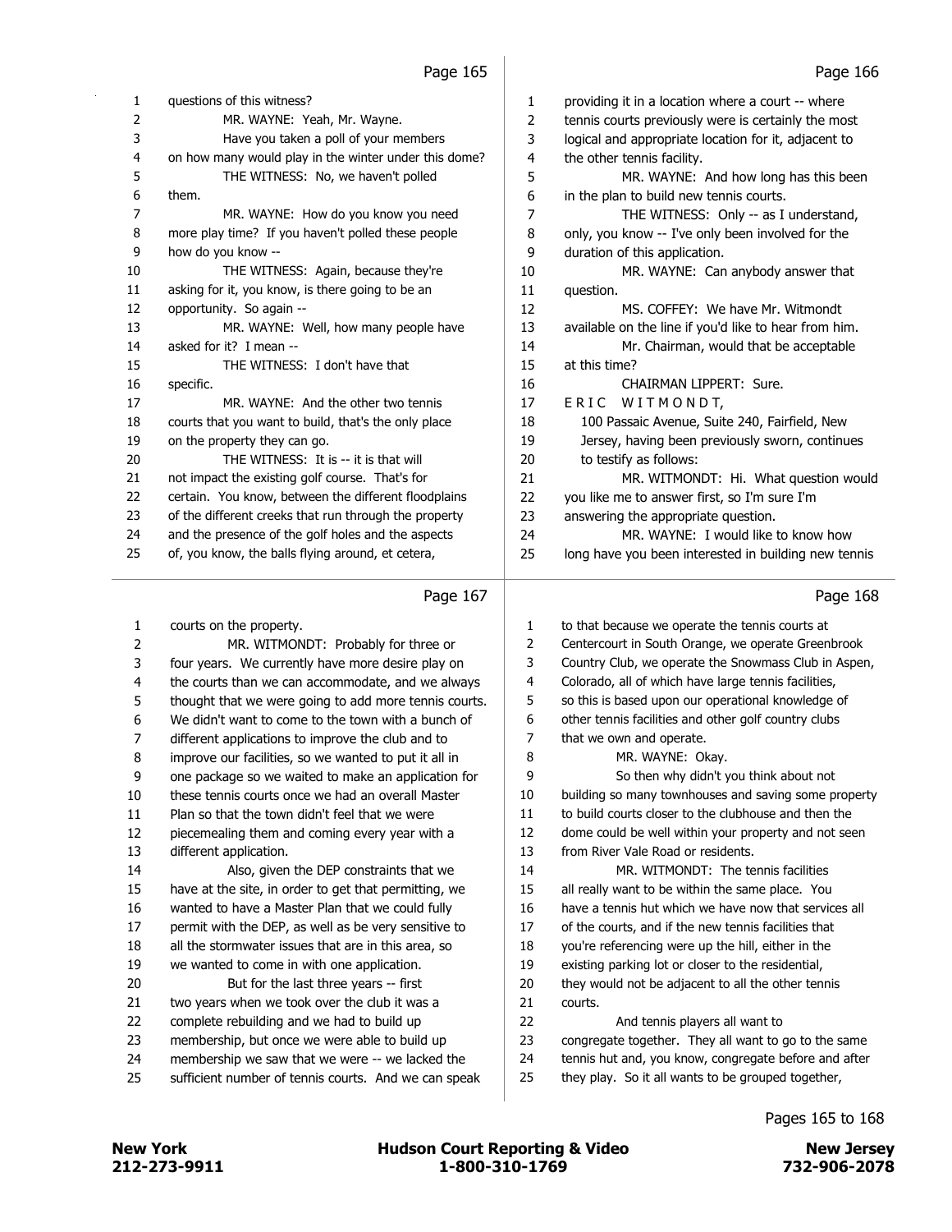questions of this witness?

MR. WAYNE: Yeah, Mr. Wayne.

Have you taken a poll of your members on how many would play in the winter under this dome?

THE WITNESS: No, we haven't polled them.

MR. WAYNE: How do you know you need more play time? If you haven't polled these people how do you know --

THE WITNESS: Again, because they're asking for it, you know, is there going to be an opportunity. So again --

MR. WAYNE: Well, how many people have asked for it? I mean --

THE WITNESS: I don't have that specific.

MR. WAYNE: And the other two tennis courts that you want to build, that's the only place on the property they can go.

THE WITNESS: It is -- it is that will not impact the existing golf course. That's for certain. You know, between the different floodplains of the different creeks that run through the property and the presence of the golf holes and the aspects of, you know, the balls flying around, et cetera, providing it in a location where a court -- where tennis courts previously were is certainly the most logical and appropriate location for it, adjacent to the other tennis facility.

MR. WAYNE: And how long has this been in the plan to build new tennis courts.

THE WITNESS: Only -- as I understand, only, you know -- I've only been involved for the duration of this application.

MR. WAYNE: Can anybody answer that question.

MS. COFFEY: We have Mr. Witmondt available on the line if you'd like to hear from him.

Mr. Chairman, would that be acceptable at this time?

CHAIRMAN LIPPERT: Sure.

E R I C W I T M O N D T,

100 Passaic Avenue, Suite 240, Fairfield, New Jersey, having been previously sworn, continues to testify as follows:

MR. WITMONDT: Hi. What question would you like me to answer first, so I'm sure I'm answering the appropriate question.

MR. WAYNE: I would like to know how long have you been interested in building new tennis courts on the property.

MR. WITMONDT: Probably for three or four years. We currently have more desire play on the courts than we can accommodate, and we always thought that we were going to add more tennis courts. We didn't want to come to the town with a bunch of different applications to improve the club and to improve our facilities, so we wanted to put it all in one package so we waited to make an application for these tennis courts once we had an overall Master Plan so that the town didn't feel that we were piecemealing them and coming every year with a different application.

Also, given the DEP constraints that we have at the site, in order to get that permitting, we wanted to have a Master Plan that we could fully permit with the DEP, as well as be very sensitive to all the stormwater issues that are in this area, so we wanted to come in with one application.

But for the last three years -- first two years when we took over the club it was a complete rebuilding and we had to build up membership, but once we were able to build up membership we saw that we were -- we lacked the sufficient number of tennis courts. And we can speak to that because we operate the tennis courts at Centercourt in South Orange, we operate Greenbrook Country Club, we operate the Snowmass Club in Aspen, Colorado, all of which have large tennis facilities, so this is based upon our operational knowledge of other tennis facilities and other golf country clubs that we own and operate.

MR. WAYNE: Okay.

So then why didn't you think about not building so many townhouses and saving some property to build courts closer to the clubhouse and then the dome could be well within your property and not seen from River Vale Road or residents.

MR. WITMONDT: The tennis facilities all really want to be within the same place. You have a tennis hut which we have now that services all of the courts, and if the new tennis facilities that you're referencing were up the hill, either in the existing parking lot or closer to the residential, they would not be adjacent to all the other tennis courts.

And tennis players all want to congregate together. They all want to go to the same tennis hut and, you know, congregate before and after they play. So it all wants to be grouped together,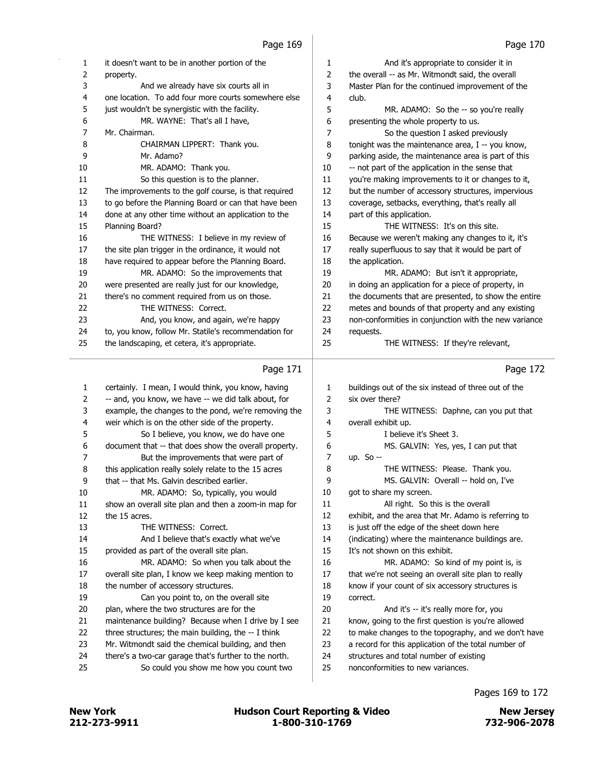Page 169

1 it doesn't want to be in another portion of the
2 property.
3 And we already have six courts all in
4 one location. To add four more courts somewhere else
5 just wouldn't be synergistic with the facility.
6 MR. WAYNE: That's all I have,
7 Mr. Chairman.
8 CHAIRMAN LIPPERT: Thank you.
9 Mr. Adamo?
10 MR. ADAMO: Thank you.
11 So this question is to the planner.
12 The improvements to the golf course, is that required
13 to go before the Planning Board or can that have been
14 done at any other time without an application to the
15 Planning Board?
16 THE WITNESS: I believe in my review of
17 the site plan trigger in the ordinance, it would not
18 have required to appear before the Planning Board.
19 MR. ADAMO: So the improvements that
20 were presented are really just for our knowledge,
21 there's no comment required from us on those.
22 THE WITNESS: Correct.
23 And, you know, and again, we're happy
24 to, you know, follow Mr. Statile's recommendation for
25 the landscaping, et cetera, it's appropriate.

Page 170

1 And it's appropriate to consider it in
2 the overall -- as Mr. Witmondt said, the overall
3 Master Plan for the continued improvement of the
4 club.
5 MR. ADAMO: So the -- so you're really
6 presenting the whole property to us.
7 So the question I asked previously
8 tonight was the maintenance area, I -- you know,
9 parking aside, the maintenance area is part of this
10 -- not part of the application in the sense that
11 you're making improvements to it or changes to it,
12 but the number of accessory structures, impervious
13 coverage, setbacks, everything, that's really all
14 part of this application.
15 THE WITNESS: It's on this site.
16 Because we weren't making any changes to it, it's
17 really superfluous to say that it would be part of
18 the application.
19 MR. ADAMO: But isn't it appropriate,
20 in doing an application for a piece of property, in
21 the documents that are presented, to show the entire
22 metes and bounds of that property and any existing
23 non-conformities in conjunction with the new variance
24 requests.
25 THE WITNESS: If they're relevant,

Page 171

1 certainly. I mean, I would think, you know, having
2 -- and, you know, we have -- we did talk about, for
3 example, the changes to the pond, we're removing the
4 weir which is on the other side of the property.
5 So I believe, you know, we do have one
6 document that -- that does show the overall property.
7 But the improvements that were part of
8 this application really solely relate to the 15 acres
9 that -- that Ms. Galvin described earlier.
10 MR. ADAMO: So, typically, you would
11 show an overall site plan and then a zoom-in map for
12 the 15 acres.
13 THE WITNESS: Correct.
14 And I believe that's exactly what we've
15 provided as part of the overall site plan.
16 MR. ADAMO: So when you talk about the
17 overall site plan, I know we keep making mention to
18 the number of accessory structures.
19 Can you point to, on the overall site
20 plan, where the two structures are for the
21 maintenance building? Because when I drive by I see
22 three structures; the main building, the -- I think
23 Mr. Witmondt said the chemical building, and then
24 there's a two-car garage that's further to the north.
25 So could you show me how you count two

Page 172

1 buildings out of the six instead of three out of the
2 six over there?
3 THE WITNESS: Daphne, can you put that
4 overall exhibit up.
5 I believe it's Sheet 3.
6 MS. GALVIN: Yes, yes, I can put that
7 up. So --
8 THE WITNESS: Please. Thank you.
9 MS. GALVIN: Overall -- hold on, I've
10 got to share my screen.
11 All right. So this is the overall
12 exhibit, and the area that Mr. Adamo is referring to
13 is just off the edge of the sheet down here
14 (indicating) where the maintenance buildings are.
15 It's not shown on this exhibit.
16 MR. ADAMO: So kind of my point is, is
17 that we're not seeing an overall site plan to really
18 know if your count of six accessory structures is
19 correct.
20 And it's -- it's really more for, you
21 know, going to the first question is you're allowed
22 to make changes to the topography, and we don't have
23 a record for this application of the total number of
24 structures and total number of existing
25 nonconformities to new variances.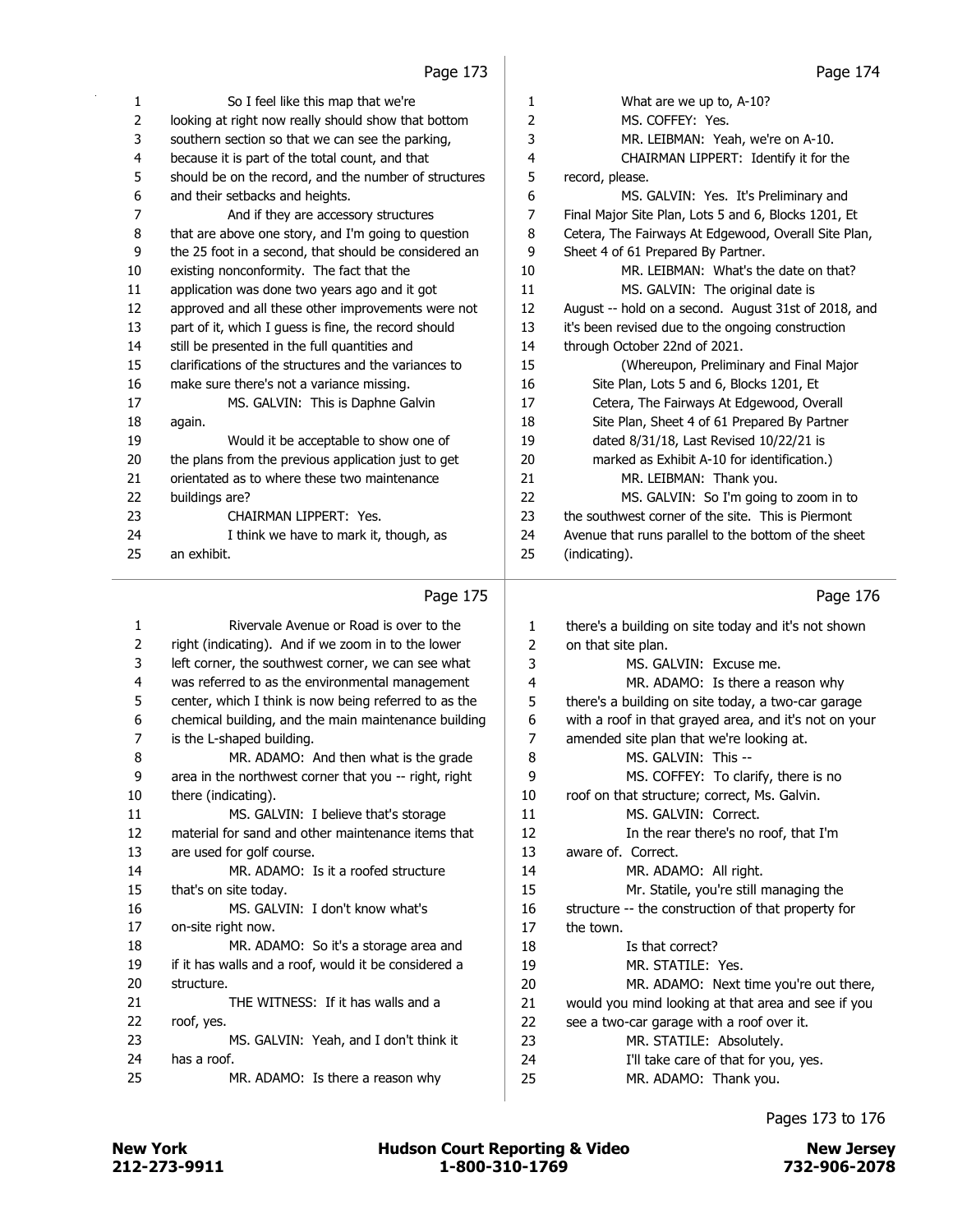So I feel like this map that we're looking at right now really should show that bottom southern section so that we can see the parking, because it is part of the total count, and that should be on the record, and the number of structures and their setbacks and heights.

And if they are accessory structures that are above one story, and I'm going to question the 25 foot in a second, that should be considered an existing nonconformity. The fact that the application was done two years ago and it got approved and all these other improvements were not part of it, which I guess is fine, the record should still be presented in the full quantities and clarifications of the structures and the variances to make sure there's not a variance missing.

MS. GALVIN: This is Daphne Galvin again.

Would it be acceptable to show one of the plans from the previous application just to get orientated as to where these two maintenance buildings are?

CHAIRMAN LIPPERT: Yes.

I think we have to mark it, though, as an exhibit.

What are we up to, A-10?

MS. COFFEY: Yes.

MR. LEIBMAN: Yeah, we're on A-10.

CHAIRMAN LIPPERT: Identify it for the record, please.

MS. GALVIN: Yes. It's Preliminary and Final Major Site Plan, Lots 5 and 6, Blocks 1201, Et Cetera, The Fairways At Edgewood, Overall Site Plan, Sheet 4 of 61 Prepared By Partner.

MR. LEIBMAN: What's the date on that?

MS. GALVIN: The original date is August -- hold on a second. August 31st of 2018, and it's been revised due to the ongoing construction through October 22nd of 2021.

(Whereupon, Preliminary and Final Major Site Plan, Lots 5 and 6, Blocks 1201, Et Cetera, The Fairways At Edgewood, Overall Site Plan, Sheet 4 of 61 Prepared By Partner dated 8/31/18, Last Revised 10/22/21 is marked as Exhibit A-10 for identification.)

MR. LEIBMAN: Thank you.

MS. GALVIN: So I'm going to zoom in to the southwest corner of the site. This is Piermont Avenue that runs parallel to the bottom of the sheet (indicating).

Rivervale Avenue or Road is over to the right (indicating). And if we zoom in to the lower left corner, the southwest corner, we can see what was referred to as the environmental management center, which I think is now being referred to as the chemical building, and the main maintenance building is the L-shaped building.

MR. ADAMO: And then what is the grade area in the northwest corner that you -- right, right there (indicating).

MS. GALVIN: I believe that's storage material for sand and other maintenance items that are used for golf course.

MR. ADAMO: Is it a roofed structure that's on site today.

MS. GALVIN: I don't know what's on-site right now.

MR. ADAMO: So it's a storage area and if it has walls and a roof, would it be considered a structure.

THE WITNESS: If it has walls and a roof, yes.

MS. GALVIN: Yeah, and I don't think it has a roof.

MR. ADAMO: Is there a reason why there's a building on site today and it's not shown on that site plan.

MS. GALVIN: Excuse me.

MR. ADAMO: Is there a reason why there's a building on site today, a two-car garage with a roof in that grayed area, and it's not on your amended site plan that we're looking at.

MS. GALVIN: This --

MS. COFFEY: To clarify, there is no roof on that structure; correct, Ms. Galvin.

MS. GALVIN: Correct.

In the rear there's no roof, that I'm aware of. Correct.

MR. ADAMO: All right.

Mr. Statile, you're still managing the structure -- the construction of that property for the town.

Is that correct?

MR. STATILE: Yes.

MR. ADAMO: Next time you're out there, would you mind looking at that area and see if you see a two-car garage with a roof over it.

MR. STATILE: Absolutely.

I'll take care of that for you, yes.

MR. ADAMO: Thank you.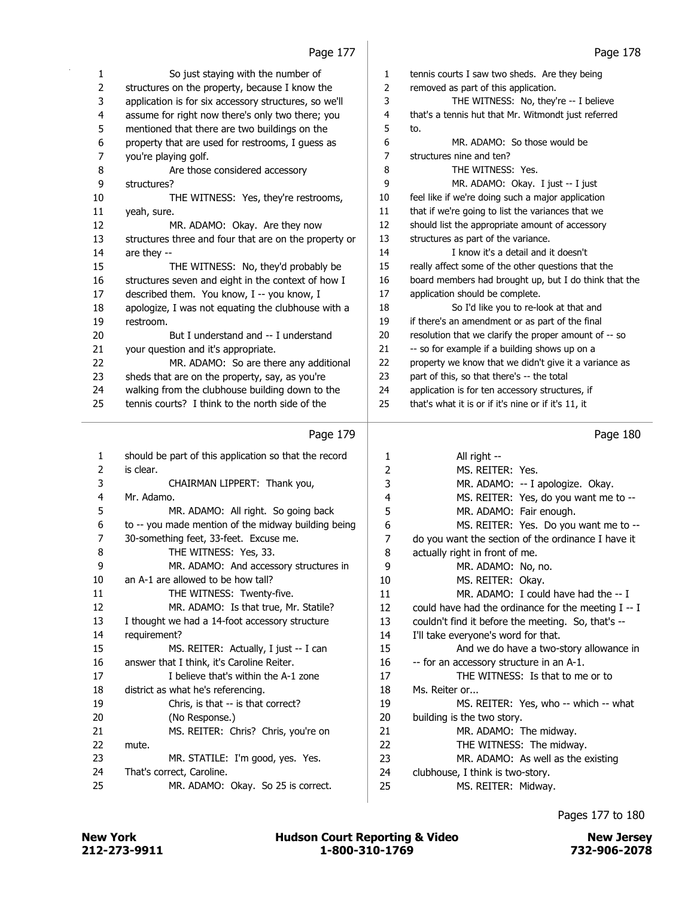Page 177

1 So just staying with the number of
2 structures on the property, because I know the
3 application is for six accessory structures, so we'll
4 assume for right now there's only two there; you
5 mentioned that there are two buildings on the
6 property that are used for restrooms, I guess as
7 you're playing golf.
8 Are those considered accessory
9 structures?
10 THE WITNESS: Yes, they're restrooms,
11 yeah, sure.
12 MR. ADAMO: Okay. Are they now
13 structures three and four that are on the property or
14 are they --
15 THE WITNESS: No, they'd probably be
16 structures seven and eight in the context of how I
17 described them. You know, I -- you know, I
18 apologize, I was not equating the clubhouse with a
19 restroom.
20 But I understand and -- I understand
21 your question and it's appropriate.
22 MR. ADAMO: So are there any additional
23 sheds that are on the property, say, as you're
24 walking from the clubhouse building down to the
25 tennis courts? I think to the north side of the

Page 178

1 tennis courts I saw two sheds. Are they being
2 removed as part of this application.
3 THE WITNESS: No, they're -- I believe
4 that's a tennis hut that Mr. Witmondt just referred
5 to.
6 MR. ADAMO: So those would be
7 structures nine and ten?
8 THE WITNESS: Yes.
9 MR. ADAMO: Okay. I just -- I just
10 feel like if we're doing such a major application
11 that if we're going to list the variances that we
12 should list the appropriate amount of accessory
13 structures as part of the variance.
14 I know it's a detail and it doesn't
15 really affect some of the other questions that the
16 board members had brought up, but I do think that the
17 application should be complete.
18 So I'd like you to re-look at that and
19 if there's an amendment or as part of the final
20 resolution that we clarify the proper amount of -- so
21 -- so for example if a building shows up on a
22 property we know that we didn't give it a variance as
23 part of this, so that there's -- the total
24 application is for ten accessory structures, if
25 that's what it is or if it's nine or if it's 11, it

Page 179

1 should be part of this application so that the record
2 is clear.
3 CHAIRMAN LIPPERT: Thank you,
4 Mr. Adamo.
5 MR. ADAMO: All right. So going back
6 to -- you made mention of the midway building being
7 30-something feet, 33-feet. Excuse me.
8 THE WITNESS: Yes, 33.
9 MR. ADAMO: And accessory structures in
10 an A-1 are allowed to be how tall?
11 THE WITNESS: Twenty-five.
12 MR. ADAMO: Is that true, Mr. Statile?
13 I thought we had a 14-foot accessory structure
14 requirement?
15 MS. REITER: Actually, I just -- I can
16 answer that I think, it's Caroline Reiter.
17 I believe that's within the A-1 zone
18 district as what he's referencing.
19 Chris, is that -- is that correct?
20 (No Response.)
21 MS. REITER: Chris? Chris, you're on
22 mute.
23 MR. STATILE: I'm good, yes. Yes.
24 That's correct, Caroline.
25 MR. ADAMO: Okay. So 25 is correct.

Page 180

1 All right --
2 MS. REITER: Yes.
3 MR. ADAMO: -- I apologize. Okay.
4 MS. REITER: Yes, do you want me to --
5 MR. ADAMO: Fair enough.
6 MS. REITER: Yes. Do you want me to --
7 do you want the section of the ordinance I have it
8 actually right in front of me.
9 MR. ADAMO: No, no.
10 MS. REITER: Okay.
11 MR. ADAMO: I could have had the -- I
12 could have had the ordinance for the meeting I -- I
13 couldn't find it before the meeting. So, that's --
14 I'll take everyone's word for that.
15 And we do have a two-story allowance in
16 -- for an accessory structure in an A-1.
17 THE WITNESS: Is that to me or to
18 Ms. Reiter or...
19 MS. REITER: Yes, who -- which -- what
20 building is the two story.
21 MR. ADAMO: The midway.
22 THE WITNESS: The midway.
23 MR. ADAMO: As well as the existing
24 clubhouse, I think is two-story.
25 MS. REITER: Midway.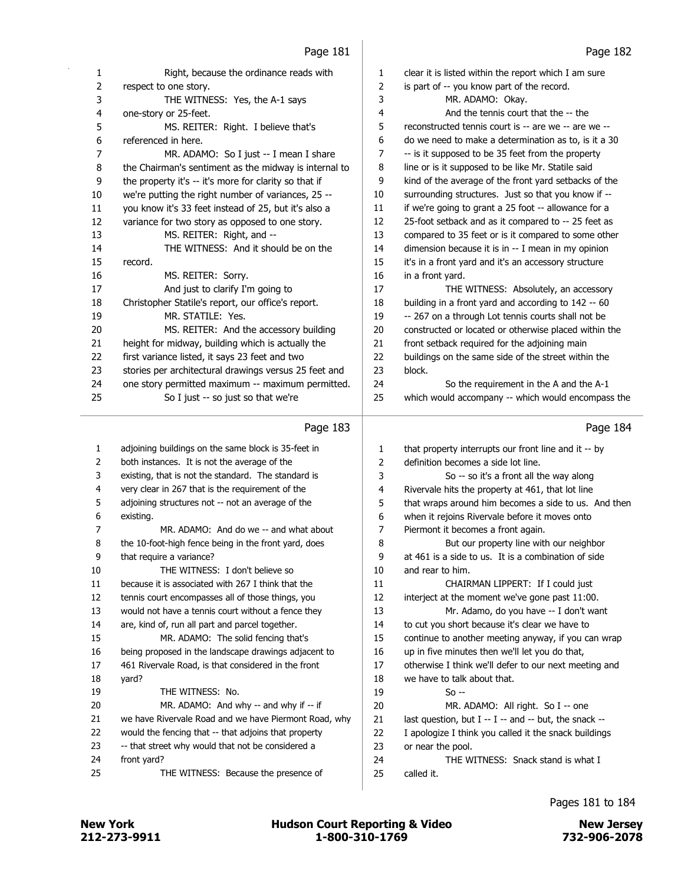Page 181

1 Right, because the ordinance reads with
2 respect to one story.
3 THE WITNESS: Yes, the A-1 says
4 one-story or 25-feet.
5 MS. REITER: Right. I believe that's
6 referenced in here.
7 MR. ADAMO: So I just -- I mean I share
8 the Chairman's sentiment as the midway is internal to
9 the property it's -- it's more for clarity so that if
10 we're putting the right number of variances, 25 --
11 you know it's 33 feet instead of 25, but it's also a
12 variance for two story as opposed to one story.
13 MS. REITER: Right, and --
14 THE WITNESS: And it should be on the
15 record.
16 MS. REITER: Sorry.
17 And just to clarify I'm going to
18 Christopher Statile's report, our office's report.
19 MR. STATILE: Yes.
20 MS. REITER: And the accessory building
21 height for midway, building which is actually the
22 first variance listed, it says 23 feet and two
23 stories per architectural drawings versus 25 feet and
24 one story permitted maximum -- maximum permitted.
25 So I just -- so just so that we're

Page 182

1 clear it is listed within the report which I am sure
2 is part of -- you know part of the record.
3 MR. ADAMO: Okay.
4 And the tennis court that the -- the
5 reconstructed tennis court is -- are we -- are we --
6 do we need to make a determination as to, is it a 30
7 -- is it supposed to be 35 feet from the property
8 line or is it supposed to be like Mr. Statile said
9 kind of the average of the front yard setbacks of the
10 surrounding structures. Just so that you know if --
11 if we're going to grant a 25 foot -- allowance for a
12 25-foot setback and as it compared to -- 25 feet as
13 compared to 35 feet or is it compared to some other
14 dimension because it is in -- I mean in my opinion
15 it's in a front yard and it's an accessory structure
16 in a front yard.
17 THE WITNESS: Absolutely, an accessory
18 building in a front yard and according to 142 -- 60
19 -- 267 on a through Lot tennis courts shall not be
20 constructed or located or otherwise placed within the
21 front setback required for the adjoining main
22 buildings on the same side of the street within the
23 block.
24 So the requirement in the A and the A-1
25 which would accompany -- which would encompass the

Page 183

1 adjoining buildings on the same block is 35-feet in
2 both instances. It is not the average of the
3 existing, that is not the standard. The standard is
4 very clear in 267 that is the requirement of the
5 adjoining structures not -- not an average of the
6 existing.
7 MR. ADAMO: And do we -- and what about
8 the 10-foot-high fence being in the front yard, does
9 that require a variance?
10 THE WITNESS: I don't believe so
11 because it is associated with 267 I think that the
12 tennis court encompasses all of those things, you
13 would not have a tennis court without a fence they
14 are, kind of, run all part and parcel together.
15 MR. ADAMO: The solid fencing that's
16 being proposed in the landscape drawings adjacent to
17 461 Rivervale Road, is that considered in the front
18 yard?
19 THE WITNESS: No.
20 MR. ADAMO: And why -- and why if -- if
21 we have Rivervale Road and we have Piermont Road, why
22 would the fencing that -- that adjoins that property
23 -- that street why would that not be considered a
24 front yard?
25 THE WITNESS: Because the presence of

Page 184

1 that property interrupts our front line and it -- by
2 definition becomes a side lot line.
3 So -- so it's a front all the way along
4 Rivervale hits the property at 461, that lot line
5 that wraps around him becomes a side to us. And then
6 when it rejoins Rivervale before it moves onto
7 Piermont it becomes a front again.
8 But our property line with our neighbor
9 at 461 is a side to us. It is a combination of side
10 and rear to him.
11 CHAIRMAN LIPPERT: If I could just
12 interject at the moment we've gone past 11:00.
13 Mr. Adamo, do you have -- I don't want
14 to cut you short because it's clear we have to
15 continue to another meeting anyway, if you can wrap
16 up in five minutes then we'll let you do that,
17 otherwise I think we'll defer to our next meeting and
18 we have to talk about that.
19 So --
20 MR. ADAMO: All right. So I -- one
21 last question, but I -- I -- and -- but, the snack --
22 I apologize I think you called it the snack buildings
23 or near the pool.
24 THE WITNESS: Snack stand is what I
25 called it.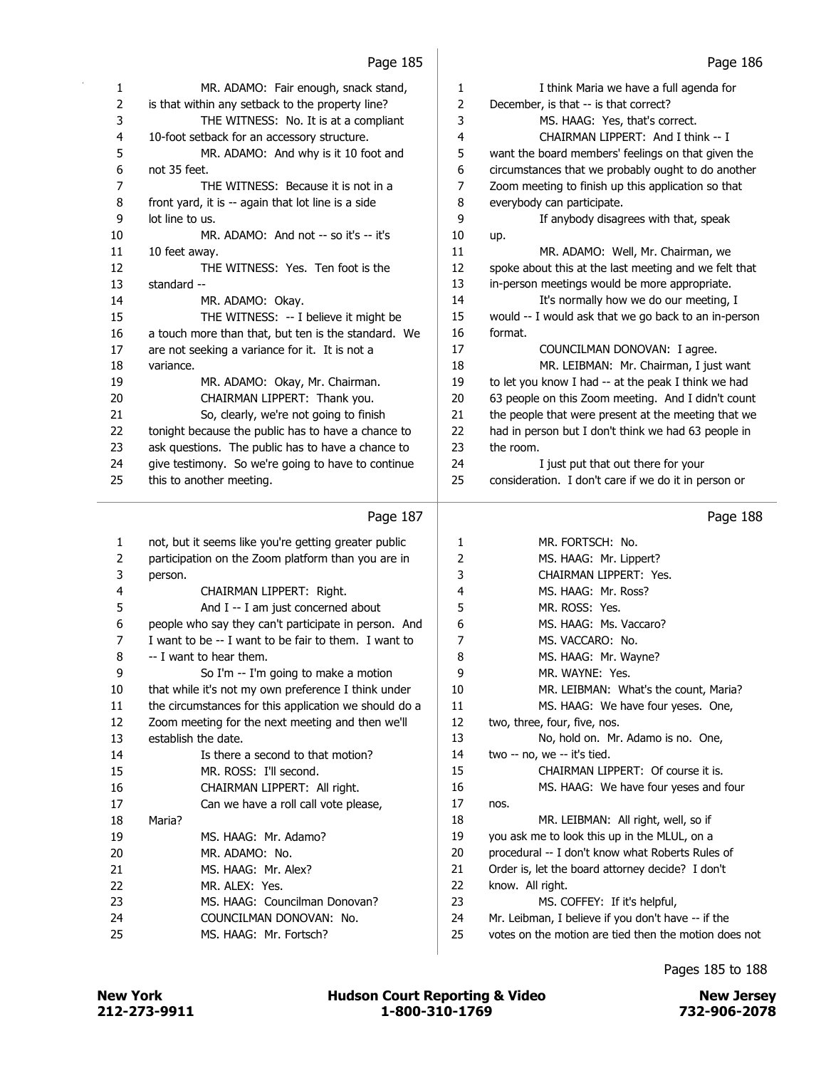Page 185

MR. ADAMO: Fair enough, snack stand, is that within any setback to the property line?

THE WITNESS: No. It is at a compliant 10-foot setback for an accessory structure.

MR. ADAMO: And why is it 10 foot and not 35 feet.

THE WITNESS: Because it is not in a front yard, it is -- again that lot line is a side lot line to us.

MR. ADAMO: And not -- so it's -- it's 10 feet away.

THE WITNESS: Yes. Ten foot is the standard --

MR. ADAMO: Okay.

THE WITNESS: -- I believe it might be a touch more than that, but ten is the standard. We are not seeking a variance for it. It is not a variance.

MR. ADAMO: Okay, Mr. Chairman.

CHAIRMAN LIPPERT: Thank you.

So, clearly, we're not going to finish tonight because the public has to have a chance to ask questions. The public has to have a chance to give testimony. So we're going to have to continue this to another meeting.

Page 186

I think Maria we have a full agenda for December, is that -- is that correct?

MS. HAAG: Yes, that's correct.

CHAIRMAN LIPPERT: And I think -- I want the board members' feelings on that given the circumstances that we probably ought to do another Zoom meeting to finish up this application so that everybody can participate.

If anybody disagrees with that, speak up.

MR. ADAMO: Well, Mr. Chairman, we spoke about this at the last meeting and we felt that in-person meetings would be more appropriate.

It's normally how we do our meeting, I would -- I would ask that we go back to an in-person format.

COUNCILMAN DONOVAN: I agree.

MR. LEIBMAN: Mr. Chairman, I just want to let you know I had -- at the peak I think we had 63 people on this Zoom meeting. And I didn't count the people that were present at the meeting that we had in person but I don't think we had 63 people in the room.

I just put that out there for your consideration. I don't care if we do it in person or

Page 187

not, but it seems like you're getting greater public participation on the Zoom platform than you are in person.

CHAIRMAN LIPPERT: Right.

And I -- I am just concerned about people who say they can't participate in person. And I want to be -- I want to be fair to them. I want to -- I want to hear them.

So I'm -- I'm going to make a motion that while it's not my own preference I think under the circumstances for this application we should do a Zoom meeting for the next meeting and then we'll establish the date.

Is there a second to that motion?

MR. ROSS: I'll second.

CHAIRMAN LIPPERT: All right.

Can we have a roll call vote please, Maria?

MS. HAAG: Mr. Adamo?

MR. ADAMO: No.

MS. HAAG: Mr. Alex?

MR. ALEX: Yes.

MS. HAAG: Councilman Donovan?

COUNCILMAN DONOVAN: No.

MS. HAAG: Mr. Fortsch?

Page 188

MR. FORTSCH: No.

MS. HAAG: Mr. Lippert?

CHAIRMAN LIPPERT: Yes.

MS. HAAG: Mr. Ross?

MR. ROSS: Yes.

MS. HAAG: Ms. Vaccaro?

MS. VACCARO: No.

MS. HAAG: Mr. Wayne?

MR. WAYNE: Yes.

MR. LEIBMAN: What's the count, Maria?

MS. HAAG: We have four yeses. One, two, three, four, five, nos.

No, hold on. Mr. Adamo is no. One, two -- no, we -- it's tied.

CHAIRMAN LIPPERT: Of course it is.

MS. HAAG: We have four yeses and four nos.

MR. LEIBMAN: All right, well, so if you ask me to look this up in the MLUL, on a procedural -- I don't know what Roberts Rules of Order is, let the board attorney decide? I don't know. All right.

MS. COFFEY: If it's helpful, Mr. Leibman, I believe if you don't have -- if the votes on the motion are tied then the motion does not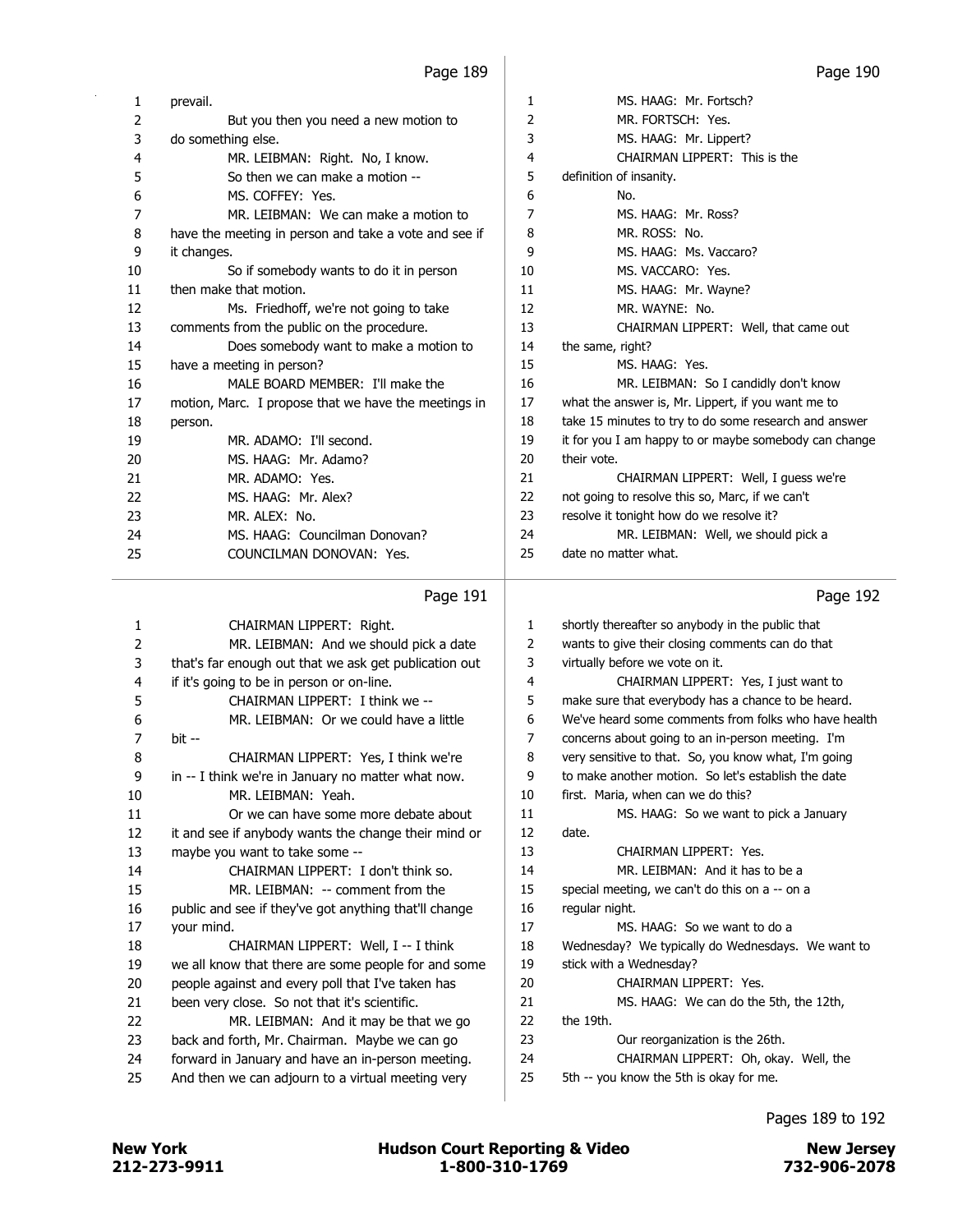Page 189

1 prevail.
2 But you then you need a new motion to
3 do something else.
4 MR. LEIBMAN: Right. No, I know.
5 So then we can make a motion --
6 MS. COFFEY: Yes.
7 MR. LEIBMAN: We can make a motion to
8 have the meeting in person and take a vote and see if
9 it changes.
10 So if somebody wants to do it in person
11 then make that motion.
12 Ms. Friedhoff, we're not going to take
13 comments from the public on the procedure.
14 Does somebody want to make a motion to
15 have a meeting in person?
16 MALE BOARD MEMBER: I'll make the
17 motion, Marc. I propose that we have the meetings in
18 person.
19 MR. ADAMO: I'll second.
20 MS. HAAG: Mr. Adamo?
21 MR. ADAMO: Yes.
22 MS. HAAG: Mr. Alex?
23 MR. ALEX: No.
24 MS. HAAG: Councilman Donovan?
25 COUNCILMAN DONOVAN: Yes.

Page 190

1 MS. HAAG: Mr. Fortsch?
2 MR. FORTSCH: Yes.
3 MS. HAAG: Mr. Lippert?
4 CHAIRMAN LIPPERT: This is the
5 definition of insanity.
6 No.
7 MS. HAAG: Mr. Ross?
8 MR. ROSS: No.
9 MS. HAAG: Ms. Vaccaro?
10 MS. VACCARO: Yes.
11 MS. HAAG: Mr. Wayne?
12 MR. WAYNE: No.
13 CHAIRMAN LIPPERT: Well, that came out
14 the same, right?
15 MS. HAAG: Yes.
16 MR. LEIBMAN: So I candidly don't know
17 what the answer is, Mr. Lippert, if you want me to
18 take 15 minutes to try to do some research and answer
19 it for you I am happy to or maybe somebody can change
20 their vote.
21 CHAIRMAN LIPPERT: Well, I guess we're
22 not going to resolve this so, Marc, if we can't
23 resolve it tonight how do we resolve it?
24 MR. LEIBMAN: Well, we should pick a
25 date no matter what.

Page 191

1 CHAIRMAN LIPPERT: Right.
2 MR. LEIBMAN: And we should pick a date
3 that's far enough out that we ask get publication out
4 if it's going to be in person or on-line.
5 CHAIRMAN LIPPERT: I think we --
6 MR. LEIBMAN: Or we could have a little
7 bit --
8 CHAIRMAN LIPPERT: Yes, I think we're
9 in -- I think we're in January no matter what now.
10 MR. LEIBMAN: Yeah.
11 Or we can have some more debate about
12 it and see if anybody wants the change their mind or
13 maybe you want to take some --
14 CHAIRMAN LIPPERT: I don't think so.
15 MR. LEIBMAN: -- comment from the
16 public and see if they've got anything that'll change
17 your mind.
18 CHAIRMAN LIPPERT: Well, I -- I think
19 we all know that there are some people for and some
20 people against and every poll that I've taken has
21 been very close. So not that it's scientific.
22 MR. LEIBMAN: And it may be that we go
23 back and forth, Mr. Chairman. Maybe we can go
24 forward in January and have an in-person meeting.
25 And then we can adjourn to a virtual meeting very

Page 192

1 shortly thereafter so anybody in the public that
2 wants to give their closing comments can do that
3 virtually before we vote on it.
4 CHAIRMAN LIPPERT: Yes, I just want to
5 make sure that everybody has a chance to be heard.
6 We've heard some comments from folks who have health
7 concerns about going to an in-person meeting. I'm
8 very sensitive to that. So, you know what, I'm going
9 to make another motion. So let's establish the date
10 first. Maria, when can we do this?
11 MS. HAAG: So we want to pick a January
12 date.
13 CHAIRMAN LIPPERT: Yes.
14 MR. LEIBMAN: And it has to be a
15 special meeting, we can't do this on a -- on a
16 regular night.
17 MS. HAAG: So we want to do a
18 Wednesday? We typically do Wednesdays. We want to
19 stick with a Wednesday?
20 CHAIRMAN LIPPERT: Yes.
21 MS. HAAG: We can do the 5th, the 12th,
22 the 19th.
23 Our reorganization is the 26th.
24 CHAIRMAN LIPPERT: Oh, okay. Well, the
25 5th -- you know the 5th is okay for me.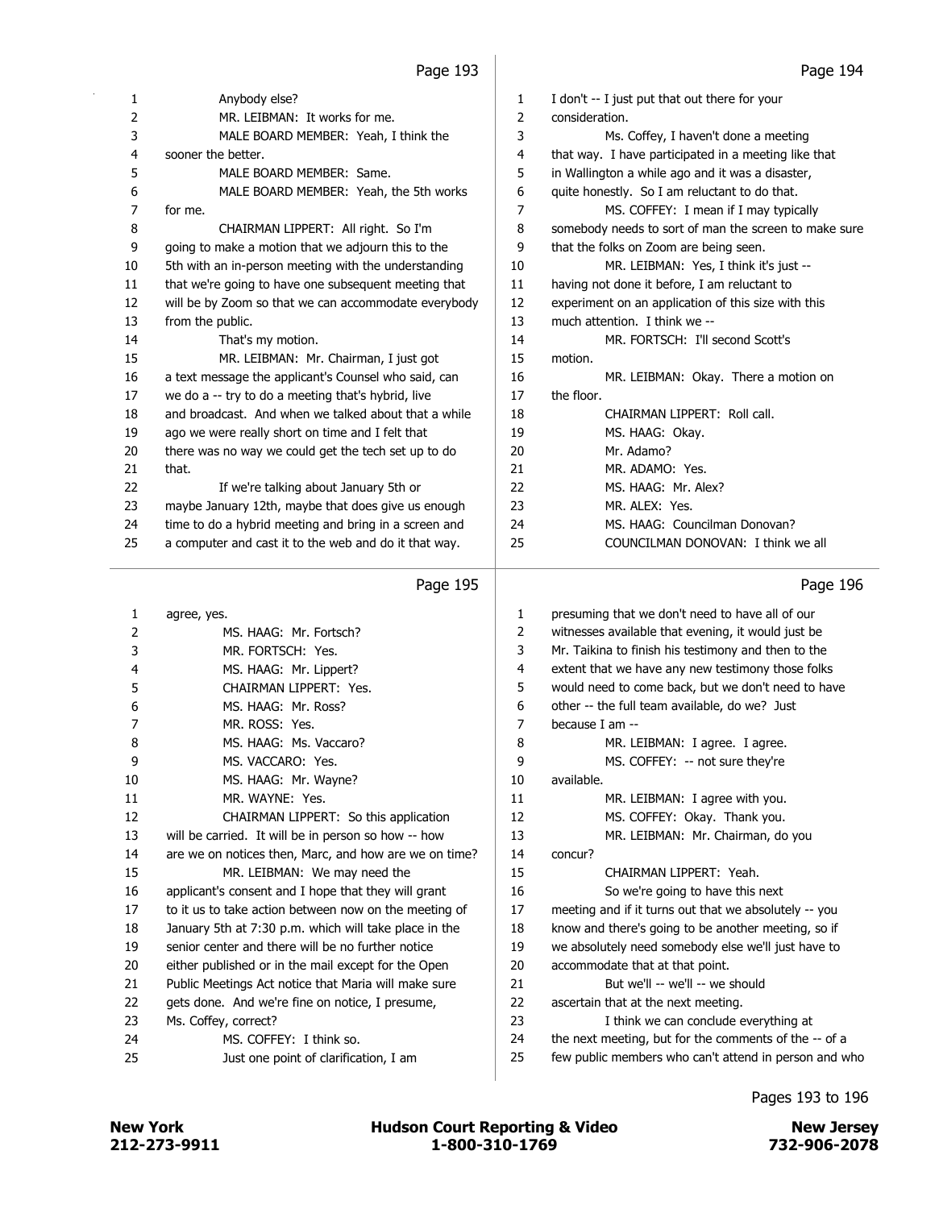Page 193

1 Anybody else?
2 MR. LEIBMAN: It works for me.
3 MALE BOARD MEMBER: Yeah, I think the
4 sooner the better.
5 MALE BOARD MEMBER: Same.
6 MALE BOARD MEMBER: Yeah, the 5th works
7 for me.
8 CHAIRMAN LIPPERT: All right. So I'm
9 going to make a motion that we adjourn this to the
10 5th with an in-person meeting with the understanding
11 that we're going to have one subsequent meeting that
12 will be by Zoom so that we can accommodate everybody
13 from the public.
14 That's my motion.
15 MR. LEIBMAN: Mr. Chairman, I just got
16 a text message the applicant's Counsel who said, can
17 we do a -- try to do a meeting that's hybrid, live
18 and broadcast. And when we talked about that a while
19 ago we were really short on time and I felt that
20 there was no way we could get the tech set up to do
21 that.
22 If we're talking about January 5th or
23 maybe January 12th, maybe that does give us enough
24 time to do a hybrid meeting and bring in a screen and
25 a computer and cast it to the web and do it that way.

Page 194

1 I don't -- I just put that out there for your
2 consideration.
3 Ms. Coffey, I haven't done a meeting
4 that way. I have participated in a meeting like that
5 in Wallington a while ago and it was a disaster,
6 quite honestly. So I am reluctant to do that.
7 MS. COFFEY: I mean if I may typically
8 somebody needs to sort of man the screen to make sure
9 that the folks on Zoom are being seen.
10 MR. LEIBMAN: Yes, I think it's just --
11 having not done it before, I am reluctant to
12 experiment on an application of this size with this
13 much attention. I think we --
14 MR. FORTSCH: I'll second Scott's
15 motion.
16 MR. LEIBMAN: Okay. There a motion on
17 the floor.
18 CHAIRMAN LIPPERT: Roll call.
19 MS. HAAG: Okay.
20 Mr. Adamo?
21 MR. ADAMO: Yes.
22 MS. HAAG: Mr. Alex?
23 MR. ALEX: Yes.
24 MS. HAAG: Councilman Donovan?
25 COUNCILMAN DONOVAN: I think we all

Page 195

1 agree, yes.
2 MS. HAAG: Mr. Fortsch?
3 MR. FORTSCH: Yes.
4 MS. HAAG: Mr. Lippert?
5 CHAIRMAN LIPPERT: Yes.
6 MS. HAAG: Mr. Ross?
7 MR. ROSS: Yes.
8 MS. HAAG: Ms. Vaccaro?
9 MS. VACCARO: Yes.
10 MS. HAAG: Mr. Wayne?
11 MR. WAYNE: Yes.
12 CHAIRMAN LIPPERT: So this application
13 will be carried. It will be in person so how -- how
14 are we on notices then, Marc, and how are we on time?
15 MR. LEIBMAN: We may need the
16 applicant's consent and I hope that they will grant
17 to it us to take action between now on the meeting of
18 January 5th at 7:30 p.m. which will take place in the
19 senior center and there will be no further notice
20 either published or in the mail except for the Open
21 Public Meetings Act notice that Maria will make sure
22 gets done. And we're fine on notice, I presume,
23 Ms. Coffey, correct?
24 MS. COFFEY: I think so.
25 Just one point of clarification, I am

Page 196

1 presuming that we don't need to have all of our
2 witnesses available that evening, it would just be
3 Mr. Taikina to finish his testimony and then to the
4 extent that we have any new testimony those folks
5 would need to come back, but we don't need to have
6 other -- the full team available, do we? Just
7 because I am --
8 MR. LEIBMAN: I agree. I agree.
9 MS. COFFEY: -- not sure they're
10 available.
11 MR. LEIBMAN: I agree with you.
12 MS. COFFEY: Okay. Thank you.
13 MR. LEIBMAN: Mr. Chairman, do you
14 concur?
15 CHAIRMAN LIPPERT: Yeah.
16 So we're going to have this next
17 meeting and if it turns out that we absolutely -- you
18 know and there's going to be another meeting, so if
19 we absolutely need somebody else we'll just have to
20 accommodate that at that point.
21 But we'll -- we'll -- we should
22 ascertain that at the next meeting.
23 I think we can conclude everything at
24 the next meeting, but for the comments of the -- of a
25 few public members who can't attend in person and who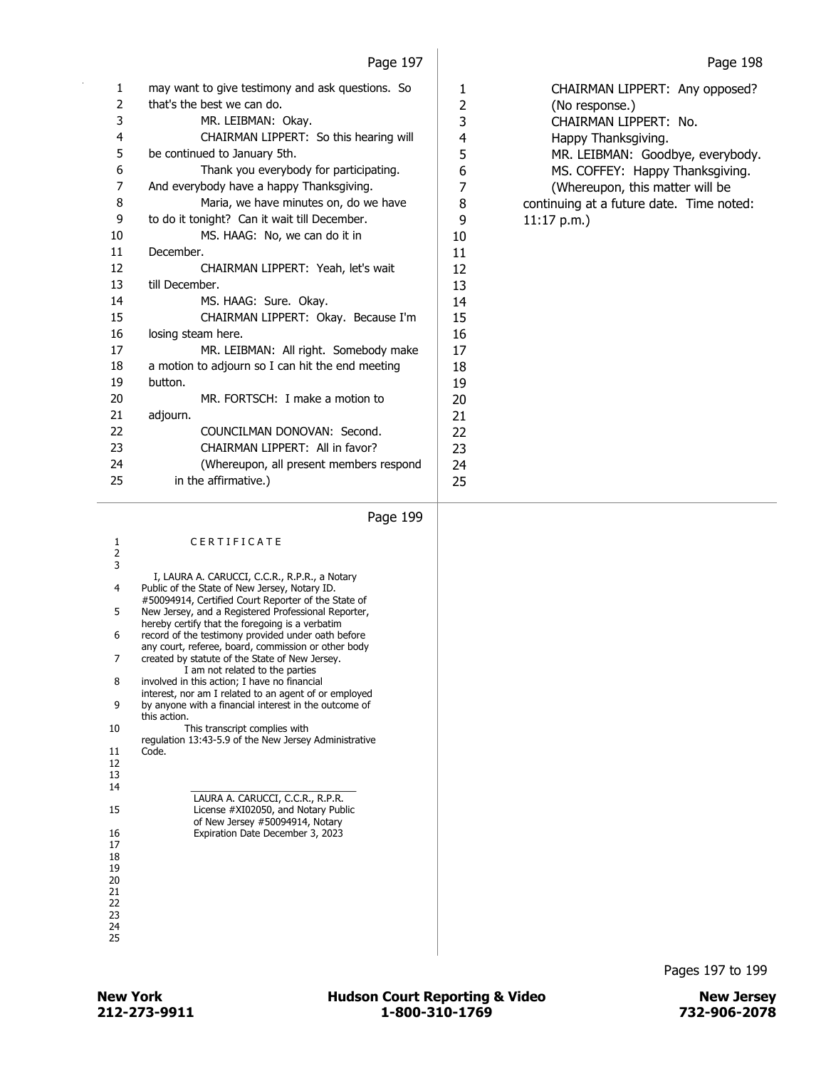may want to give testimony and ask questions. So that's the best we can do.

MR. LEIBMAN: Okay.

CHAIRMAN LIPPERT: So this hearing will be continued to January 5th.

Thank you everybody for participating. And everybody have a happy Thanksgiving.

Maria, we have minutes on, do we have to do it tonight? Can it wait till December.

MS. HAAG: No, we can do it in December.

CHAIRMAN LIPPERT: Yeah, let's wait till December.

MS. HAAG: Sure. Okay.

CHAIRMAN LIPPERT: Okay. Because I'm losing steam here.

MR. LEIBMAN: All right. Somebody make a motion to adjourn so I can hit the end meeting button.

MR. FORTSCH: I make a motion to adjourn.

COUNCILMAN DONOVAN: Second.

CHAIRMAN LIPPERT: All in favor?

(Whereupon, all present members respond in the affirmative.)

CHAIRMAN LIPPERT: Any opposed?

(No response.)

CHAIRMAN LIPPERT: No.

Happy Thanksgiving.

MR. LEIBMAN: Goodbye, everybody.

MS. COFFEY: Happy Thanksgiving.

(Whereupon, this matter will be continuing at a future date. Time noted: 11:17 p.m.)

C E R T I F I C A T E

I, LAURA A. CARUCCI, C.C.R., R.P.R., a Notary Public of the State of New Jersey, Notary ID. #50094914, Certified Court Reporter of the State of New Jersey, and a Registered Professional Reporter, hereby certify that the foregoing is a verbatim record of the testimony provided under oath before any court, referee, board, commission or other body created by statute of the State of New Jersey.

I am not related to the parties involved in this action; I have no financial interest, nor am I related to an agent of or employed by anyone with a financial interest in the outcome of this action.

This transcript complies with regulation 13:43-5.9 of the New Jersey Administrative Code.

\_\_\_\_\_\_\_\_\_\_\_\_\_\_\_\_\_\_\_\_\_\_\_\_\_\_\_\_\_\_

LAURA A. CARUCCI, C.C.R., R.P.R.
License #XI02050, and Notary Public
of New Jersey #50094914, Notary
Expiration Date December 3, 2023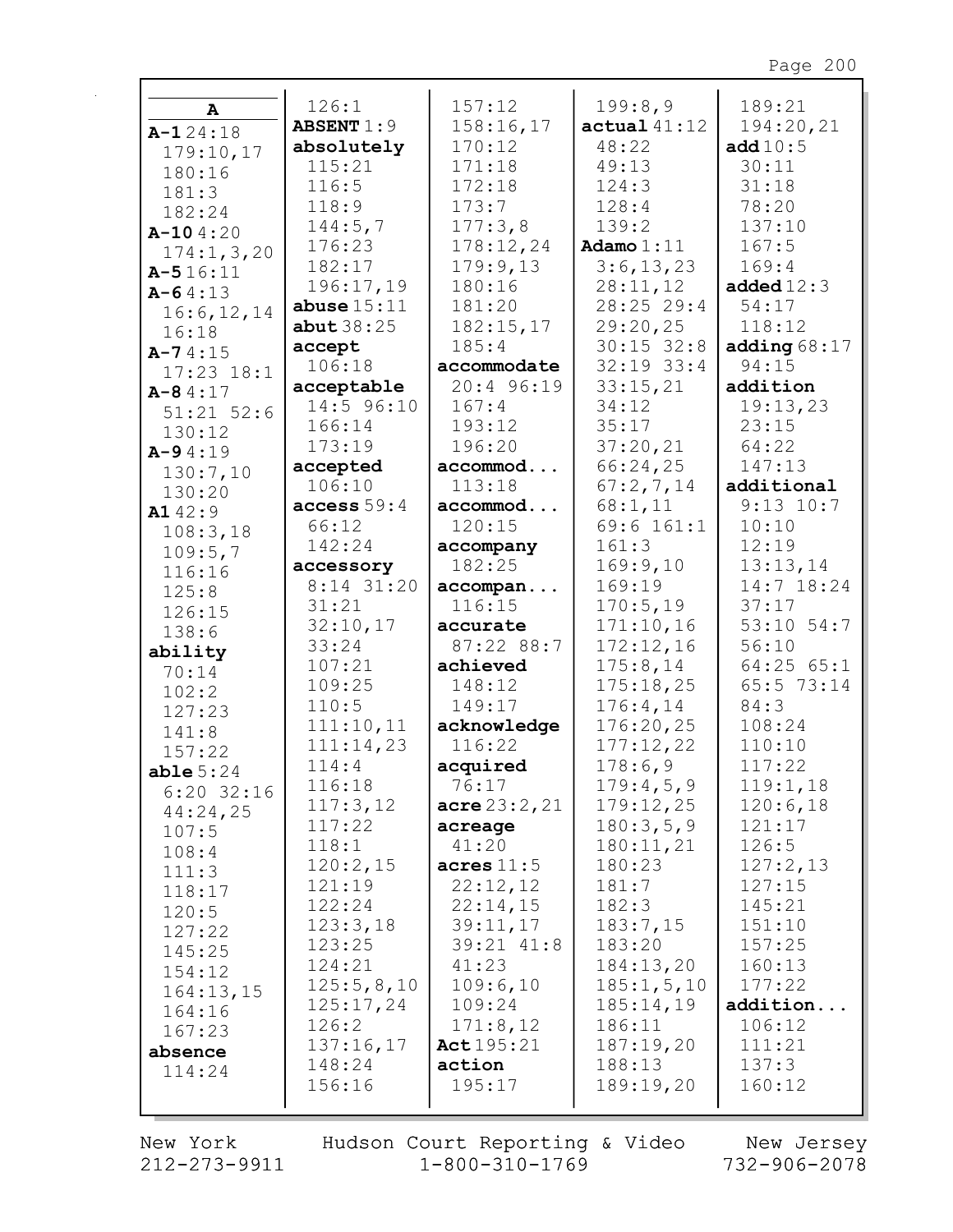**A**

**A-1** 24:18
179:10,17
180:16
181:3
182:24
**A-10** 4:20
174:1,3,20
**A-5** 16:11
**A-6** 4:13
16:6,12,14
16:18
**A-7** 4:15
17:23 18:1
**A-8** 4:17
51:21 52:6
130:12
**A-9** 4:19
130:7,10
130:20
**A1** 42:9
108:3,18
109:5,7
116:16
125:8
126:15
138:6
**ability**
70:14
102:2
127:23
141:8
157:22
**able** 5:24
6:20 32:16
44:24,25
107:5
108:4
111:3
118:17
120:5
127:22
145:25
154:12
164:13,15
164:16
167:23
**absence**
114:24

126:1
**ABSENT** 1:9
**absolutely**
115:21
116:5
118:9
144:5,7
176:23
182:17
196:17,19
**abuse** 15:11
**abut** 38:25
**accept**
106:18
**acceptable**
14:5 96:10
166:14
173:19
**accepted**
106:10
**access** 59:4
66:12
142:24
**accessory**
8:14 31:20
31:21
32:10,17
33:24
107:21
109:25
110:5
111:10,11
111:14,23
114:4
116:18
117:3,12
117:22
118:1
120:2,15
121:19
122:24
123:3,18
123:25
124:21
125:5,8,10
125:17,24
126:2
137:16,17
148:24
156:16

157:12
158:16,17
170:12
171:18
172:18
173:7
177:3,8
178:12,24
179:9,13
180:16
181:20
182:15,17
185:4
**accommodate**
20:4 96:19
167:4
193:12
196:20
**accommod...**
113:18
**accommod...**
120:15
**accompany**
182:25
**accompan...**
116:15
**accurate**
87:22 88:7
**achieved**
148:12
149:17
**acknowledge**
116:22
**acquired**
76:17
**acre** 23:2,21
**acreage**
41:20
**acres** 11:5
22:12,12
22:14,15
39:11,17
39:21 41:8
41:23
109:6,10
109:24
171:8,12
**Act** 195:21
**action**
195:17

199:8,9
**actual** 41:12
48:22
49:13
124:3
128:4
139:2
**Adamo** 1:11
3:6,13,23
28:11,12
28:25 29:4
29:20,25
30:15 32:8
32:19 33:4
33:15,21
34:12
35:17
37:20,21
66:24,25
67:2,7,14
68:1,11
69:6 161:1
161:3
169:9,10
169:19
170:5,19
171:10,16
172:12,16
175:8,14
175:18,25
176:4,14
176:20,25
177:12,22
178:6,9
179:4,5,9
179:12,25
180:3,5,9
180:11,21
180:23
181:7
182:3
183:7,15
183:20
184:13,20
185:1,5,10
185:14,19
186:11
187:19,20
188:13
189:19,20

189:21
194:20,21
**add** 10:5
30:11
31:18
78:20
137:10
167:5
169:4
**added** 12:3
54:17
118:12
**adding** 68:17
94:15
**addition**
19:13,23
23:15
64:22
147:13
**additional**
9:13 10:7
10:10
12:19
13:13,14
14:7 18:24
37:17
53:10 54:7
56:10
64:25 65:1
65:5 73:14
84:3
108:24
110:10
117:22
119:1,18
120:6,18
121:17
126:5
127:2,13
127:15
145:21
151:10
157:25
160:13
177:22
**addition...**
106:12
111:21
137:3
160:12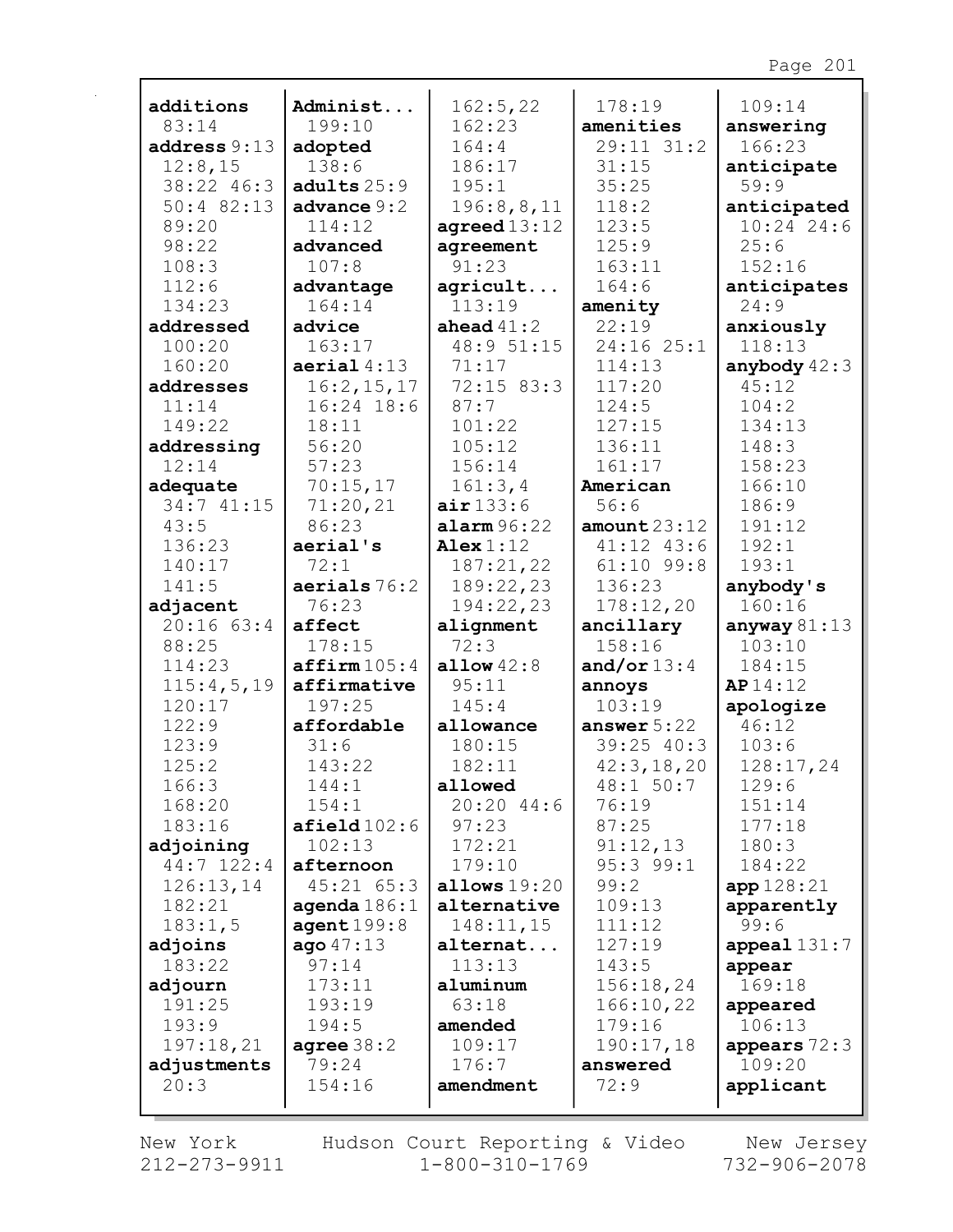**additions** 83:14
**address** 9:13 12:8,15 38:22 46:3 50:4 82:13 89:20 98:22 108:3 112:6 134:23
**addressed** 100:20 160:20
**addresses** 11:14 149:22
**addressing** 12:14
**adequate** 34:7 41:15 43:5 136:23 140:17 141:5
**adjacent** 20:16 63:4 88:25 114:23 115:4,5,19 120:17 122:9 123:9 125:2 166:3 168:20 183:16
**adjoining** 44:7 122:4 126:13,14 182:21 183:1,5
**adjoins** 183:22
**adjourn** 191:25 193:9 197:18,21
**adjustments** 20:3
**Administ...** 199:10
**adopted** 138:6
**adults** 25:9
**advance** 9:2 114:12
**advanced** 107:8
**advantage** 164:14
**advice** 163:17
**aerial** 4:13 16:2,15,17 16:24 18:6 18:11 56:20 57:23 70:15,17 71:20,21 86:23
**aerial's** 72:1
**aerials** 76:2 76:23
**affect** 178:15
**affirm** 105:4
**affirmative** 197:25
**affordable** 31:6 143:22 144:1 154:1
**afield** 102:6 102:13
**afternoon** 45:21 65:3
**agenda** 186:1
**agent** 199:8
**ago** 47:13 97:14 173:11 193:19 194:5
**agree** 38:2 79:24 154:16
162:5,22 162:23 164:4 186:17 195:1 196:8,8,11
**agreed** 13:12
**agreement** 91:23
**agricult...** 113:19
**ahead** 41:2 48:9 51:15 71:17 72:15 83:3 87:7 101:22 105:12 156:14 161:3,4
**air** 133:6
**alarm** 96:22
**Alex** 1:12 187:21,22 189:22,23 194:22,23
**alignment** 72:3
**allow** 42:8 95:11 145:4
**allowance** 180:15 182:11
**allowed** 20:20 44:6 97:23 172:21 179:10
**allows** 19:20
**alternative** 148:11,15
**alternat...** 113:13
**aluminum** 63:18
**amended** 109:17 176:7
**amendment**
178:19
**amenities** 29:11 31:2 31:15 35:25 118:2 123:5 125:9 163:11 164:6
**amenity** 22:19 24:16 25:1 114:13 117:20 124:5 127:15 136:11 161:17
**American** 56:6
**amount** 23:12 41:12 43:6 61:10 99:8 136:23 178:12,20
**ancillary** 158:16
**and/or** 13:4
**annoys** 103:19
**answer** 5:22 39:25 40:3 42:3,18,20 48:1 50:7 76:19 87:25 91:12,13 95:3 99:1 99:2 109:13 111:12 127:19 143:5 156:18,24 166:10,22 179:16 190:17,18
**answered** 72:9
109:14
**answering** 166:23
**anticipate** 59:9
**anticipated** 10:24 24:6 25:6 152:16
**anticipates** 24:9
**anxiously** 118:13
**anybody** 42:3 45:12 104:2 134:13 148:3 158:23 166:10 186:9 191:12 192:1 193:1
**anybody's** 160:16
**anyway** 81:13 103:10 184:15
**AP** 14:12
**apologize** 46:12 103:6 128:17,24 129:6 151:14 177:18 180:3 184:22
**app** 128:21
**apparently** 99:6
**appeal** 131:7
**appear** 169:18
**appeared** 106:13
**appears** 72:3 109:20
**applicant**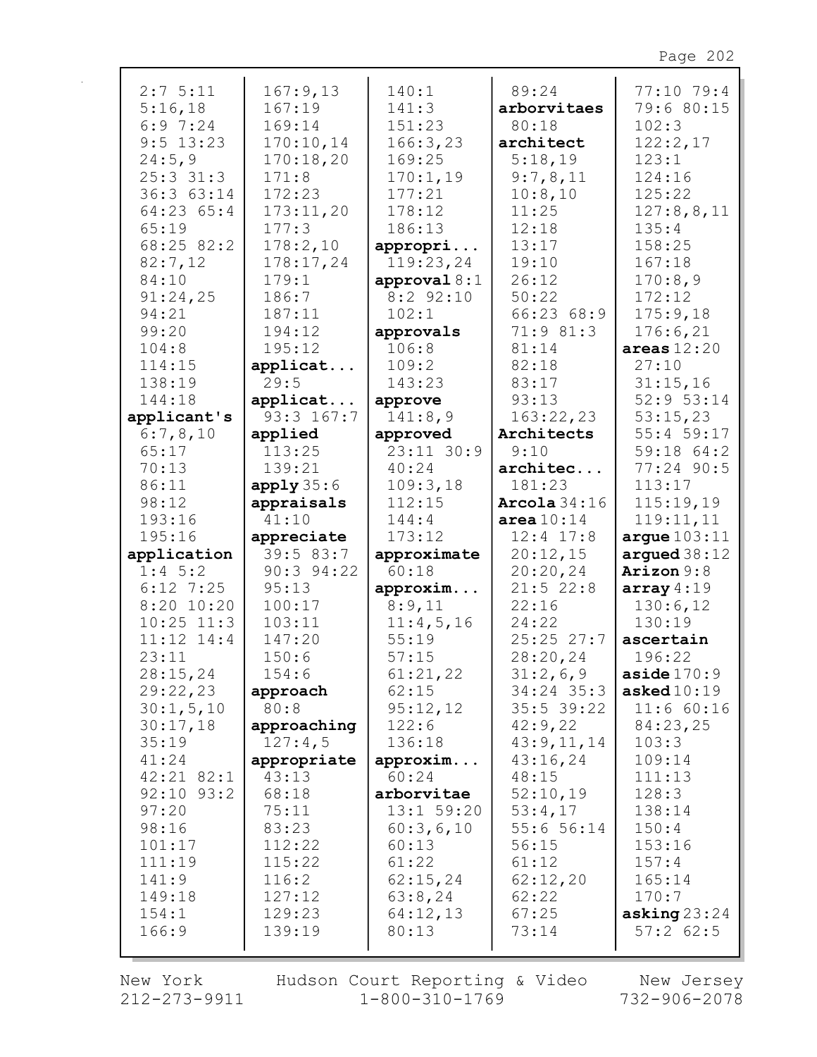2:7 5:11
5:16,18
6:9 7:24
9:5 13:23
24:5,9
25:3 31:3
36:3 63:14
64:23 65:4
65:19
68:25 82:2
82:7,12
84:10
91:24,25
94:21
99:20
104:8
114:15
138:19
144:18

**applicant's**
6:7,8,10
65:17
70:13
86:11
98:12
193:16
195:16

**application**
1:4 5:2
6:12 7:25
8:20 10:20
10:25 11:3
11:12 14:4
23:11
28:15,24
29:22,23
30:1,5,10
30:17,18
35:19
41:24
42:21 82:1
92:10 93:2
97:20
98:16
101:17
111:19
141:9
149:18
154:1
166:9
167:9,13
167:19
169:14
170:10,14
170:18,20
171:8
172:23
173:11,20
177:3
178:2,10
178:17,24
179:1
186:7
187:11
194:12
195:12

**applicat...**
29:5

**applicat...**
93:3 167:7

**applied**
113:25
139:21

**apply** 35:6

**appraisals**
41:10

**appreciate**
39:5 83:7
90:3 94:22
95:13
100:17
103:11
147:20
150:6
154:6

**approach**
80:8

**approaching**
127:4,5

**appropriate**
43:13
68:18
75:11
83:23
112:22
115:22
116:2
127:12
129:23
139:19
140:1
141:3
151:23
166:3,23
169:25
170:1,19
177:21
178:12
186:13

**appropri...**
119:23,24

**approval** 8:1
8:2 92:10
102:1

**approvals**
106:8
109:2
143:23

**approve**
141:8,9

**approved**
23:11 30:9
40:24
109:3,18
112:15
144:4
173:12

**approximate**
60:18

**approxim...**
8:9,11
11:4,5,16
55:19
57:15
61:21,22
62:15
95:12,12
122:6
136:18

**approxim...**
60:24

**arborvitae**
13:1 59:20
60:3,6,10
60:13
61:22
62:15,24
63:8,24
64:12,13
80:13
89:24

**arborvitaes**
80:18

**architect**
5:18,19
9:7,8,11
10:8,10
11:25
12:18
13:17
19:10
26:12
50:22
66:23 68:9
71:9 81:3
81:14
82:18
83:17
93:13
163:22,23

**Architects**
9:10

**architec...**
181:23

**Arcola** 34:16

**area** 10:14
12:4 17:8
20:12,15
20:20,24
21:5 22:8
22:16
24:22
25:25 27:7
28:20,24
31:2,6,9
34:24 35:3
35:5 39:22
42:9,22
43:9,11,14
43:16,24
48:15
52:10,19
53:4,17
55:6 56:14
56:15
61:12
62:12,20
62:22
67:25
73:14
77:10 79:4
79:6 80:15
102:3
122:2,17
123:1
124:16
125:22
127:8,8,11
135:4
158:25
167:18
170:8,9
172:12
175:9,18
176:6,21

**areas** 12:20
27:10
31:15,16
52:9 53:14
53:15,23
55:4 59:17
59:18 64:2
77:24 90:5
113:17
115:19,19
119:11,11

**argue** 103:11

**argued** 38:12

**Arizon** 9:8

**array** 4:19
130:6,12
130:19

**ascertain**
196:22

**aside** 170:9

**asked** 10:19
11:6 60:16
84:23,25
103:3
109:14
111:13
128:3
138:14
150:4
153:16
157:4
165:14
170:7

**asking** 23:24
57:2 62:5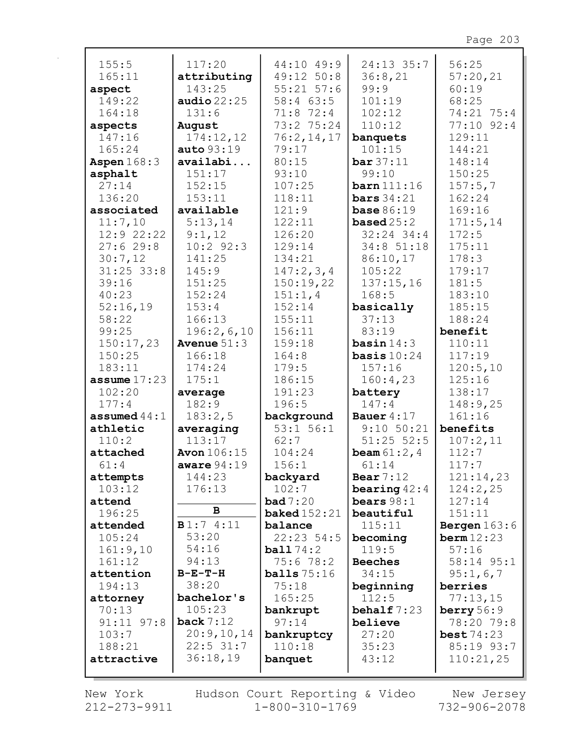155:5
165:11
**aspect**
149:22
164:18
**aspects**
147:16
165:24
**Aspen** 168:3
**asphalt**
27:14
136:20
**associated**
11:7,10
12:9 22:22
27:6 29:8
30:7,12
31:25 33:8
39:16
40:23
52:16,19
58:22
99:25
150:17,23
150:25
183:11
**assume** 17:23
102:20
177:4
**assumed** 44:1
**athletic**
110:2
**attached**
61:4
**attempts**
103:12
**attend**
196:25
**attended**
105:24
161:9,10
161:12
**attention**
194:13
**attorney**
70:13
91:11 97:8
103:7
188:21
**attractive**
117:20
**attributing**
143:25
**audio** 22:25
131:6
**August**
174:12,12
**auto** 93:19
**availabi...**
151:17
152:15
153:11
**available**
5:13,14
9:1,12
10:2 92:3
141:25
145:9
151:25
152:24
153:4
166:13
196:2,6,10
**Avenue** 51:3
166:18
174:24
175:1
**average**
182:9
183:2,5
**averaging**
113:17
**Avon** 106:15
**aware** 94:19
144:23
176:13

**B**

**B** 1:7 4:11
53:20
54:16
94:13
**B-E-T-H**
38:20
**bachelor's**
105:23
**back** 7:12
20:9,10,14
22:5 31:7
36:18,19
44:10 49:9
49:12 50:8
55:21 57:6
58:4 63:5
71:8 72:4
73:2 75:24
76:2,14,17
79:17
80:15
93:10
107:25
118:11
121:9
122:11
126:20
129:14
134:21
147:2,3,4
150:19,22
151:1,4
152:14
155:11
156:11
159:18
164:8
179:5
186:15
191:23
196:5
**background**
53:1 56:1
62:7
104:24
156:1
**backyard**
102:7
**bad** 7:20
**baked** 152:21
**balance**
22:23 54:5
**ball** 74:2
75:6 78:2
**balls** 75:16
75:18
165:25
**bankrupt**
97:14
**bankruptcy**
110:18
**banquet**
24:13 35:7
36:8,21
99:9
101:19
102:12
110:12
**banquets**
101:15
**bar** 37:11
99:10
**barn** 111:16
**bars** 34:21
**base** 86:19
**based** 25:2
32:24 34:4
34:8 51:18
86:10,17
105:22
137:15,16
168:5
**basically**
37:13
83:19
**basin** 14:3
**basis** 10:24
157:16
160:4,23
**battery**
147:4
**Bauer** 4:17
9:10 50:21
51:25 52:5
**beam** 61:2,4
61:14
**Bear** 7:12
**bearing** 42:4
**bears** 98:1
**beautiful**
115:11
**becoming**
119:5
**Beeches**
34:15
**beginning**
112:5
**behalf** 7:23
**believe**
27:20
35:23
43:12
56:25
57:20,21
60:19
68:25
74:21 75:4
77:10 92:4
129:11
144:21
148:14
150:25
157:5,7
162:24
169:16
171:5,14
172:5
175:11
178:3
179:17
181:5
183:10
185:15
188:24
**benefit**
110:11
117:19
120:5,10
125:16
138:17
148:9,25
161:16
**benefits**
107:2,11
112:7
117:7
121:14,23
124:2,25
127:14
151:11
**Bergen** 163:6
**berm** 12:23
57:16
58:14 95:1
95:1,6,7
**berries**
77:13,15
**berry** 56:9
78:20 79:8
**best** 74:23
85:19 93:7
110:21,25

New York 212-273-9911 | Hudson Court Reporting & Video 1-800-310-1769 | New Jersey 732-906-2078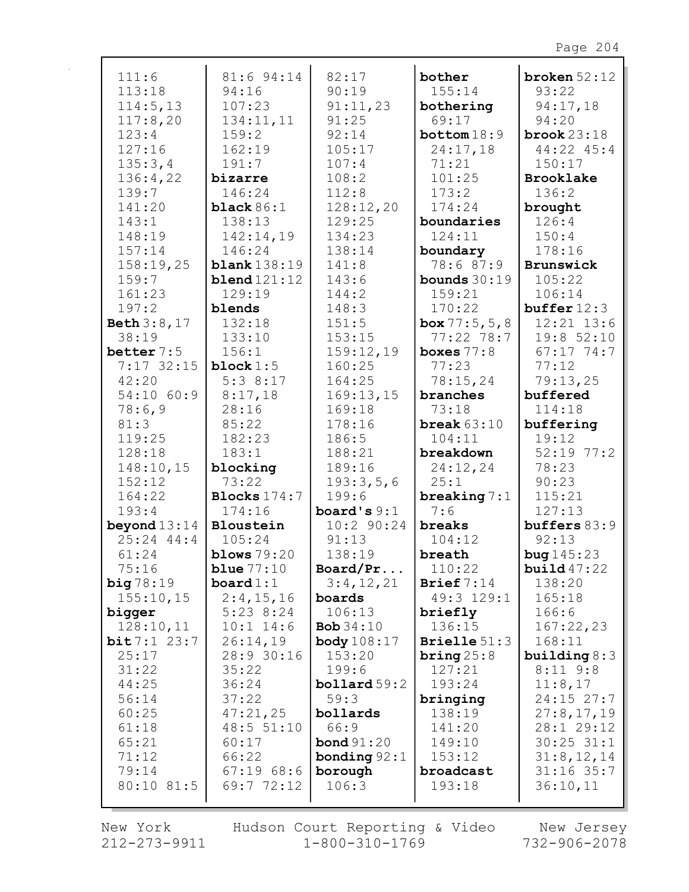111:6
113:18
114:5,13
117:8,20
123:4
127:16
135:3,4
136:4,22
139:7
141:20
143:1
148:19
157:14
158:19,25
159:7
161:23
197:2

**Beth** 3:8,17
38:19

**better** 7:5
7:17 32:15
42:20
54:10 60:9
78:6,9
81:3
119:25
128:18
148:10,15
152:12
164:22
193:4

**beyond** 13:14
25:24 44:4
61:24
75:16

**big** 78:19
155:10,15

**bigger**
128:10,11

**bit** 7:1 23:7
25:17
31:22
44:25
56:14
60:25
61:18
65:21
71:12
79:14
80:10 81:5
81:6 94:14
94:16
107:23
134:11,11
159:2
162:19
191:7

**bizarre**
146:24

**black** 86:1
138:13
142:14,19
146:24

**blank** 138:19

**blend** 121:12
129:19

**blends**
132:18
133:10
156:1

**block** 1:5
5:3 8:17
8:17,18
28:16
85:22
182:23
183:1

**blocking**
73:22

**Blocks** 174:7
174:16

**Bloustein**
105:24

**blows** 79:20

**blue** 77:10

**board** 1:1
2:4,15,16
5:23 8:24
10:1 14:6
26:14,19
28:9 30:16
35:22
36:24
37:22
47:21,25
48:5 51:10
60:17
66:22
67:19 68:6
69:7 72:12
82:17
90:19
91:11,23
91:25
92:14
105:17
107:4
108:2
112:8
128:12,20
129:25
134:23
138:14
141:8
143:6
144:2
148:3
151:5
153:15
159:12,19
160:25
164:25
169:13,15
169:18
178:16
186:5
188:21
189:16
193:3,5,6
199:6

**board's** 9:1
10:2 90:24
91:13
138:19

**Board/Pr...**
3:4,12,21

**boards**
106:13

**Bob** 34:10

**body** 108:17
153:20
199:6

**bollard** 59:2
59:3

**bollards**
66:9

**bond** 91:20

**bonding** 92:1

**borough**
106:3

**bother**
155:14

**bothering**
69:17

**bottom** 18:9
24:17,18
71:21
101:25
173:2
174:24

**boundaries**
124:11

**boundary**
78:6 87:9

**bounds** 30:19
159:21
170:22

**box** 77:5,5,8
77:22 78:7

**boxes** 77:8
77:23
78:15,24

**branches**
73:18

**break** 63:10
104:11

**breakdown**
24:12,24
25:1

**breaking** 7:1
7:6

**breaks**
104:12

**breath**
110:22

**Brief** 7:14
49:3 129:1

**briefly**
136:15

**Brielle** 51:3

**bring** 25:8
127:21
193:24

**bringing**
138:19
141:20
149:10
153:12

**broadcast**
193:18

**broken** 52:12
93:22
94:17,18
94:20

**brook** 23:18
44:22 45:4
150:17

**Brooklake**
136:2

**brought**
126:4
150:4
178:16

**Brunswick**
105:22
106:14

**buffer** 12:3
12:21 13:6
19:8 52:10
67:17 74:7
77:12
79:13,25

**buffered**
114:18

**buffering**
19:12
52:19 77:2
78:23
90:23
115:21
127:13

**buffers** 83:9
92:13

**bug** 145:23

**build** 47:22
138:20
165:18
166:6
167:22,23
168:11

**building** 8:3
8:11 9:8
11:8,17
24:15 27:7
27:8,17,19
28:1 29:12
30:25 31:1
31:8,12,14
31:16 35:7
36:10,11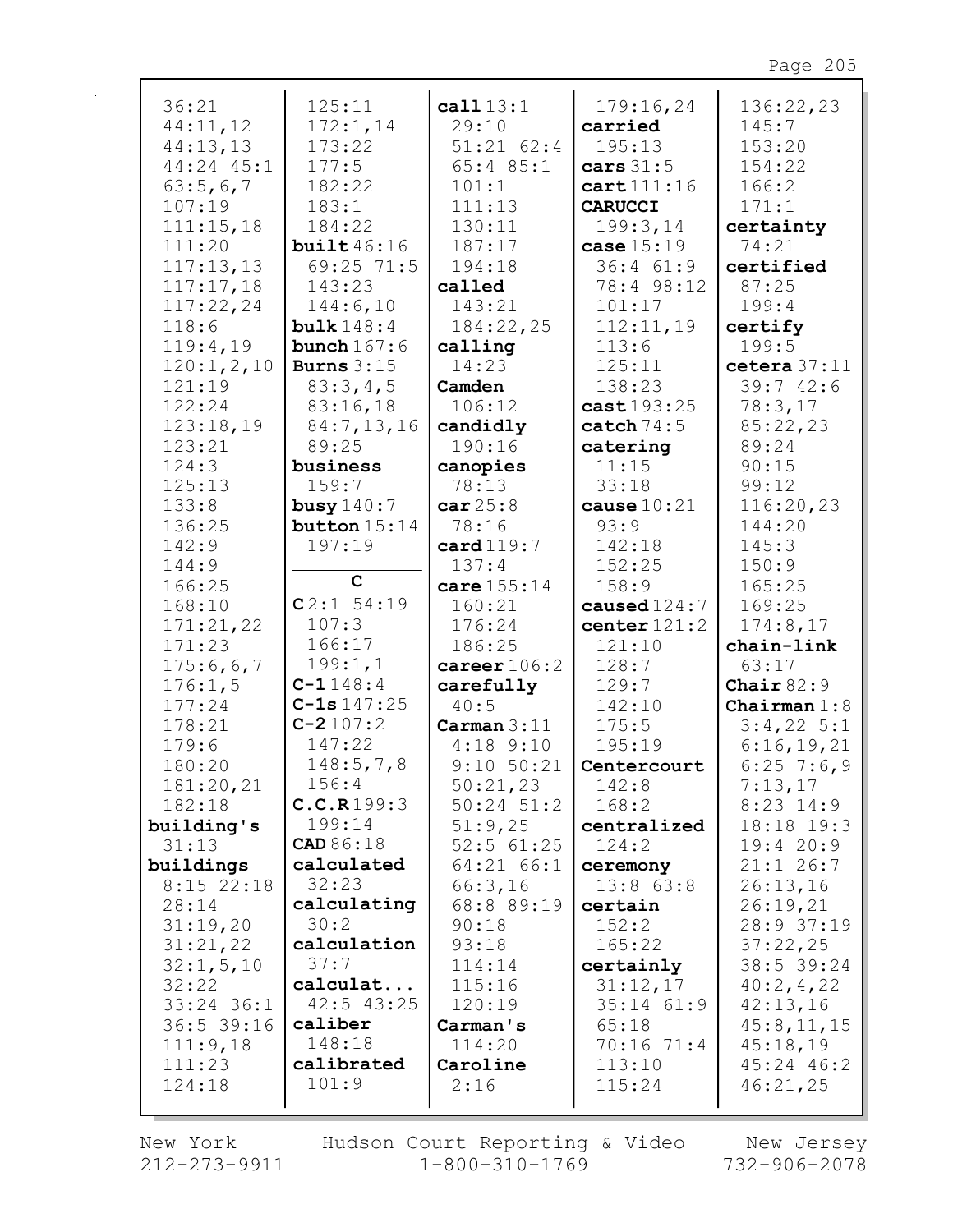36:21
44:11,12
44:13,13
44:24 45:1
63:5,6,7
107:19
111:15,18
111:20
117:13,13
117:17,18
117:22,24
118:6
119:4,19
120:1,2,10
121:19
122:24
123:18,19
123:21
124:3
125:13
133:8
136:25
142:9
144:9
166:25
168:10
171:21,22
171:23
175:6,6,7
176:1,5
177:24
178:21
179:6
180:20
181:20,21
182:18

**building's** 31:13

**buildings** 8:15 22:18 28:14 31:19,20 31:21,22 32:1,5,10 32:22 33:24 36:1 36:5 39:16 111:9,18 111:23 124:18

125:11
172:1,14
173:22
177:5
182:22
183:1
184:22

**built** 46:16 69:25 71:5 143:23 144:6,10

**bulk** 148:4

**bunch** 167:6

**Burns** 3:15 83:3,4,5 83:16,18 84:7,13,16 89:25

**business** 159:7

**busy** 140:7

**button** 15:14 197:19

## C

**C** 2:1 54:19 107:3 166:17 199:1,1

**C-1** 148:4

**C-1s** 147:25

**C-2** 107:2 147:22 148:5,7,8 156:4

**C.C.R** 199:3 199:14

**CAD** 86:18

**calculated** 32:23

**calculating** 30:2

**calculation** 37:7

**calculat...** 42:5 43:25

**caliber** 148:18

**calibrated** 101:9

**call** 13:1 29:10 51:21 62:4 65:4 85:1 101:1 111:13 130:11 187:17 194:18

**called** 143:21 184:22,25

**calling** 14:23

**Camden** 106:12

**candidly** 190:16

**canopies** 78:13

**car** 25:8 78:16

**card** 119:7 137:4

**care** 155:14 160:21 176:24 186:25

**career** 106:2

**carefully** 40:5

**Carman** 3:11 4:18 9:10 9:10 50:21 50:21,23 50:24 51:2 51:9,25 52:5 61:25 64:21 66:1 66:3,16 68:8 89:19 90:18 93:18 114:14 115:16 120:19

**Carman's** 114:20

**Caroline** 2:16

179:16,24

**carried** 195:13

**cars** 31:5

**cart** 111:16

**CARUCCI** 199:3,14

**case** 15:19 36:4 61:9 78:4 98:12 101:17 112:11,19 113:6 125:11 138:23

**cast** 193:25

**catch** 74:5

**catering** 11:15 33:18

**cause** 10:21 93:9 142:18 152:25 158:9

**caused** 124:7

**center** 121:2 121:10 128:7 129:7 142:10 175:5 195:19

**Centercourt** 142:8 168:2

**centralized** 124:2

**ceremony** 13:8 63:8

**certain** 152:2 165:22

**certainly** 31:12,17 35:14 61:9 65:18 70:16 71:4 113:10 115:24

136:22,23
145:7
153:20
154:22
166:2
171:1

**certainty** 74:21

**certified** 87:25 199:4

**certify** 199:5

**cetera** 37:11 39:7 42:6 78:3,17 85:22,23 89:24 90:15 99:12 116:20,23 144:20 145:3 150:9 165:25 169:25 174:8,17

**chain-link** 63:17

**Chair** 82:9

**Chairman** 1:8 3:4,22 5:1 6:16,19,21 6:25 7:6,9 7:13,17 8:23 14:9 18:18 19:3 19:4 20:9 21:1 26:7 26:13,16 26:19,21 28:9 37:19 37:22,25 38:5 39:24 40:2,4,22 42:13,16 45:8,11,15 45:18,19 45:24 46:2 46:21,25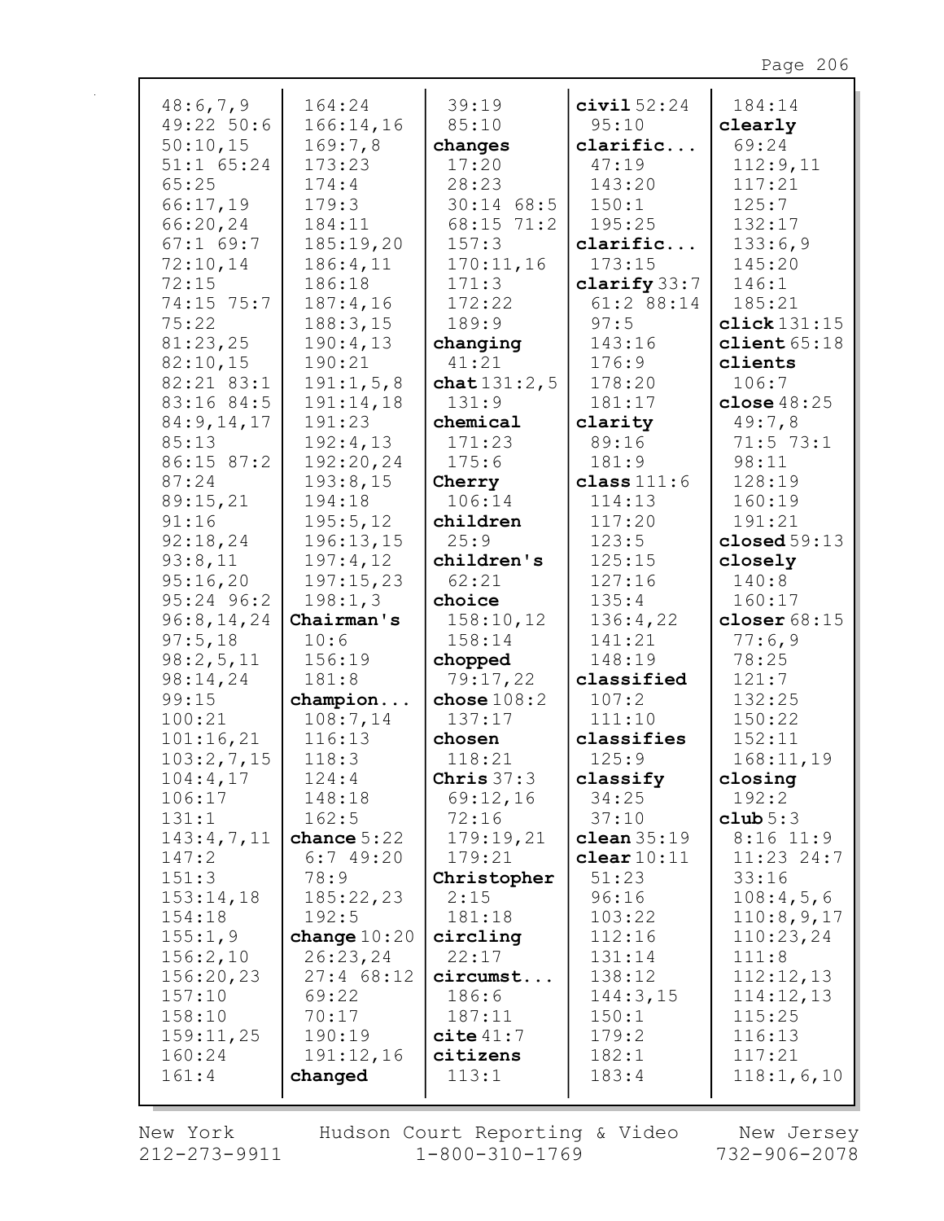48:6,7,9
49:22 50:6
50:10,15
51:1 65:24
65:25
66:17,19
66:20,24
67:1 69:7
72:10,14
72:15
74:15 75:7
75:22
81:23,25
82:10,15
82:21 83:1
83:16 84:5
84:9,14,17
85:13
86:15 87:2
87:24
89:15,21
91:16
92:18,24
93:8,11
95:16,20
95:24 96:2
96:8,14,24
97:5,18
98:2,5,11
98:14,24
99:15
100:21
101:16,21
103:2,7,15
104:4,17
106:17
131:1
143:4,7,11
147:2
151:3
153:14,18
154:18
155:1,9
156:2,10
156:20,23
157:10
158:10
159:11,25
160:24
161:4
164:24
166:14,16
169:7,8
173:23
174:4
179:3
184:11
185:19,20
186:4,11
186:18
187:4,16
188:3,15
190:4,13
190:21
191:1,5,8
191:14,18
191:23
192:4,13
192:20,24
193:8,15
194:18
195:5,12
196:13,15
197:4,12
197:15,23
198:1,3

**Chairman's** 10:6 156:19 181:8

**champion...** 108:7,14 116:13 118:3 124:4 148:18 162:5

**chance** 5:22 6:7 49:20 78:9 185:22,23 192:5

**change** 10:20 26:23,24 27:4 68:12 69:22 70:17 190:19 191:12,16

**changed** 39:19 85:10

**changes** 17:20 28:23 30:14 68:5 68:15 71:2 157:3 170:11,16 171:3 172:22 189:9

**changing** 41:21

**chat** 131:2,5 131:9

**chemical** 171:23 175:6

**Cherry** 106:14

**children** 25:9

**children's** 62:21

**choice** 158:10,12 158:14

**chopped** 79:17,22

**chose** 108:2 137:17

**chosen** 118:21

**Chris** 37:3 69:12,16 72:16 179:19,21 179:21

**Christopher** 2:15 181:18

**circling** 22:17

**circumst...** 186:6 187:11

**cite** 41:7

**citizens** 113:1

**civil** 52:24 95:10

**clarific...** 47:19 143:20 150:1 195:25

**clarific...** 173:15

**clarify** 33:7 61:2 88:14 97:5 143:16 176:9 178:20 181:17

**clarity** 89:16 181:9

**class** 111:6 114:13 117:20 123:5 125:15 127:16 135:4 136:4,22 141:21 148:19

**classified** 107:2 111:10

**classifies** 125:9

**classify** 34:25 37:10

**clean** 35:19

**clear** 10:11 51:23 96:16 103:22 112:16 131:14 138:12 144:3,15 150:1 179:2 182:1 183:4 184:14

**clearly** 69:24 112:9,11 117:21 125:7 132:17 133:6,9 145:20 146:1 185:21

**click** 131:15

**client** 65:18

**clients** 106:7

**close** 48:25 49:7,8 71:5 73:1 98:11 128:19 160:19 191:21

**closed** 59:13

**closely** 140:8 160:17

**closer** 68:15 77:6,9 78:25 121:7 132:25 150:22 152:11 168:11,19

**closing** 192:2

**club** 5:3 8:16 11:9 11:23 24:7 33:16 108:4,5,6 110:8,9,17 110:23,24 111:8 112:12,13 114:12,13 115:25 116:13 117:21 118:1,6,10

New York 212-273-9911 | Hudson Court Reporting & Video 1-800-310-1769 | New Jersey 732-906-2078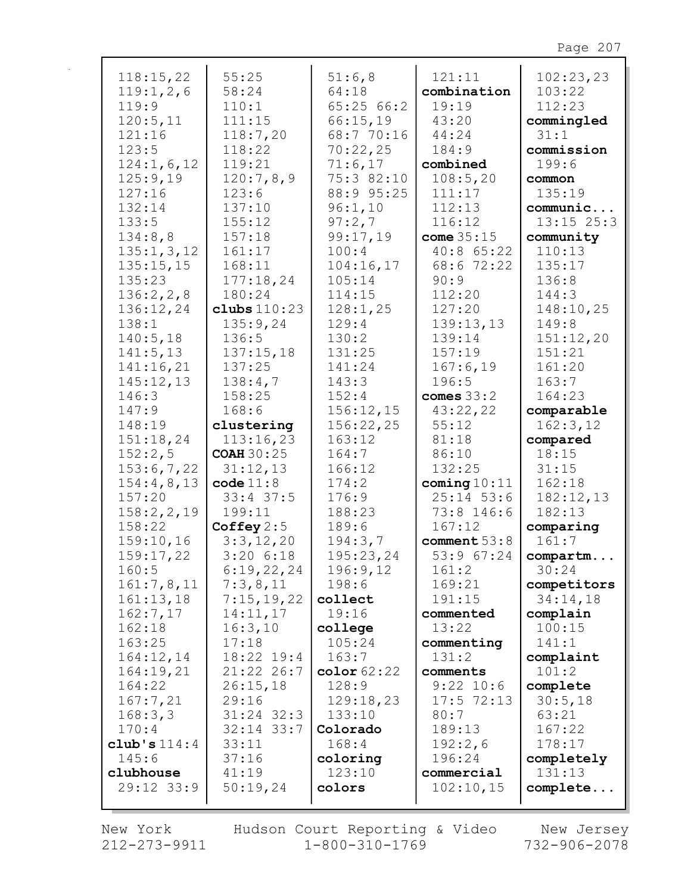118:15,22
119:1,2,6
119:9
120:5,11
121:16
123:5
124:1,6,12
125:9,19
127:16
132:14
133:5
134:8,8
135:1,3,12
135:15,15
135:23
136:2,2,8
136:12,24
138:1
140:5,18
141:5,13
141:16,21
145:12,13
146:3
147:9
148:19
151:18,24
152:2,5
153:6,7,22
154:4,8,13
157:20
158:2,2,19
158:22
159:10,16
159:17,22
160:5
161:7,8,11
161:13,18
162:7,17
162:18
163:25
164:12,14
164:19,21
164:22
167:7,21
168:3,3
170:4

**club's** 114:4
145:6

**clubhouse**
29:12 33:9
55:25
58:24
110:1
111:15
118:7,20
118:22
119:21
120:7,8,9
123:6
137:10
155:12
157:18
161:17
168:11
177:18,24
180:24

**clubs** 110:23
135:9,24
136:5
137:15,18
137:25
138:4,7
158:25
168:6

**clustering**
113:16,23

**COAH** 30:25
31:12,13

**code** 11:8
33:4 37:5
199:11

**Coffey** 2:5
3:3,12,20
3:20 6:18
6:19,22,24
7:3,8,11
7:15,19,22
14:11,17
16:3,10
17:18
18:22 19:4
21:22 26:7
26:15,18
29:16
31:24 32:3
32:14 33:7
33:11
37:16
41:19
50:19,24
51:6,8
64:18
65:25 66:2
66:15,19
68:7 70:16
70:22,25
71:6,17
75:3 82:10
88:9 95:25
96:1,10
97:2,7
99:17,19
100:4
104:16,17
105:14
114:15
128:1,25
129:4
130:2
131:25
141:24
143:3
152:4
156:12,15
156:22,25
163:12
164:7
166:12
174:2
176:9
188:23
189:6
194:3,7
195:23,24
196:9,12
198:6

**collect**
19:16

**college**
105:24
163:7

**color** 62:22
128:9
129:18,23
133:10

**Colorado**
168:4

**coloring**
123:10

**colors**
121:11

**combination**
19:19
43:20
44:24
184:9

**combined**
108:5,20
111:17
112:13
116:12

**come** 35:15
40:8 65:22
68:6 72:22
90:9
112:20
127:20
139:13,13
139:14
157:19
167:6,19
196:5

**comes** 33:2
43:22,22
55:12
81:18
86:10
132:25

**coming** 10:11
25:14 53:6
73:8 146:6
167:12

**comment** 53:8
53:9 67:24
161:2
169:21
191:15

**commented**
13:22

**commenting**
131:2

**comments**
9:22 10:6
17:5 72:13
80:7
189:13
192:2,6
196:24

**commercial**
102:10,15
102:23,23
103:22
112:23

**commingled**
31:1

**commission**
199:6

**common**
135:19

**communic...**
13:15 25:3

**community**
110:13
135:17
136:8
144:3
148:10,25
149:8
151:12,20
151:21
161:20
163:7
164:23

**comparable**
162:3,12

**compared**
18:15
31:15
162:18
182:12,13
182:13

**comparing**
161:7

**compartm...**
30:24

**competitors**
34:14,18

**complain**
100:15
141:1

**complaint**
101:2

**complete**
30:5,18
63:21
167:22
178:17

**completely**
131:13

**complete...**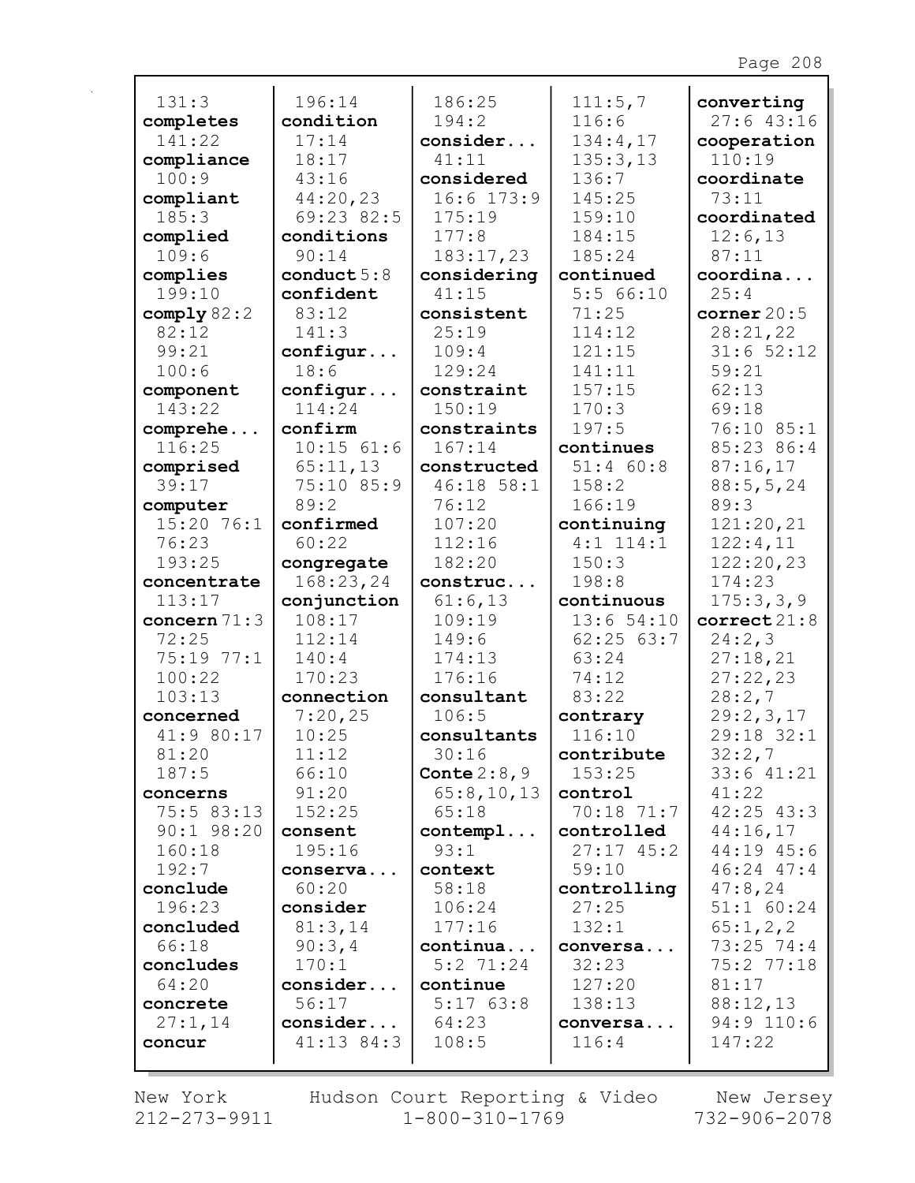131:3
**completes**
141:22
**compliance**
100:9
**compliant**
185:3
**complied**
109:6
**complies**
199:10
**comply** 82:2
82:12
99:21
100:6
**component**
143:22
**comprehe...**
116:25
**comprised**
39:17
**computer**
15:20 76:1
76:23
193:25
**concentrate**
113:17
**concern** 71:3
72:25
75:19 77:1
100:22
103:13
**concerned**
41:9 80:17
81:20
187:5
**concerns**
75:5 83:13
90:1 98:20
160:18
192:7
**conclude**
196:23
**concluded**
66:18
**concludes**
64:20
**concrete**
27:1,14
**concur**
196:14
**condition**
17:14
18:17
43:16
44:20,23
69:23 82:5
**conditions**
90:14
**conduct** 5:8
**confident**
83:12
141:3
**configur...**
18:6
**configur...**
114:24
**confirm**
10:15 61:6
65:11,13
75:10 85:9
89:2
**confirmed**
60:22
**congregate**
168:23,24
**conjunction**
108:17
112:14
140:4
170:23
**connection**
7:20,25
10:25
11:12
66:10
91:20
152:25
**consent**
195:16
**conserva...**
60:20
**consider**
81:3,14
90:3,4
170:1
**consider...**
56:17
**consider...**
41:13 84:3
186:25
194:2
**consider...**
41:11
**considered**
16:6 173:9
175:19
177:8
183:17,23
**considering**
41:15
**consistent**
25:19
109:4
129:24
**constraint**
150:19
**constraints**
167:14
**constructed**
46:18 58:1
76:12
107:20
112:16
182:20
**construc...**
61:6,13
109:19
149:6
174:13
176:16
**consultant**
106:5
**consultants**
30:16
**Conte** 2:8,9
65:8,10,13
65:18
**contempl...**
93:1
**context**
58:18
106:24
177:16
**continua...**
5:2 71:24
**continue**
5:17 63:8
64:23
108:5
111:5,7
116:6
134:4,17
135:3,13
136:7
145:25
159:10
184:15
185:24
**continued**
5:5 66:10
71:25
114:12
121:15
141:11
157:15
170:3
197:5
**continues**
51:4 60:8
158:2
166:19
**continuing**
4:1 114:1
150:3
198:8
**continuous**
13:6 54:10
62:25 63:7
63:24
74:12
83:22
**contrary**
116:10
**contribute**
153:25
**control**
70:18 71:7
**controlled**
27:17 45:2
59:10
**controlling**
27:25
132:1
**conversa...**
32:23
127:20
138:13
**conversa...**
116:4
**converting**
27:6 43:16
**cooperation**
110:19
**coordinate**
73:11
**coordinated**
12:6,13
87:11
**coordina...**
25:4
**corner** 20:5
28:21,22
31:6 52:12
59:21
62:13
69:18
76:10 85:1
85:23 86:4
87:16,17
88:5,5,24
89:3
121:20,21
122:4,11
122:20,23
174:23
175:3,3,9
**correct** 21:8
24:2,3
27:18,21
27:22,23
28:2,7
29:2,3,17
29:18 32:1
32:2,7
33:6 41:21
41:22
42:25 43:3
44:16,17
44:19 45:6
46:24 47:4
47:8,24
51:1 60:24
65:1,2,2
73:25 74:4
75:2 77:18
81:17
88:12,13
94:9 110:6
147:22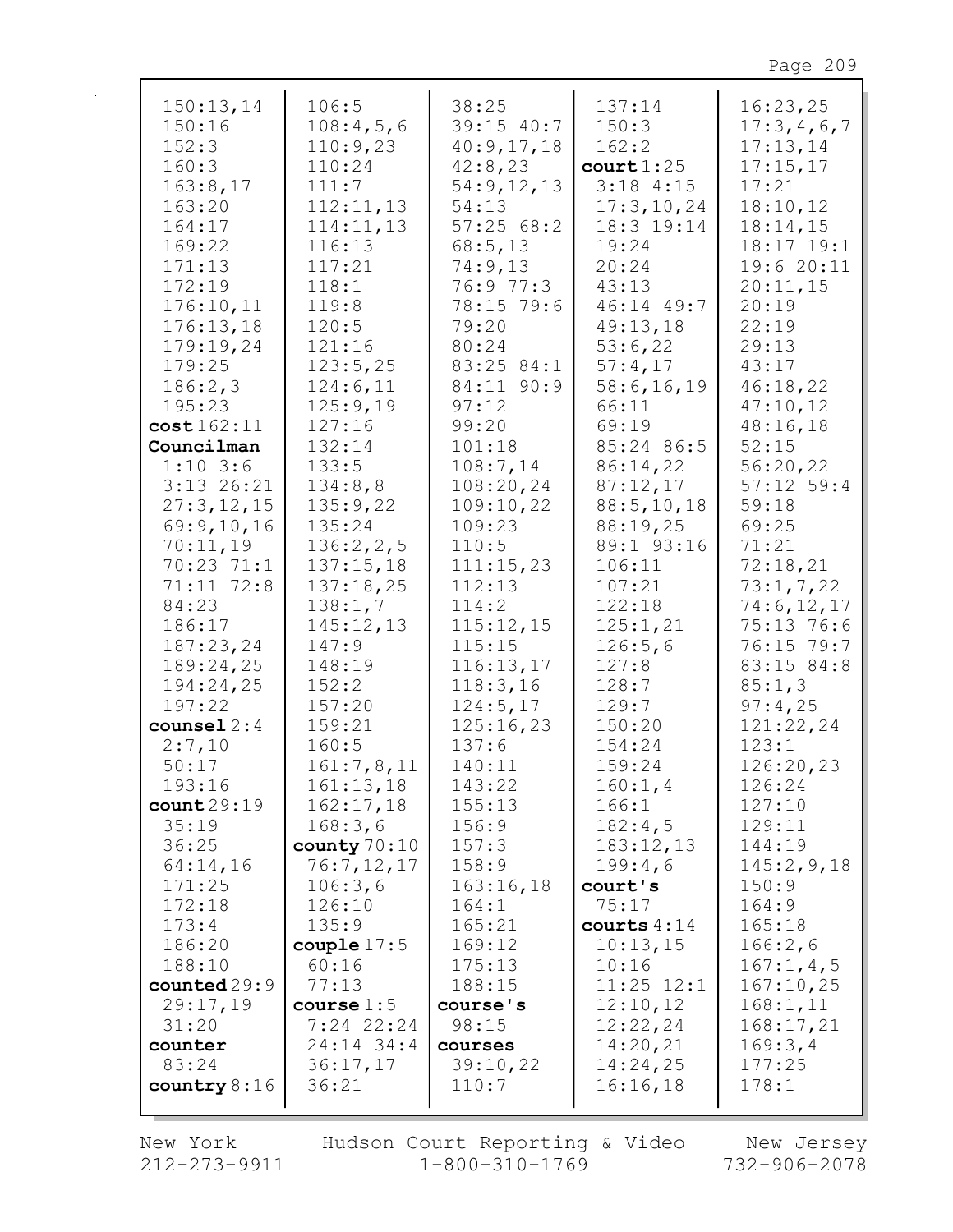150:13,14
150:16
152:3
160:3
163:8,17
163:20
164:17
169:22
171:13
172:19
176:10,11
176:13,18
179:19,24
179:25
186:2,3
195:23
**cost** 162:11
**Councilman**
1:10 3:6
3:13 26:21
27:3,12,15
69:9,10,16
70:11,19
70:23 71:1
71:11 72:8
84:23
186:17
187:23,24
189:24,25
194:24,25
197:22
**counsel** 2:4
2:7,10
50:17
193:16
**count** 29:19
35:19
36:25
64:14,16
171:25
172:18
173:4
186:20
188:10
**counted** 29:9
29:17,19
31:20
**counter**
83:24
**country** 8:16

106:5
108:4,5,6
110:9,23
110:24
111:7
112:11,13
114:11,13
116:13
117:21
118:1
119:8
120:5
121:16
123:5,25
124:6,11
125:9,19
127:16
132:14
133:5
134:8,8
135:9,22
135:24
136:2,2,5
137:15,18
137:18,25
138:1,7
145:12,13
147:9
148:19
152:2
157:20
159:21
160:5
161:7,8,11
161:13,18
162:17,18
168:3,6
**county** 70:10
76:7,12,17
106:3,6
126:10
135:9
**couple** 17:5
60:16
77:13
**course** 1:5
7:24 22:24
24:14 34:4
36:17,17
36:21

38:25
39:15 40:7
40:9,17,18
42:8,23
54:9,12,13
54:13
57:25 68:2
68:5,13
74:9,13
76:9 77:3
78:15 79:6
79:20
80:24
83:25 84:1
84:11 90:9
97:12
99:20
101:18
108:7,14
108:20,24
109:10,22
109:23
110:5
111:15,23
112:13
114:2
115:12,15
115:15
116:13,17
118:3,16
124:5,17
125:16,23
137:6
140:11
143:22
155:13
156:9
157:3
158:9
163:16,18
164:1
165:21
169:12
175:13
188:15
**course's**
98:15
**courses**
39:10,22
110:7

137:14
150:3
162:2
**court** 1:25
3:18 4:15
17:3,10,24
18:3 19:14
19:24
20:24
43:13
46:14 49:7
49:13,18
53:6,22
57:4,17
58:6,16,19
66:11
69:19
85:24 86:5
86:14,22
87:12,17
88:5,10,18
88:19,25
89:1 93:16
106:11
107:21
122:18
125:1,21
126:5,6
127:8
128:7
129:7
150:20
154:24
159:24
160:1,4
166:1
182:4,5
183:12,13
199:4,6
**court's**
75:17
**courts** 4:14
10:13,15
10:16
11:25 12:1
12:10,12
12:22,24
14:20,21
14:24,25
16:16,18

16:23,25
17:3,4,6,7
17:13,14
17:15,17
17:21
18:10,12
18:14,15
18:17 19:1
19:6 20:11
20:11,15
20:19
22:19
29:13
43:17
46:18,22
47:10,12
48:16,18
52:15
56:20,22
57:12 59:4
59:18
69:25
71:21
72:18,21
73:1,7,22
74:6,12,17
75:13 76:6
76:15 79:7
83:15 84:8
85:1,3
97:4,25
121:22,24
123:1
126:20,23
126:24
127:10
129:11
144:19
145:2,9,18
150:9
164:9
165:18
166:2,6
167:1,4,5
167:10,25
168:1,11
168:17,21
169:3,4
177:25
178:1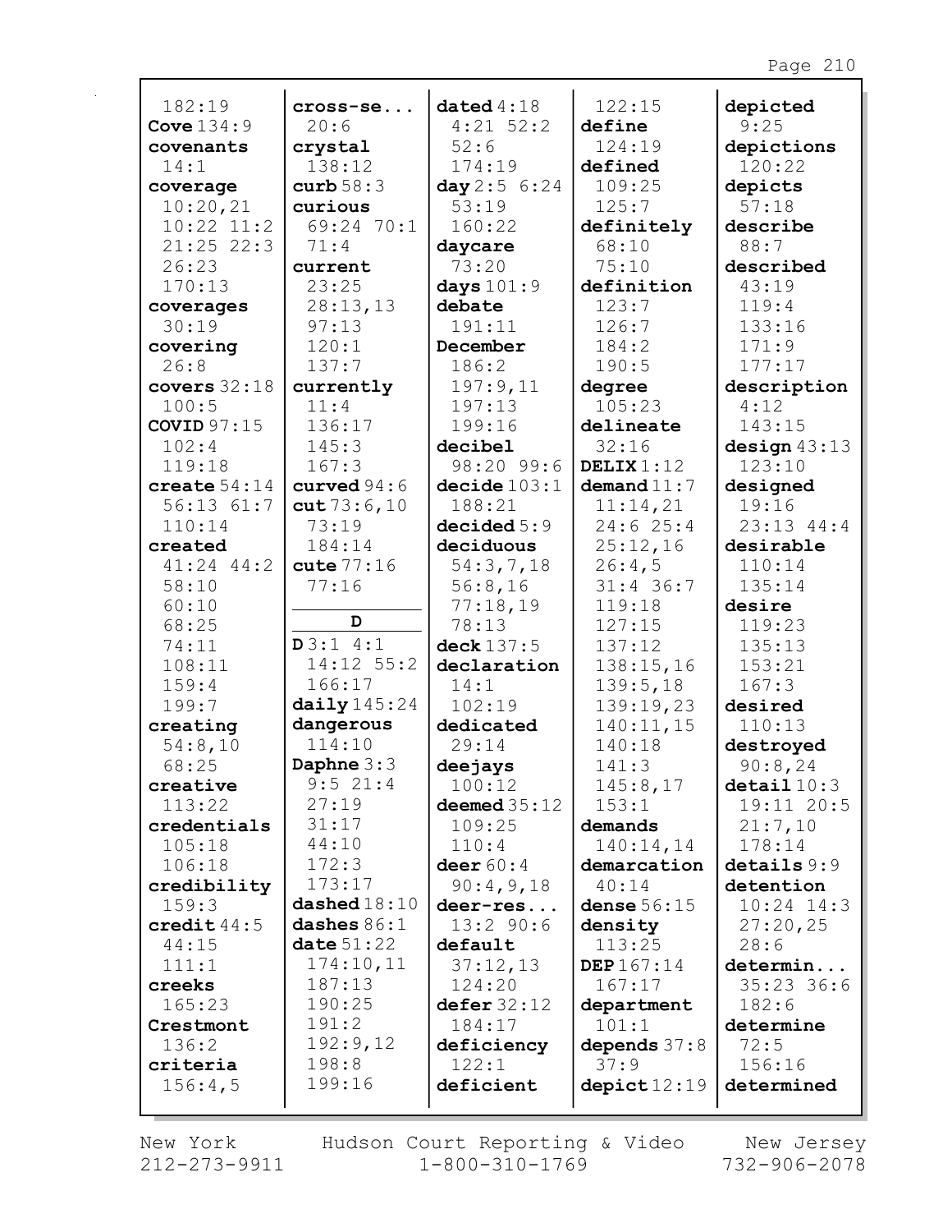182:19
**Cove** 134:9
**covenants** 14:1
**coverage** 10:20,21 10:22 11:2 21:25 22:3 26:23 170:13
**coverages** 30:19
**covering** 26:8
**covers** 32:18 100:5
**COVID** 97:15 102:4 119:18
**create** 54:14 56:13 61:7 110:14
**created** 41:24 44:2 58:10 60:10 68:25 74:11 108:11 159:4 199:7
**creating** 54:8,10 68:25
**creative** 113:22
**credentials** 105:18 106:18
**credibility** 159:3
**credit** 44:5 44:15 111:1
**creeks** 165:23
**Crestmont** 136:2
**criteria** 156:4,5

**cross-se...** 20:6
**crystal** 138:12
**curb** 58:3
**curious** 69:24 70:1 71:4
**current** 23:25 28:13,13 97:13 120:1 137:7
**currently** 11:4 136:17 145:3 167:3
**curved** 94:6
**cut** 73:6,10 73:19 184:14
**cute** 77:16 77:16

### D

**D** 3:1 4:1 14:12 55:2 166:17
**daily** 145:24
**dangerous** 114:10
**Daphne** 3:3 9:5 21:4 27:19 31:17 44:10 172:3 173:17
**dashed** 18:10
**dashes** 86:1
**date** 51:22 174:10,11 187:13 190:25 191:2 192:9,12 198:8 199:16

**dated** 4:18 4:21 52:2 52:6 174:19
**day** 2:5 6:24 53:19 160:22
**daycare** 73:20
**days** 101:9
**debate** 191:11
**December** 186:2 197:9,11 197:13 199:16
**decibel** 98:20 99:6
**decide** 103:1 188:21
**decided** 5:9
**deciduous** 54:3,7,18 56:8,16 77:18,19 78:13
**deck** 137:5
**declaration** 14:1 102:19
**dedicated** 29:14
**deejays** 100:12
**deemed** 35:12 109:25 110:4
**deer** 60:4 90:4,9,18
**deer-res...** 13:2 90:6
**default** 37:12,13 124:20
**defer** 32:12 184:17
**deficiency** 122:1
**deficient**

122:15
**define** 124:19
**defined** 109:25 125:7
**definitely** 68:10 75:10
**definition** 123:7 126:7 184:2 190:5
**degree** 105:23
**delineate** 32:16
**DELIX** 1:12
**demand** 11:7 11:14,21 24:6 25:4 25:12,16 26:4,5 31:4 36:7 119:18 127:15 137:12 138:15,16 139:5,18 139:19,23 140:11,15 140:18 141:3 145:8,17 153:1
**demands** 140:14,14
**demarcation** 40:14
**dense** 56:15
**density** 113:25
**DEP** 167:14 167:17
**department** 101:1
**depends** 37:8 37:9
**depict** 12:19

**depicted** 9:25
**depictions** 120:22
**depicts** 57:18
**describe** 88:7
**described** 43:19 119:4 133:16 171:9 177:17
**description** 4:12 143:15
**design** 43:13 123:10
**designed** 19:16 23:13 44:4
**desirable** 110:14 135:14
**desire** 119:23 135:13 153:21 167:3
**desired** 110:13
**destroyed** 90:8,24
**detail** 10:3 19:11 20:5 21:7,10 178:14
**details** 9:9
**detention** 10:24 14:3 27:20,25 28:6
**determin...** 35:23 36:6 182:6
**determine** 72:5 156:16
**determined**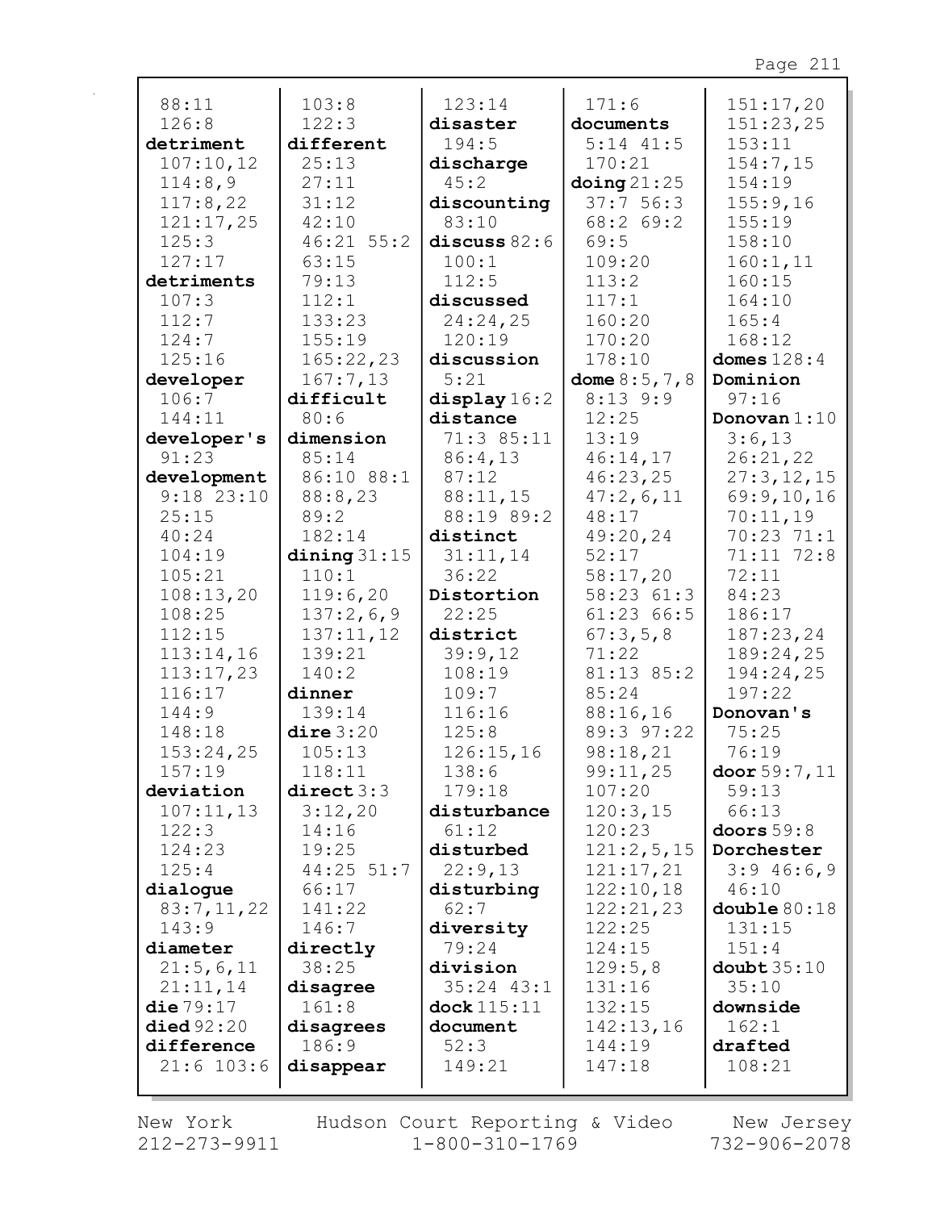88:11
126:8
**detriment**
107:10,12
114:8,9
117:8,22
121:17,25
125:3
127:17
**detriments**
107:3
112:7
124:7
125:16
**developer**
106:7
144:11
**developer's**
91:23
**development**
9:18 23:10
25:15
40:24
104:19
105:21
108:13,20
108:25
112:15
113:14,16
113:17,23
116:17
144:9
148:18
153:24,25
157:19
**deviation**
107:11,13
122:3
124:23
125:4
**dialogue**
83:7,11,22
143:9
**diameter**
21:5,6,11
21:11,14
**die** 79:17
**died** 92:20
**difference**
21:6 103:6
103:8
122:3
**different**
25:13
27:11
31:12
42:10
46:21 55:2
63:15
79:13
112:1
133:23
155:19
165:22,23
167:7,13
**difficult**
80:6
**dimension**
85:14
86:10 88:1
88:8,23
89:2
182:14
**dining** 31:15
110:1
119:6,20
137:2,6,9
137:11,12
139:21
140:2
**dinner**
139:14
**dire** 3:20
105:13
118:11
**direct** 3:3
3:12,20
14:16
19:25
44:25 51:7
66:17
141:22
146:7
**directly**
38:25
**disagree**
161:8
**disagrees**
186:9
**disappear**
123:14
**disaster**
194:5
**discharge**
45:2
**discounting**
83:10
**discuss** 82:6
100:1
112:5
**discussed**
24:24,25
120:19
**discussion**
5:21
**display** 16:2
**distance**
71:3 85:11
86:4,13
87:12
88:11,15
88:19 89:2
**distinct**
31:11,14
36:22
**Distortion**
22:25
**district**
39:9,12
108:19
109:7
116:16
125:8
126:15,16
138:6
179:18
**disturbance**
61:12
**disturbed**
22:9,13
**disturbing**
62:7
**diversity**
79:24
**division**
35:24 43:1
**dock** 115:11
**document**
52:3
149:21
171:6
**documents**
5:14 41:5
170:21
**doing** 21:25
37:7 56:3
68:2 69:2
69:5
109:20
113:2
117:1
160:20
170:20
178:10
**dome** 8:5,7,8
8:13 9:9
12:25
13:19
46:14,17
46:23,25
47:2,6,11
48:17
49:20,24
52:17
58:17,20
58:23 61:3
61:23 66:5
67:3,5,8
71:22
81:13 85:2
85:24
88:16,16
89:3 97:22
98:18,21
99:11,25
107:20
120:3,15
120:23
121:2,5,15
121:17,21
122:10,18
122:21,23
122:25
124:15
129:5,8
131:16
132:15
142:13,16
144:19
147:18
151:17,20
151:23,25
153:11
154:7,15
154:19
155:9,16
155:19
158:10
160:1,11
160:15
164:10
165:4
168:12
**domes** 128:4
**Dominion**
97:16
**Donovan** 1:10
3:6,13
26:21,22
27:3,12,15
69:9,10,16
70:11,19
70:23 71:1
71:11 72:8
72:11
84:23
186:17
187:23,24
189:24,25
194:24,25
197:22
**Donovan's**
75:25
76:19
**door** 59:7,11
59:13
66:13
**doors** 59:8
**Dorchester**
3:9 46:6,9
46:10
**double** 80:18
131:15
151:4
**doubt** 35:10
35:10
**downside**
162:1
**drafted**
108:21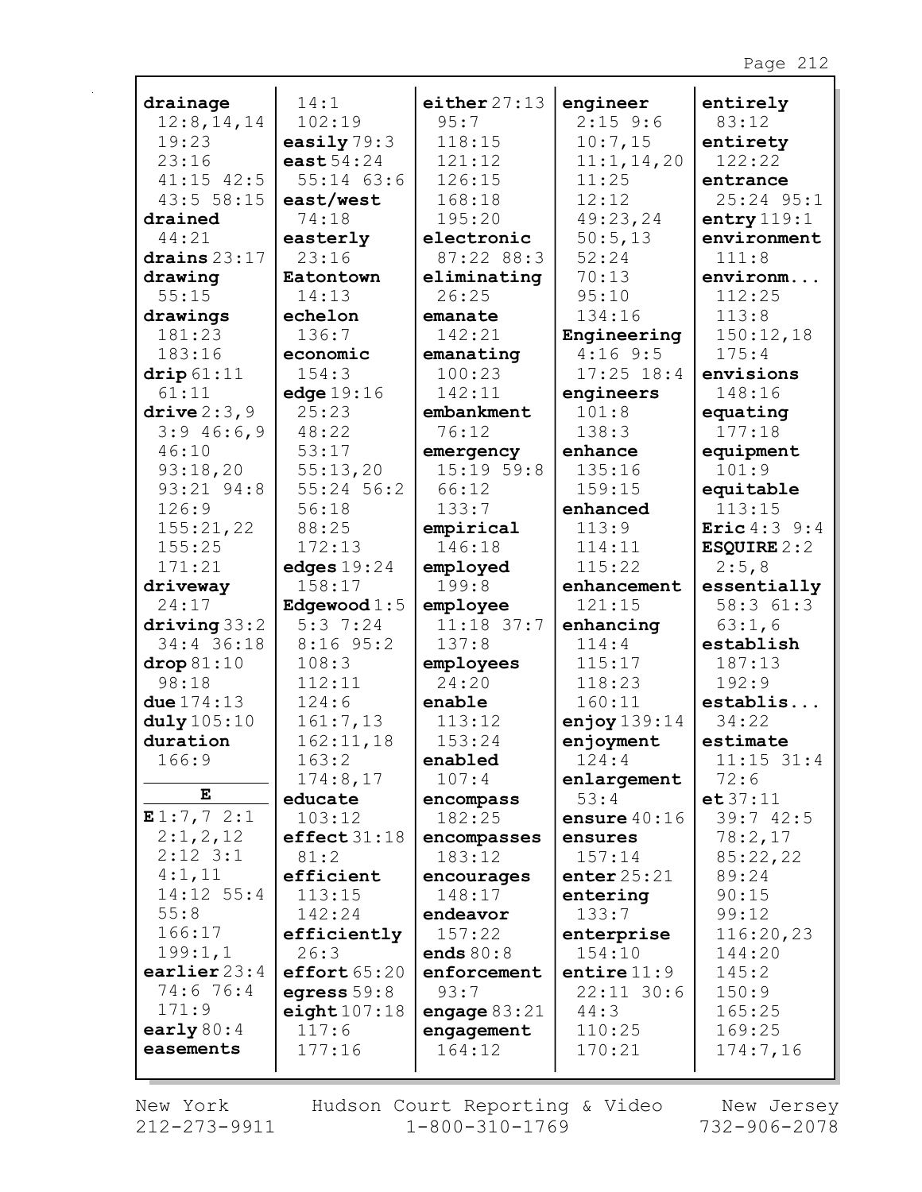**drainage** 12:8,14,14 19:23 23:16 41:15 42:5 43:5 58:15
**drained** 44:21
**drains** 23:17
**drawing** 55:15
**drawings** 181:23 183:16
**drip** 61:11 61:11
**drive** 2:3,9 3:9 46:6,9 46:10 93:18,20 93:21 94:8 126:9 155:21,22 155:25 171:21
**driveway** 24:17
**driving** 33:2 34:4 36:18
**drop** 81:10 98:18
**due** 174:13
**duly** 105:10
**duration** 166:9

**E**

**E** 1:7,7 2:1 2:1,2,12 2:12 3:1 4:1,11 14:12 55:4 55:8 166:17 199:1,1
**earlier** 23:4 74:6 76:4 171:9
**early** 80:4
**easements** 14:1 102:19
**easily** 79:3
**east** 54:24 55:14 63:6
**east/west** 74:18
**easterly** 23:16
**Eatontown** 14:13
**echelon** 136:7
**economic** 154:3
**edge** 19:16 25:23 48:22 53:17 55:13,20 55:24 56:2 56:18 88:25 172:13
**edges** 19:24 158:17
**Edgewood** 1:5 5:3 7:24 8:16 95:2 108:3 112:11 124:6 161:7,13 162:11,18 163:2 174:8,17
**educate** 103:12
**effect** 31:18 81:2
**efficient** 113:15 142:24
**efficiently** 26:3
**effort** 65:20
**egress** 59:8
**eight** 107:18 117:6 177:16
**either** 27:13 95:7 118:15 121:12 126:15 168:18 195:20
**electronic** 87:22 88:3
**eliminating** 26:25
**emanate** 142:21
**emanating** 100:23 142:11
**embankment** 76:12
**emergency** 15:19 59:8 66:12 133:7
**empirical** 146:18
**employed** 199:8
**employee** 11:18 37:7 137:8
**employees** 24:20
**enable** 113:12 153:24
**enabled** 107:4
**encompass** 182:25
**encompasses** 183:12
**encourages** 148:17
**endeavor** 157:22
**ends** 80:8
**enforcement** 93:7
**engage** 83:21
**engagement** 164:12
**engineer** 2:15 9:6 10:7,15 11:1,14,20 11:25 12:12 49:23,24 50:5,13 52:24 70:13 95:10 134:16
**Engineering** 4:16 9:5 17:25 18:4
**engineers** 101:8 138:3
**enhance** 135:16 159:15
**enhanced** 113:9 114:11 115:22
**enhancement** 121:15
**enhancing** 114:4 115:17 118:23 160:11
**enjoy** 139:14
**enjoyment** 124:4
**enlargement** 53:4
**ensure** 40:16
**ensures** 157:14
**enter** 25:21
**entering** 133:7
**enterprise** 154:10
**entire** 11:9 22:11 30:6 44:3 110:25 170:21
**entirely** 83:12
**entirety** 122:22
**entrance** 25:24 95:1
**entry** 119:1
**environment** 111:8
**environm...** 112:25 113:8 150:12,18 175:4
**envisions** 148:16
**equating** 177:18
**equipment** 101:9
**equitable** 113:15
**Eric** 4:3 9:4
**ESQUIRE** 2:2 2:5,8
**essentially** 58:3 61:3 63:1,6
**establish** 187:13 192:9
**establis...** 34:22
**estimate** 11:15 31:4 72:6
**et** 37:11 39:7 42:5 78:2,17 85:22,22 89:24 90:15 99:12 116:20,23 144:20 145:2 150:9 165:25 169:25 174:7,16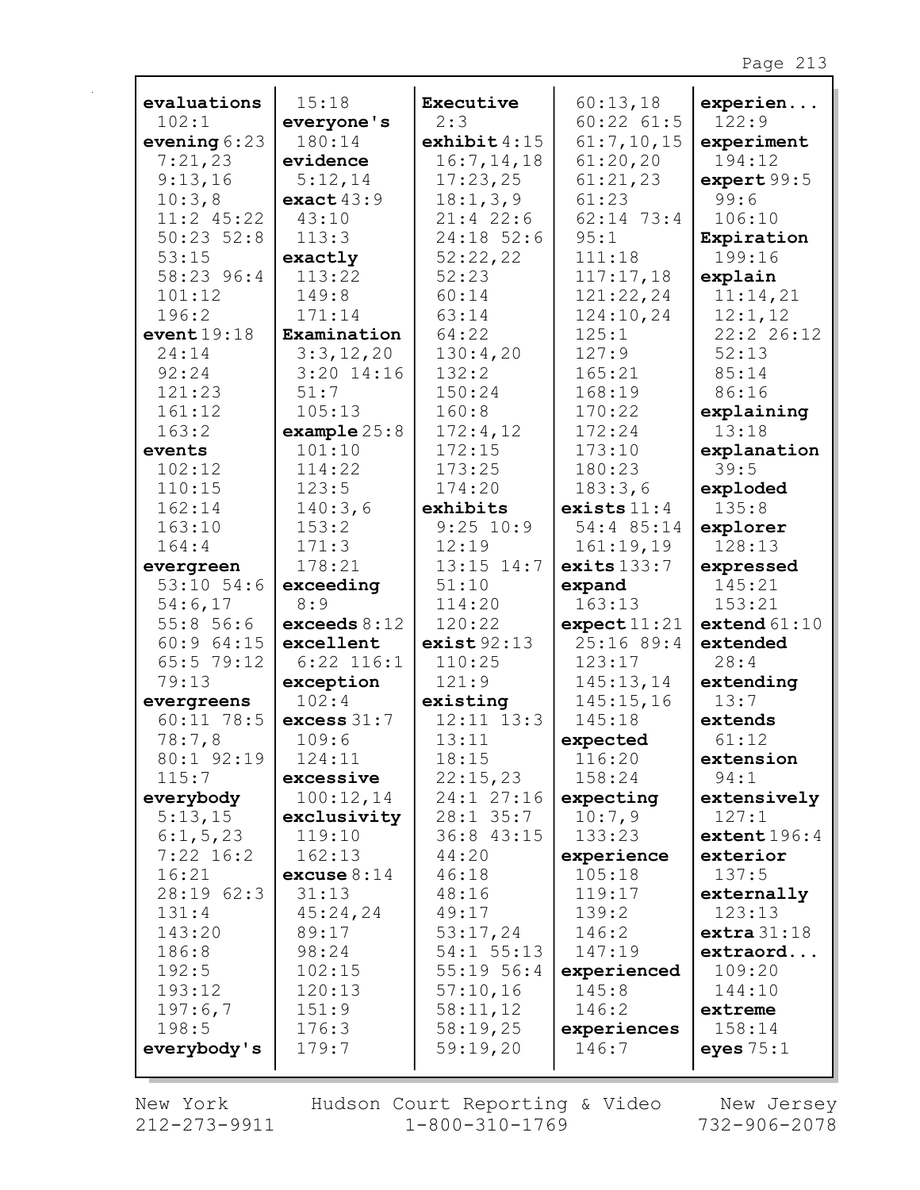**evaluations** 102:1
15:18
**everyone's** 180:14
**evening** 6:23 7:21,23 9:13,16 10:3,8 11:2 45:22 50:23 52:8 53:15 58:23 96:4 101:12 196:2
**event** 19:18 24:14 92:24 121:23 161:12 163:2
**events** 102:12 110:15 162:14 163:10 164:4
**evergreen** 53:10 54:6 54:6,17 55:8 56:6 60:9 64:15 65:5 79:12 79:13
**evergreens** 60:11 78:5 78:7,8 80:1 92:19 115:7
**everybody** 5:13,15 6:1,5,23 7:22 16:2 16:21 28:19 62:3 131:4 143:20 186:8 192:5 193:12 197:6,7 198:5
**everybody's**

**evidence** 5:12,14
**exact** 43:9 43:10 113:3
**exactly** 113:22 149:8 171:14
**Examination** 3:3,12,20 3:20 14:16 51:7 105:13
**example** 25:8 101:10 114:22 123:5 140:3,6 153:2 171:3 178:21
**exceeding** 8:9
**exceeds** 8:12
**excellent** 6:22 116:1
**exception** 102:4
**excess** 31:7 109:6 124:11
**excessive** 100:12,14
**exclusivity** 119:10 162:13
**excuse** 8:14 31:13 45:24,24 89:17 98:24 102:15 120:13 151:9 176:3 179:7

**Executive** 2:3
**exhibit** 4:15 16:7,14,18 17:23,25 18:1,3,9 21:4 22:6 24:18 52:6 52:22,22 52:23 60:14 63:14 64:22 130:4,20 132:2 150:24 160:8 172:4,12 172:15 173:25 174:20
**exhibits** 9:25 10:9 12:19 13:15 14:7 51:10 114:20 120:22
**exist** 92:13 110:25 121:9
**existing** 12:11 13:3 13:11 18:15 22:15,23 24:1 27:16 28:1 35:7 36:8 43:15 44:20 46:18 48:16 49:17 53:17,24 54:1 55:13 55:19 56:4 57:10,16 58:11,12 58:19,25 59:19,20

60:13,18 60:22 61:5 61:7,10,15 61:20,20 61:21,23 61:23 62:14 73:4 95:1 111:18 117:17,18 121:22,24 124:10,24 125:1 127:9 165:21 168:19 170:22 172:24 173:10 180:23 183:3,6
**exists** 11:4 54:4 85:14 161:19,19
**exits** 133:7
**expand** 163:13
**expect** 11:21 25:16 89:4 123:17 145:13,14 145:15,16 145:18
**expected** 116:20 158:24
**expecting** 10:7,9 133:23
**experience** 105:18 119:17 139:2 146:2 147:19
**experienced** 145:8 146:2
**experiences** 146:7

**experien...** 122:9
**experiment** 194:12
**expert** 99:5 99:6 106:10
**Expiration** 199:16
**explain** 11:14,21 12:1,12 22:2 26:12 52:13 85:14 86:16
**explaining** 13:18
**explanation** 39:5
**exploded** 135:8
**explorer** 128:13
**expressed** 145:21 153:21
**extend** 61:10
**extended** 28:4
**extending** 13:7
**extends** 61:12
**extension** 94:1
**extensively** 127:1
**extent** 196:4
**exterior** 137:5
**externally** 123:13
**extra** 31:18
**extraord...** 109:20 144:10
**extreme** 158:14
**eyes** 75:1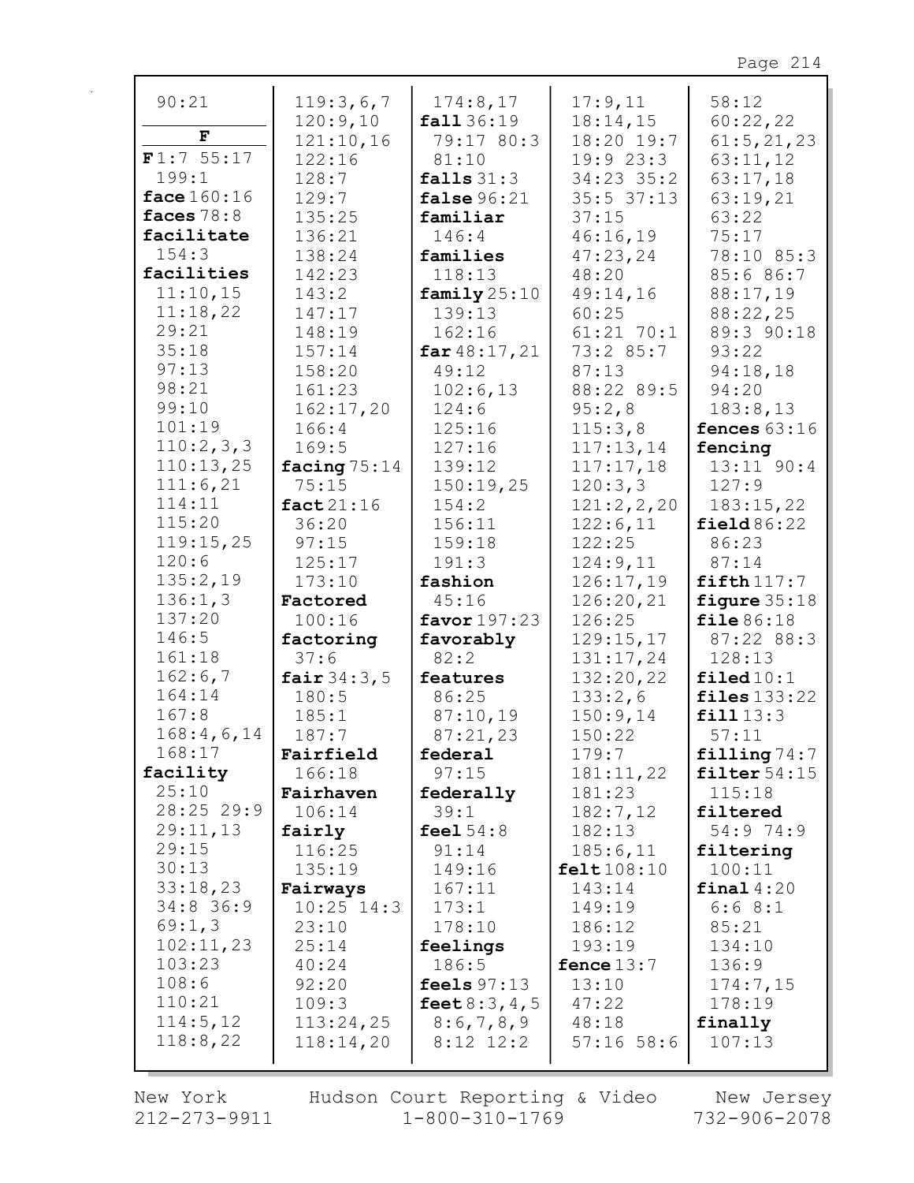90:21

**F**

**F** 1:7 55:17 199:1
**face** 160:16
**faces** 78:8
**facilitate** 154:3
**facilities** 11:10,15 11:18,22 29:21 35:18 97:13 98:21 99:10 101:19 110:2,3,3 110:13,25 111:6,21 114:11 115:20 119:15,25 120:6 135:2,19 136:1,3 137:20 146:5 161:18 162:6,7 164:14 167:8 168:4,6,14 168:17
**facility** 25:10 28:25 29:9 29:11,13 29:15 30:13 33:18,23 34:8 36:9 69:1,3 102:11,23 103:23 108:6 110:21 114:5,12 118:8,22 119:3,6,7 120:9,10 121:10,16 122:16 128:7 129:7 135:25 136:21 138:24 142:23 143:2 147:17 148:19 157:14 158:20 161:23 162:17,20 166:4 169:5
**facing** 75:14 75:15
**fact** 21:16 36:20 97:15 125:17 173:10
**Factored** 100:16
**factoring** 37:6
**fair** 34:3,5 180:5 185:1 187:7
**Fairfield** 166:18
**Fairhaven** 106:14
**fairly** 116:25 135:19
**Fairways** 10:25 14:3 23:10 25:14 40:24 92:20 109:3 113:24,25 118:14,20 174:8,17
**fall** 36:19 79:17 80:3 81:10
**falls** 31:3
**false** 96:21
**familiar** 146:4
**families** 118:13
**family** 25:10 139:13 162:16
**far** 48:17,21 49:12 102:6,13 124:6 125:16 127:16 139:12 150:19,25 154:2 156:11 159:18 191:3
**fashion** 45:16
**favor** 197:23
**favorably** 82:2
**features** 86:25 87:10,19 87:21,23
**federal** 97:15
**federally** 39:1
**feel** 54:8 91:14 149:16 167:11 173:1 178:10
**feelings** 186:5
**feels** 97:13
**feet** 8:3,4,5 8:6,7,8,9 8:12 12:2 17:9,11 18:14,15 18:20 19:7 19:9 23:3 34:23 35:2 35:5 37:13 37:15 46:16,19 47:23,24 48:20 49:14,16 60:25 61:21 70:1 73:2 85:7 87:13 88:22 89:5 95:2,8 115:3,8 117:13,14 117:17,18 120:3,3 121:2,2,20 122:6,11 122:25 124:9,11 126:17,19 126:20,21 126:25 129:15,17 131:17,24 132:20,22 133:2,6 150:9,14 150:22 179:7 181:11,22 181:23 182:7,12 182:13 185:6,11
**felt** 108:10 143:14 149:19 186:12 193:19
**fence** 13:7 13:10 47:22 48:18 57:16 58:6 58:12 60:22,22 61:5,21,23 63:11,12 63:17,18 63:19,21 63:22 75:17 78:10 85:3 85:6 86:7 88:17,19 88:22,25 89:3 90:18 93:22 94:18,18 94:20 183:8,13
**fences** 63:16
**fencing** 13:11 90:4 127:9 183:15,22
**field** 86:22 86:23 87:14
**fifth** 117:7
**figure** 35:18
**file** 86:18 87:22 88:3 128:13
**filed** 10:1
**files** 133:22
**fill** 13:3 57:11
**filling** 74:7
**filter** 54:15 115:18
**filtered** 54:9 74:9
**filtering** 100:11
**final** 4:20 6:6 8:1 85:21 134:10 136:9 174:7,15 178:19
**finally** 107:13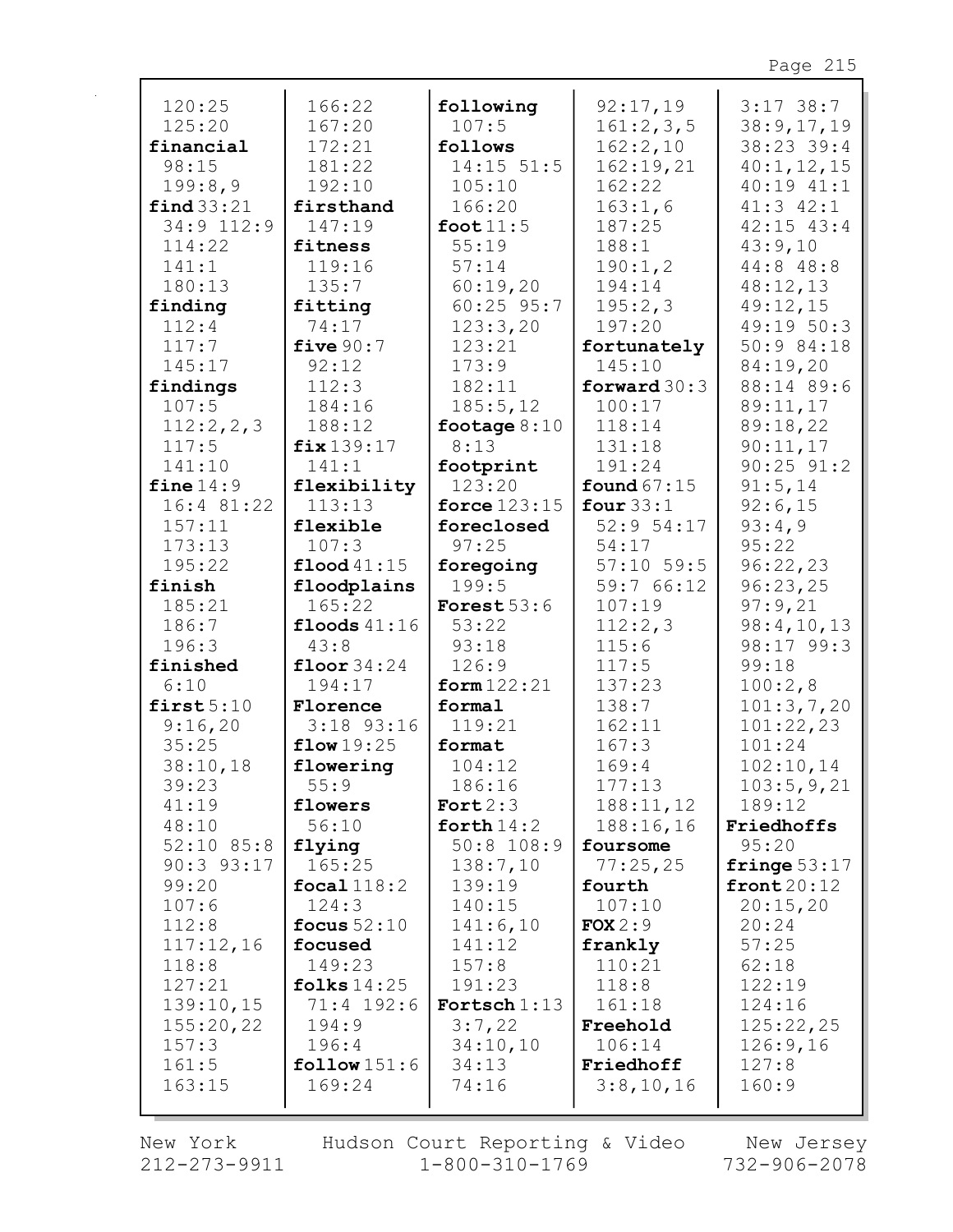120:25
125:20
**financial**
98:15
199:8,9
**find** 33:21
34:9 112:9
114:22
141:1
180:13
**finding**
112:4
117:7
145:17
**findings**
107:5
112:2,2,3
117:5
141:10
**fine** 14:9
16:4 81:22
157:11
173:13
195:22
**finish**
185:21
186:7
196:3
**finished**
6:10
**first** 5:10
9:16,20
35:25
38:10,18
39:23
41:19
48:10
52:10 85:8
90:3 93:17
99:20
107:6
112:8
117:12,16
118:8
127:21
139:10,15
155:20,22
157:3
161:5
163:15

166:22
167:20
172:21
181:22
192:10
**firsthand**
147:19
**fitness**
119:16
135:7
**fitting**
74:17
**five** 90:7
92:12
112:3
184:16
188:12
**fix** 139:17
141:1
**flexibility**
113:13
**flexible**
107:3
**flood** 41:15
**floodplains**
165:22
**floods** 41:16
43:8
**floor** 34:24
194:17
**Florence**
3:18 93:16
**flow** 19:25
**flowering**
55:9
**flowers**
56:10
**flying**
165:25
**focal** 118:2
124:3
**focus** 52:10
**focused**
149:23
**folks** 14:25
71:4 192:6
194:9
196:4
**follow** 151:6
169:24

**following**
107:5
**follows**
14:15 51:5
105:10
166:20
**foot** 11:5
55:19
57:14
60:19,20
60:25 95:7
123:3,20
123:21
173:9
182:11
185:5,12
**footage** 8:10
8:13
**footprint**
123:20
**force** 123:15
**foreclosed**
97:25
**foregoing**
199:5
**Forest** 53:6
53:22
93:18
126:9
**form** 122:21
**formal**
119:21
**format**
104:12
186:16
**Fort** 2:3
**forth** 14:2
50:8 108:9
138:7,10
139:19
140:15
141:6,10
141:12
157:8
191:23
**Fortsch** 1:13
3:7,22
34:10,10
34:13
74:16

92:17,19
161:2,3,5
162:2,10
162:19,21
162:22
163:1,6
187:25
188:1
190:1,2
194:14
195:2,3
197:20
**fortunately**
145:10
**forward** 30:3
100:17
118:14
131:18
191:24
**found** 67:15
**four** 33:1
52:9 54:17
54:17
57:10 59:5
59:7 66:12
107:19
112:2,3
115:6
117:5
137:23
138:7
162:11
167:3
169:4
177:13
188:11,12
188:16,16
**foursome**
77:25,25
**fourth**
107:10
**FOX** 2:9
**frankly**
110:21
118:8
161:18
**Freehold**
106:14
**Friedhoff**
3:8,10,16

3:17 38:7
38:9,17,19
38:23 39:4
40:1,12,15
40:19 41:1
41:3 42:1
42:15 43:4
43:9,10
44:8 48:8
48:12,13
49:12,15
49:19 50:3
50:9 84:18
84:19,20
88:14 89:6
89:11,17
89:18,22
90:11,17
90:25 91:2
91:5,14
92:6,15
93:4,9
95:22
96:22,23
96:23,25
97:9,21
98:4,10,13
98:17 99:3
99:18
100:2,8
101:3,7,20
101:22,23
101:24
102:10,14
103:5,9,21
189:12
**Friedhoffs**
95:20
**fringe** 53:17
**front** 20:12
20:15,20
20:24
57:25
62:18
122:19
124:16
125:22,25
126:9,16
127:8
160:9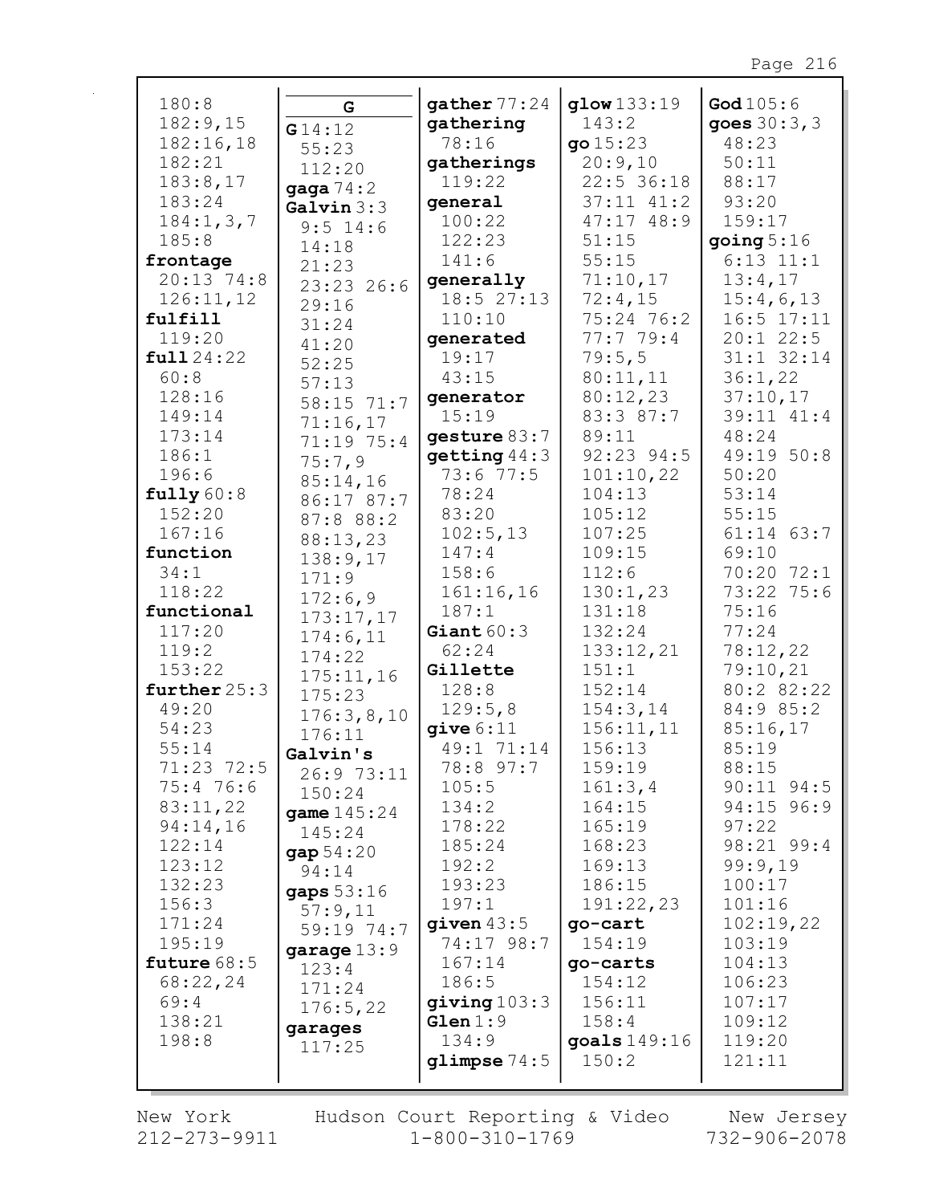180:8
182:9,15
182:16,18
182:21
183:8,17
183:24
184:1,3,7
185:8
**frontage**
20:13 74:8
126:11,12
**fulfill**
119:20
**full** 24:22
60:8
128:16
149:14
173:14
186:1
196:6
**fully** 60:8
152:20
167:16
**function**
34:1
118:22
**functional**
117:20
119:2
153:22
**further** 25:3
49:20
54:23
55:14
71:23 72:5
75:4 76:6
83:11,22
94:14,16
122:14
123:12
132:23
156:3
171:24
195:19
**future** 68:5
68:22,24
69:4
138:21
198:8

**G**

**G** 14:12
55:23
112:20
**gaga** 74:2
**Galvin** 3:3
9:5 14:6
14:18
21:23
23:23 26:6
29:16
31:24
41:20
52:25
57:13
58:15 71:7
71:16,17
71:19 75:4
75:7,9
85:14,16
86:17 87:7
87:8 88:2
88:13,23
138:9,17
171:9
172:6,9
173:17,17
174:6,11
174:22
175:11,16
175:23
176:3,8,10
176:11
**Galvin's**
26:9 73:11
150:24
**game** 145:24
145:24
**gap** 54:20
94:14
**gaps** 53:16
57:9,11
59:19 74:7
**garage** 13:9
123:4
171:24
176:5,22
**garages**
117:25

**gather** 77:24
**gathering**
78:16
**gatherings**
119:22
**general**
100:22
122:23
141:6
**generally**
18:5 27:13
110:10
**generated**
19:17
43:15
**generator**
15:19
**gesture** 83:7
**getting** 44:3
73:6 77:5
78:24
83:20
102:5,13
147:4
158:6
161:16,16
187:1
**Giant** 60:3
62:24
**Gillette**
128:8
129:5,8
**give** 6:11
49:1 71:14
78:8 97:7
105:5
134:2
178:22
185:24
192:2
193:23
197:1
**given** 43:5
74:17 98:7
167:14
186:5
**giving** 103:3
**Glen** 1:9
134:9
**glimpse** 74:5

**glow** 133:19
143:2
**go** 15:23
20:9,10
22:5 36:18
37:11 41:2
47:17 48:9
51:15
55:15
71:10,17
72:4,15
75:24 76:2
77:7 79:4
79:5,5
80:11,11
80:12,23
83:3 87:7
89:11
92:23 94:5
101:10,22
104:13
105:12
107:25
109:15
112:6
130:1,23
131:18
132:24
133:12,21
151:1
152:14
154:3,14
156:11,11
156:13
159:19
161:3,4
164:15
165:19
168:23
169:13
186:15
191:22,23
**go-cart**
154:19
**go-carts**
154:12
156:11
158:4
**goals** 149:16
150:2

**God** 105:6
**goes** 30:3,3
48:23
50:11
88:17
93:20
159:17
**going** 5:16
6:13 11:1
13:4,17
15:4,6,13
16:5 17:11
20:1 22:5
31:1 32:14
36:1,22
37:10,17
39:11 41:4
48:24
49:19 50:8
50:20
53:14
55:15
61:14 63:7
69:10
70:20 72:1
73:22 75:6
75:16
77:24
78:12,22
79:10,21
80:2 82:22
84:9 85:2
85:16,17
85:19
88:15
90:11 94:5
94:15 96:9
97:22
98:21 99:4
99:9,19
100:17
101:16
102:19,22
103:19
104:13
106:23
107:17
109:12
119:20
121:11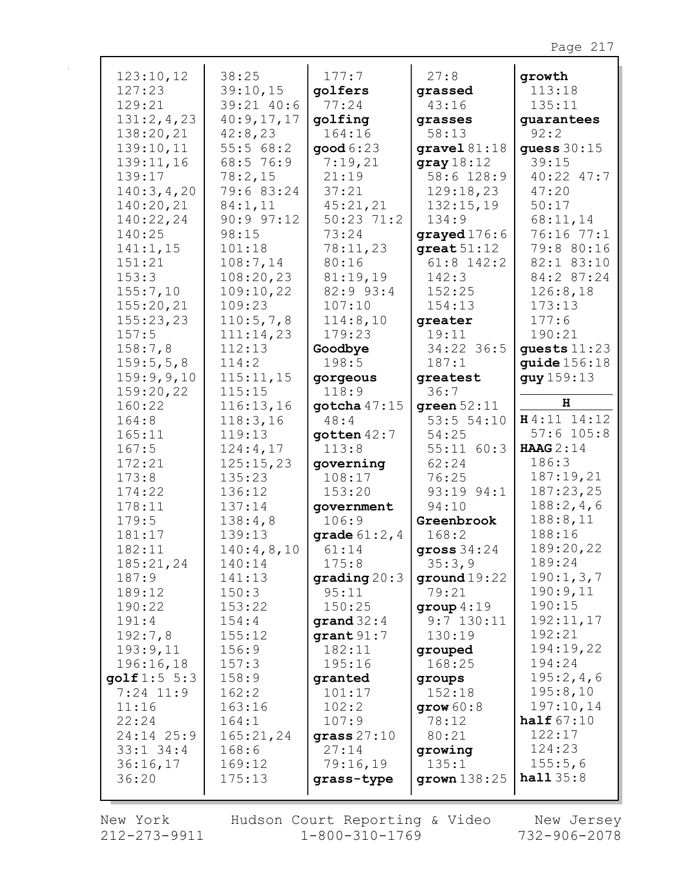123:10,12
127:23
129:21
131:2,4,23
138:20,21
139:10,11
139:11,16
139:17
140:3,4,20
140:20,21
140:22,24
140:25
141:1,15
151:21
153:3
155:7,10
155:20,21
155:23,23
157:5
158:7,8
159:5,5,8
159:9,9,10
159:20,22
160:22
164:8
165:11
167:5
172:21
173:8
174:22
178:11
179:5
181:17
182:11
185:21,24
187:9
189:12
190:22
191:4
192:7,8
193:9,11
196:16,18

**golf** 1:5 5:3 7:24 11:9 11:16 22:24 24:14 25:9 33:1 34:4 36:16,17 36:20 38:25 39:10,15 39:21 40:6 40:9,17,17 42:8,23 55:5 68:2 68:5 76:9 78:2,15 79:6 83:24 84:1,11 90:9 97:12 98:15 101:18 108:7,14 108:20,23 109:10,22 109:23 110:5,7,8 111:14,23 112:13 114:2 115:11,15 115:15 116:13,16 118:3,16 119:13 124:4,17 125:15,23 135:23 136:12 137:14 138:4,8 139:13 140:4,8,10 140:14 141:13 150:3 153:22 154:4 155:12 156:9 157:3 158:9 162:2 163:16 164:1 165:21,24 168:6 169:12 175:13 177:7

**golfers** 77:24

**golfing** 164:16

**good** 6:23 7:19,21 21:19 37:21 45:21,21 50:23 71:2 73:24 78:11,23 80:16 81:19,19 82:9 93:4 107:10 114:8,10 179:23

**Goodbye** 198:5

**gorgeous** 118:9

**gotcha** 47:15 48:4

**gotten** 42:7 113:8

**governing** 108:17 153:20

**government** 106:9

**grade** 61:2,4 61:14 175:8

**grading** 20:3 95:11 150:25

**grand** 32:4

**grant** 91:7 182:11 195:16

**granted** 101:17 102:2 107:9

**grass** 27:10 27:14 79:16,19 27:8

**grass-type**

**grassed** 43:16

**grasses** 58:13

**gravel** 81:18

**gray** 18:12 58:6 128:9 129:18,23 132:15,19 134:9

**grayed** 176:6

**great** 51:12 61:8 142:2 142:3 152:25 154:13

**greater** 19:11 34:22 36:5 187:1

**greatest** 36:7

**green** 52:11 53:5 54:10 54:25 55:11 60:3 62:24 76:25 93:19 94:1 94:10

**Greenbrook** 168:2

**gross** 34:24 35:3,9

**ground** 19:22 79:21

**group** 4:19 9:7 130:11 130:19

**grouped** 168:25

**groups** 152:18

**grow** 60:8 78:12 80:21

**growing** 135:1

**grown** 138:25

**growth** 113:18 135:11

**guarantees** 92:2

**guess** 30:15 39:15 40:22 47:7 47:20 50:17 68:11,14 76:16 77:1 79:8 80:16 82:1 83:10 84:2 87:24 126:8,18 173:13 177:6 190:21

**guests** 11:23

**guide** 156:18

**guy** 159:13

## H

**H** 4:11 14:12 57:6 105:8

**HAAG** 2:14 186:3 187:19,21 187:23,25 188:2,4,6 188:8,11 188:16 189:20,22 189:24 190:1,3,7 190:9,11 190:15 192:11,17 192:21 194:19,22 194:24 195:2,4,6 195:8,10 197:10,14

**half** 67:10 122:17 124:23 155:5,6

**hall** 35:8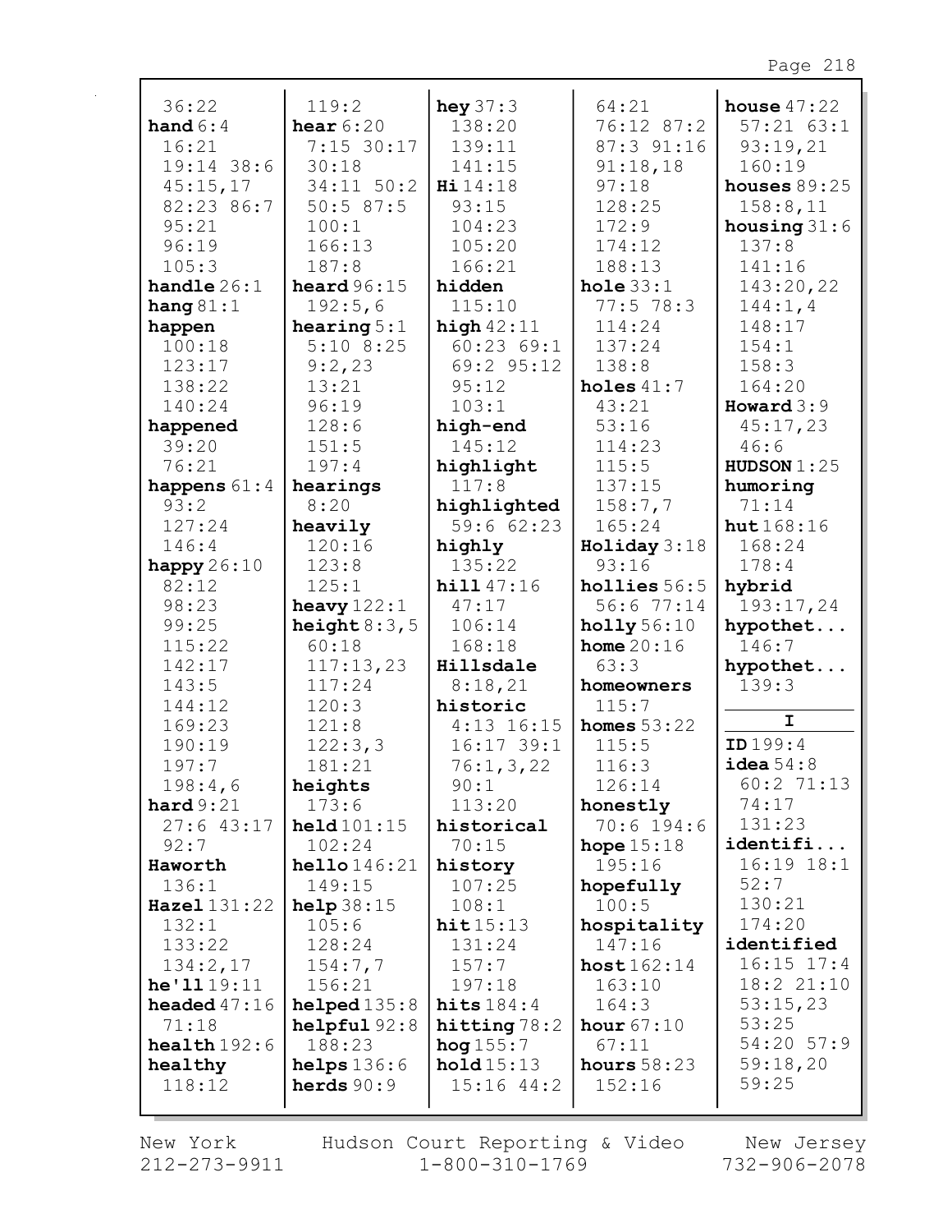36:22
**hand** 6:4 16:21 19:14 38:6 45:15,17 82:23 86:7 95:21 96:19 105:3
**handle** 26:1
**hang** 81:1
**happen** 100:18 123:17 138:22 140:24
**happened** 39:20 76:21
**happens** 61:4 93:2 127:24 146:4
**happy** 26:10 82:12 98:23 99:25 115:22 142:17 143:5 144:12 169:23 190:19 197:7 198:4,6
**hard** 9:21 27:6 43:17 92:7
**Haworth** 136:1
**Hazel** 131:22 132:1 133:22 134:2,17
**he'll** 19:11
**headed** 47:16 71:18
**health** 192:6
**healthy** 118:12

119:2
**hear** 6:20 7:15 30:17 30:18 34:11 50:2 50:5 87:5 100:1 166:13 187:8
**heard** 96:15 192:5,6
**hearing** 5:1 5:10 8:25 9:2,23 13:21 96:19 128:6 151:5 197:4
**hearings** 8:20
**heavily** 120:16 123:8 125:1
**heavy** 122:1
**height** 8:3,5 60:18 117:13,23 117:24 120:3 121:8 122:3,3 181:21
**heights** 173:6
**held** 101:15 102:24
**hello** 146:21 149:15
**help** 38:15 105:6 128:24 154:7,7 156:21
**helped** 135:8
**helpful** 92:8 188:23
**helps** 136:6
**herds** 90:9

**hey** 37:3 138:20 139:11 141:15
**Hi** 14:18 93:15 104:23 105:20 166:21
**hidden** 115:10
**high** 42:11 60:23 69:1 69:2 95:12 95:12 103:1
**high-end** 145:12
**highlight** 117:8
**highlighted** 59:6 62:23
**highly** 135:22
**hill** 47:16 47:17 106:14 168:18
**Hillsdale** 8:18,21
**historic** 4:13 16:15 16:17 39:1 76:1,3,22 90:1 113:20
**historical** 70:15
**history** 107:25 108:1
**hit** 15:13 131:24 157:7 197:18
**hits** 184:4
**hitting** 78:2
**hog** 155:7
**hold** 15:13 15:16 44:2

64:21 76:12 87:2 87:3 91:16 91:18,18 97:18 128:25 172:9 174:12 188:13
**hole** 33:1 77:5 78:3 114:24 137:24 138:8
**holes** 41:7 43:21 53:16 114:23 115:5 137:15 158:7,7 165:24
**Holiday** 3:18 93:16
**hollies** 56:5 56:6 77:14
**holly** 56:10
**home** 20:16 63:3
**homeowners** 115:7
**homes** 53:22 115:5 116:3 126:14
**honestly** 70:6 194:6
**hope** 15:18 195:16
**hopefully** 100:5
**hospitality** 147:16
**host** 162:14 163:10 164:3
**hour** 67:10 67:11
**hours** 58:23 152:16

**house** 47:22 57:21 63:1 93:19,21 160:19
**houses** 89:25 158:8,11
**housing** 31:6 137:8 141:16 143:20,22 144:1,4 148:17 154:1 158:3 164:20
**Howard** 3:9 45:17,23 46:6
**HUDSON** 1:25
**humoring** 71:14
**hut** 168:16 168:24 178:4
**hybrid** 193:17,24
**hypothet...** 146:7
**hypothet...** 139:3

## I

**ID** 199:4
**idea** 54:8 60:2 71:13 74:17 131:23
**identifi...** 16:19 18:1 52:7 130:21 174:20
**identified** 16:15 17:4 18:2 21:10 53:15,23 53:25 54:20 57:9 59:18,20 59:25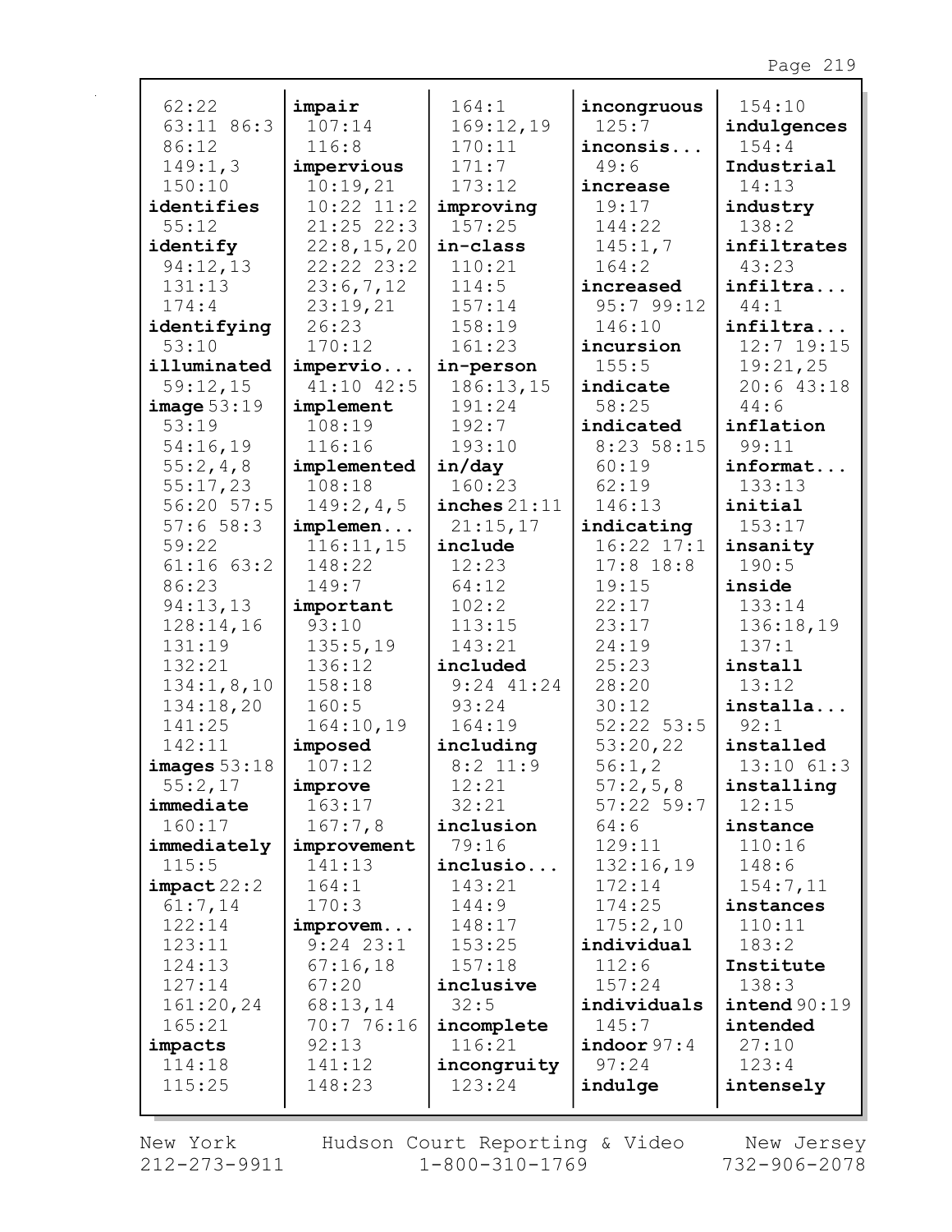62:22
63:11 86:3
86:12
149:1,3
150:10
**identifies**
55:12
**identify**
94:12,13
131:13
174:4
**identifying**
53:10
**illuminated**
59:12,15
**image** 53:19
53:19
54:16,19
55:2,4,8
55:17,23
56:20 57:5
57:6 58:3
59:22
61:16 63:2
86:23
94:13,13
128:14,16
131:19
132:21
134:1,8,10
134:18,20
141:25
142:11
**images** 53:18
55:2,17
**immediate**
160:17
**immediately**
115:5
**impact** 22:2
61:7,14
122:14
123:11
124:13
127:14
161:20,24
165:21
**impacts**
114:18
115:25

**impair**
107:14
116:8
**impervious**
10:19,21
10:22 11:2
21:25 22:3
22:8,15,20
22:22 23:2
23:6,7,12
23:19,21
26:23
170:12
**impervio...**
41:10 42:5
**implement**
108:19
116:16
**implemented**
108:18
149:2,4,5
**implemen...**
116:11,15
148:22
149:7
**important**
93:10
135:5,19
136:12
158:18
160:5
164:10,19
**imposed**
107:12
**improve**
163:17
167:7,8
**improvement**
141:13
164:1
170:3
**improvem...**
9:24 23:1
67:16,18
67:20
68:13,14
70:7 76:16
92:13
141:12
148:23

164:1
169:12,19
170:11
171:7
173:12
**improving**
157:25
**in-class**
110:21
114:5
157:14
158:19
161:23
**in-person**
186:13,15
191:24
192:7
193:10
**in/day**
160:23
**inches** 21:11
21:15,17
**include**
12:23
64:12
102:2
113:15
143:21
**included**
9:24 41:24
93:24
164:19
**including**
8:2 11:9
12:21
32:21
**inclusion**
79:16
**inclusio...**
143:21
144:9
148:17
153:25
157:18
**inclusive**
32:5
**incomplete**
116:21
**incongruity**
123:24

**incongruous**
125:7
**inconsis...**
49:6
**increase**
19:17
144:22
145:1,7
164:2
**increased**
95:7 99:12
146:10
**incursion**
155:5
**indicate**
58:25
**indicated**
8:23 58:15
60:19
62:19
146:13
**indicating**
16:22 17:1
17:8 18:8
19:15
22:17
23:17
24:19
25:23
28:20
30:12
52:22 53:5
53:20,22
56:1,2
57:2,5,8
57:22 59:7
64:6
129:11
132:16,19
172:14
174:25
175:2,10
**individual**
112:6
157:24
**individuals**
145:7
**indoor** 97:4
97:24
**indulge**

154:10
**indulgences**
154:4
**Industrial**
14:13
**industry**
138:2
**infiltrates**
43:23
**infiltra...**
44:1
**infiltra...**
12:7 19:15
19:21,25
20:6 43:18
44:6
**inflation**
99:11
**informat...**
133:13
**initial**
153:17
**insanity**
190:5
**inside**
133:14
136:18,19
137:1
**install**
13:12
**installa...**
92:1
**installed**
13:10 61:3
**installing**
12:15
**instance**
110:16
148:6
154:7,11
**instances**
110:11
183:2
**Institute**
138:3
**intend** 90:19
**intended**
27:10
123:4
**intensely**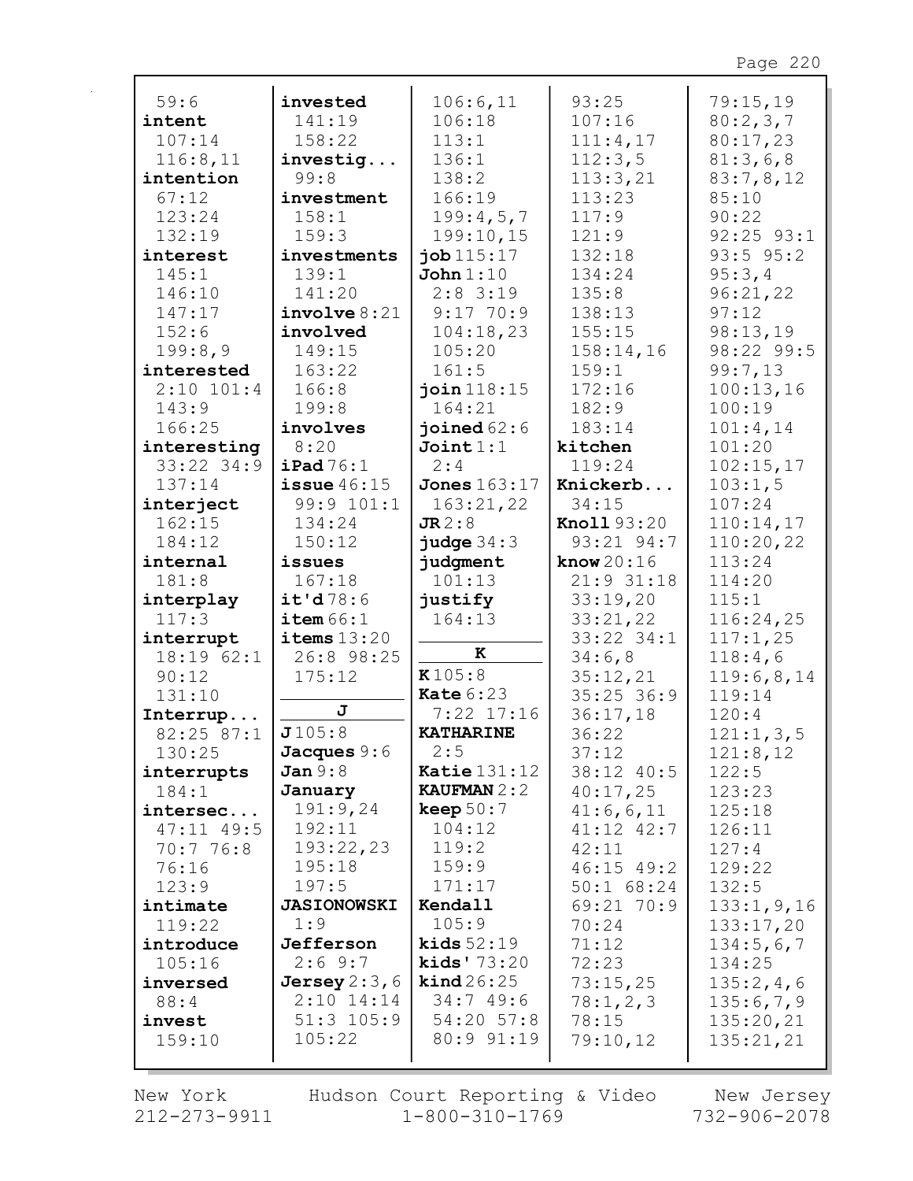59:6
**intent**
107:14
116:8,11
**intention**
67:12
123:24
132:19
**interest**
145:1
146:10
147:17
152:6
199:8,9
**interested**
2:10 101:4
143:9
166:25
**interesting**
33:22 34:9
137:14
**interject**
162:15
184:12
**internal**
181:8
**interplay**
117:3
**interrupt**
18:19 62:1
90:12
131:10
**Interrup...**
82:25 87:1
130:25
**interrupts**
184:1
**intersec...**
47:11 49:5
70:7 76:8
76:16
123:9
**intimate**
119:22
**introduce**
105:16
**inversed**
88:4
**invest**
159:10

**invested**
141:19
158:22
**investig...**
99:8
**investment**
158:1
159:3
**investments**
139:1
141:20
**involve** 8:21
**involved**
149:15
163:22
166:8
199:8
**involves**
8:20
**iPad** 76:1
**issue** 46:15
99:9 101:1
134:24
150:12
**issues**
167:18
**it'd** 78:6
**item** 66:1
**items** 13:20
26:8 98:25
175:12

**J**

**J** 105:8
**Jacques** 9:6
**Jan** 9:8
**January**
191:9,24
192:11
193:22,23
195:18
197:5
**JASIONOWSKI**
1:9
**Jefferson**
2:6 9:7
**Jersey** 2:3,6
2:10 14:14
51:3 105:9
105:22

106:6,11
106:18
113:1
136:1
138:2
166:19
199:4,5,7
199:10,15
**job** 115:17
**John** 1:10
2:8 3:19
9:17 70:9
104:18,23
105:20
161:5
**join** 118:15
164:21
**joined** 62:6
**Joint** 1:1
2:4
**Jones** 163:17
163:21,22
**JR** 2:8
**judge** 34:3
**judgment**
101:13
**justify**
164:13

**K**

**K** 105:8
**Kate** 6:23
7:22 17:16
**KATHARINE**
2:5
**Katie** 131:12
**KAUFMAN** 2:2
**keep** 50:7
104:12
119:2
159:9
171:17
**Kendall**
105:9
**kids** 52:19
**kids'** 73:20
**kind** 26:25
34:7 49:6
54:20 57:8
80:9 91:19

93:25
107:16
111:4,17
112:3,5
113:3,21
113:23
117:9
121:9
132:18
134:24
135:8
138:13
155:15
158:14,16
159:1
172:16
182:9
183:14
**kitchen**
119:24
**Knickerb...**
34:15
**Knoll** 93:20
93:21 94:7
**know** 20:16
21:9 31:18
33:19,20
33:21,22
33:22 34:1
34:6,8
35:12,21
35:25 36:9
36:17,18
36:22
37:12
38:12 40:5
40:17,25
41:6,6,11
41:12 42:7
42:11
46:15 49:2
50:1 68:24
69:21 70:9
70:24
71:12
72:23
73:15,25
78:1,2,3
78:15
79:10,12

79:15,19
80:2,3,7
80:17,23
81:3,6,8
83:7,8,12
85:10
90:22
92:25 93:1
93:5 95:2
95:3,4
96:21,22
97:12
98:13,19
98:22 99:5
99:7,13
100:13,16
100:19
101:4,14
101:20
102:15,17
103:1,5
107:24
110:14,17
110:20,22
113:24
114:20
115:1
116:24,25
117:1,25
118:4,6
119:6,8,14
119:14
120:4
121:1,3,5
121:8,12
122:5
123:23
125:18
126:11
127:4
129:22
132:5
133:1,9,16
133:17,20
134:5,6,7
134:25
135:2,4,6
135:6,7,9
135:20,21
135:21,21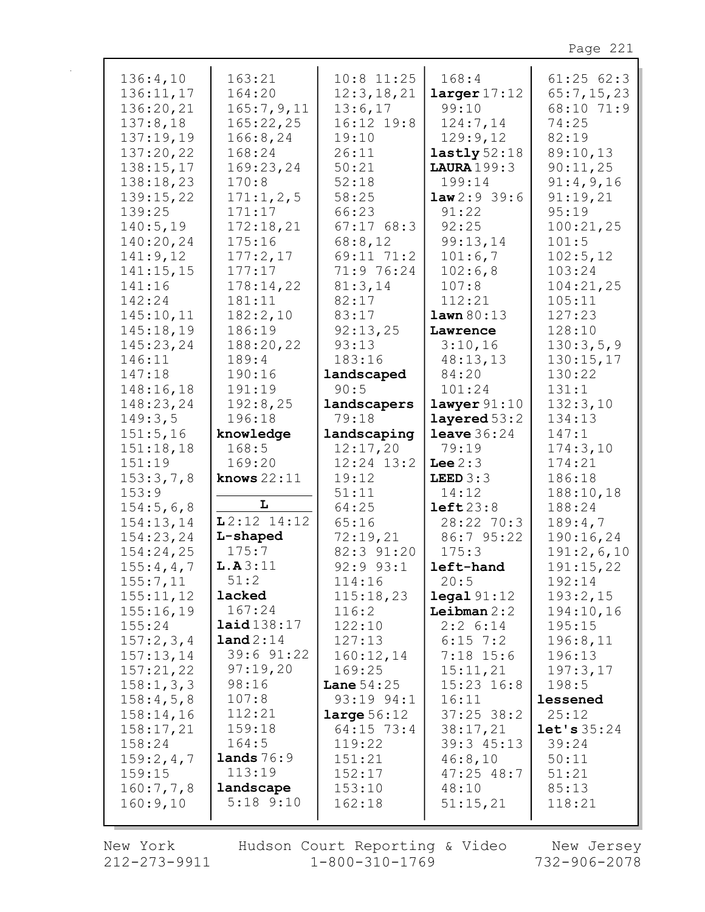136:4,10
136:11,17
136:20,21
137:8,18
137:19,19
137:20,22
138:15,17
138:18,23
139:15,22
139:25
140:5,19
140:20,24
141:9,12
141:15,15
141:16
142:24
145:10,11
145:18,19
145:23,24
146:11
147:18
148:16,18
148:23,24
149:3,5
151:5,16
151:18,18
151:19
153:3,7,8
153:9
154:5,6,8
154:13,14
154:23,24
154:24,25
155:4,4,7
155:7,11
155:11,12
155:16,19
155:24
157:2,3,4
157:13,14
157:21,22
158:1,3,3
158:4,5,8
158:14,16
158:17,21
158:24
159:2,4,7
159:15
160:7,7,8
160:9,10
163:21
164:20
165:7,9,11
165:22,25
166:8,24
168:24
169:23,24
170:8
171:1,2,5
171:17
172:18,21
175:16
177:2,17
177:17
178:14,22
181:11
182:2,10
186:19
188:20,22
189:4
190:16
191:19
192:8,25
196:18

**knowledge** 168:5 169:20

**knows** 22:11

## L

**L** 2:12 14:12

**L-shaped** 175:7

**L.A** 3:11 51:2

**lacked** 167:24

**laid** 138:17

**land** 2:14 39:6 91:22 97:19,20 98:16 107:8 112:21 159:18 164:5

**lands** 76:9 113:19

**landscape** 5:18 9:10 10:8 11:25 12:3,18,21 13:6,17 16:12 19:8 19:10 26:11 50:21 52:18 58:25 66:23 67:17 68:3 68:8,12 69:11 71:2 71:9 76:24 81:3,14 82:17 83:17 92:13,25 93:13 183:16

**landscaped** 90:5

**landscapers** 79:18

**landscaping** 12:17,20 12:24 13:2 19:12 51:11 64:25 65:16 72:19,21 82:3 91:20 92:9 93:1 114:16 115:18,23 116:2 122:10 127:13 160:12,14 169:25

**Lane** 54:25 93:19 94:1

**large** 56:12 64:15 73:4 119:22 151:21 152:17 153:10 162:18 168:4

**larger** 17:12 99:10 124:7,14 129:9,12

**lastly** 52:18

**LAURA** 199:3 199:14

**law** 2:9 39:6 91:22 92:25 99:13,14 101:6,7 102:6,8 107:8 112:21

**lawn** 80:13

**Lawrence** 3:10,16 48:13,13 84:20 101:24

**lawyer** 91:10

**layered** 53:2

**leave** 36:24 79:19

**Lee** 2:3

**LEED** 3:3 14:12

**left** 23:8 28:22 70:3 86:7 95:22 175:3

**left-hand** 20:5

**legal** 91:12

**Leibman** 2:2 2:2 6:14 6:15 7:2 7:18 15:6 15:11,21 15:23 16:8 16:11 37:25 38:2 38:17,21 39:3 45:13 46:8,10 47:25 48:7 48:10 51:15,21 61:25 62:3 65:7,15,23 68:10 71:9 74:25 82:19 89:10,13 90:11,25 91:4,9,16 91:19,21 95:19 100:21,25 101:5 102:5,12 103:24 104:21,25 105:11 127:23 128:10 130:3,5,9 130:15,17 130:22 131:1 132:3,10 134:13 147:1 174:3,10 174:21 186:18 188:10,18 188:24 189:4,7 190:16,24 191:2,6,10 191:15,22 192:14 193:2,15 194:10,16 195:15 196:8,11 196:13 197:3,17 198:5

**lessened** 25:12

**let's** 35:24 39:24 50:11 51:21 85:13 118:21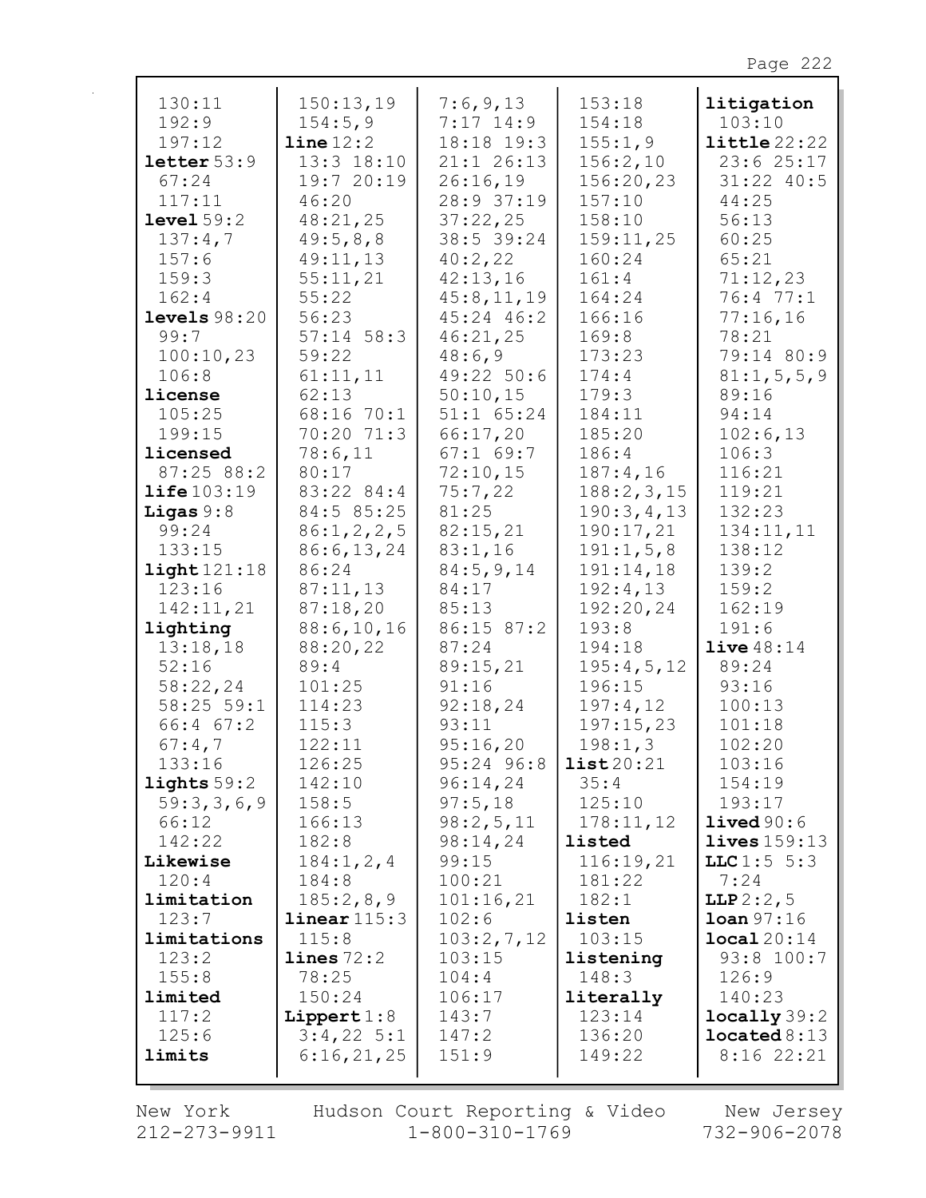130:11
192:9
197:12
**letter** 53:9
67:24
117:11
**level** 59:2
137:4,7
157:6
159:3
162:4
**levels** 98:20
99:7
100:10,23
106:8
**license**
105:25
199:15
**licensed**
87:25 88:2
**life** 103:19
**Ligas** 9:8
99:24
133:15
**light** 121:18
123:16
142:11,21
**lighting**
13:18,18
52:16
58:22,24
58:25 59:1
66:4 67:2
67:4,7
133:16
**lights** 59:2
59:3,3,6,9
66:12
142:22
**Likewise**
120:4
**limitation**
123:7
**limitations**
123:2
155:8
**limited**
117:2
125:6
**limits**
150:13,19
154:5,9
**line** 12:2
13:3 18:10
19:7 20:19
46:20
48:21,25
49:5,8,8
49:11,13
55:11,21
55:22
56:23
57:14 58:3
59:22
61:11,11
62:13
68:16 70:1
70:20 71:3
78:6,11
80:17
83:22 84:4
84:5 85:25
86:1,2,2,5
86:6,13,24
86:24
87:11,13
87:18,20
88:6,10,16
88:20,22
89:4
101:25
114:23
115:3
122:11
126:25
142:10
158:5
166:13
182:8
184:1,2,4
184:8
185:2,8,9
**linear** 115:3
115:8
**lines** 72:2
78:25
150:24
**Lippert** 1:8
3:4,22 5:1
6:16,21,25
7:6,9,13
7:17 14:9
18:18 19:3
21:1 26:13
26:16,19
28:9 37:19
37:22,25
38:5 39:24
40:2,22
42:13,16
45:8,11,19
45:24 46:2
46:21,25
48:6,9
49:22 50:6
50:10,15
51:1 65:24
66:17,20
67:1 69:7
72:10,15
75:7,22
81:25
82:15,21
83:1,16
84:5,9,14
84:17
85:13
86:15 87:2
87:24
89:15,21
91:16
92:18,24
93:11
95:16,20
95:24 96:8
96:14,24
97:5,18
98:2,5,11
98:14,24
99:15
100:21
101:16,21
102:6
103:2,7,12
103:15
104:4
106:17
143:7
147:2
151:9
153:18
154:18
155:1,9
156:2,10
156:20,23
157:10
158:10
159:11,25
160:24
161:4
164:24
166:16
169:8
173:23
174:4
179:3
184:11
185:20
186:4
187:4,16
188:2,3,15
190:3,4,13
190:17,21
191:1,5,8
191:14,18
192:4,13
192:20,24
193:8
194:18
195:4,5,12
196:15
197:4,12
197:15,23
198:1,3
**list** 20:21
35:4
125:10
178:11,12
**listed**
116:19,21
181:22
182:1
**listen**
103:15
**listening**
148:3
**literally**
123:14
136:20
149:22
**litigation**
103:10
**little** 22:22
23:6 25:17
31:22 40:5
44:25
56:13
60:25
65:21
71:12,23
76:4 77:1
77:16,16
78:21
79:14 80:9
81:1,5,5,9
89:16
94:14
102:6,13
106:3
116:21
119:21
132:23
134:11,11
138:12
139:2
159:2
162:19
191:6
**live** 48:14
89:24
93:16
100:13
101:18
102:20
103:16
154:19
193:17
**lived** 90:6
**lives** 159:13
**LLC** 1:5 5:3
7:24
**LLP** 2:2,5
**loan** 97:16
**local** 20:14
93:8 100:7
126:9
140:23
**locally** 39:2
**located** 8:13
8:16 22:21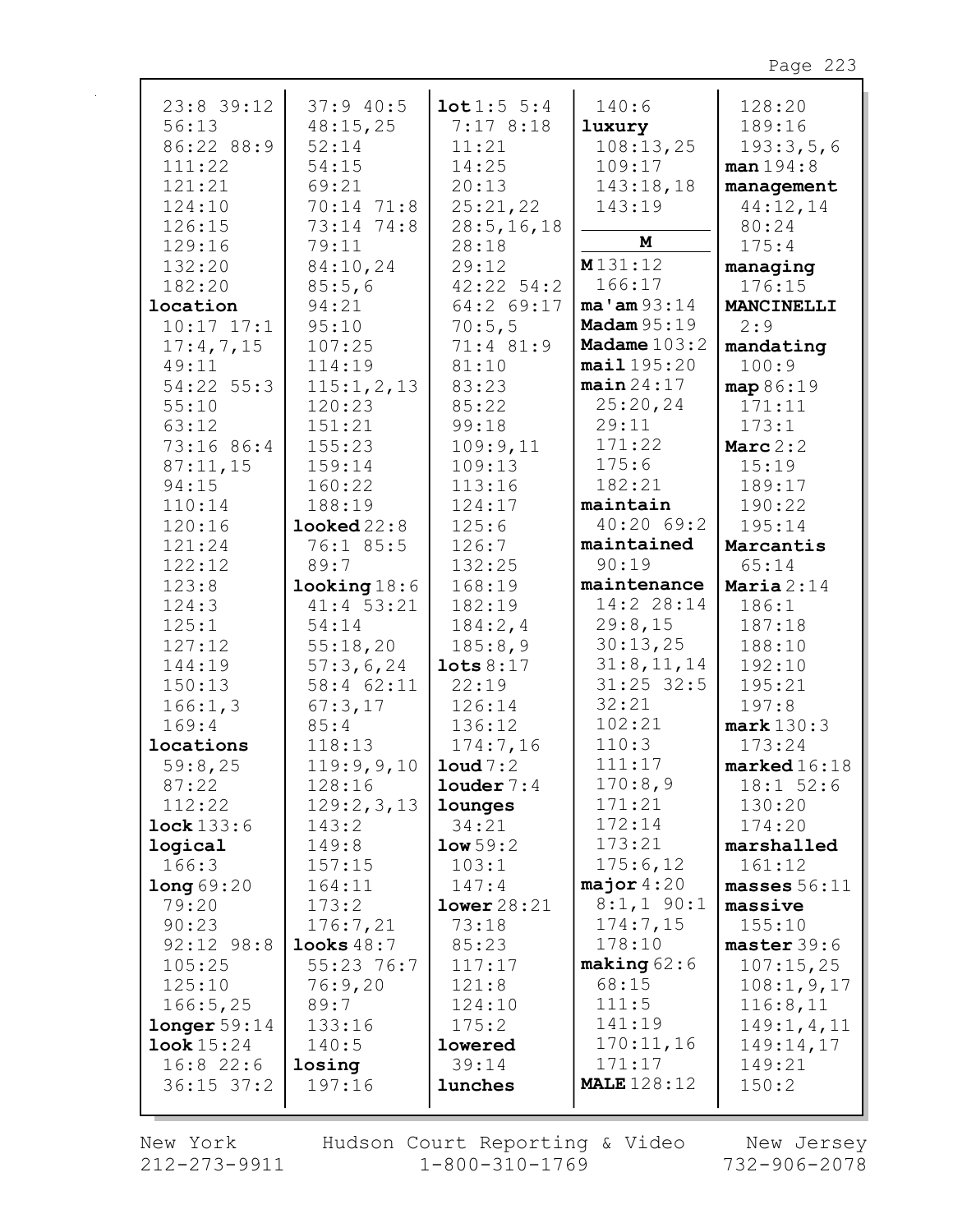23:8 39:12
56:13
86:22 88:9
111:22
121:21
124:10
126:15
129:16
132:20
182:20

**location**
10:17 17:1
17:4,7,15
49:11
54:22 55:3
55:10
63:12
73:16 86:4
87:11,15
94:15
110:14
120:16
121:24
122:12
123:8
124:3
125:1
127:12
144:19
150:13
166:1,3
169:4

**locations**
59:8,25
87:22
112:22

**lock** 133:6

**logical**
166:3

**long** 69:20
79:20
90:23
92:12 98:8
105:25
125:10
166:5,25

**longer** 59:14

**look** 15:24
16:8 22:6
36:15 37:2
37:9 40:5
48:15,25
52:14
54:15
69:21
70:14 71:8
73:14 74:8
79:11
84:10,24
85:5,6
94:21
95:10
107:25
114:19
115:1,2,13
120:23
151:21
155:23
159:14
160:22
188:19

**looked** 22:8
76:1 85:5
89:7

**looking** 18:6
41:4 53:21
54:14
55:18,20
57:3,6,24
58:4 62:11
67:3,17
85:4
118:13
119:9,9,10
128:16
129:2,3,13
143:2
149:8
157:15
164:11
173:2
176:7,21

**looks** 48:7
55:23 76:7
76:9,20
89:7
133:16
140:5

**losing**
197:16

**lot** 1:5 5:4
7:17 8:18
11:21
14:25
20:13
25:21,22
28:5,16,18
28:18
29:12
42:22 54:2
64:2 69:17
70:5,5
71:4 81:9
81:10
83:23
85:22
99:18
109:9,11
109:13
113:16
124:17
125:6
126:7
132:25
168:19
182:19
184:2,4
185:8,9

**lots** 8:17
22:19
126:14
136:12
174:7,16

**loud** 7:2

**louder** 7:4

**lounges**
34:21

**low** 59:2
103:1
147:4

**lower** 28:21
73:18
85:23
117:17
121:8
124:10
175:2

**lowered**
39:14

**lunches**
140:6

**luxury**
108:13,25
109:17
143:18,18
143:19

## M

**M** 131:12
166:17

**ma'am** 93:14

**Madam** 95:19

**Madame** 103:2

**mail** 195:20

**main** 24:17
25:20,24
29:11
171:22
175:6
182:21

**maintain**
40:20 69:2

**maintained**
90:19

**maintenance**
14:2 28:14
29:8,15
30:13,25
31:8,11,14
31:25 32:5
32:21
102:21
110:3
111:17
170:8,9
171:21
172:14
173:21
175:6,12

**major** 4:20
8:1,1 90:1
174:7,15
178:10

**making** 62:6
68:15
111:5
141:19
170:11,16
171:17

**MALE** 128:12
128:20
189:16
193:3,5,6

**man** 194:8

**management**
44:12,14
80:24
175:4

**managing**
176:15

**MANCINELLI**
2:9

**mandating**
100:9

**map** 86:19
171:11
173:1

**Marc** 2:2
15:19
189:17
190:22
195:14

**Marcantis**
65:14

**Maria** 2:14
186:1
187:18
188:10
192:10
195:21
197:8

**mark** 130:3
173:24

**marked** 16:18
18:1 52:6
130:20
174:20

**marshalled**
161:12

**masses** 56:11

**massive**
155:10

**master** 39:6
107:15,25
108:1,9,17
116:8,11
149:1,4,11
149:14,17
149:21
150:2

New York 212-273-9911 | Hudson Court Reporting & Video 1-800-310-1769 | New Jersey 732-906-2078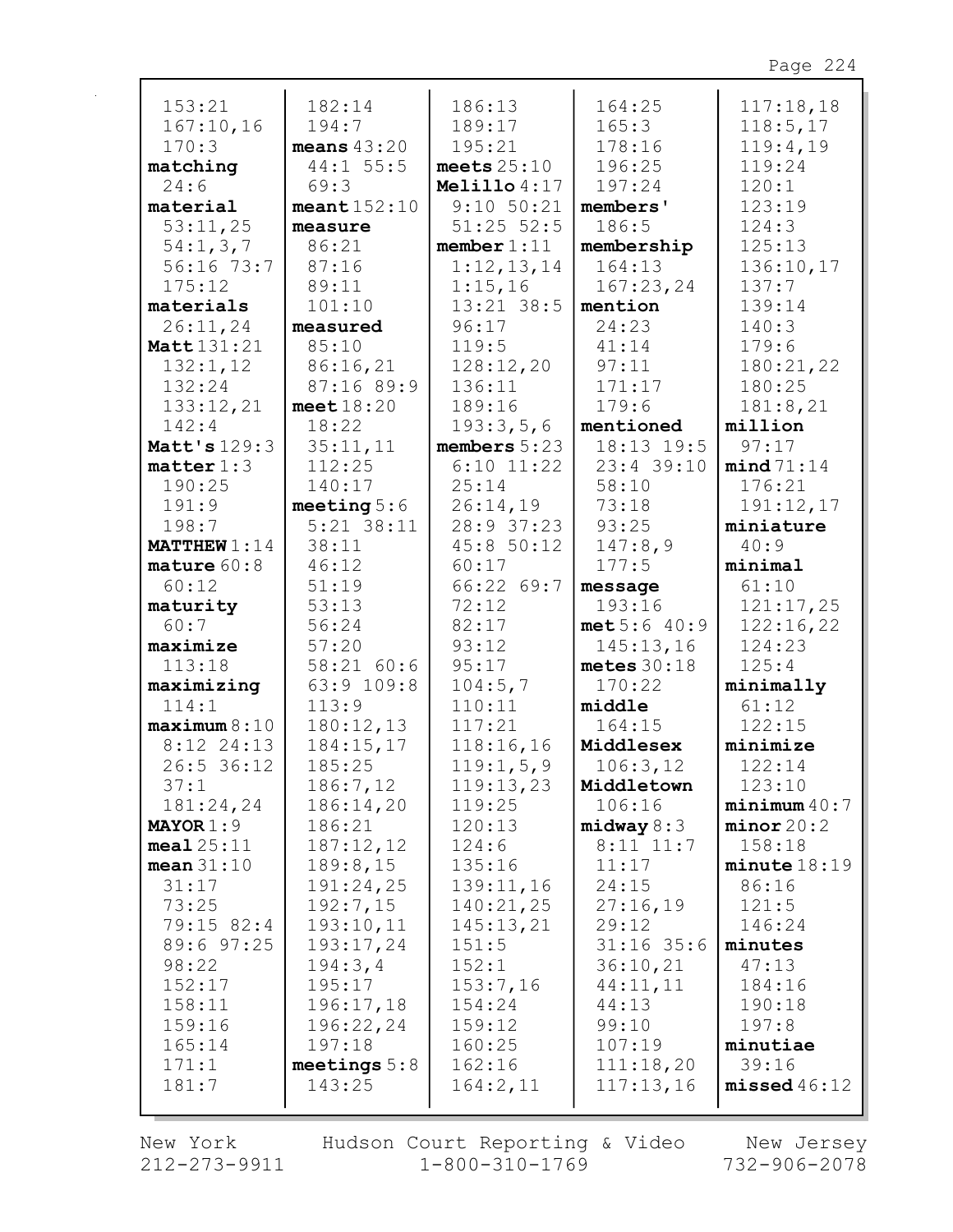153:21
167:10,16
170:3
**matching**
24:6
**material**
53:11,25
54:1,3,7
56:16 73:7
175:12
**materials**
26:11,24
**Matt** 131:21
132:1,12
132:24
133:12,21
142:4
**Matt's** 129:3
**matter** 1:3
190:25
191:9
198:7
**MATTHEW** 1:14
**mature** 60:8
60:12
**maturity**
60:7
**maximize**
113:18
**maximizing**
114:1
**maximum** 8:10
8:12 24:13
26:5 36:12
37:1
181:24,24
**MAYOR** 1:9
**meal** 25:11
**mean** 31:10
31:17
73:25
79:15 82:4
89:6 97:25
98:22
152:17
158:11
159:16
165:14
171:1
181:7

182:14
194:7
**means** 43:20
44:1 55:5
69:3
**meant** 152:10
**measure**
86:21
87:16
89:11
101:10
**measured**
85:10
86:16,21
87:16 89:9
**meet** 18:20
18:22
35:11,11
112:25
140:17
**meeting** 5:6
5:21 38:11
38:11
46:12
51:19
53:13
56:24
57:20
58:21 60:6
63:9 109:8
113:9
180:12,13
184:15,17
185:25
186:7,12
186:14,20
186:21
187:12,12
189:8,15
191:24,25
192:7,15
193:10,11
193:17,24
194:3,4
195:17
196:17,18
196:22,24
197:18
**meetings** 5:8
143:25

186:13
189:17
195:21
**meets** 25:10
**Melillo** 4:17
9:10 50:21
51:25 52:5
**member** 1:11
1:12,13,14
1:15,16
13:21 38:5
96:17
119:5
128:12,20
136:11
189:16
193:3,5,6
**members** 5:23
6:10 11:22
25:14
26:14,19
28:9 37:23
45:8 50:12
60:17
66:22 69:7
72:12
82:17
93:12
95:17
104:5,7
110:11
117:21
118:16,16
119:1,5,9
119:13,23
119:25
120:13
124:6
135:16
139:11,16
140:21,25
145:13,21
151:5
152:1
153:7,16
154:24
159:12
160:25
162:16
164:2,11

164:25
165:3
178:16
196:25
197:24
**members'**
186:5
**membership**
164:13
167:23,24
**mention**
24:23
41:14
97:11
171:17
179:6
**mentioned**
18:13 19:5
23:4 39:10
58:10
73:18
93:25
147:8,9
177:5
**message**
193:16
**met** 5:6 40:9
145:13,16
**metes** 30:18
170:22
**middle**
164:15
**Middlesex**
106:3,12
**Middletown**
106:16
**midway** 8:3
8:11 11:7
11:17
24:15
27:16,19
29:12
31:16 35:6
36:10,21
44:11,11
44:13
99:10
107:19
111:18,20
117:13,16

117:18,18
118:5,17
119:4,19
119:24
120:1
123:19
124:3
125:13
136:10,17
137:7
139:14
140:3
179:6
180:21,22
180:25
181:8,21
**million**
97:17
**mind** 71:14
176:21
191:12,17
**miniature**
40:9
**minimal**
61:10
121:17,25
122:16,22
124:23
125:4
**minimally**
61:12
122:15
**minimize**
122:14
123:10
**minimum** 40:7
**minor** 20:2
158:18
**minute** 18:19
86:16
121:5
146:24
**minutes**
47:13
184:16
190:18
197:8
**minutiae**
39:16
**missed** 46:12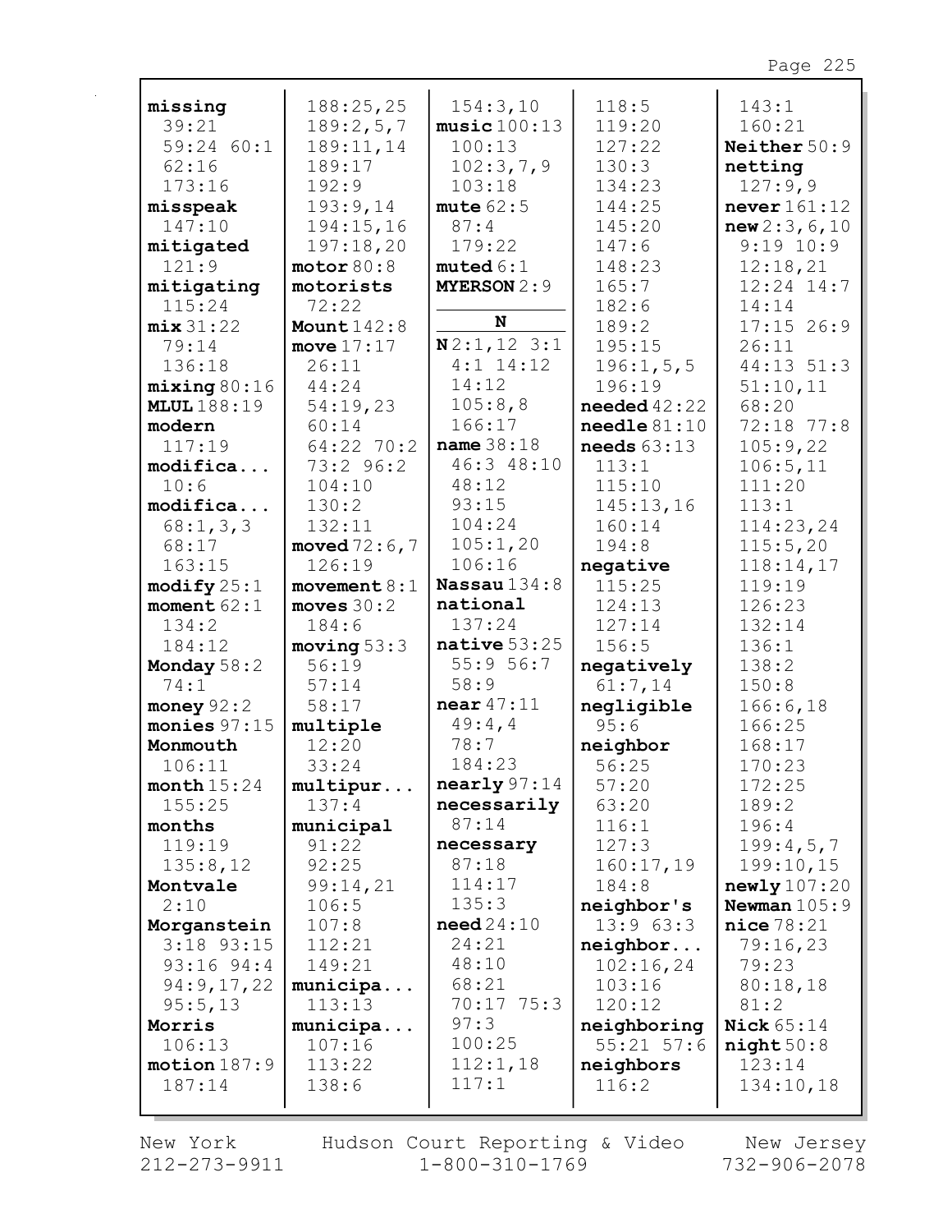**missing** 39:21 59:24 60:1 62:16 173:16
**misspeak** 147:10
**mitigated** 121:9
**mitigating** 115:24
**mix** 31:22 79:14 136:18
**mixing** 80:16
**MLUL** 188:19
**modern** 117:19
**modifica...** 10:6
**modifica...** 68:1,3,3 68:17 163:15
**modify** 25:1
**moment** 62:1 134:2 184:12
**Monday** 58:2 74:1
**money** 92:2
**monies** 97:15
**Monmouth** 106:11
**month** 15:24 155:25
**months** 119:19 135:8,12
**Montvale** 2:10
**Morganstein** 3:18 93:15 93:16 94:4 94:9,17,22 95:5,13
**Morris** 106:13
**motion** 187:9 187:14 188:25,25 189:2,5,7 189:11,14 189:17 192:9 193:9,14 194:15,16 197:18,20
**motor** 80:8
**motorists** 72:22
**Mount** 142:8
**move** 17:17 26:11 44:24 54:19,23 60:14 64:22 70:2 73:2 96:2 104:10 130:2 132:11
**moved** 72:6,7 126:19
**movement** 8:1
**moves** 30:2 184:6
**moving** 53:3 56:19 57:14 58:17
**multiple** 12:20 33:24
**multipur...** 137:4
**municipal** 91:22 92:25 99:14,21 106:5 107:8 112:21 149:21
**municipa...** 113:13
**municipa...** 107:16 113:22 138:6 154:3,10
**music** 100:13 100:13 102:3,7,9 103:18
**mute** 62:5 87:4 179:22
**muted** 6:1
**MYERSON** 2:9

**N**

**N** 2:1,12 3:1 4:1 14:12 14:12 105:8,8 166:17
**name** 38:18 46:3 48:10 48:12 93:15 104:24 105:1,20 106:16
**Nassau** 134:8
**national** 137:24
**native** 53:25 55:9 56:7 58:9
**near** 47:11 49:4,4 78:7 184:23
**nearly** 97:14
**necessarily** 87:14
**necessary** 87:18 114:17 135:3
**need** 24:10 24:21 48:10 68:21 70:17 75:3 97:3 100:25 112:1,18 117:1 118:5 119:20 127:22 130:3 134:23 144:25 145:20 147:6 148:23 165:7 182:6 189:2 195:15 196:1,5,5 196:19
**needed** 42:22
**needle** 81:10
**needs** 63:13 113:1 115:10 145:13,16 160:14 194:8
**negative** 115:25 124:13 127:14 156:5
**negatively** 61:7,14
**negligible** 95:6
**neighbor** 56:25 57:20 63:20 116:1 127:3 160:17,19 184:8
**neighbor's** 13:9 63:3
**neighbor...** 102:16,24 103:16 120:12
**neighboring** 55:21 57:6
**neighbors** 116:2 143:1 160:21
**Neither** 50:9
**netting** 127:9,9
**never** 161:12
**new** 2:3,6,10 9:19 10:9 12:18,21 12:24 14:7 14:14 17:15 26:9 26:11 44:13 51:3 51:10,11 68:20 72:18 77:8 105:9,22 106:5,11 111:20 113:1 114:23,24 115:5,20 118:14,17 119:19 126:23 132:14 136:1 138:2 150:8 166:6,18 166:25 168:17 170:23 172:25 189:2 196:4 199:4,5,7 199:10,15
**newly** 107:20
**Newman** 105:9
**nice** 78:21 79:16,23 79:23 80:18,18 81:2
**Nick** 65:14
**night** 50:8 123:14 134:10,18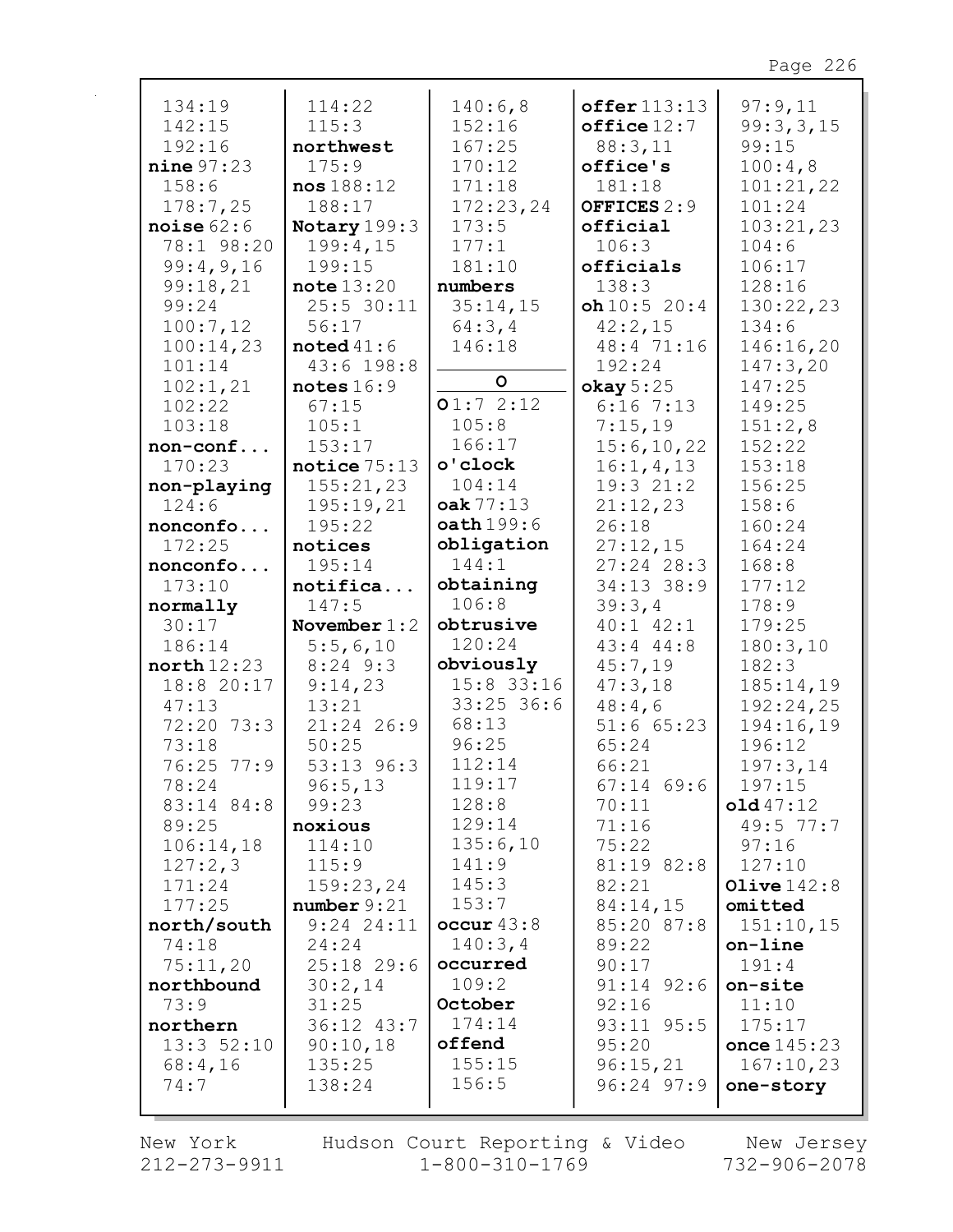134:19
142:15
192:16
**nine** 97:23
158:6
178:7,25
**noise** 62:6
78:1 98:20
99:4,9,16
99:18,21
99:24
100:7,12
100:14,23
101:14
102:1,21
102:22
103:18
**non-conf...**
170:23
**non-playing**
124:6
**nonconfo...**
172:25
**nonconfo...**
173:10
**normally**
30:17
186:14
**north** 12:23
18:8 20:17
47:13
72:20 73:3
73:18
76:25 77:9
78:24
83:14 84:8
89:25
106:14,18
127:2,3
171:24
177:25
**north/south**
74:18
75:11,20
**northbound**
73:9
**northern**
13:3 52:10
68:4,16
74:7

114:22
115:3
**northwest**
175:9
**nos** 188:12
188:17
**Notary** 199:3
199:4,15
199:15
**note** 13:20
25:5 30:11
56:17
**noted** 41:6
43:6 198:8
**notes** 16:9
67:15
105:1
153:17
**notice** 75:13
155:21,23
195:19,21
195:22
**notices**
195:14
**notifica...**
147:5
**November** 1:2
5:5,6,10
8:24 9:3
9:14,23
13:21
21:24 26:9
50:25
53:13 96:3
96:5,13
99:23
**noxious**
114:10
115:9
159:23,24
**number** 9:21
9:24 24:11
24:24
25:18 29:6
30:2,14
31:25
36:12 43:7
90:10,18
135:25
138:24

140:6,8
152:16
167:25
170:12
171:18
172:23,24
173:5
177:1
181:10
**numbers**
35:14,15
64:3,4
146:18

**O**

**O** 1:7 2:12
105:8
166:17
**o'clock**
104:14
**oak** 77:13
**oath** 199:6
**obligation**
144:1
**obtaining**
106:8
**obtrusive**
120:24
**obviously**
15:8 33:16
33:25 36:6
68:13
96:25
112:14
119:17
128:8
129:14
135:6,10
141:9
145:3
153:7
**occur** 43:8
140:3,4
**occurred**
109:2
**October**
174:14
**offend**
155:15
156:5

**offer** 113:13
**office** 12:7
88:3,11
**office's**
181:18
**OFFICES** 2:9
**official**
106:3
**officials**
138:3
**oh** 10:5 20:4
42:2,15
48:4 71:16
192:24
**okay** 5:25
6:16 7:13
7:15,19
15:6,10,22
16:1,4,13
19:3 21:2
21:12,23
26:18
27:12,15
27:24 28:3
34:13 38:9
39:3,4
40:1 42:1
43:4 44:8
45:7,19
47:3,18
48:4,6
51:6 65:23
65:24
66:21
67:14 69:6
70:11
71:16
75:22
81:19 82:8
82:21
84:14,15
85:20 87:8
89:22
90:17
91:14 92:6
92:16
93:11 95:5
95:20
96:15,21
96:24 97:9

97:9,11
99:3,3,15
99:15
100:4,8
101:21,22
101:24
103:21,23
104:6
106:17
128:16
130:22,23
134:6
146:16,20
147:3,20
147:25
149:25
151:2,8
152:22
153:18
156:25
158:6
160:24
164:24
168:8
177:12
178:9
179:25
180:3,10
182:3
185:14,19
192:24,25
194:16,19
196:12
197:3,14
197:15
**old** 47:12
49:5 77:7
97:16
127:10
**Olive** 142:8
**omitted**
151:10,15
**on-line**
191:4
**on-site**
11:10
175:17
**once** 145:23
167:10,23
**one-story**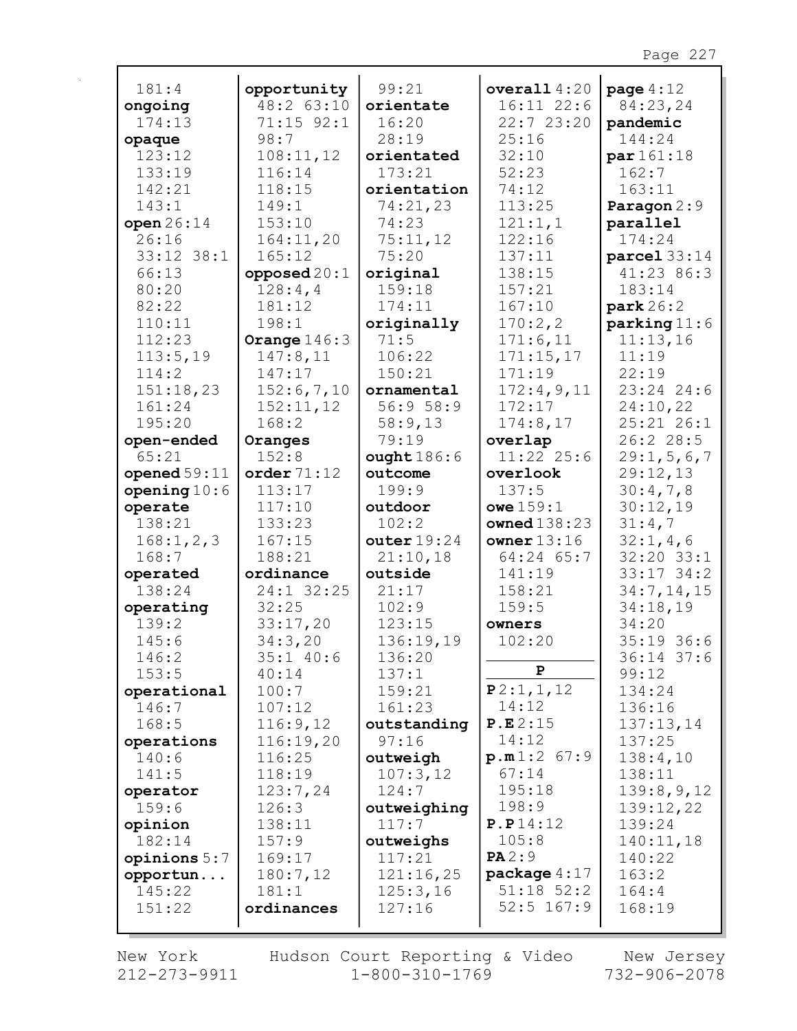181:4
**ongoing** 174:13
**opaque** 123:12 133:19 142:21 143:1
**open** 26:14 26:16 33:12 38:1 66:13 80:20 82:22 110:11 112:23 113:5,19 114:2 151:18,23 161:24 195:20
**open-ended** 65:21
**opened** 59:11
**opening** 10:6
**operate** 138:21 168:1,2,3 168:7
**operated** 138:24
**operating** 139:2 145:6 146:2 153:5
**operational** 146:7 168:5
**operations** 140:6 141:5
**operator** 159:6
**opinion** 182:14
**opinions** 5:7
**opportun...** 145:22 151:22

**opportunity** 48:2 63:10 71:15 92:1 98:7 108:11,12 116:14 118:15 149:1 153:10 164:11,20 165:12
**opposed** 20:1 128:4,4 181:12 198:1
**Orange** 146:3 147:8,11 147:17 152:6,7,10 152:11,12 168:2
**Oranges** 152:8
**order** 71:12 113:17 117:10 133:23 167:15 188:21
**ordinance** 24:1 32:25 32:25 33:17,20 34:3,20 35:1 40:6 40:14 100:7 107:12 116:9,12 116:19,20 116:25 118:19 123:7,24 126:3 138:11 157:9 169:17 180:7,12 181:1
**ordinances**

99:21
**orientate** 16:20 28:19
**orientated** 173:21
**orientation** 74:21,23 74:23 75:11,12 75:20
**original** 159:18 174:11
**originally** 71:5 106:22 150:21
**ornamental** 56:9 58:9 58:9,13 79:19
**ought** 186:6
**outcome** 199:9
**outdoor** 102:2
**outer** 19:24 21:10,18
**outside** 21:17 102:9 123:15 136:19,19 136:20 137:1 159:21 161:23
**outstanding** 97:16
**outweigh** 107:3,12 124:7
**outweighing** 117:7
**outweighs** 117:21 121:16,25 125:3,16 127:16

**overall** 4:20 16:11 22:6 22:7 23:20 25:16 32:10 52:23 74:12 113:25 121:1,1 122:16 137:11 138:15 157:21 167:10 170:2,2 171:6,11 171:15,17 171:19 172:4,9,11 172:17 174:8,17
**overlap** 11:22 25:6
**overlook** 137:5
**owe** 159:1
**owned** 138:23
**owner** 13:16 64:24 65:7 141:19 158:21 159:5
**owners** 102:20

**P**

**P** 2:1,1,12 14:12
**P.E** 2:15 14:12
**p.m** 1:2 67:9 67:14 195:18 198:9
**P.P** 14:12 105:8
**PA** 2:9
**package** 4:17 51:18 52:2 52:5 167:9

**page** 4:12 84:23,24
**pandemic** 144:24
**par** 161:18 162:7 163:11
**Paragon** 2:9
**parallel** 174:24
**parcel** 33:14 41:23 86:3 183:14
**park** 26:2
**parking** 11:6 11:13,16 11:19 22:19 23:24 24:6 24:10,22 25:21 26:1 26:2 28:5 29:1,5,6,7 29:12,13 30:4,7,8 30:12,19 31:4,7 32:1,4,6 32:20 33:1 33:17 34:2 34:7,14,15 34:18,19 34:20 35:19 36:6 36:14 37:6 99:12 134:24 136:16 137:13,14 137:25 138:4,10 138:11 139:8,9,12 139:12,22 139:24 140:11,18 140:22 163:2 164:4 168:19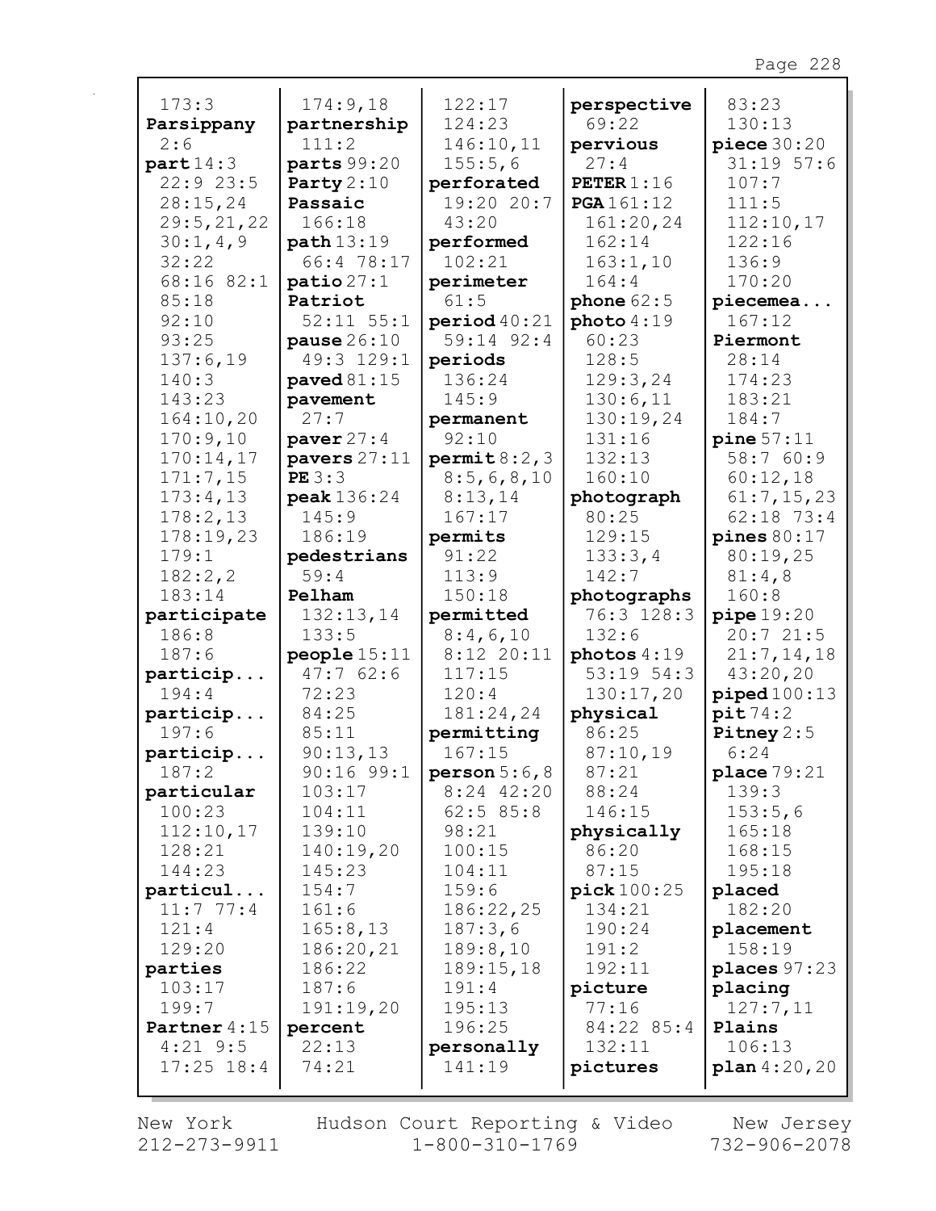173:3
**Parsippany**
2:6
**part** 14:3
22:9 23:5
28:15,24
29:5,21,22
30:1,4,9
32:22
68:16 82:1
85:18
92:10
93:25
137:6,19
140:3
143:23
164:10,20
170:9,10
170:14,17
171:7,15
173:4,13
178:2,13
178:19,23
179:1
182:2,2
183:14
**participate**
186:8
187:6
**particip...**
194:4
**particip...**
197:6
**particip...**
187:2
**particular**
100:23
112:10,17
128:21
144:23
**particul...**
11:7 77:4
121:4
129:20
**parties**
103:17
199:7
**Partner** 4:15
4:21 9:5
17:25 18:4

174:9,18
**partnership**
111:2
**parts** 99:20
**Party** 2:10
**Passaic**
166:18
**path** 13:19
66:4 78:17
**patio** 27:1
**Patriot**
52:11 55:1
**pause** 26:10
49:3 129:1
**paved** 81:15
**pavement**
27:7
**paver** 27:4
**pavers** 27:11
**PE** 3:3
**peak** 136:24
145:9
186:19
**pedestrians**
59:4
**Pelham**
132:13,14
133:5
**people** 15:11
47:7 62:6
72:23
84:25
85:11
90:13,13
90:16 99:1
103:17
104:11
139:10
140:19,20
145:23
154:7
161:6
165:8,13
186:20,21
186:22
187:6
191:19,20
**percent**
22:13
74:21

122:17
124:23
146:10,11
155:5,6
**perforated**
19:20 20:7
43:20
**performed**
102:21
**perimeter**
61:5
**period** 40:21
59:14 92:4
**periods**
136:24
145:9
**permanent**
92:10
**permit** 8:2,3
8:5,6,8,10
8:13,14
167:17
**permits**
91:22
113:9
150:18
**permitted**
8:4,6,10
8:12 20:11
117:15
120:4
181:24,24
**permitting**
167:15
**person** 5:6,8
8:24 42:20
62:5 85:8
98:21
100:15
104:11
159:6
186:22,25
187:3,6
189:8,10
189:15,18
191:4
195:13
196:25
**personally**
141:19

**perspective**
69:22
**pervious**
27:4
**PETER** 1:16
**PGA** 161:12
161:20,24
162:14
163:1,10
164:4
**phone** 62:5
**photo** 4:19
60:23
128:5
129:3,24
130:6,11
130:19,24
131:16
132:13
160:10
**photograph**
80:25
129:15
133:3,4
142:7
**photographs**
76:3 128:3
132:6
**photos** 4:19
53:19 54:3
130:17,20
**physical**
86:25
87:10,19
87:21
88:24
146:15
**physically**
86:20
87:15
**pick** 100:25
134:21
190:24
191:2
192:11
**picture**
77:16
84:22 85:4
132:11
**pictures**

83:23
130:13
**piece** 30:20
31:19 57:6
107:7
111:5
112:10,17
122:16
136:9
170:20
**piecemea...**
167:12
**Piermont**
28:14
174:23
183:21
184:7
**pine** 57:11
58:7 60:9
60:12,18
61:7,15,23
62:18 73:4
**pines** 80:17
80:19,25
81:4,8
160:8
**pipe** 19:20
20:7 21:5
21:7,14,18
43:20,20
**piped** 100:13
**pit** 74:2
**Pitney** 2:5
6:24
**place** 79:21
139:3
153:5,6
165:18
168:15
195:18
**placed**
182:20
**placement**
158:19
**places** 97:23
**placing**
127:7,11
**Plains**
106:13
**plan** 4:20,20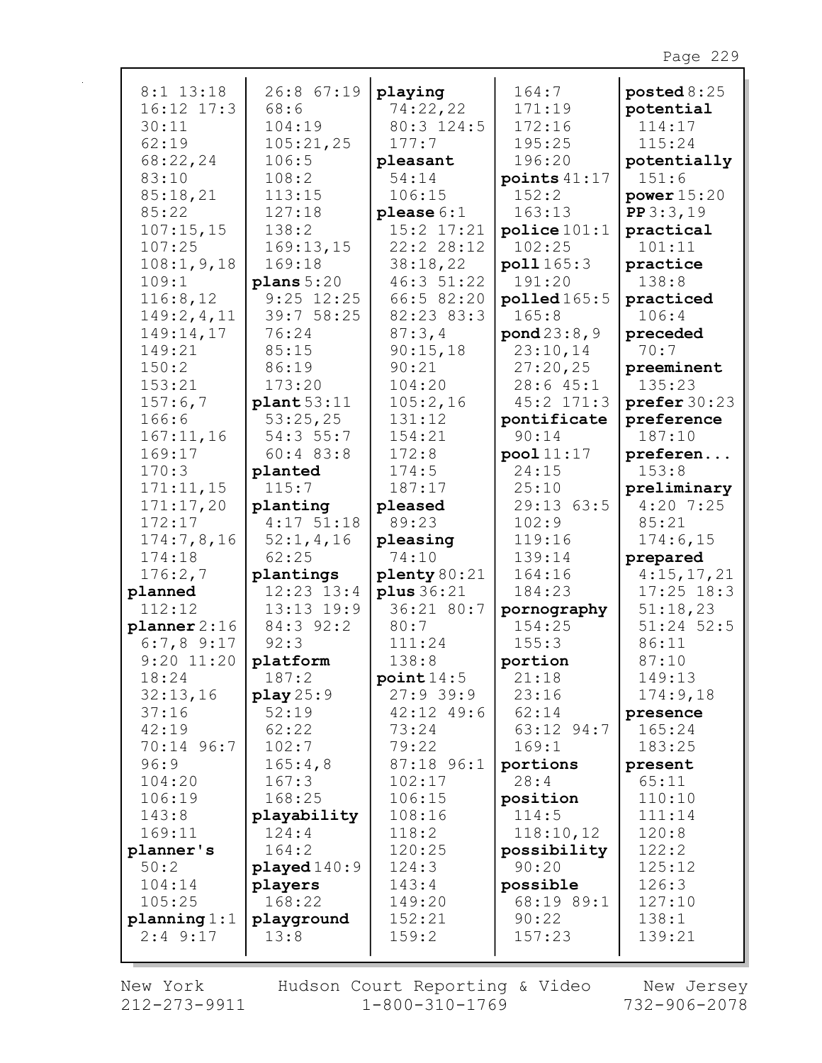8:1 13:18
16:12 17:3
30:11
62:19
68:22,24
83:10
85:18,21
85:22
107:15,15
107:25
108:1,9,18
109:1
116:8,12
149:2,4,11
149:14,17
149:21
150:2
153:21
157:6,7
166:6
167:11,16
169:17
170:3
171:11,15
171:17,20
172:17
174:7,8,16
174:18
176:2,7
**planned**
112:12
**planner** 2:16
6:7,8 9:17
9:20 11:20
18:24
32:13,16
37:16
42:19
70:14 96:7
96:9
104:20
106:19
143:8
169:11
**planner's**
50:2
104:14
105:25
**planning** 1:1
2:4 9:17

26:8 67:19
68:6
104:19
105:21,25
106:5
108:2
113:15
127:18
138:2
169:13,15
169:18
**plans** 5:20
9:25 12:25
39:7 58:25
76:24
85:15
86:19
173:20
**plant** 53:11
53:25,25
54:3 55:7
60:4 83:8
**planted**
115:7
**planting**
4:17 51:18
52:1,4,16
62:25
**plantings**
12:23 13:4
13:13 19:9
84:3 92:2
92:3
**platform**
187:2
**play** 25:9
52:19
62:22
102:7
165:4,8
167:3
168:25
**playability**
124:4
164:2
**played** 140:9
**players**
168:22
**playground**
13:8

**playing**
74:22,22
80:3 124:5
177:7
**pleasant**
54:14
106:15
**please** 6:1
15:2 17:21
22:2 28:12
38:18,22
46:3 51:22
66:5 82:20
82:23 83:3
87:3,4
90:15,18
90:21
104:20
105:2,16
131:12
154:21
172:8
174:5
187:17
**pleased**
89:23
**pleasing**
74:10
**plenty** 80:21
**plus** 36:21
36:21 80:7
80:7
111:24
138:8
**point** 14:5
27:9 39:9
42:12 49:6
73:24
79:22
87:18 96:1
102:17
106:15
108:16
118:2
120:25
124:3
143:4
149:20
152:21
159:2

164:7
171:19
172:16
195:25
196:20
**points** 41:17
152:2
163:13
**police** 101:1
102:25
**poll** 165:3
191:20
**polled** 165:5
165:8
**pond** 23:8,9
23:10,14
27:20,25
28:6 45:1
45:2 171:3
**pontificate**
90:14
**pool** 11:17
24:15
25:10
29:13 63:5
102:9
119:16
139:14
164:16
184:23
**pornography**
154:25
155:3
**portion**
21:18
23:16
62:14
63:12 94:7
169:1
**portions**
28:4
**position**
114:5
118:10,12
**possibility**
90:20
**possible**
68:19 89:1
90:22
157:23

**posted** 8:25
**potential**
114:17
115:24
**potentially**
151:6
**power** 15:20
**PP** 3:3,19
**practical**
101:11
**practice**
138:8
**practiced**
106:4
**preceded**
70:7
**preeminent**
135:23
**prefer** 30:23
**preference**
187:10
**preferen...**
153:8
**preliminary**
4:20 7:25
85:21
174:6,15
**prepared**
4:15,17,21
17:25 18:3
51:18,23
51:24 52:5
86:11
87:10
149:13
174:9,18
**presence**
165:24
183:25
**present**
65:11
110:10
111:14
120:8
122:2
125:12
126:3
127:10
138:1
139:21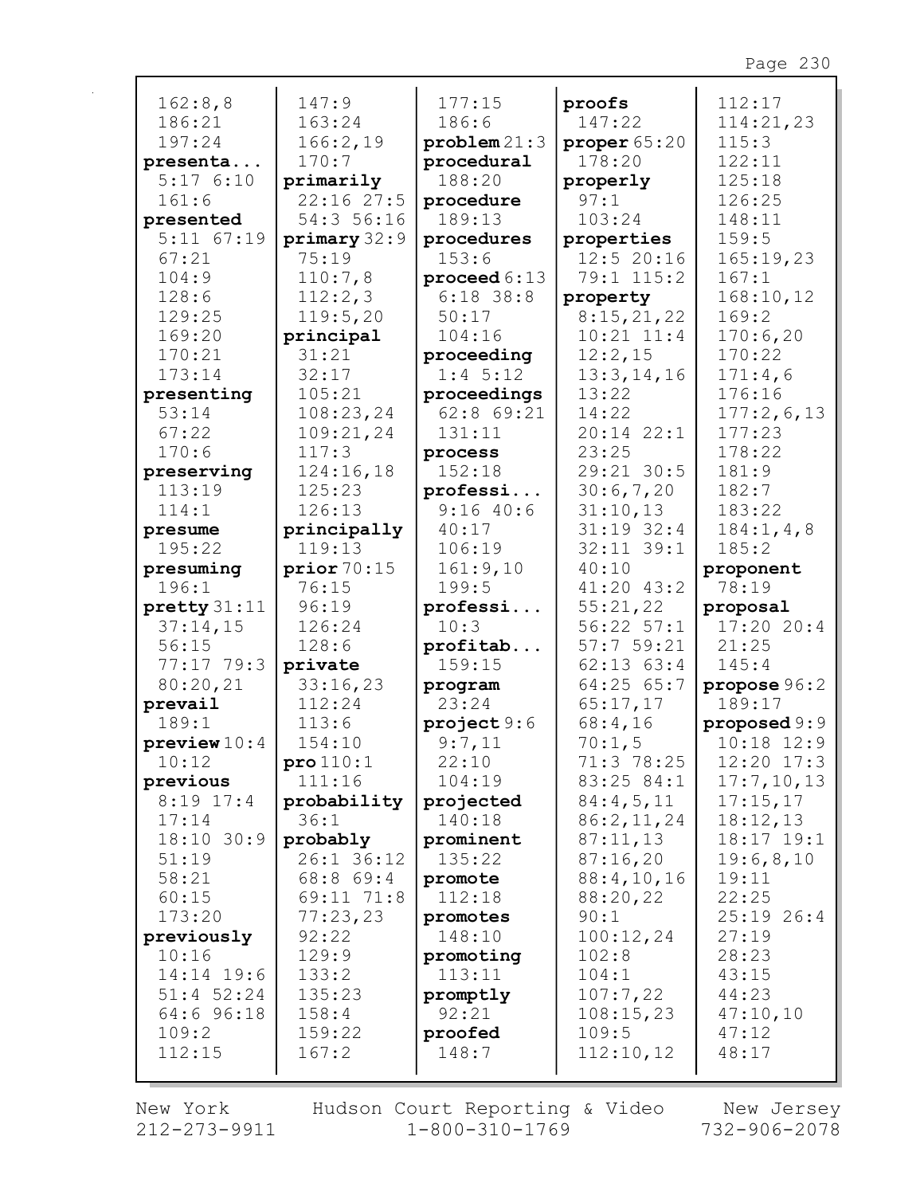162:8,8
186:21
197:24
**presenta...**
5:17 6:10
161:6
**presented**
5:11 67:19
67:21
104:9
128:6
129:25
169:20
170:21
173:14
**presenting**
53:14
67:22
170:6
**preserving**
113:19
114:1
**presume**
195:22
**presuming**
196:1
**pretty** 31:11
37:14,15
56:15
77:17 79:3
80:20,21
**prevail**
189:1
**preview** 10:4
10:12
**previous**
8:19 17:4
17:14
18:10 30:9
51:19
58:21
60:15
173:20
**previously**
10:16
14:14 19:6
51:4 52:24
64:6 96:18
109:2
112:15

147:9
163:24
166:2,19
170:7
**primarily**
22:16 27:5
54:3 56:16
**primary** 32:9
75:19
110:7,8
112:2,3
119:5,20
**principal**
31:21
32:17
105:21
108:23,24
109:21,24
117:3
124:16,18
125:23
126:13
**principally**
119:13
**prior** 70:15
76:15
96:19
126:24
128:6
**private**
33:16,23
112:24
113:6
154:10
**pro** 110:1
111:16
**probability**
36:1
**probably**
26:1 36:12
68:8 69:4
69:11 71:8
77:23,23
92:22
129:9
133:2
135:23
158:4
159:22
167:2

177:15
186:6
**problem** 21:3
**procedural**
188:20
**procedure**
189:13
**procedures**
153:6
**proceed** 6:13
6:18 38:8
50:17
104:16
**proceeding**
1:4 5:12
**proceedings**
62:8 69:21
131:11
**process**
152:18
**professi...**
9:16 40:6
40:17
106:19
161:9,10
199:5
**professi...**
10:3
**profitab...**
159:15
**program**
23:24
**project** 9:6
9:7,11
22:10
104:19
**projected**
140:18
**prominent**
135:22
**promote**
112:18
**promotes**
148:10
**promoting**
113:11
**promptly**
92:21
**proofed**
148:7

**proofs**
147:22
**proper** 65:20
178:20
**properly**
97:1
103:24
**properties**
12:5 20:16
79:1 115:2
**property**
8:15,21,22
10:21 11:4
12:2,15
13:3,14,16
13:22
14:22
20:14 22:1
23:25
29:21 30:5
30:6,7,20
31:10,13
31:19 32:4
32:11 39:1
40:10
41:20 43:2
55:21,22
56:22 57:1
57:7 59:21
62:13 63:4
64:25 65:7
65:17,17
68:4,16
70:1,5
71:3 78:25
83:25 84:1
84:4,5,11
86:2,11,24
87:11,13
87:16,20
88:4,10,16
88:20,22
90:1
100:12,24
102:8
104:1
107:7,22
108:15,23
109:5
112:10,12

112:17
114:21,23
115:3
122:11
125:18
126:25
148:11
159:5
165:19,23
167:1
168:10,12
169:2
170:6,20
170:22
171:4,6
176:16
177:2,6,13
177:23
178:22
181:9
182:7
183:22
184:1,4,8
185:2
**proponent**
78:19
**proposal**
17:20 20:4
21:25
145:4
**propose** 96:2
189:17
**proposed** 9:9
10:18 12:9
12:20 17:3
17:7,10,13
17:15,17
18:12,13
18:17 19:1
19:6,8,10
19:11
22:25
25:19 26:4
27:19
28:23
43:15
44:23
47:10,10
47:12
48:17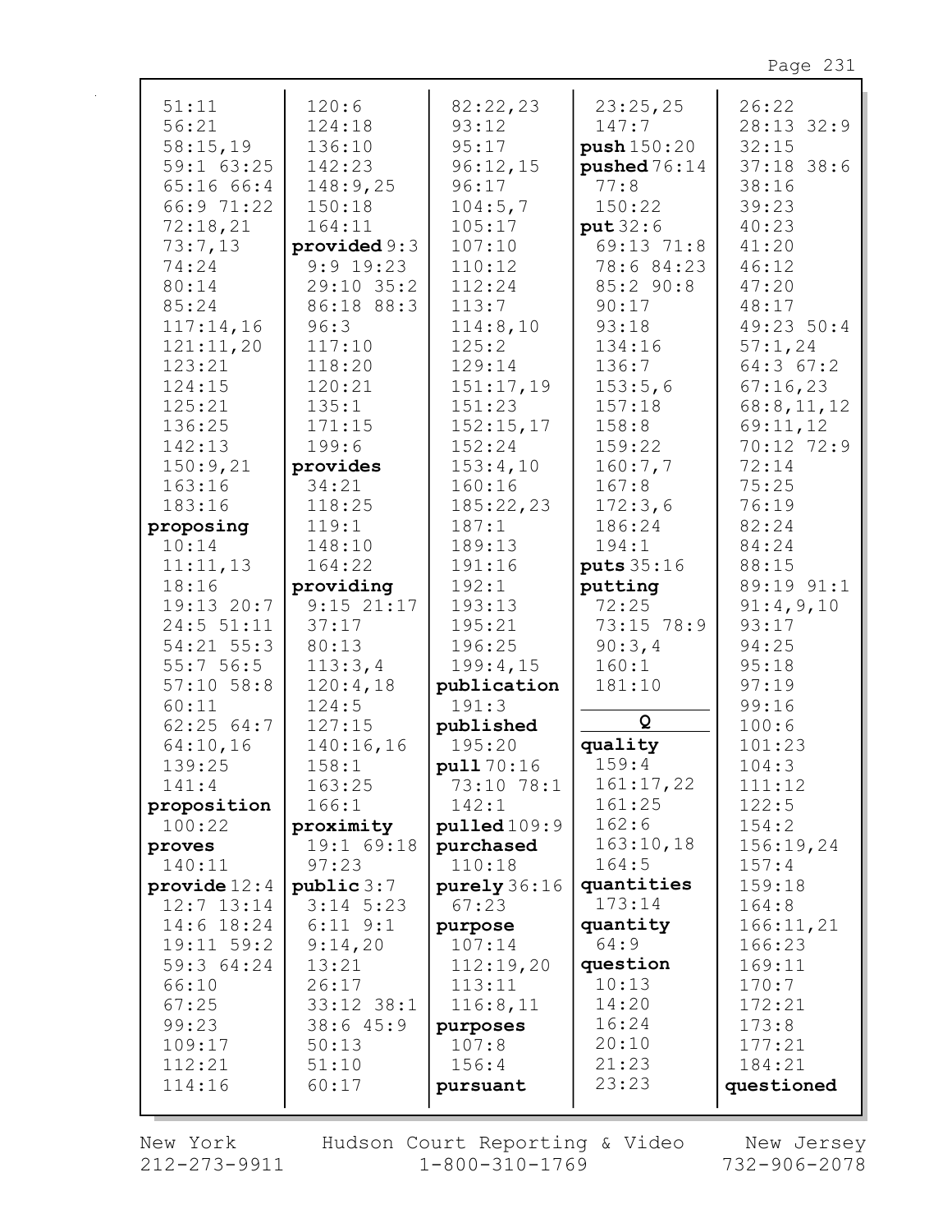51:11
56:21
58:15,19
59:1 63:25
65:16 66:4
66:9 71:22
72:18,21
73:7,13
74:24
80:14
85:24
117:14,16
121:11,20
123:21
124:15
125:21
136:25
142:13
150:9,21
163:16
183:16

**proposing**
10:14
11:11,13
18:16
19:13 20:7
24:5 51:11
54:21 55:3
55:7 56:5
57:10 58:8
60:11
62:25 64:7
64:10,16
139:25
141:4

**proposition**
100:22

**proves**
140:11

**provide** 12:4
12:7 13:14
14:6 18:24
19:11 59:2
59:3 64:24
66:10
67:25
99:23
109:17
112:21
114:16
120:6
124:18
136:10
142:23
148:9,25
150:18
164:11

**provided** 9:3
9:9 19:23
29:10 35:2
86:18 88:3
96:3
117:10
118:20
120:21
135:1
171:15
199:6

**provides**
34:21
118:25
119:1
148:10
164:22

**providing**
9:15 21:17
37:17
80:13
113:3,4
120:4,18
124:5
127:15
140:16,16
158:1
163:25
166:1

**proximity**
19:1 69:18
97:23

**public** 3:7
3:14 5:23
6:11 9:1
9:14,20
13:21
26:17
33:12 38:1
38:6 45:9
50:13
51:10
60:17
82:22,23
93:12
95:17
96:12,15
96:17
104:5,7
105:17
107:10
110:12
112:24
113:7
114:8,10
125:2
129:14
151:17,19
151:23
152:15,17
152:24
153:4,10
160:16
185:22,23
187:1
189:13
191:16
192:1
193:13
195:21
196:25
199:4,15

**publication**
191:3

**published**
195:20

**pull** 70:16
73:10 78:1
142:1

**pulled** 109:9

**purchased**
110:18

**purely** 36:16
67:23

**purpose**
107:14
112:19,20
113:11
116:8,11

**purposes**
107:8
156:4

**pursuant**
23:25,25
147:7

**push** 150:20

**pushed** 76:14
77:8
150:22

**put** 32:6
69:13 71:8
78:6 84:23
85:2 90:8
90:17
93:18
134:16
136:7
153:5,6
157:18
158:8
159:22
160:7,7
167:8
172:3,6
186:24
194:1

**puts** 35:16

**putting**
72:25
73:15 78:9
90:3,4
160:1
181:10

**Q**

**quality**
159:4
161:17,22
161:25
162:6
163:10,18
164:5

**quantities**
173:14

**quantity**
64:9

**question**
10:13
14:20
16:24
20:10
21:23
23:23
26:22
28:13 32:9
32:15
37:18 38:6
38:16
39:23
40:23
41:20
46:12
47:20
48:17
49:23 50:4
57:1,24
64:3 67:2
67:16,23
68:8,11,12
69:11,12
70:12 72:9
72:14
75:25
76:19
82:24
84:24
88:15
89:19 91:1
91:4,9,10
93:17
94:25
95:18
97:19
99:16
100:6
101:23
104:3
111:12
122:5
154:2
156:19,24
157:4
159:18
164:8
166:11,21
166:23
169:11
170:7
172:21
173:8
177:21
184:21

**questioned**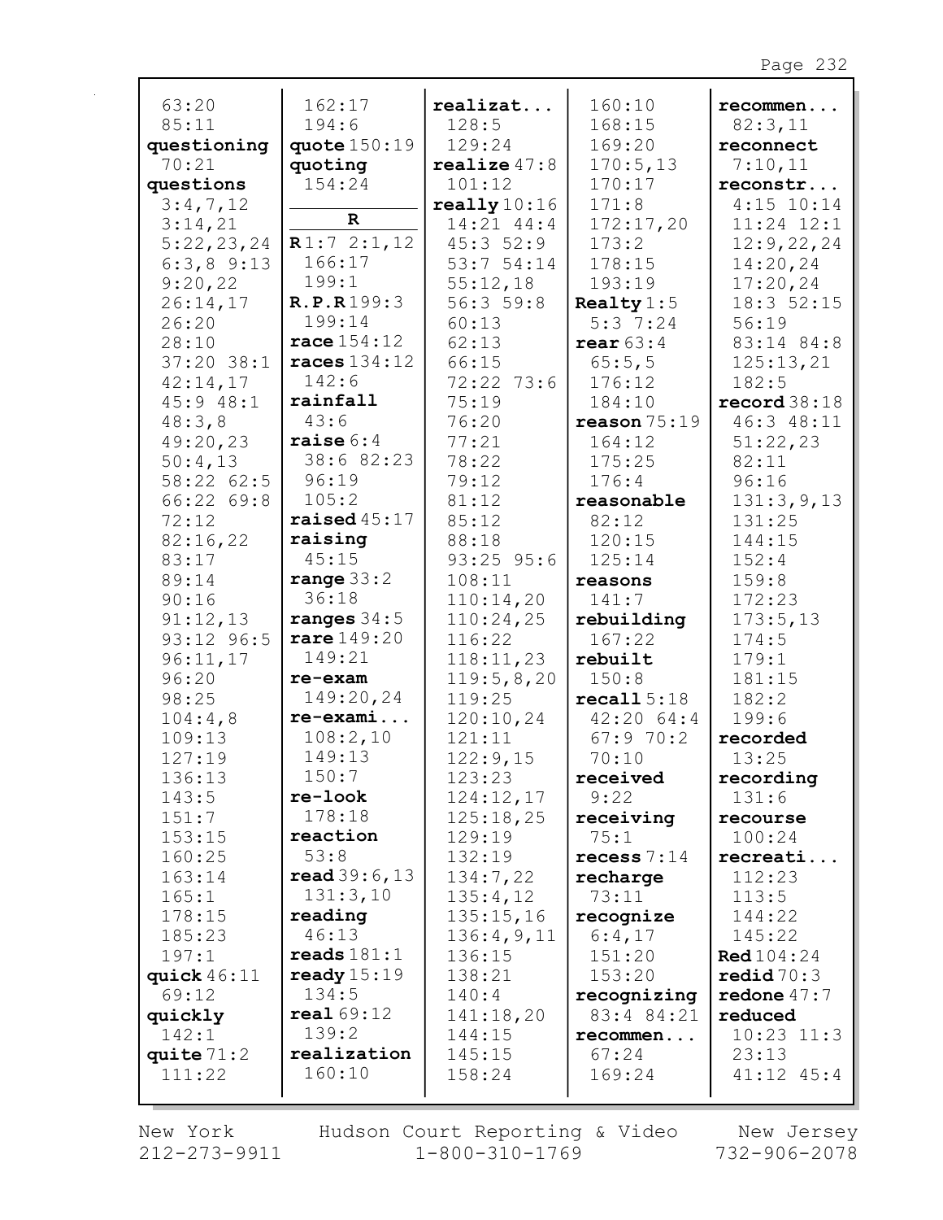63:20
85:11
**questioning**
70:21
**questions**
3:4,7,12
3:14,21
5:22,23,24
6:3,8 9:13
9:20,22
26:14,17
26:20
28:10
37:20 38:1
42:14,17
45:9 48:1
48:3,8
49:20,23
50:4,13
58:22 62:5
66:22 69:8
72:12
82:16,22
83:17
89:14
90:16
91:12,13
93:12 96:5
96:11,17
96:20
98:25
104:4,8
109:13
127:19
136:13
143:5
151:7
153:15
160:25
163:14
165:1
178:15
185:23
197:1
**quick** 46:11
69:12
**quickly**
142:1
**quite** 71:2
111:22

162:17
194:6
**quote** 150:19
**quoting**
154:24

## R

**R** 1:7 2:1,12
166:17
199:1
**R.P.R** 199:3
199:14
**race** 154:12
**races** 134:12
142:6
**rainfall**
43:6
**raise** 6:4
38:6 82:23
96:19
105:2
**raised** 45:17
**raising**
45:15
**range** 33:2
36:18
**ranges** 34:5
**rare** 149:20
149:21
**re-exam**
149:20,24
**re-exami...**
108:2,10
149:13
150:7
**re-look**
178:18
**reaction**
53:8
**read** 39:6,13
131:3,10
**reading**
46:13
**reads** 181:1
**ready** 15:19
134:5
**real** 69:12
139:2
**realization**
160:10

**realizat...**
128:5
129:24
**realize** 47:8
101:12
**really** 10:16
14:21 44:4
45:3 52:9
53:7 54:14
55:12,18
56:3 59:8
60:13
62:13
66:15
72:22 73:6
75:19
76:20
77:21
78:22
79:12
81:12
85:12
88:18
93:25 95:6
108:11
110:14,20
110:24,25
116:22
118:11,23
119:5,8,20
119:25
120:10,24
121:11
122:9,15
123:23
124:12,17
125:18,25
129:19
132:19
134:7,22
135:4,12
135:15,16
136:4,9,11
136:15
138:21
140:4
141:18,20
144:15
145:15
158:24

160:10
168:15
169:20
170:5,13
170:17
171:8
172:17,20
173:2
178:15
193:19
**Realty** 1:5
5:3 7:24
**rear** 63:4
65:5,5
176:12
184:10
**reason** 75:19
164:12
175:25
176:4
**reasonable**
82:12
120:15
125:14
**reasons**
141:7
**rebuilding**
167:22
**rebuilt**
150:8
**recall** 5:18
42:20 64:4
67:9 70:2
70:10
**received**
9:22
**receiving**
75:1
**recess** 7:14
**recharge**
73:11
**recognize**
6:4,17
151:20
153:20
**recognizing**
83:4 84:21
**recommen...**
67:24
169:24

**recommen...**
82:3,11
**reconnect**
7:10,11
**reconstr...**
4:15 10:14
11:24 12:1
12:9,22,24
14:20,24
17:20,24
18:3 52:15
56:19
83:14 84:8
125:13,21
182:5
**record** 38:18
46:3 48:11
51:22,23
82:11
96:16
131:3,9,13
131:25
144:15
152:4
159:8
172:23
173:5,13
174:5
179:1
181:15
182:2
199:6
**recorded**
13:25
**recording**
131:6
**recourse**
100:24
**recreati...**
112:23
113:5
144:22
145:22
**Red** 104:24
**redid** 70:3
**redone** 47:7
**reduced**
10:23 11:3
23:13
41:12 45:4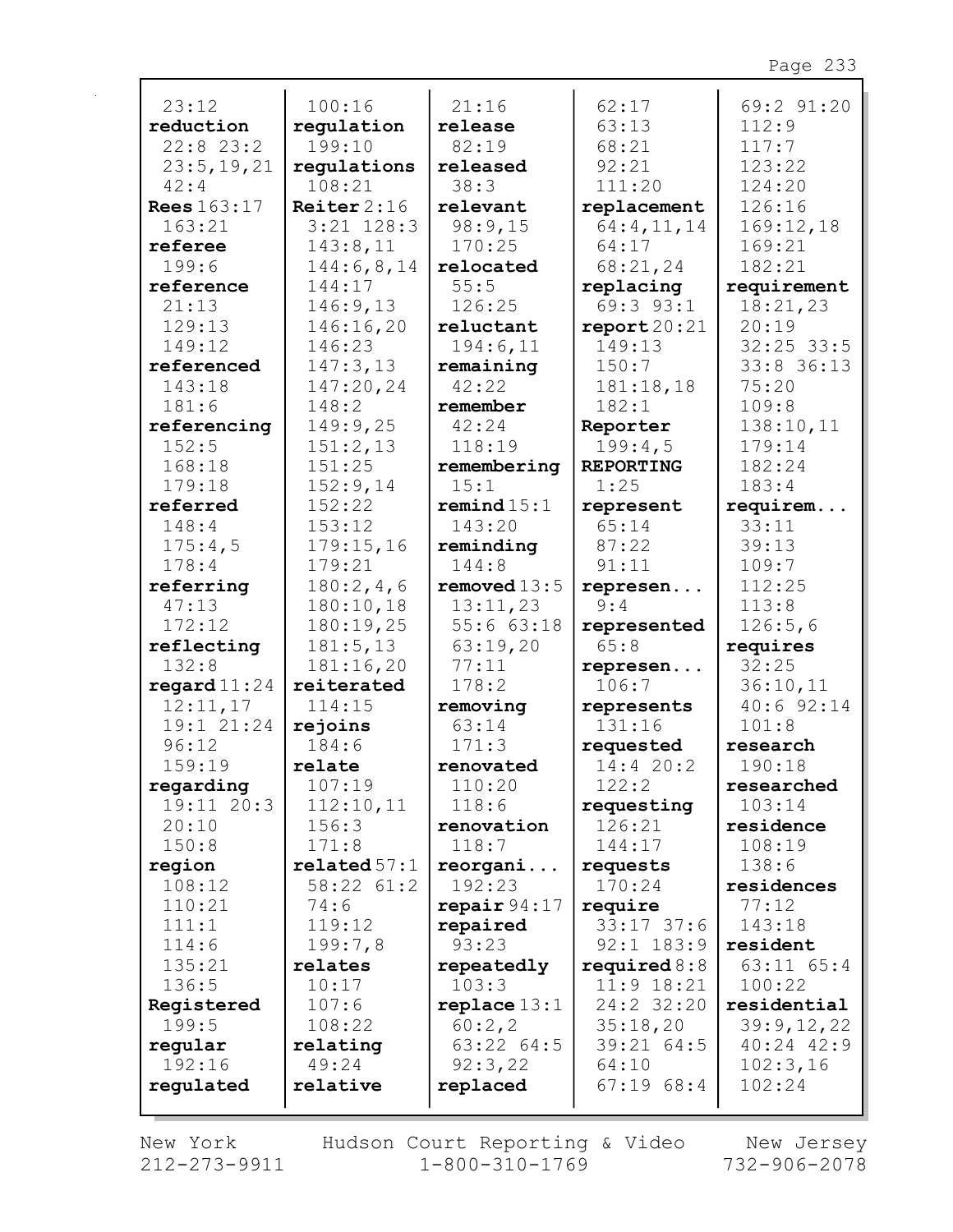23:12
**reduction**
22:8 23:2
23:5,19,21
42:4
**Rees** 163:17
163:21
**referee**
199:6
**reference**
21:13
129:13
149:12
**referenced**
143:18
181:6
**referencing**
152:5
168:18
179:18
**referred**
148:4
175:4,5
178:4
**referring**
47:13
172:12
**reflecting**
132:8
**regard** 11:24
12:11,17
19:1 21:24
96:12
159:19
**regarding**
19:11 20:3
20:10
150:8
**region**
108:12
110:21
111:1
114:6
135:21
136:5
**Registered**
199:5
**regular**
192:16
**regulated**
100:16
**regulation**
199:10
**regulations**
108:21
**Reiter** 2:16
3:21 128:3
143:8,11
144:6,8,14
144:17
146:9,13
146:16,20
146:23
147:3,13
147:20,24
148:2
149:9,25
151:2,13
151:25
152:9,14
152:22
153:12
179:15,16
179:21
180:2,4,6
180:10,18
180:19,25
181:5,13
181:16,20
**reiterated**
114:15
**rejoins**
184:6
**relate**
107:19
112:10,11
156:3
171:8
**related** 57:1
58:22 61:2
74:6
119:12
199:7,8
**relates**
10:17
107:6
108:22
**relating**
49:24
**relative**
21:16
**release**
82:19
**released**
38:3
**relevant**
98:9,15
170:25
**relocated**
55:5
126:25
**reluctant**
194:6,11
**remaining**
42:22
**remember**
42:24
118:19
**remembering**
15:1
**remind** 15:1
143:20
**reminding**
144:8
**removed** 13:5
13:11,23
55:6 63:18
63:19,20
77:11
178:2
**removing**
63:14
171:3
**renovated**
110:20
118:6
**renovation**
118:7
**reorgani...**
192:23
**repair** 94:17
**repaired**
93:23
**repeatedly**
103:3
**replace** 13:1
60:2,2
63:22 64:5
92:3,22
**replaced**
62:17
63:13
68:21
92:21
111:20
**replacement**
64:4,11,14
64:17
68:21,24
**replacing**
69:3 93:1
**report** 20:21
149:13
150:7
181:18,18
182:1
**Reporter**
199:4,5
**REPORTING**
1:25
**represent**
65:14
87:22
91:11
**represen...**
9:4
**represented**
65:8
**represen...**
106:7
**represents**
131:16
**requested**
14:4 20:2
122:2
**requesting**
126:21
144:17
**requests**
170:24
**require**
33:17 37:6
92:1 183:9
**required** 8:8
11:9 18:21
24:2 32:20
35:18,20
39:21 64:5
64:10
67:19 68:4
69:2 91:20
112:9
117:7
123:22
124:20
126:16
169:12,18
169:21
182:21
**requirement**
18:21,23
20:19
32:25 33:5
33:8 36:13
75:20
109:8
138:10,11
179:14
182:24
183:4
**requirem...**
33:11
39:13
109:7
112:25
113:8
126:5,6
**requires**
32:25
36:10,11
40:6 92:14
101:8
**research**
190:18
**researched**
103:14
**residence**
108:19
138:6
**residences**
77:12
143:18
**resident**
63:11 65:4
100:22
**residential**
39:9,12,22
40:24 42:9
102:3,16
102:24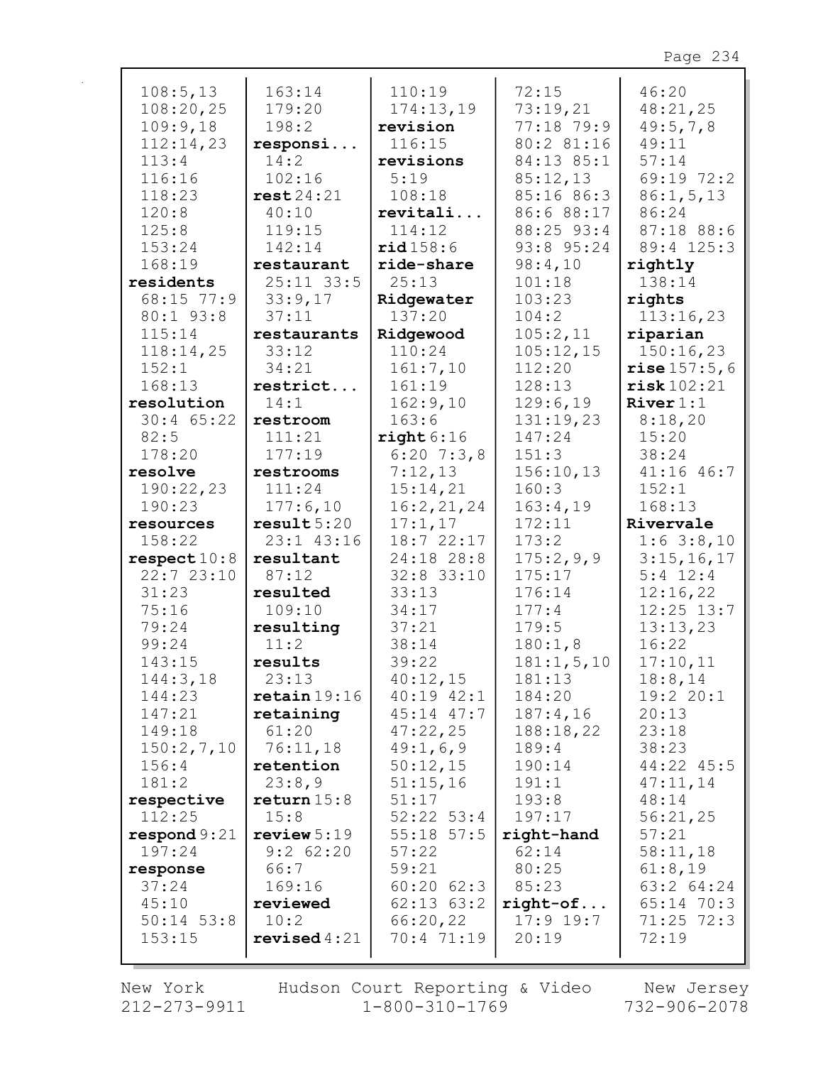108:5,13
108:20,25
109:9,18
112:14,23
113:4
116:16
118:23
120:8
125:8
153:24
168:19
**residents**
68:15 77:9
80:1 93:8
115:14
118:14,25
152:1
168:13
**resolution**
30:4 65:22
82:5
178:20
**resolve**
190:22,23
190:23
**resources**
158:22
**respect** 10:8
22:7 23:10
31:23
75:16
79:24
99:24
143:15
144:3,18
144:23
147:21
149:18
150:2,7,10
156:4
181:2
**respective**
112:25
**respond** 9:21
197:24
**response**
37:24
45:10
50:14 53:8
153:15

163:14
179:20
198:2
**responsi...**
14:2
102:16
**rest** 24:21
40:10
119:15
142:14
**restaurant**
25:11 33:5
33:9,17
37:11
**restaurants**
33:12
34:21
**restrict...**
14:1
**restroom**
111:21
177:19
**restrooms**
111:24
177:6,10
**result** 5:20
23:1 43:16
**resultant**
87:12
**resulted**
109:10
**resulting**
11:2
**results**
23:13
**retain** 19:16
**retaining**
61:20
76:11,18
**retention**
23:8,9
**return** 15:8
15:8
**review** 5:19
9:2 62:20
66:7
169:16
**reviewed**
10:2
**revised** 4:21

110:19
174:13,19
**revision**
116:15
**revisions**
5:19
108:18
**revitali...**
114:12
**rid** 158:6
**ride-share**
25:13
**Ridgewater**
137:20
**Ridgewood**
110:24
161:7,10
161:19
162:9,10
163:6
**right** 6:16
6:20 7:3,8
7:12,13
15:14,21
16:2,21,24
17:1,17
18:7 22:17
24:18 28:8
32:8 33:10
33:13
34:17
37:21
38:14
39:22
40:12,15
40:19 42:1
45:14 47:7
47:22,25
49:1,6,9
50:12,15
51:15,16
51:17
52:22 53:4
55:18 57:5
57:22
59:21
60:20 62:3
62:13 63:2
66:20,22
70:4 71:19

72:15
73:19,21
77:18 79:9
80:2 81:16
84:13 85:1
85:12,13
85:16 86:3
86:6 88:17
88:25 93:4
93:8 95:24
98:4,10
101:18
103:23
104:2
105:2,11
105:12,15
112:20
128:13
129:6,19
131:19,23
147:24
151:3
156:10,13
160:3
163:4,19
172:11
173:2
175:2,9,9
175:17
176:14
177:4
179:5
180:1,8
181:1,5,10
181:13
184:20
187:4,16
188:18,22
189:4
190:14
191:1
193:8
197:17
**right-hand**
62:14
80:25
85:23
**right-of...**
17:9 19:7
20:19

46:20
48:21,25
49:5,7,8
49:11
57:14
69:19 72:2
86:1,5,13
86:24
87:18 88:6
89:4 125:3
**rightly**
138:14
**rights**
113:16,23
**riparian**
150:16,23
**rise** 157:5,6
**risk** 102:21
**River** 1:1
8:18,20
15:20
38:24
41:16 46:7
152:1
168:13
**Rivervale**
1:6 3:8,10
3:15,16,17
5:4 12:4
12:16,22
12:25 13:7
13:13,23
16:22
17:10,11
18:8,14
19:2 20:1
20:13
23:18
38:23
44:22 45:5
47:11,14
48:14
56:21,25
57:21
58:11,18
61:8,19
63:2 64:24
65:14 70:3
71:25 72:3
72:19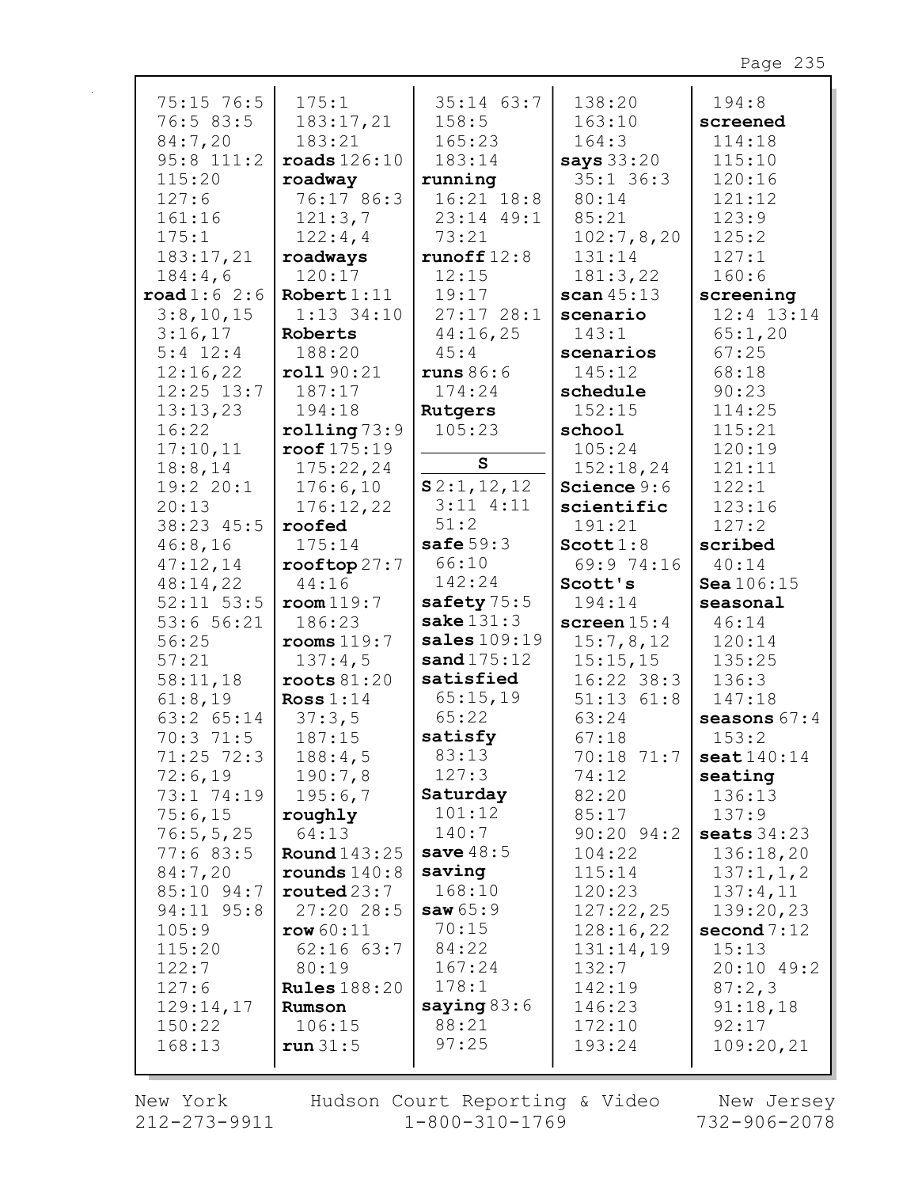75:15 76:5
76:5 83:5
84:7,20
95:8 111:2
115:20
127:6
161:16
175:1
183:17,21
184:4,6

**road** 1:6 2:6
3:8,10,15
3:16,17
5:4 12:4
12:16,22
12:25 13:7
13:13,23
16:22
17:10,11
18:8,14
19:2 20:1
20:13
38:23 45:5
46:8,16
47:12,14
48:14,22
52:11 53:5
53:6 56:21
56:25
57:21
58:11,18
61:8,19
63:2 65:14
70:3 71:5
71:25 72:3
72:6,19
73:1 74:19
75:6,15
76:5,5,25
77:6 83:5
84:7,20
85:10 94:7
94:11 95:8
105:9
115:20
122:7
127:6
129:14,17
150:22
168:13

175:1
183:17,21
183:21

**roads** 126:10

**roadway**
76:17 86:3
121:3,7
122:4,4

**roadways**
120:17

**Robert** 1:11
1:13 34:10

**Roberts**
188:20

**roll** 90:21
187:17
194:18

**rolling** 73:9

**roof** 175:19
175:22,24
176:6,10
176:12,22

**roofed**
175:14

**rooftop** 27:7
44:16

**room** 119:7
186:23

**rooms** 119:7
137:4,5

**roots** 81:20

**Ross** 1:14
37:3,5
187:15
188:4,5
190:7,8
195:6,7

**roughly**
64:13

**Round** 143:25

**rounds** 140:8

**routed** 23:7
27:20 28:5

**row** 60:11
62:16 63:7
80:19

**Rules** 188:20

**Rumson**
106:15

**run** 31:5
35:14 63:7
158:5
165:23
183:14

**running**
16:21 18:8
23:14 49:1
73:21

**runoff** 12:8
12:15
19:17
27:17 28:1
44:16,25
45:4

**runs** 86:6
174:24

**Rutgers**
105:23

## S

**S** 2:1,12,12
3:11 4:11
51:2

**safe** 59:3
66:10
142:24

**safety** 75:5

**sake** 131:3

**sales** 109:19

**sand** 175:12

**satisfied**
65:15,19
65:22

**satisfy**
83:13
127:3

**Saturday**
101:12
140:7

**save** 48:5

**saving**
168:10

**saw** 65:9
70:15
84:22
167:24
178:1

**saying** 83:6
88:21
97:25

138:20
163:10
164:3

**says** 33:20
35:1 36:3
80:14
85:21
102:7,8,20
131:14
181:3,22

**scan** 45:13

**scenario**
143:1

**scenarios**
145:12

**schedule**
152:15

**school**
105:24
152:18,24

**Science** 9:6

**scientific**
191:21

**Scott** 1:8
69:9 74:16

**Scott's**
194:14

**screen** 15:4
15:7,8,12
15:15,15
16:22 38:3
51:13 61:8
63:24
67:18
70:18 71:7
74:12
82:20
85:17
90:20 94:2
104:22
115:14
120:23
127:22,25
128:16,22
131:14,19
132:7
142:19
146:23
172:10
193:24

194:8

**screened**
114:18
115:10
120:16
121:12
123:9
125:2
127:1
160:6

**screening**
12:4 13:14
65:1,20
67:25
68:18
90:23
114:25
115:21
120:19
121:11
122:1
123:16
127:2

**scribed**
40:14

**Sea** 106:15

**seasonal**
46:14
120:14
135:25
136:3
147:18

**seasons** 67:4
153:2

**seat** 140:14

**seating**
136:13
137:9

**seats** 34:23
136:18,20
137:1,1,2
137:4,11
139:20,23

**second** 7:12
15:13
20:10 49:2
87:2,3
91:18,18
92:17
109:20,21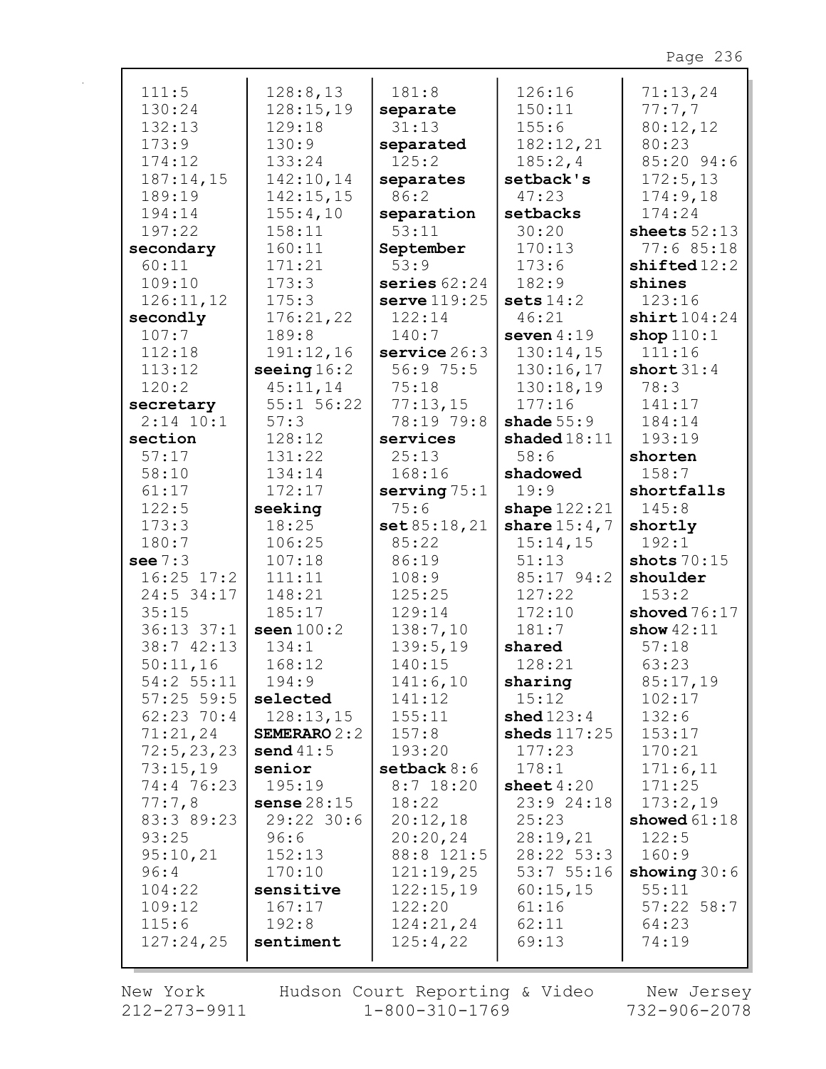111:5
130:24
132:13
173:9
174:12
187:14,15
189:19
194:14
197:22
**secondary**
60:11
109:10
126:11,12
**secondly**
107:7
112:18
113:12
120:2
**secretary**
2:14 10:1
**section**
57:17
58:10
61:17
122:5
173:3
180:7
**see** 7:3
16:25 17:2
24:5 34:17
35:15
36:13 37:1
38:7 42:13
50:11,16
54:2 55:11
57:25 59:5
62:23 70:4
71:21,24
72:5,23,23
73:15,19
74:4 76:23
77:7,8
83:3 89:23
93:25
95:10,21
96:4
104:22
109:12
115:6
127:24,25
128:8,13
128:15,19
129:18
130:9
133:24
142:10,14
142:15,15
155:4,10
158:11
160:11
171:21
173:3
175:3
176:21,22
189:8
191:12,16
**seeing** 16:2
45:11,14
55:1 56:22
57:3
128:12
131:22
134:14
172:17
**seeking**
18:25
106:25
107:18
111:11
148:21
185:17
**seen** 100:2
134:1
168:12
194:9
**selected**
128:13,15
**SEMERARO** 2:2
**send** 41:5
**senior**
195:19
**sense** 28:15
29:22 30:6
96:6
152:13
170:10
**sensitive**
167:17
192:8
**sentiment**
181:8
**separate**
31:13
**separated**
125:2
**separates**
86:2
**separation**
53:11
**September**
53:9
**series** 62:24
**serve** 119:25
122:14
140:7
**service** 26:3
56:9 75:5
75:18
77:13,15
78:19 79:8
**services**
25:13
168:16
**serving** 75:1
75:6
**set** 85:18,21
85:22
86:19
108:9
125:25
129:14
138:7,10
139:5,19
140:15
141:6,10
141:12
155:11
157:8
193:20
**setback** 8:6
8:7 18:20
18:22
20:12,18
20:20,24
88:8 121:5
121:19,25
122:15,19
122:20
124:21,24
125:4,22
126:16
150:11
155:6
182:12,21
185:2,4
**setback's**
47:23
**setbacks**
30:20
170:13
173:6
182:9
**sets** 14:2
46:21
**seven** 4:19
130:14,15
130:16,17
130:18,19
177:16
**shade** 55:9
**shaded** 18:11
58:6
**shadowed**
19:9
**shape** 122:21
**share** 15:4,7
15:14,15
51:13
85:17 94:2
127:22
172:10
181:7
**shared**
128:21
**sharing**
15:12
**shed** 123:4
**sheds** 117:25
177:23
178:1
**sheet** 4:20
23:9 24:18
25:23
28:19,21
28:22 53:3
53:7 55:16
60:15,15
61:16
62:11
69:13
71:13,24
77:7,7
80:12,12
80:23
85:20 94:6
172:5,13
174:9,18
174:24
**sheets** 52:13
77:6 85:18
**shifted** 12:2
**shines**
123:16
**shirt** 104:24
**shop** 110:1
111:16
**short** 31:4
78:3
141:17
184:14
193:19
**shorten**
158:7
**shortfalls**
145:8
**shortly**
192:1
**shots** 70:15
**shoulder**
153:2
**shoved** 76:17
**show** 42:11
57:18
63:23
85:17,19
102:17
132:6
153:17
170:21
171:6,11
171:25
173:2,19
**showed** 61:18
122:5
160:9
**showing** 30:6
55:11
57:22 58:7
64:23
74:19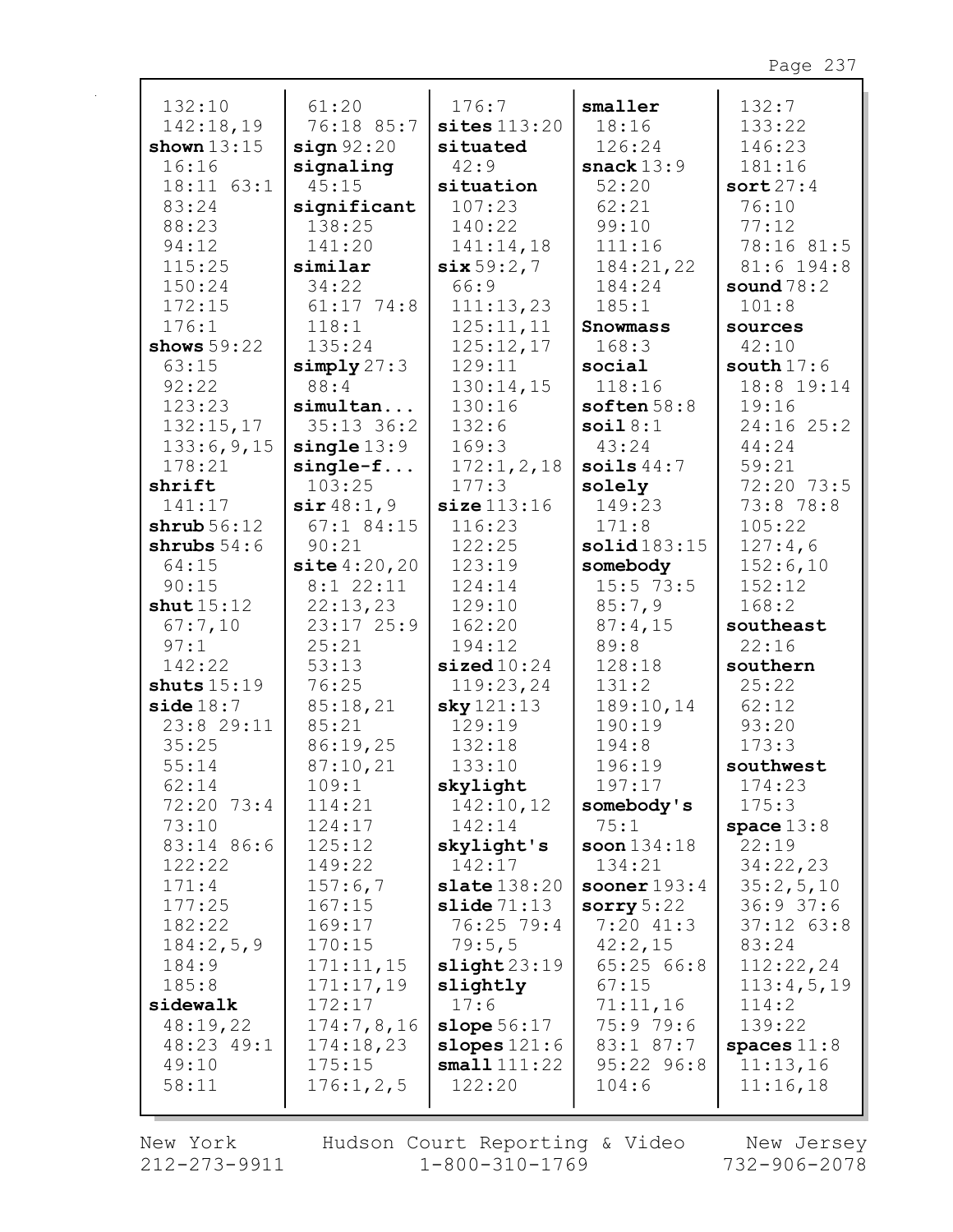132:10
142:18,19
**shown** 13:15
16:16
18:11 63:1
83:24
88:23
94:12
115:25
150:24
172:15
176:1
**shows** 59:22
63:15
92:22
123:23
132:15,17
133:6,9,15
178:21
**shrift**
141:17
**shrub** 56:12
**shrubs** 54:6
64:15
90:15
**shut** 15:12
67:7,10
97:1
142:22
**shuts** 15:19
**side** 18:7
23:8 29:11
35:25
55:14
62:14
72:20 73:4
73:10
83:14 86:6
122:22
171:4
177:25
182:22
184:2,5,9
184:9
185:8
**sidewalk**
48:19,22
48:23 49:1
49:10
58:11

61:20
76:18 85:7
**sign** 92:20
**signaling**
45:15
**significant**
138:25
141:20
**similar**
34:22
61:17 74:8
118:1
135:24
**simply** 27:3
88:4
**simultan...**
35:13 36:2
**single** 13:9
**single-f...**
103:25
**sir** 48:1,9
67:1 84:15
90:21
**site** 4:20,20
8:1 22:11
22:13,23
23:17 25:9
25:21
53:13
76:25
85:18,21
85:21
86:19,25
87:10,21
109:1
114:21
124:17
125:12
149:22
157:6,7
167:15
169:17
170:15
171:11,15
171:17,19
172:17
174:7,8,16
174:18,23
175:15
176:1,2,5

176:7
**sites** 113:20
**situated**
42:9
**situation**
107:23
140:22
141:14,18
**six** 59:2,7
66:9
111:13,23
125:11,11
125:12,17
129:11
130:14,15
130:16
132:6
169:3
172:1,2,18
177:3
**size** 113:16
116:23
122:25
123:19
124:14
129:10
162:20
194:12
**sized** 10:24
119:23,24
**sky** 121:13
129:19
132:18
133:10
**skylight**
142:10,12
142:14
**skylight's**
142:17
**slate** 138:20
**slide** 71:13
76:25 79:4
79:5,5
**slight** 23:19
**slightly**
17:6
**slope** 56:17
**slopes** 121:6
**small** 111:22
122:20

**smaller**
18:16
126:24
**snack** 13:9
52:20
62:21
99:10
111:16
184:21,22
184:24
185:1
**Snowmass**
168:3
**social**
118:16
**soften** 58:8
**soil** 8:1
43:24
**soils** 44:7
**solely**
149:23
171:8
**solid** 183:15
**somebody**
15:5 73:5
85:7,9
87:4,15
89:8
128:18
131:2
189:10,14
190:19
194:8
196:19
197:17
**somebody's**
75:1
**soon** 134:18
134:21
**sooner** 193:4
**sorry** 5:22
7:20 41:3
42:2,15
65:25 66:8
67:15
71:11,16
75:9 79:6
83:1 87:7
95:22 96:8
104:6

132:7
133:22
146:23
181:16
**sort** 27:4
76:10
77:12
78:16 81:5
81:6 194:8
**sound** 78:2
101:8
**sources**
42:10
**south** 17:6
18:8 19:14
19:16
24:16 25:2
44:24
59:21
72:20 73:5
73:8 78:8
105:22
127:4,6
152:6,10
152:12
168:2
**southeast**
22:16
**southern**
25:22
62:12
93:20
173:3
**southwest**
174:23
175:3
**space** 13:8
22:19
34:22,23
35:2,5,10
36:9 37:6
37:12 63:8
83:24
112:22,24
113:4,5,19
114:2
139:22
**spaces** 11:8
11:13,16
11:16,18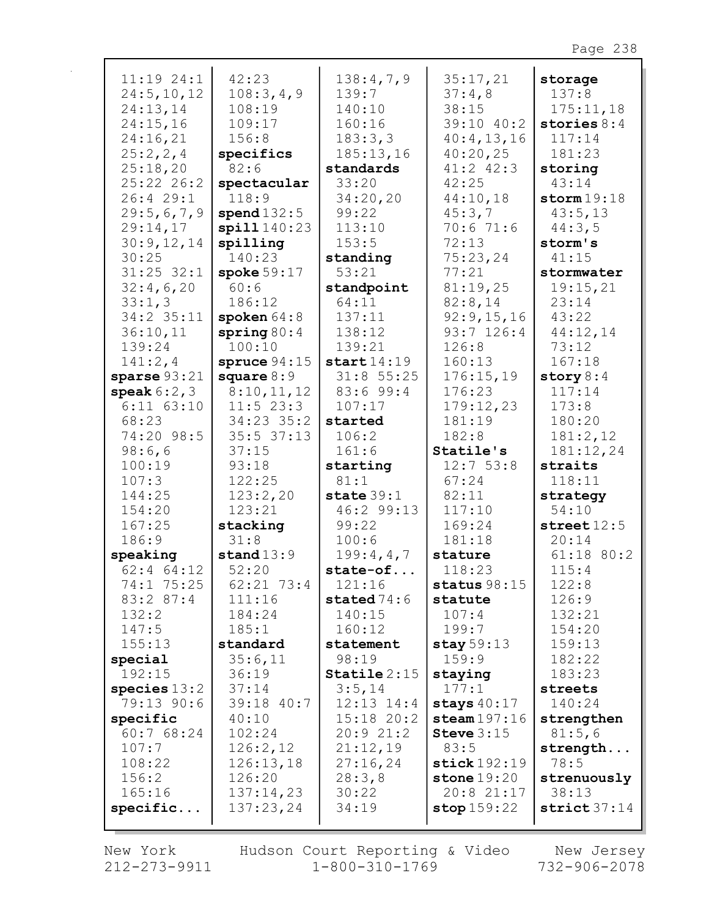11:19 24:1
24:5,10,12
24:13,14
24:15,16
24:16,21
25:2,2,4
25:18,20
25:22 26:2
26:4 29:1
29:5,6,7,9
29:14,17
30:9,12,14
30:25
31:25 32:1
32:4,6,20
33:1,3
34:2 35:11
36:10,11
139:24
141:2,4
**sparse** 93:21
**speak** 6:2,3
6:11 63:10
68:23
74:20 98:5
98:6,6
100:19
107:3
144:25
154:20
167:25
186:9
**speaking**
62:4 64:12
74:1 75:25
83:2 87:4
132:2
147:5
155:13
**special**
192:15
**species** 13:2
79:13 90:6
**specific**
60:7 68:24
107:7
108:22
156:2
165:16
**specific...**
42:23
108:3,4,9
108:19
109:17
156:8
**specifics**
82:6
**spectacular**
118:9
**spend** 132:5
**spill** 140:23
**spilling**
140:23
**spoke** 59:17
60:6
186:12
**spoken** 64:8
**spring** 80:4
100:10
**spruce** 94:15
**square** 8:9
8:10,11,12
11:5 23:3
34:23 35:2
35:5 37:13
37:15
93:18
122:25
123:2,20
123:21
**stacking**
31:8
**stand** 13:9
52:20
62:21 73:4
111:16
184:24
185:1
**standard**
35:6,11
36:19
37:14
39:18 40:7
40:10
102:24
126:2,12
126:13,18
126:20
137:14,23
137:23,24
138:4,7,9
139:7
140:10
160:16
183:3,3
185:13,16
**standards**
33:20
34:20,20
99:22
113:10
153:5
**standing**
53:21
**standpoint**
64:11
137:11
138:12
139:21
**start** 14:19
31:8 55:25
83:6 99:4
107:17
**started**
106:2
161:6
**starting**
81:1
**state** 39:1
46:2 99:13
99:22
100:6
199:4,4,7
**state-of...**
121:16
**stated** 74:6
140:15
160:12
**statement**
98:19
**Statile** 2:15
3:5,14
12:13 14:4
15:18 20:2
20:9 21:2
21:12,19
27:16,24
28:3,8
30:22
34:19
35:17,21
37:4,8
38:15
39:10 40:2
40:4,13,16
40:20,25
41:2 42:3
42:25
44:10,18
45:3,7
70:6 71:6
72:13
75:23,24
77:21
81:19,25
82:8,14
92:9,15,16
93:7 126:4
126:8
160:13
176:15,19
176:23
179:12,23
181:19
182:8
**Statile's**
12:7 53:8
67:24
82:11
117:10
169:24
181:18
**stature**
118:23
**status** 98:15
**statute**
107:4
199:7
**stay** 59:13
159:9
**staying**
177:1
**stays** 40:17
**steam** 197:16
**Steve** 3:15
83:5
**stick** 192:19
**stone** 19:20
20:8 21:17
**stop** 159:22
**storage**
137:8
175:11,18
**stories** 8:4
117:14
181:23
**storing**
43:14
**storm** 19:18
43:5,13
44:3,5
**storm's**
41:15
**stormwater**
19:15,21
23:14
43:22
44:12,14
73:12
167:18
**story** 8:4
117:14
173:8
180:20
181:2,12
181:12,24
**straits**
118:11
**strategy**
54:10
**street** 12:5
20:14
61:18 80:2
115:4
122:8
126:9
132:21
154:20
159:13
182:22
183:23
**streets**
140:24
**strengthen**
81:5,6
**strength...**
78:5
**strenuously**
38:13
**strict** 37:14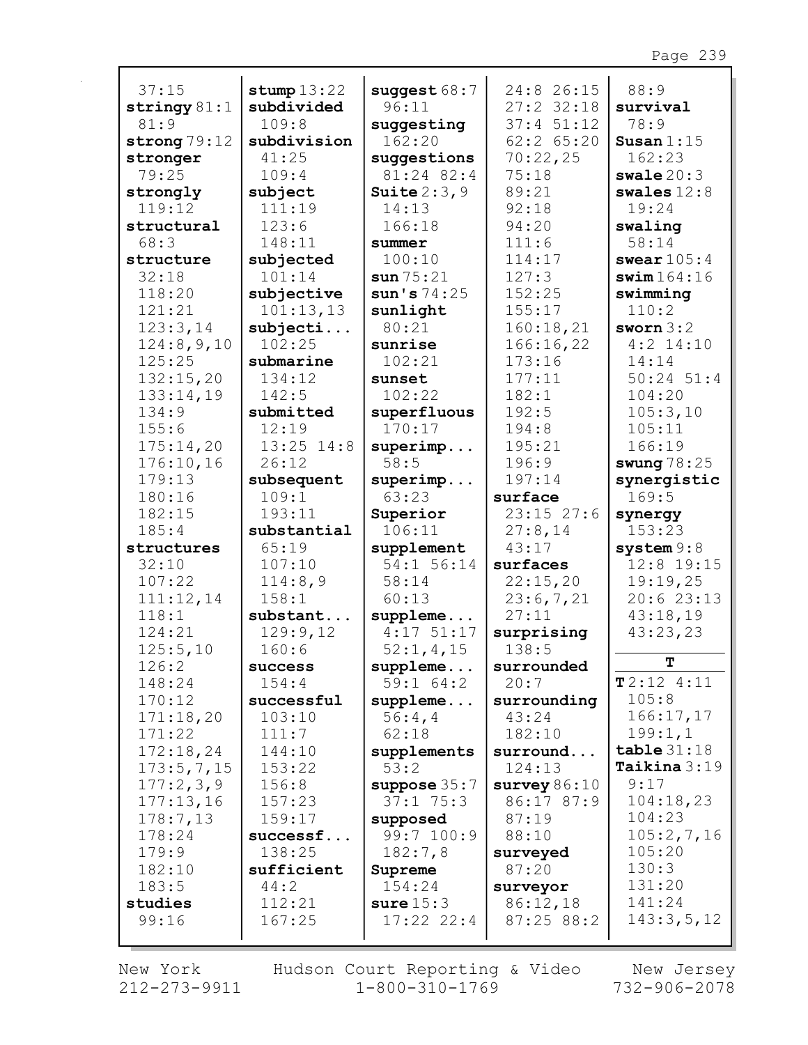37:15
**stringy** 81:1
81:9
**strong** 79:12
**stronger**
79:25
**strongly**
119:12
**structural**
68:3
**structure**
32:18
118:20
121:21
123:3,14
124:8,9,10
125:25
132:15,20
133:14,19
134:9
155:6
175:14,20
176:10,16
179:13
180:16
182:15
185:4
**structures**
32:10
107:22
111:12,14
118:1
124:21
125:5,10
126:2
148:24
170:12
171:18,20
171:22
172:18,24
173:5,7,15
177:2,3,9
177:13,16
178:7,13
178:24
179:9
182:10
183:5
**studies**
99:16

**stump** 13:22
**subdivided**
109:8
**subdivision**
41:25
109:4
**subject**
111:19
123:6
148:11
**subjected**
101:14
**subjective**
101:13,13
**subjecti...**
102:25
**submarine**
134:12
142:5
**submitted**
12:19
13:25 14:8
26:12
**subsequent**
109:1
193:11
**substantial**
65:19
107:10
114:8,9
158:1
**substant...**
129:9,12
160:6
**success**
154:4
**successful**
103:10
111:7
144:10
153:22
156:8
157:23
159:17
**successf...**
138:25
**sufficient**
44:2
112:21
167:25

**suggest** 68:7
96:11
**suggesting**
162:20
**suggestions**
81:24 82:4
**Suite** 2:3,9
14:13
166:18
**summer**
100:10
**sun** 75:21
**sun's** 74:25
**sunlight**
80:21
**sunrise**
102:21
**sunset**
102:22
**superfluous**
170:17
**superimp...**
58:5
**superimp...**
63:23
**Superior**
106:11
**supplement**
54:1 56:14
58:14
60:13
**suppleme...**
4:17 51:17
52:1,4,15
**suppleme...**
59:1 64:2
**suppleme...**
56:4,4
62:18
**supplements**
53:2
**suppose** 35:7
37:1 75:3
**supposed**
99:7 100:9
182:7,8
**Supreme**
154:24
**sure** 15:3
17:22 22:4

24:8 26:15
27:2 32:18
37:4 51:12
62:2 65:20
70:22,25
75:18
89:21
92:18
94:20
111:6
114:17
127:3
152:25
155:17
160:18,21
166:16,22
173:16
177:11
182:1
192:5
194:8
195:21
196:9
197:14
**surface**
23:15 27:6
27:8,14
43:17
**surfaces**
22:15,20
23:6,7,21
27:11
**surprising**
138:5
**surrounded**
20:7
**surrounding**
43:24
182:10
**surround...**
124:13
**survey** 86:10
86:17 87:9
87:19
88:10
**surveyed**
87:20
**surveyor**
86:12,18
87:25 88:2

88:9
**survival**
78:9
**Susan** 1:15
162:23
**swale** 20:3
**swales** 12:8
19:24
**swaling**
58:14
**swear** 105:4
**swim** 164:16
**swimming**
110:2
**sworn** 3:2
4:2 14:10
14:14
50:24 51:4
104:20
105:3,10
105:11
166:19
**swung** 78:25
**synergistic**
169:5
**synergy**
153:23
**system** 9:8
12:8 19:15
19:19,25
20:6 23:13
43:18,19
43:23,23

**T**

**T** 2:12 4:11
105:8
166:17,17
199:1,1
**table** 31:18
**Taikina** 3:19
9:17
104:18,23
104:23
105:2,7,16
105:20
130:3
131:20
141:24
143:3,5,12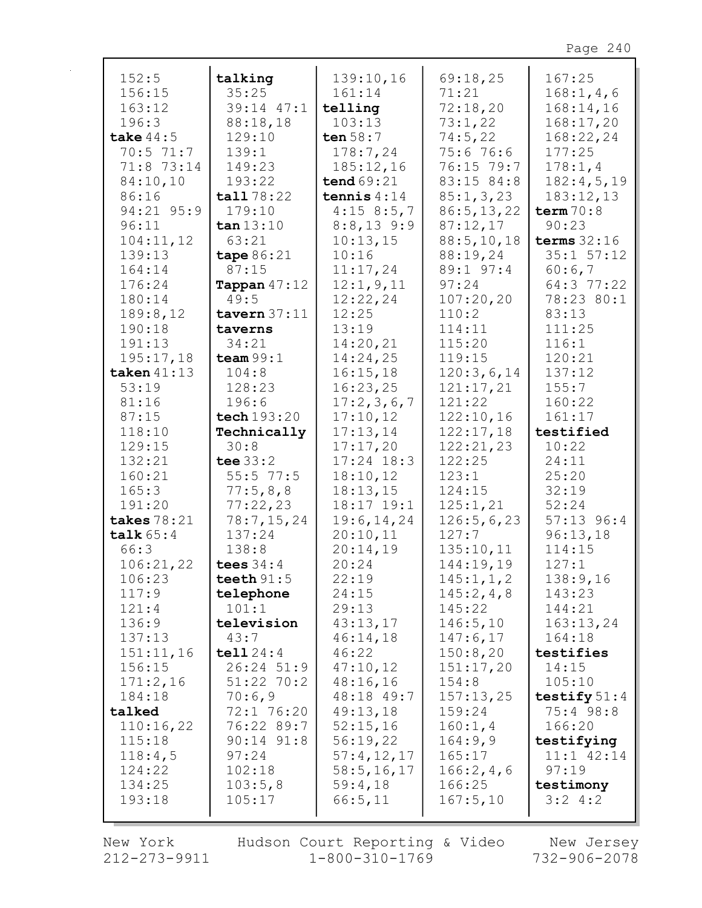152:5
156:15
163:12
196:3
**take** 44:5
70:5 71:7
71:8 73:14
84:10,10
86:16
94:21 95:9
96:11
104:11,12
139:13
164:14
176:24
180:14
189:8,12
190:18
191:13
195:17,18
**taken** 41:13
53:19
81:16
87:15
118:10
129:15
132:21
160:21
165:3
191:20
**takes** 78:21
**talk** 65:4
66:3
106:21,22
106:23
117:9
121:4
136:9
137:13
151:11,16
156:15
171:2,16
184:18
**talked**
110:16,22
115:18
118:4,5
124:22
134:25
193:18

**talking**
35:25
39:14 47:1
88:18,18
129:10
139:1
149:23
193:22
**tall** 78:22
179:10
**tan** 13:10
63:21
**tape** 86:21
87:15
**Tappan** 47:12
49:5
**tavern** 37:11
**taverns**
34:21
**team** 99:1
104:8
128:23
196:6
**tech** 193:20
**Technically**
30:8
**tee** 33:2
55:5 77:5
77:5,8,8
77:22,23
78:7,15,24
137:24
138:8
**tees** 34:4
**teeth** 91:5
**telephone**
101:1
**television**
43:7
**tell** 24:4
26:24 51:9
51:22 70:2
70:6,9
72:1 76:20
76:22 89:7
90:14 91:8
97:24
102:18
103:5,8
105:17

139:10,16
161:14
**telling**
103:13
**ten** 58:7
178:7,24
185:12,16
**tend** 69:21
**tennis** 4:14
4:15 8:5,7
8:8,13 9:9
10:13,15
10:16
11:17,24
12:1,9,11
12:22,24
12:25
13:19
14:20,21
14:24,25
16:15,18
16:23,25
17:2,3,6,7
17:10,12
17:13,14
17:17,20
17:24 18:3
18:10,12
18:13,15
18:17 19:1
19:6,14,24
20:10,11
20:14,19
20:24
22:19
24:15
29:13
43:13,17
46:14,18
46:22
47:10,12
48:16,16
48:18 49:7
49:13,18
52:15,16
56:19,22
57:4,12,17
58:5,16,17
59:4,18
66:5,11

69:18,25
71:21
72:18,20
73:1,22
74:5,22
75:6 76:6
76:15 79:7
83:15 84:8
85:1,3,23
86:5,13,22
87:12,17
88:5,10,18
88:19,24
89:1 97:4
97:24
107:20,20
110:2
114:11
115:20
119:15
120:3,6,14
121:17,21
121:22
122:10,16
122:17,18
122:21,23
122:25
123:1
124:15
125:1,21
126:5,6,23
127:7
135:10,11
144:19,19
145:1,1,2
145:2,4,8
145:22
146:5,10
147:6,17
150:8,20
151:17,20
154:8
157:13,25
159:24
160:1,4
164:9,9
165:17
166:2,4,6
166:25
167:5,10

167:25
168:1,4,6
168:14,16
168:17,20
168:22,24
177:25
178:1,4
182:4,5,19
183:12,13
**term** 70:8
90:23
**terms** 32:16
35:1 57:12
60:6,7
64:3 77:22
78:23 80:1
83:13
111:25
116:1
120:21
137:12
155:7
160:22
161:17
**testified**
10:22
24:11
25:20
32:19
52:24
57:13 96:4
96:13,18
114:15
127:1
138:9,16
143:23
144:21
163:13,24
164:18
**testifies**
14:15
105:10
**testify** 51:4
75:4 98:8
166:20
**testifying**
11:1 42:14
97:19
**testimony**
3:2 4:2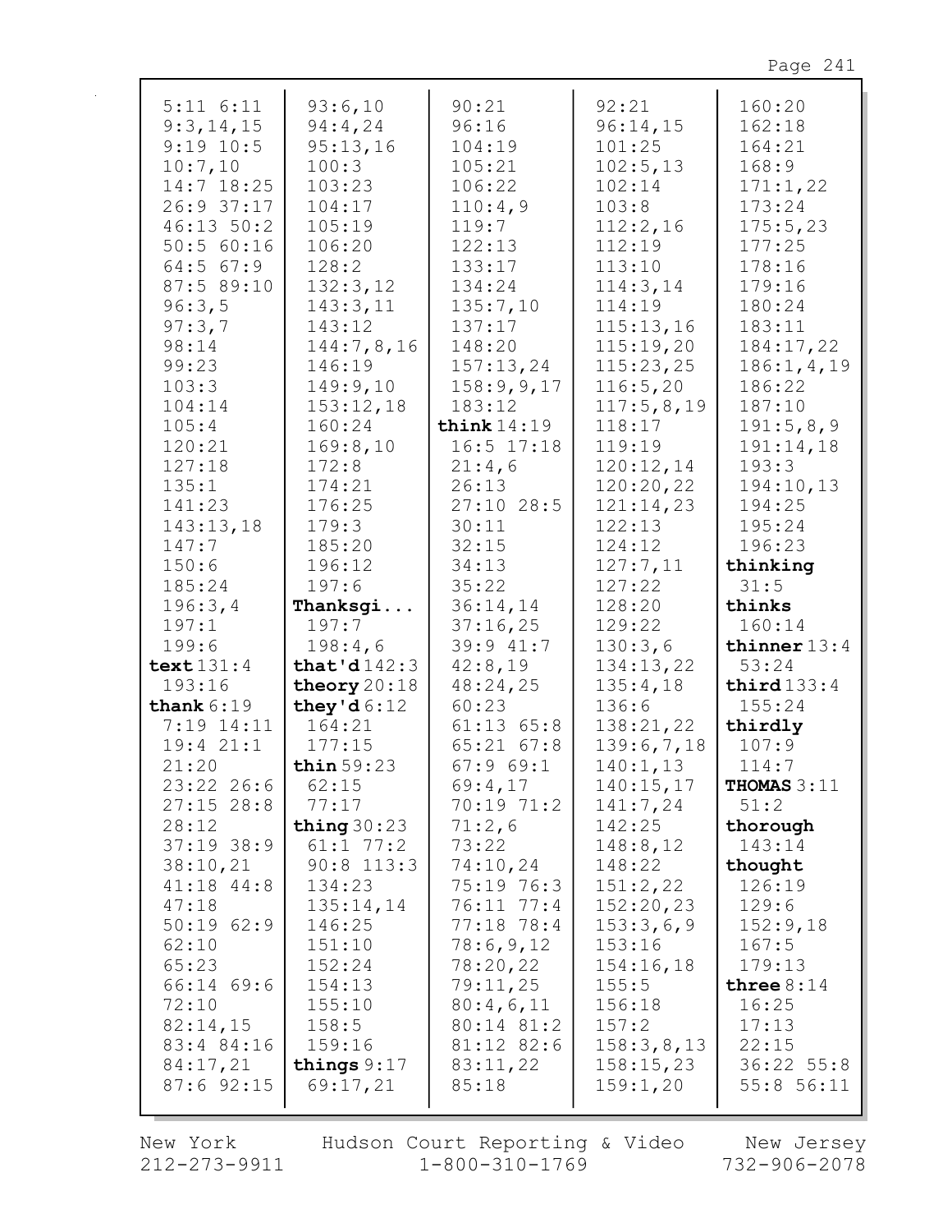5:11 6:11
9:3,14,15
9:19 10:5
10:7,10
14:7 18:25
26:9 37:17
46:13 50:2
50:5 60:16
64:5 67:9
87:5 89:10
96:3,5
97:3,7
98:14
99:23
103:3
104:14
105:4
120:21
127:18
135:1
141:23
143:13,18
147:7
150:6
185:24
196:3,4
197:1
199:6

**text** 131:4
193:16

**thank** 6:19
7:19 14:11
19:4 21:1
21:20
23:22 26:6
27:15 28:8
28:12
37:19 38:9
38:10,21
41:18 44:8
47:18
50:19 62:9
62:10
65:23
66:14 69:6
72:10
82:14,15
83:4 84:16
84:17,21
87:6 92:15
93:6,10
94:4,24
95:13,16
100:3
103:23
104:17
105:19
106:20
128:2
132:3,12
143:3,11
143:12
144:7,8,16
146:19
149:9,10
153:12,18
160:24
169:8,10
172:8
174:21
176:25
179:3
185:20
196:12
197:6

**Thanksgi...**
197:7
198:4,6

**that'd** 142:3

**theory** 20:18

**they'd** 6:12
164:21
177:15

**thin** 59:23
62:15
77:17

**thing** 30:23
61:1 77:2
90:8 113:3
134:23
135:14,14
146:25
151:10
152:24
154:13
155:10
158:5
159:16

**things** 9:17
69:17,21
90:21
96:16
104:19
105:21
106:22
110:4,9
119:7
122:13
133:17
134:24
135:7,10
137:17
148:20
157:13,24
158:9,9,17
183:12

**think** 14:19
16:5 17:18
21:4,6
26:13
27:10 28:5
30:11
32:15
34:13
35:22
36:14,14
37:16,25
39:9 41:7
42:8,19
48:24,25
60:23
61:13 65:8
65:21 67:8
67:9 69:1
69:4,17
70:19 71:2
71:2,6
73:22
74:10,24
75:19 76:3
76:11 77:4
77:18 78:4
78:6,9,12
78:20,22
79:11,25
80:4,6,11
80:14 81:2
81:12 82:6
83:11,22
85:18
92:21
96:14,15
101:25
102:5,13
102:14
103:8
112:2,16
112:19
113:10
114:3,14
114:19
115:13,16
115:19,20
115:23,25
116:5,20
117:5,8,19
118:17
119:19
120:12,14
120:20,22
121:14,23
122:13
124:12
127:7,11
127:22
128:20
129:22
130:3,6
134:13,22
135:4,18
136:6
138:21,22
139:6,7,18
140:1,13
140:15,17
141:7,24
142:25
148:8,12
148:22
151:2,22
152:20,23
153:3,6,9
153:16
154:16,18
155:5
156:18
157:2
158:3,8,13
158:15,23
159:1,20
160:20
162:18
164:21
168:9
171:1,22
173:24
175:5,23
177:25
178:16
179:16
180:24
183:11
184:17,22
186:1,4,19
186:22
187:10
191:5,8,9
191:14,18
193:3
194:10,13
194:25
195:24
196:23

**thinking**
31:5

**thinks**
160:14

**thinner** 13:4
53:24

**third** 133:4
155:24

**thirdly**
107:9
114:7

**THOMAS** 3:11
51:2

**thorough**
143:14

**thought**
126:19
129:6
152:9,18
167:5
179:13

**three** 8:14
16:25
17:13
22:15
36:22 55:8
55:8 56:11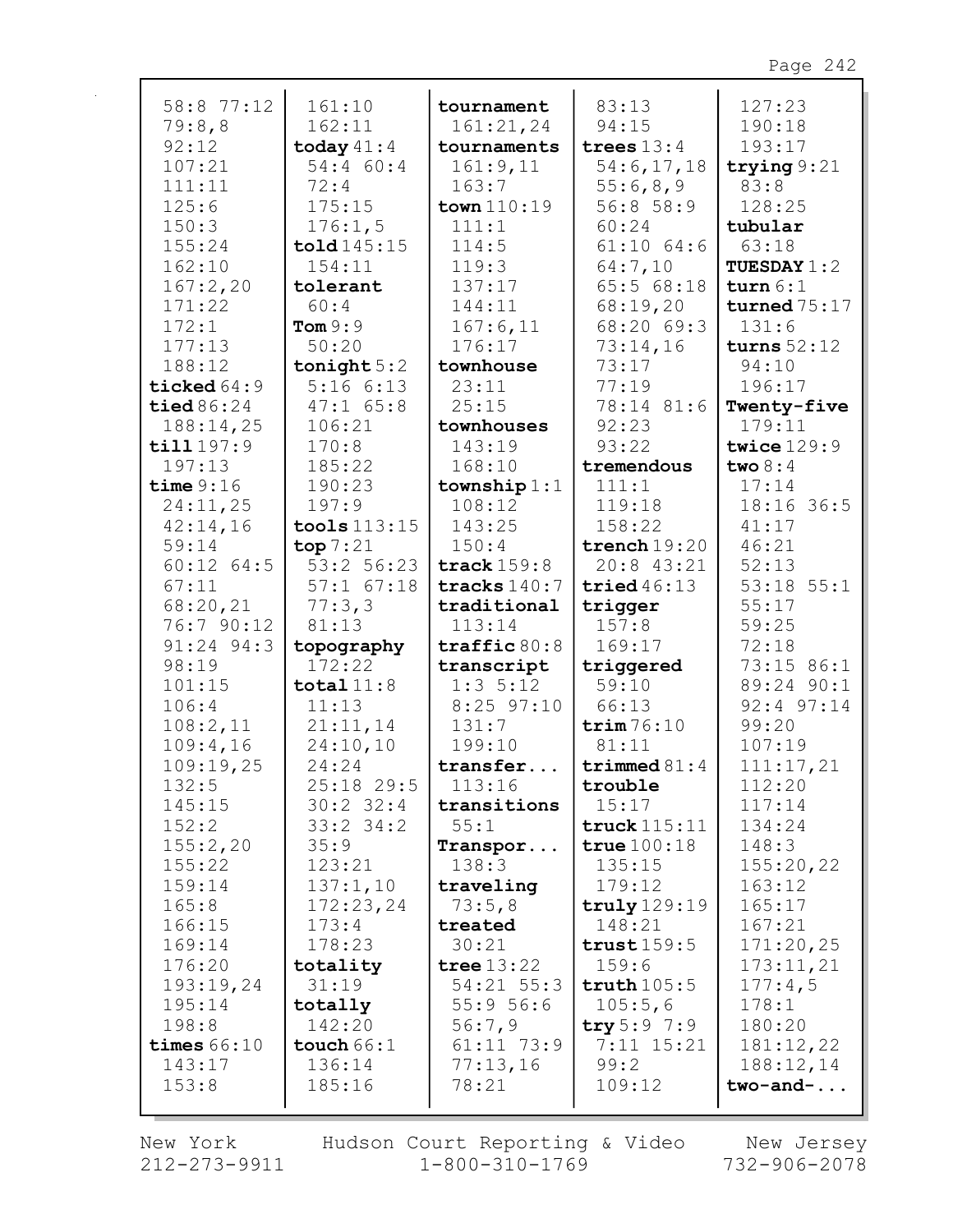58:8 77:12
79:8,8
92:12
107:21
111:11
125:6
150:3
155:24
162:10
167:2,20
171:22
172:1
177:13
188:12
**ticked** 64:9
**tied** 86:24
188:14,25
**till** 197:9
197:13
**time** 9:16
24:11,25
42:14,16
59:14
60:12 64:5
67:11
68:20,21
76:7 90:12
91:24 94:3
98:19
101:15
106:4
108:2,11
109:4,16
109:19,25
132:5
145:15
152:2
155:2,20
155:22
159:14
165:8
166:15
169:14
176:20
193:19,24
195:14
198:8
**times** 66:10
143:17
153:8

161:10
162:11
**today** 41:4
54:4 60:4
72:4
175:15
176:1,5
**told** 145:15
154:11
**tolerant**
60:4
**Tom** 9:9
50:20
**tonight** 5:2
5:16 6:13
47:1 65:8
106:21
170:8
185:22
190:23
197:9
**tools** 113:15
**top** 7:21
53:2 56:23
57:1 67:18
77:3,3
81:13
**topography**
172:22
**total** 11:8
11:13
21:11,14
24:10,10
24:24
25:18 29:5
30:2 32:4
33:2 34:2
35:9
123:21
137:1,10
172:23,24
173:4
178:23
**totality**
31:19
**totally**
142:20
**touch** 66:1
136:14
185:16

**tournament**
161:21,24
**tournaments**
161:9,11
163:7
**town** 110:19
111:1
114:5
119:3
137:17
144:11
167:6,11
176:17
**townhouse**
23:11
25:15
**townhouses**
143:19
168:10
**township** 1:1
108:12
143:25
150:4
**track** 159:8
**tracks** 140:7
**traditional**
113:14
**traffic** 80:8
**transcript**
1:3 5:12
8:25 97:10
131:7
199:10
**transfer...**
113:16
**transitions**
55:1
**Transpor...**
138:3
**traveling**
73:5,8
**treated**
30:21
**tree** 13:22
54:21 55:3
55:9 56:6
56:7,9
61:11 73:9
77:13,16
78:21

83:13
94:15
**trees** 13:4
54:6,17,18
55:6,8,9
56:8 58:9
60:24
61:10 64:6
64:7,10
65:5 68:18
68:19,20
68:20 69:3
73:14,16
73:17
77:19
78:14 81:6
92:23
93:22
**tremendous**
111:1
119:18
158:22
**trench** 19:20
20:8 43:21
**tried** 46:13
**trigger**
157:8
169:17
**triggered**
59:10
66:13
**trim** 76:10
81:11
**trimmed** 81:4
**trouble**
15:17
**truck** 115:11
**true** 100:18
135:15
179:12
**truly** 129:19
148:21
**trust** 159:5
159:6
**truth** 105:5
105:5,6
**try** 5:9 7:9
7:11 15:21
99:2
109:12

127:23
190:18
193:17
**trying** 9:21
83:8
128:25
**tubular**
63:18
**TUESDAY** 1:2
**turn** 6:1
**turned** 75:17
131:6
**turns** 52:12
94:10
196:17
**Twenty-five**
179:11
**twice** 129:9
**two** 8:4
17:14
18:16 36:5
41:17
46:21
52:13
53:18 55:1
55:17
59:25
72:18
73:15 86:1
89:24 90:1
92:4 97:14
99:20
107:19
111:17,21
112:20
117:14
134:24
148:3
155:20,22
163:12
165:17
167:21
171:20,25
173:11,21
177:4,5
178:1
180:20
181:12,22
188:12,14
**two-and-...**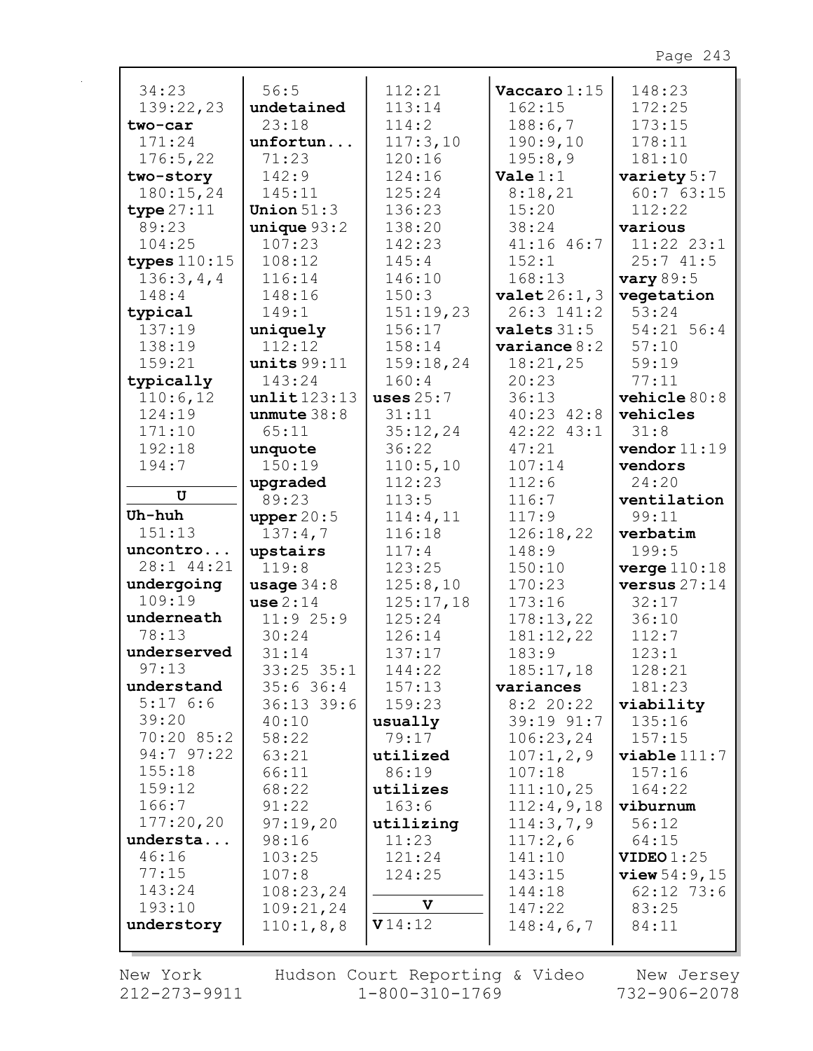34:23
139:22,23
**two-car**
171:24
176:5,22
**two-story**
180:15,24
**type** 27:11
89:23
104:25
**types** 110:15
136:3,4,4
148:4
**typical**
137:19
138:19
159:21
**typically**
110:6,12
124:19
171:10
192:18
194:7

**U**

**Uh-huh**
151:13
**uncontro...**
28:1 44:21
**undergoing**
109:19
**underneath**
78:13
**underserved**
97:13
**understand**
5:17 6:6
39:20
70:20 85:2
94:7 97:22
155:18
159:12
166:7
177:20,20
**understa...**
46:16
77:15
143:24
193:10
**understory**
56:5
**undetained**
23:18
**unfortun...**
71:23
142:9
145:11
**Union** 51:3
**unique** 93:2
107:23
108:12
116:14
148:16
149:1
**uniquely**
112:12
**units** 99:11
143:24
**unlit** 123:13
**unmute** 38:8
65:11
**unquote**
150:19
**upgraded**
89:23
**upper** 20:5
137:4,7
**upstairs**
119:8
**usage** 34:8
**use** 2:14
11:9 25:9
30:24
31:14
33:25 35:1
35:6 36:4
36:13 39:6
40:10
58:22
63:21
66:11
68:22
91:22
97:19,20
98:16
103:25
107:8
108:23,24
109:21,24
110:1,8,8
112:21
113:14
114:2
117:3,10
120:16
124:16
125:24
136:23
138:20
142:23
145:4
146:10
150:3
151:19,23
156:17
158:14
159:18,24
160:4
**uses** 25:7
31:11
35:12,24
36:22
110:5,10
112:23
113:5
114:4,11
116:18
117:4
123:25
125:8,10
125:17,18
125:24
126:14
137:17
144:22
157:13
159:23
**usually**
79:17
**utilized**
86:19
**utilizes**
163:6
**utilizing**
11:23
121:24
124:25

**V**

**V** 14:12
**Vaccaro** 1:15
162:15
188:6,7
190:9,10
195:8,9
**Vale** 1:1
8:18,21
15:20
38:24
41:16 46:7
152:1
168:13
**valet** 26:1,3
26:3 141:2
**valets** 31:5
**variance** 8:2
18:21,25
20:23
36:13
40:23 42:8
42:22 43:1
47:21
107:14
112:6
116:7
117:9
126:18,22
148:9
150:10
170:23
173:16
178:13,22
181:12,22
183:9
185:17,18
**variances**
8:2 20:22
39:19 91:7
106:23,24
107:1,2,9
107:18
111:10,25
112:4,9,18
114:3,7,9
117:2,6
141:10
143:15
144:18
147:22
148:4,6,7
148:23
172:25
173:15
178:11
181:10
**variety** 5:7
60:7 63:15
112:22
**various**
11:22 23:1
25:7 41:5
**vary** 89:5
**vegetation**
53:24
54:21 56:4
57:10
59:19
77:11
**vehicle** 80:8
**vehicles**
31:8
**vendor** 11:19
**vendors**
24:20
**ventilation**
99:11
**verbatim**
199:5
**verge** 110:18
**versus** 27:14
32:17
36:10
112:7
123:1
128:21
181:23
**viability**
135:16
157:15
**viable** 111:7
157:16
164:22
**viburnum**
56:12
64:15
**VIDEO** 1:25
**view** 54:9,15
62:12 73:6
83:25
84:11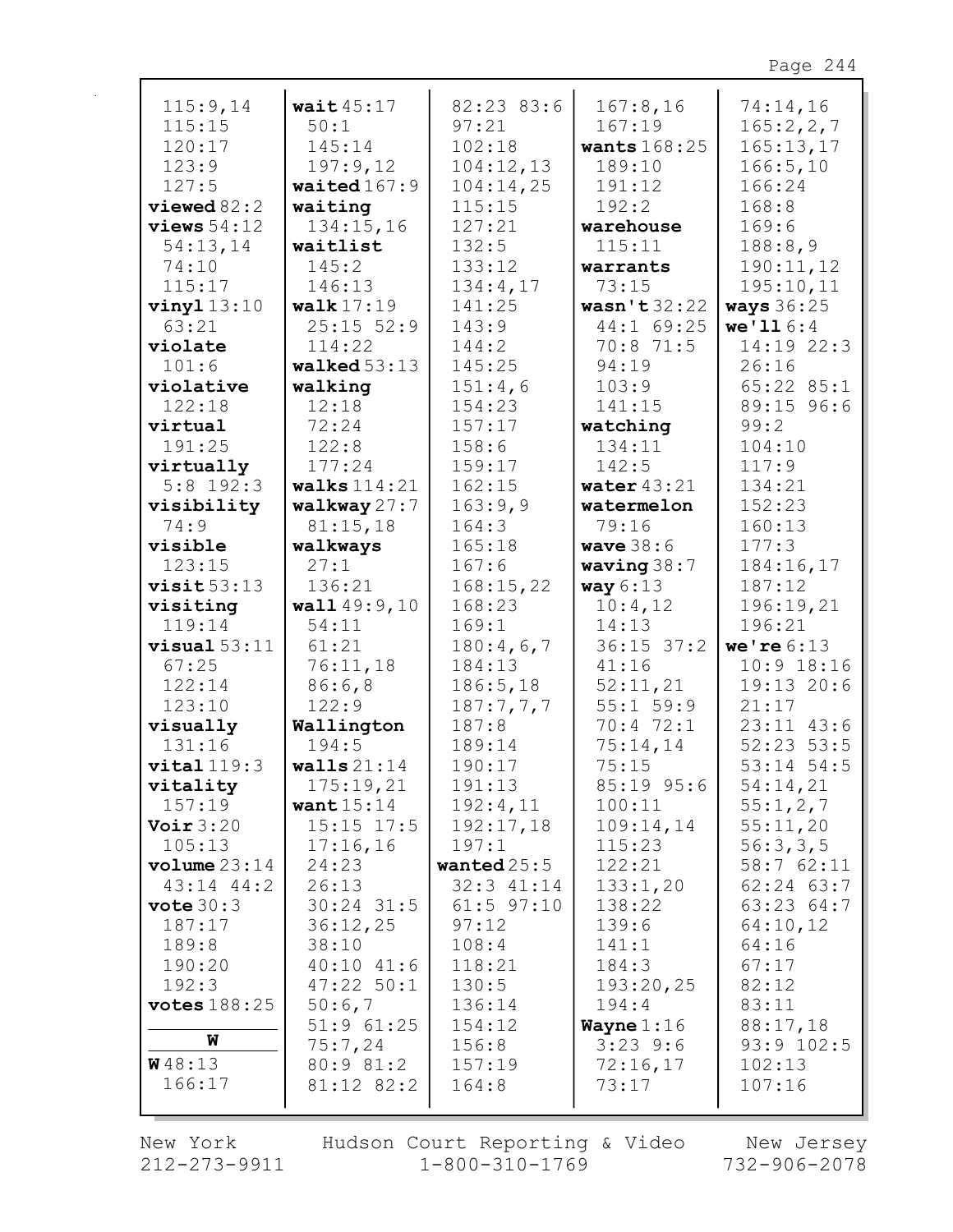115:9,14
115:15
120:17
123:9
127:5
**viewed** 82:2
**views** 54:12
54:13,14
74:10
115:17
**vinyl** 13:10
63:21
**violate**
101:6
**violative**
122:18
**virtual**
191:25
**virtually**
5:8 192:3
**visibility**
74:9
**visible**
123:15
**visit** 53:13
**visiting**
119:14
**visual** 53:11
67:25
122:14
123:10
**visually**
131:16
**vital** 119:3
**vitality**
157:19
**Voir** 3:20
105:13
**volume** 23:14
43:14 44:2
**vote** 30:3
187:17
189:8
190:20
192:3
**votes** 188:25

**W**

**W** 48:13
166:17

**wait** 45:17
50:1
145:14
197:9,12
**waited** 167:9
**waiting**
134:15,16
**waitlist**
145:2
146:13
**walk** 17:19
25:15 52:9
114:22
**walked** 53:13
**walking**
12:18
72:24
122:8
177:24
**walks** 114:21
**walkway** 27:7
81:15,18
**walkways**
27:1
136:21
**wall** 49:9,10
54:11
61:21
76:11,18
86:6,8
122:9
**Wallington**
194:5
**walls** 21:14
175:19,21
**want** 15:14
15:15 17:5
17:16,16
24:23
26:13
30:24 31:5
36:12,25
38:10
40:10 41:6
47:22 50:1
50:6,7
51:9 61:25
75:7,24
80:9 81:2
81:12 82:2

82:23 83:6
97:21
102:18
104:12,13
104:14,25
115:15
127:21
132:5
133:12
134:4,17
141:25
143:9
144:2
145:25
151:4,6
154:23
157:17
158:6
159:17
162:15
163:9,9
164:3
165:18
167:6
168:15,22
168:23
169:1
180:4,6,7
184:13
186:5,18
187:7,7,7
187:8
189:14
190:17
191:13
192:4,11
192:17,18
197:1
**wanted** 25:5
32:3 41:14
61:5 97:10
97:12
108:4
118:21
130:5
136:14
154:12
156:8
157:19
164:8

167:8,16
167:19
**wants** 168:25
189:10
191:12
192:2
**warehouse**
115:11
**warrants**
73:15
**wasn't** 32:22
44:1 69:25
70:8 71:5
94:19
103:9
141:15
**watching**
134:11
142:5
**water** 43:21
**watermelon**
79:16
**wave** 38:6
**waving** 38:7
**way** 6:13
10:4,12
14:13
36:15 37:2
41:16
52:11,21
55:1 59:9
70:4 72:1
75:14,14
75:15
85:19 95:6
100:11
109:14,14
115:23
122:21
133:1,20
138:22
139:6
141:1
184:3
193:20,25
194:4
**Wayne** 1:16
3:23 9:6
72:16,17
73:17

74:14,16
165:2,2,7
165:13,17
166:5,10
166:24
168:8
169:6
188:8,9
190:11,12
195:10,11
**ways** 36:25
**we'll** 6:4
14:19 22:3
26:16
65:22 85:1
89:15 96:6
99:2
104:10
117:9
134:21
152:23
160:13
177:3
184:16,17
187:12
196:19,21
196:21
**we're** 6:13
10:9 18:16
19:13 20:6
21:17
23:11 43:6
52:23 53:5
53:14 54:5
54:14,21
55:1,2,7
55:11,20
56:3,3,5
58:7 62:11
62:24 63:7
63:23 64:7
64:10,12
64:16
67:17
82:12
83:11
88:17,18
93:9 102:5
102:13
107:16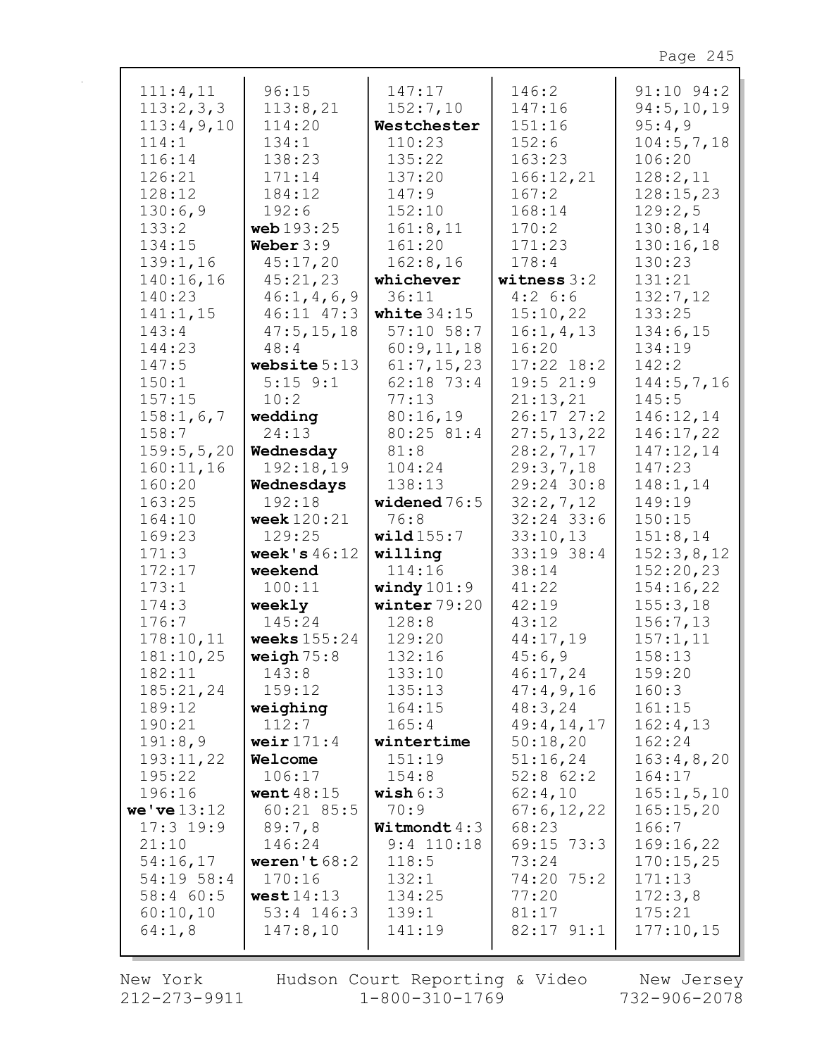111:4,11
113:2,3,3
113:4,9,10
114:1
116:14
126:21
128:12
130:6,9
133:2
134:15
139:1,16
140:16,16
140:23
141:1,15
143:4
144:23
147:5
150:1
157:15
158:1,6,7
158:7
159:5,5,20
160:11,16
160:20
163:25
164:10
169:23
171:3
172:17
173:1
174:3
176:7
178:10,11
181:10,25
182:11
185:21,24
189:12
190:21
191:8,9
193:11,22
195:22
196:16
**we've** 13:12
17:3 19:9
21:10
54:16,17
54:19 58:4
58:4 60:5
60:10,10
64:1,8

96:15
113:8,21
114:20
134:1
138:23
171:14
184:12
192:6
**web** 193:25
**Weber** 3:9
45:17,20
45:21,23
46:1,4,6,9
46:11 47:3
47:5,15,18
48:4
**website** 5:13
5:15 9:1
10:2
**wedding**
24:13
**Wednesday**
192:18,19
**Wednesdays**
192:18
**week** 120:21
129:25
**week's** 46:12
**weekend**
100:11
**weekly**
145:24
**weeks** 155:24
**weigh** 75:8
143:8
159:12
**weighing**
112:7
**weir** 171:4
**Welcome**
106:17
**went** 48:15
60:21 85:5
89:7,8
146:24
**weren't** 68:2
170:16
**west** 14:13
53:4 146:3
147:8,10

147:17
152:7,10
**Westchester**
110:23
135:22
137:20
147:9
152:10
161:8,11
161:20
162:8,16
**whichever**
36:11
**white** 34:15
57:10 58:7
60:9,11,18
61:7,15,23
62:18 73:4
77:13
80:16,19
80:25 81:4
81:8
104:24
138:13
**widened** 76:5
76:8
**wild** 155:7
**willing**
114:16
**windy** 101:9
**winter** 79:20
128:8
129:20
132:16
133:10
135:13
164:15
165:4
**wintertime**
151:19
154:8
**wish** 6:3
70:9
**Witmondt** 4:3
9:4 110:18
118:5
132:1
134:25
139:1
141:19

146:2
147:16
151:16
152:6
163:23
166:12,21
167:2
168:14
170:2
171:23
178:4
**witness** 3:2
4:2 6:6
15:10,22
16:1,4,13
16:20
17:22 18:2
19:5 21:9
21:13,21
26:17 27:2
27:5,13,22
28:2,7,17
29:3,7,18
29:24 30:8
32:2,7,12
32:24 33:6
33:10,13
33:19 38:4
38:14
41:22
42:19
43:12
44:17,19
45:6,9
46:17,24
47:4,9,16
48:3,24
49:4,14,17
50:18,20
51:16,24
52:8 62:2
62:4,10
67:6,12,22
68:23
69:15 73:3
73:24
74:20 75:2
77:20
81:17
82:17 91:1

91:10 94:2
94:5,10,19
95:4,9
104:5,7,18
106:20
128:2,11
128:15,23
129:2,5
130:8,14
130:16,18
130:23
131:21
132:7,12
133:25
134:6,15
134:19
142:2
144:5,7,16
145:5
146:12,14
146:17,22
147:12,14
147:23
148:1,14
149:19
150:15
151:8,14
152:3,8,12
152:20,23
154:16,22
155:3,18
156:7,13
157:1,11
158:13
159:20
160:3
161:15
162:4,13
162:24
163:4,8,20
164:17
165:1,5,10
165:15,20
166:7
169:16,22
170:15,25
171:13
172:3,8
175:21
177:10,15

New York 212-273-9911 | Hudson Court Reporting & Video 1-800-310-1769 | New Jersey 732-906-2078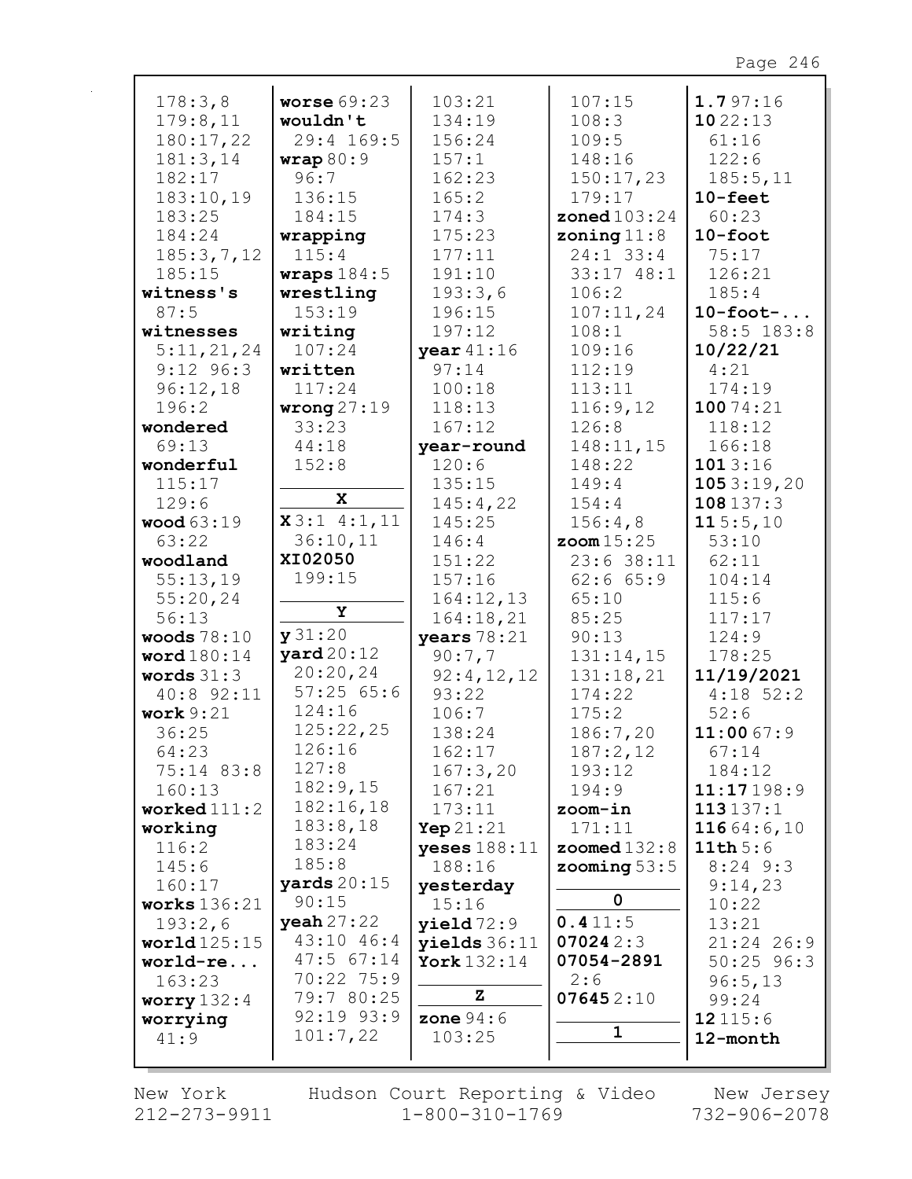178:3,8
179:8,11
180:17,22
181:3,14
182:17
183:10,19
183:25
184:24
185:3,7,12
185:15

**witness's** 87:5

**witnesses** 5:11,21,24 9:12 96:3 96:12,18 196:2

**wondered** 69:13

**wonderful** 115:17 129:6

**wood** 63:19 63:22

**woodland** 55:13,19 55:20,24 56:13

**woods** 78:10

**word** 180:14

**words** 31:3 40:8 92:11

**work** 9:21 36:25 64:23 75:14 83:8 160:13

**worked** 111:2

**working** 116:2 145:6 160:17

**works** 136:21 193:2,6

**world** 125:15

**world-re...** 163:23

**worry** 132:4

**worrying** 41:9

**worse** 69:23

**wouldn't** 29:4 169:5

**wrap** 80:9 96:7 136:15 184:15

**wrapping** 115:4

**wraps** 184:5

**wrestling** 153:19

**writing** 107:24

**written** 117:24

**wrong** 27:19 33:23 44:18 152:8

**X**

**X** 3:1 4:1,11 36:10,11

**XI02050** 199:15

**Y**

**y** 31:20

**yard** 20:12 20:20,24 57:25 65:6 124:16 125:22,25 126:16 127:8 182:9,15 182:16,18 183:8,18 183:24 185:8

**yards** 20:15 90:15

**yeah** 27:22 43:10 46:4 47:5 67:14 70:22 75:9 79:7 80:25 92:19 93:9 101:7,22 103:21 134:19 156:24 157:1 162:23 165:2 174:3 175:23 177:11 191:10 193:3,6 196:15 197:12

**year** 41:16 97:14 100:18 118:13 167:12

**year-round** 120:6 135:15 145:4,22 145:25 146:4 151:22 157:16 164:12,13 164:18,21

**years** 78:21 90:7,7 92:4,12,12 93:22 106:7 138:24 162:17 167:3,20 167:21 173:11

**Yep** 21:21

**yeses** 188:11 188:16

**yesterday** 15:16

**yield** 72:9

**yields** 36:11

**York** 132:14

**Z**

**zone** 94:6 103:25 107:15 108:3 109:5 148:16 150:17,23 179:17

**zoned** 103:24

**zoning** 11:8 24:1 33:4 33:17 48:1 106:2 107:11,24 108:1 109:16 112:19 113:11 116:9,12 126:8 148:11,15 148:22 149:4 154:4 156:4,8

**zoom** 15:25 23:6 38:11 62:6 65:9 65:10 85:25 90:13 131:14,15 131:18,21 174:22 175:2 186:7,20 187:2,12 193:12 194:9

**zoom-in** 171:11

**zoomed** 132:8

**zooming** 53:5

**0**

**0.4** 11:5

**07024** 2:3

**07054-2891** 2:6

**07645** 2:10

**1**

**1.7** 97:16

**10** 22:13 61:16 122:6 185:5,11

**10-feet** 60:23

**10-foot** 75:17 126:21 185:4

**10-foot-...** 58:5 183:8

**10/22/21** 4:21 174:19

**100** 74:21 118:12 166:18

**101** 3:16

**105** 3:19,20

**108** 137:3

**11** 5:5,10 53:10 62:11 104:14 115:6 117:17 124:9 178:25

**11/19/2021** 4:18 52:2 52:6

**11:00** 67:9 67:14 184:12

**11:17** 198:9

**113** 137:1

**116** 64:6,10

**11th** 5:6 8:24 9:3 9:14,23 10:22 13:21 21:24 26:9 50:25 96:3 96:5,13 99:24

**12** 115:6

**12-month**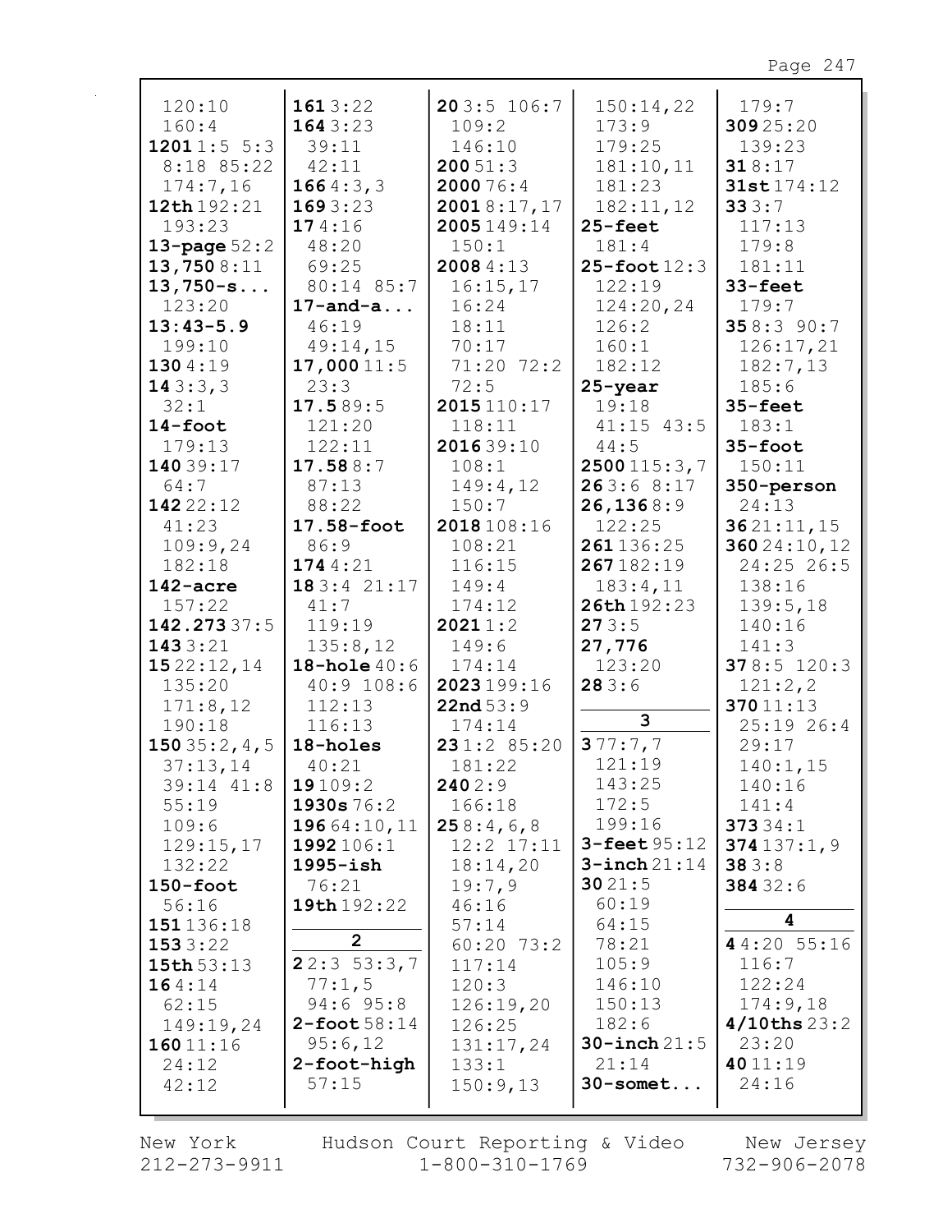120:10
160:4
**1201** 1:5 5:3
8:18 85:22
174:7,16
**12th** 192:21
193:23
**13-page** 52:2
**13,750** 8:11
**13,750-s...**
123:20
**13:43-5.9**
199:10
**130** 4:19
**14** 3:3,3
32:1
**14-foot**
179:13
**140** 39:17
64:7
**142** 22:12
41:23
109:9,24
182:18
**142-acre**
157:22
**142.273** 37:5
**143** 3:21
**15** 22:12,14
135:20
171:8,12
190:18
**150** 35:2,4,5
37:13,14
39:14 41:8
55:19
109:6
129:15,17
132:22
**150-foot**
56:16
**151** 136:18
**153** 3:22
**15th** 53:13
**16** 4:14
62:15
149:19,24
**160** 11:16
24:12
42:12

**161** 3:22
**164** 3:23
39:11
42:11
**166** 4:3,3
**169** 3:23
**17** 4:16
48:20
69:25
80:14 85:7
**17-and-a...**
46:19
49:14,15
**17,000** 11:5
23:3
**17.5** 89:5
121:20
122:11
**17.58** 8:7
87:13
88:22
**17.58-foot**
86:9
**174** 4:21
**18** 3:4 21:17
41:7
119:19
135:8,12
**18-hole** 40:6
40:9 108:6
112:13
116:13
**18-holes**
40:21
**19** 109:2
**1930s** 76:2
**196** 64:10,11
**1992** 106:1
**1995-ish**
76:21
**19th** 192:22

**2**

**2** 2:3 53:3,7
77:1,5
94:6 95:8
**2-foot** 58:14
95:6,12
**2-foot-high**
57:15

**20** 3:5 106:7
109:2
146:10
**200** 51:3
**2000** 76:4
**2001** 8:17,17
**2005** 149:14
150:1
**2008** 4:13
16:15,17
16:24
18:11
70:17
71:20 72:2
72:5
**2015** 110:17
118:11
**2016** 39:10
108:1
149:4,12
150:7
**2018** 108:16
108:21
116:15
149:4
174:12
**2021** 1:2
149:6
174:14
**2023** 199:16
**22nd** 53:9
174:14
**23** 1:2 85:20
181:22
**240** 2:9
166:18
**25** 8:4,6,8
12:2 17:11
18:14,20
19:7,9
46:16
57:14
60:20 73:2
117:14
120:3
126:19,20
126:25
131:17,24
133:1
150:9,13

150:14,22
173:9
179:25
181:10,11
181:23
182:11,12
**25-feet**
181:4
**25-foot** 12:3
122:19
124:20,24
126:2
160:1
182:12
**25-year**
19:18
41:15 43:5
44:5
**2500** 115:3,7
**26** 3:6 8:17
**26,136** 8:9
122:25
**261** 136:25
**267** 182:19
183:4,11
**26th** 192:23
**27** 3:5
**27,776**
123:20
**28** 3:6

**3**

**3** 77:7,7
121:19
143:25
172:5
199:16
**3-feet** 95:12
**3-inch** 21:14
**30** 21:5
60:19
64:15
78:21
105:9
146:10
150:13
182:6
**30-inch** 21:5
21:14
**30-somet...**

179:7
**309** 25:20
139:23
**31** 8:17
**31st** 174:12
**33** 3:7
117:13
179:8
181:11
**33-feet**
179:7
**35** 8:3 90:7
126:17,21
182:7,13
185:6
**35-feet**
183:1
**35-foot**
150:11
**350-person**
24:13
**36** 21:11,15
**360** 24:10,12
24:25 26:5
138:16
139:5,18
140:16
141:3
**37** 8:5 120:3
121:2,2
**370** 11:13
25:19 26:4
29:17
140:1,15
140:16
141:4
**373** 34:1
**374** 137:1,9
**38** 3:8
**384** 32:6

**4**

**4** 4:20 55:16
116:7
122:24
174:9,18
**4/10ths** 23:2
23:20
**40** 11:19
24:16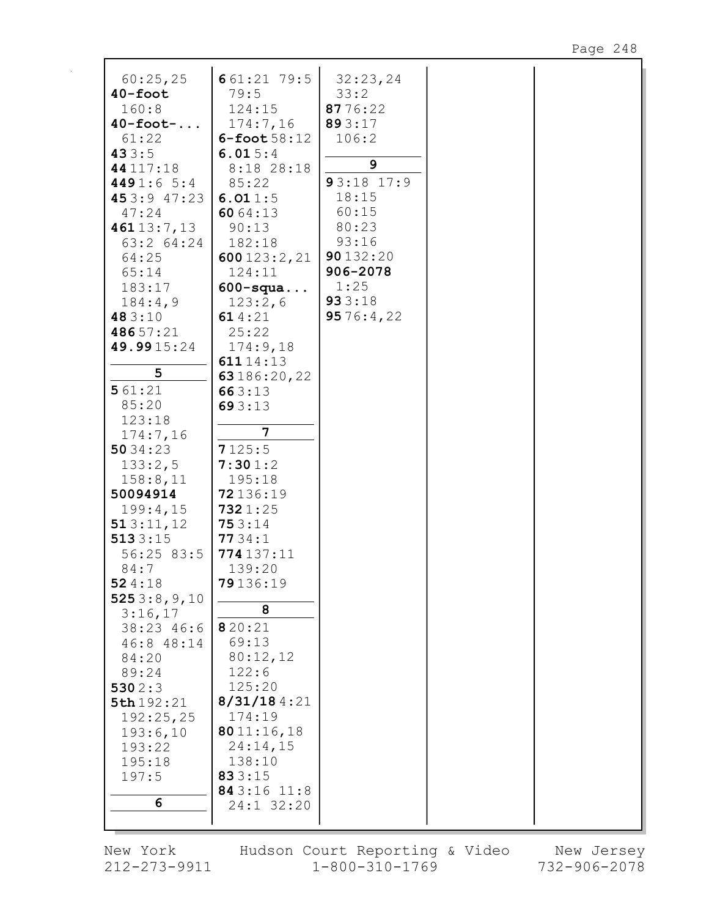60:25,25
**40-foot**
160:8
**40-foot-...**
61:22
**43** 3:5
**44** 117:18
**449** 1:6 5:4
**45** 3:9 47:23
47:24
**461** 13:7,13
63:2 64:24
64:25
65:14
183:17
184:4,9
**48** 3:10
**486** 57:21
**49.99** 15:24

**5**

**5** 61:21
85:20
123:18
174:7,16
**50** 34:23
133:2,5
158:8,11
**50094914**
199:4,15
**51** 3:11,12
**513** 3:15
56:25 83:5
84:7
**52** 4:18
**525** 3:8,9,10
3:16,17
38:23 46:6
46:8 48:14
84:20
89:24
**530** 2:3
**5th** 192:21
192:25,25
193:6,10
193:22
195:18
197:5

**6**

**6** 61:21 79:5
79:5
124:15
174:7,16
**6-foot** 58:12
**6.01** 5:4
8:18 28:18
85:22
**6.O1** 1:5
**60** 64:13
90:13
182:18
**600** 123:2,21
124:11
**600-squa...**
123:2,6
**61** 4:21
25:22
174:9,18
**611** 14:13
**63** 186:20,22
**66** 3:13
**69** 3:13

**7**

**7** 125:5
**7:30** 1:2
195:18
**72** 136:19
**732** 1:25
**75** 3:14
**77** 34:1
**774** 137:11
139:20
**79** 136:19

**8**

**8** 20:21
69:13
80:12,12
122:6
125:20
**8/31/18** 4:21
174:19
**80** 11:16,18
24:14,15
138:10
**83** 3:15
**84** 3:16 11:8
24:1 32:20
32:23,24
33:2
**87** 76:22
**89** 3:17
106:2

**9**

**9** 3:18 17:9
18:15
60:15
80:23
93:16
**90** 132:20
**906-2078**
1:25
**93** 3:18
**95** 76:4,22